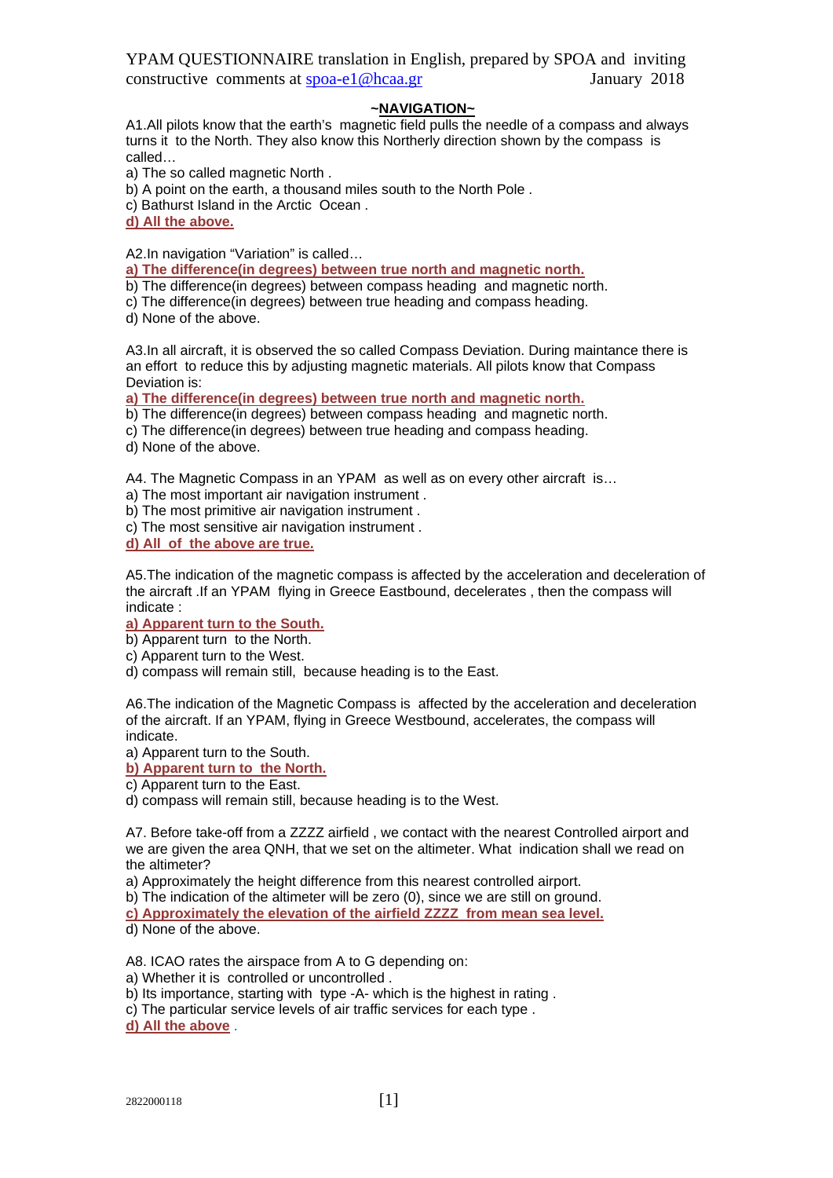YPAM QUESTIONNAIRE translation in English, prepared by SPOA and inviting constructive comments at spoa-e1@hcaa.gr January 2018

## ~NAVIGATION~

A1.All pilots know that the earth's magnetic field pulls the needle of a compass and always turns it to the North. They also know this Northerly direction shown by the compass is called…

a) The so called magnetic North .

b) A point on the earth, a thousand miles south to the North Pole .

c) Bathurst Island in the Arctic Ocean .

**d) All the above.**

A2.In navigation "Variation" is called…

**a) The difference(in degrees) between true north and magnetic north.**

b) The difference(in degrees) between compass heading and magnetic north.

c) The difference(in degrees) between true heading and compass heading.

d) None of the above.

A3.In all aircraft, it is observed the so called Compass Deviation. During maintance there is an effort to reduce this by adjusting magnetic materials. All pilots know that Compass Deviation is:

**a) The difference(in degrees) between true north and magnetic north.**

b) The difference(in degrees) between compass heading and magnetic north.

c) The difference(in degrees) between true heading and compass heading.

d) None of the above.

A4. The Magnetic Compass in an YPAM as well as on every other aircraft is…

a) The most important air navigation instrument .

b) The most primitive air navigation instrument .

c) The most sensitive air navigation instrument .

**d) All of the above are true.**

A5.The indication of the magnetic compass is affected by the acceleration and deceleration of the aircraft .If an YPAM flying in Greece Eastbound, decelerates , then the compass will indicate :

**a) Apparent turn to the South.**

b) Apparent turn to the North.

c) Apparent turn to the West.

d) compass will remain still, because heading is to the East.

A6.The indication of the Magnetic Compass is affected by the acceleration and deceleration of the aircraft. If an YPAM, flying in Greece Westbound, accelerates, the compass will indicate.

a) Apparent turn to the South.

**b) Apparent turn to the North.**

c) Apparent turn to the East.

d) compass will remain still, because heading is to the West.

A7. Before take-off from a ZZZZ airfield , we contact with the nearest Controlled airport and we are given the area QNH, that we set on the altimeter. What indication shall we read on the altimeter?

a) Approximately the height difference from this nearest controlled airport.

b) The indication of the altimeter will be zero (0), since we are still on ground.

**c) Approximately the elevation of the airfield ZZZZ from mean sea level.**

d) None of the above.

A8. ICAO rates the airspace from A to G depending on:

a) Whether it is controlled or uncontrolled .

b) Its importance, starting with type -A- which is the highest in rating .

c) The particular service levels of air traffic services for each type .

**d) All the above** .

2822000118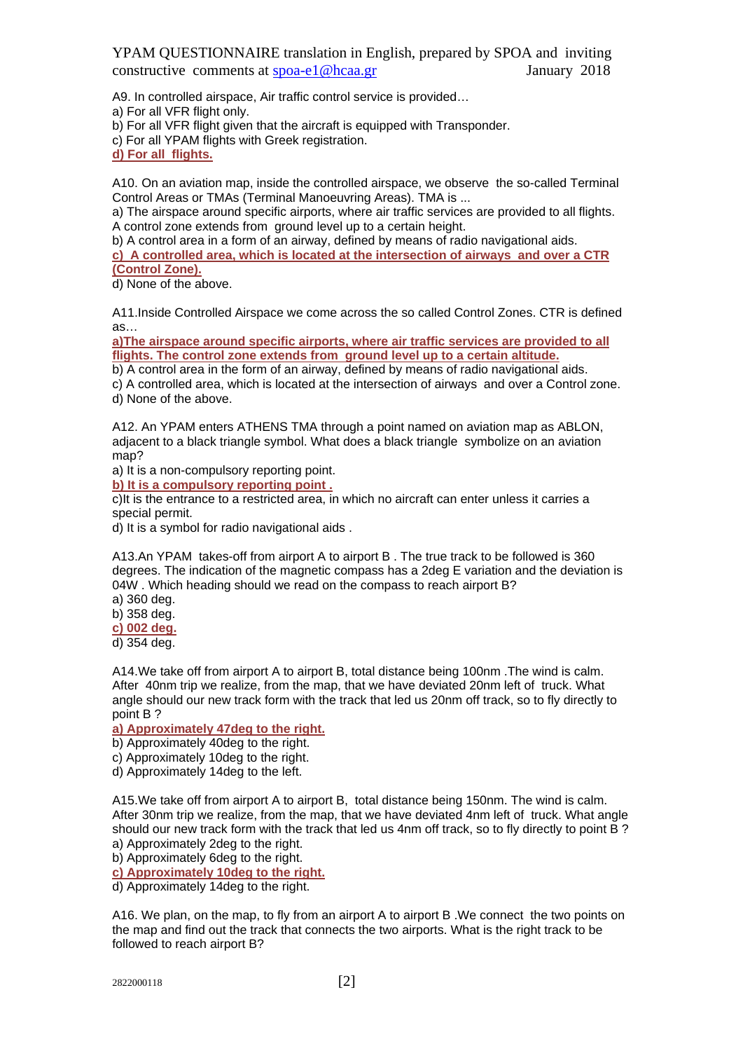A9. In controlled airspace, Air traffic control service is provided…

a) For all VFR flight only.

b) For all VFR flight given that the aircraft is equipped with Transponder.

c) For all YPAM flights with Greek registration.

**d) For all flights.**

A10. On an aviation map, inside the controlled airspace, we observe the so-called Terminal Control Areas or TMAs (Terminal Manoeuvring Areas). TMA is ...

a) The airspace around specific airports, where air traffic services are provided to all flights. A control zone extends from ground level up to a certain height.

b) A control area in a form of an airway, defined by means of radio navigational aids.

**c) A controlled area, which is located at the intersection of airways and over a CTR (Control Zone).**

d) None of the above.

A11.Inside Controlled Airspace we come across the so called Control Zones. CTR is defined as…

**a)The airspace around specific airports, where air traffic services are provided to all flights. The control zone extends from ground level up to a certain altitude.**

b) A control area in the form of an airway, defined by means of radio navigational aids.

c) A controlled area, which is located at the intersection of airways and over a Control zone.

d) None of the above.

A12. An YPAM enters ATHENS TMA through a point named on aviation map as ABLON, adjacent to a black triangle symbol. What does a black triangle symbolize on an aviation map?

a) It is a non-compulsory reporting point.

**b) It is a compulsory reporting point .**

c)It is the entrance to a restricted area, in which no aircraft can enter unless it carries a special permit.

d) It is a symbol for radio navigational aids .

A13.An YPAM takes-off from airport A to airport B . The true track to be followed is 360 degrees. The indication of the magnetic compass has a 2deg E variation and the deviation is 04W . Which heading should we read on the compass to reach airport B?

a) 360 deg.

b) 358 deg.

**c) 002 deg.**

d) 354 deg.

A14.We take off from airport A to airport B, total distance being 100nm .The wind is calm. After 40nm trip we realize, from the map, that we have deviated 20nm left of truck. What angle should our new track form with the track that led us 20nm off track, so to fly directly to point B ?

**a) Approximately 47deg to the right.**

b) Approximately 40deg to the right.

c) Approximately 10deg to the right.

d) Approximately 14deg to the left.

A15.We take off from airport A to airport B, total distance being 150nm. The wind is calm. After 30nm trip we realize, from the map, that we have deviated 4nm left of truck. What angle should our new track form with the track that led us 4nm off track, so to fly directly to point B ?

a) Approximately 2deg to the right.

b) Approximately 6deg to the right.

**c) Approximately 10deg to the right.**

d) Approximately 14deg to the right.

A16. We plan, on the map, to fly from an airport A to airport B .We connect the two points on the map and find out the track that connects the two airports. What is the right track to be followed to reach airport B?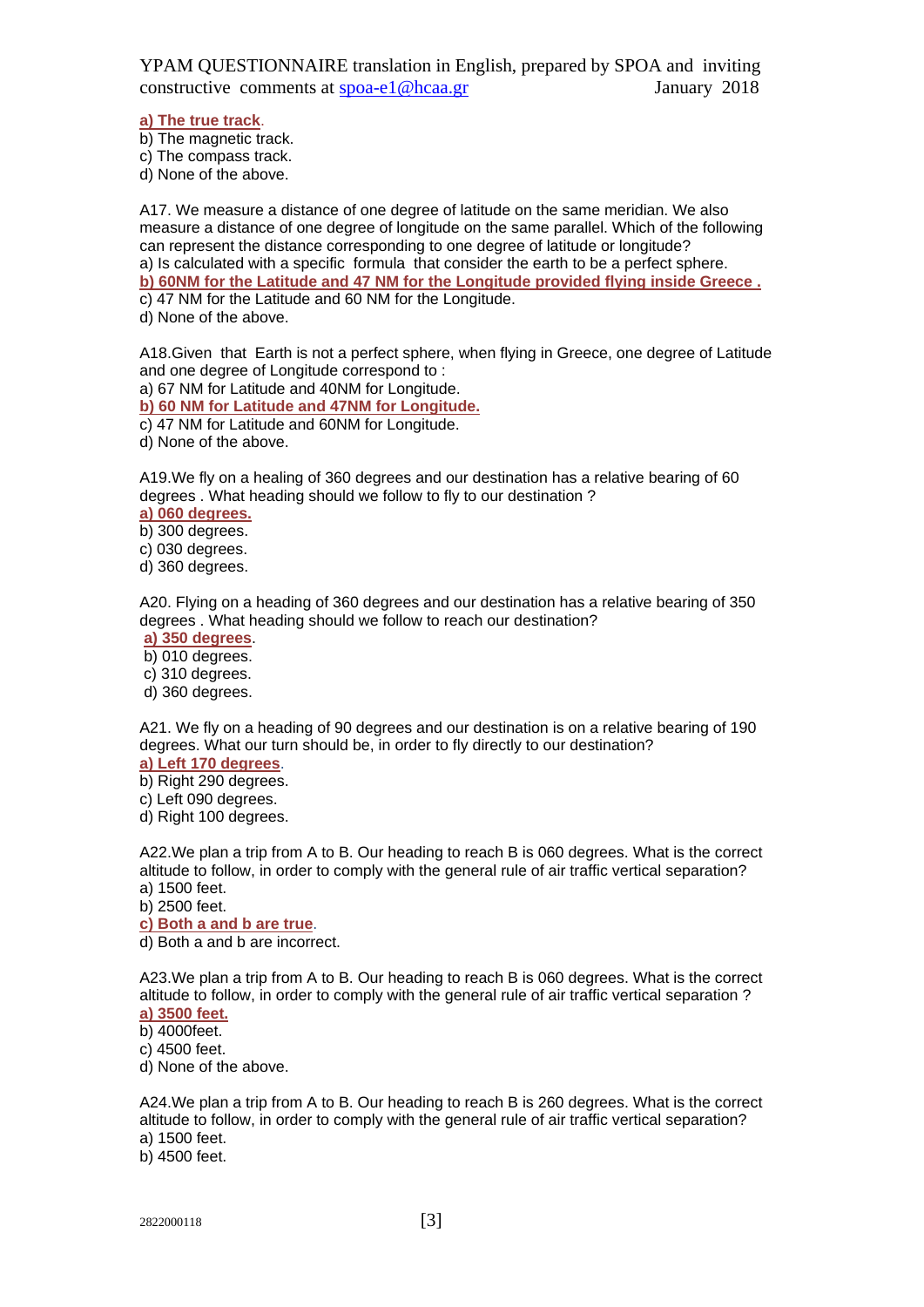**a) The true track**.
b) The magnetic track.
c) The compass track.
d) None of the above.

A17. We measure a distance of one degree of latitude on the same meridian. We also measure a distance of one degree of longitude on the same parallel. Which of the following can represent the distance corresponding to one degree of latitude or longitude?
a) Is calculated with a specific formula that consider the earth to be a perfect sphere.
**b) 60NM for the Latitude and 47 NM for the Longitude provided flying inside Greece .**
c) 47 NM for the Latitude and 60 NM for the Longitude.
d) None of the above.

A18.Given that Earth is not a perfect sphere, when flying in Greece, one degree of Latitude and one degree of Longitude correspond to :
a) 67 NM for Latitude and 40NM for Longitude.
**b) 60 NM for Latitude and 47NM for Longitude.**
c) 47 NM for Latitude and 60NM for Longitude.
d) None of the above.

A19.We fly on a healing of 360 degrees and our destination has a relative bearing of 60 degrees . What heading should we follow to fly to our destination ?
**a) 060 degrees.**
b) 300 degrees.
c) 030 degrees.
d) 360 degrees.

A20. Flying on a heading of 360 degrees and our destination has a relative bearing of 350 degrees . What heading should we follow to reach our destination?
**a) 350 degrees**.
b) 010 degrees.
c) 310 degrees.
d) 360 degrees.

A21. We fly on a heading of 90 degrees and our destination is on a relative bearing of 190 degrees. What our turn should be, in order to fly directly to our destination?
**a) Left 170 degrees**.
b) Right 290 degrees.
c) Left 090 degrees.
d) Right 100 degrees.

A22.We plan a trip from A to B. Our heading to reach B is 060 degrees. What is the correct altitude to follow, in order to comply with the general rule of air traffic vertical separation?
a) 1500 feet.
b) 2500 feet.
**c) Both a and b are true**.
d) Both a and b are incorrect.

A23.We plan a trip from A to B. Our heading to reach B is 060 degrees. What is the correct altitude to follow, in order to comply with the general rule of air traffic vertical separation ?
**a) 3500 feet.**
b) 4000feet.
c) 4500 feet.
d) None of the above.

A24.We plan a trip from A to B. Our heading to reach B is 260 degrees. What is the correct altitude to follow, in order to comply with the general rule of air traffic vertical separation?
a) 1500 feet.
b) 4500 feet.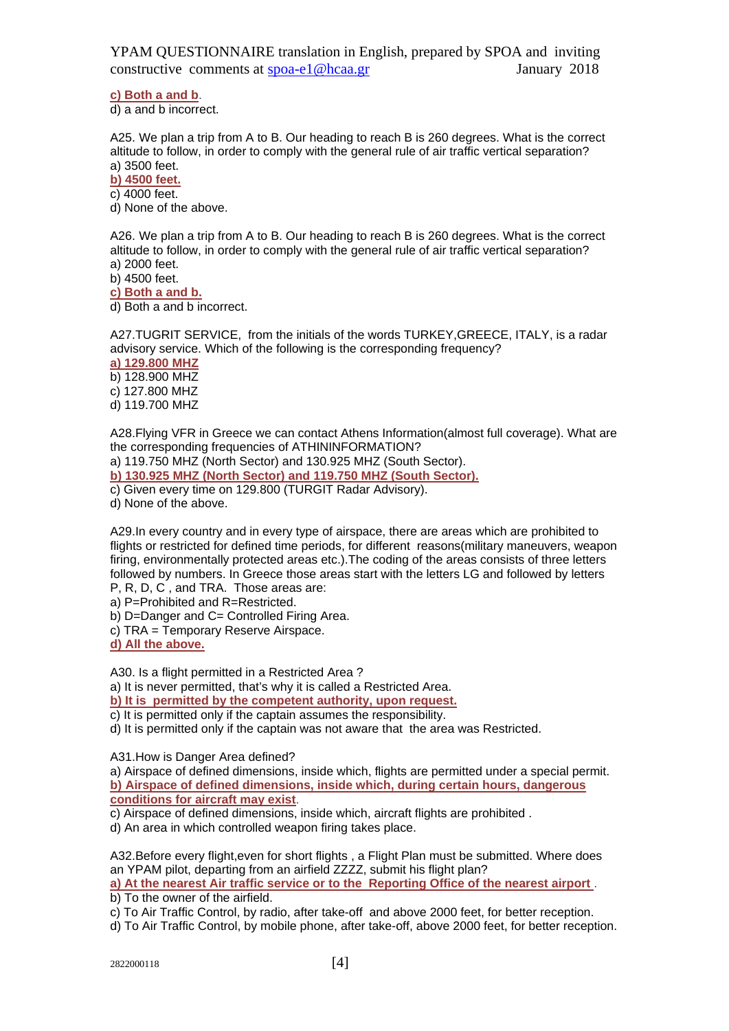**c) Both a and b**.
d) a and b incorrect.

A25. We plan a trip from A to B. Our heading to reach B is 260 degrees. What is the correct altitude to follow, in order to comply with the general rule of air traffic vertical separation?
a) 3500 feet.
**b) 4500 feet.**
c) 4000 feet.
d) None of the above.

A26. We plan a trip from A to B. Our heading to reach B is 260 degrees. What is the correct altitude to follow, in order to comply with the general rule of air traffic vertical separation?
a) 2000 feet.
b) 4500 feet.
**c) Both a and b.**
d) Both a and b incorrect.

A27.TUGRIT SERVICE, from the initials of the words TURKEY,GREECE, ITALY, is a radar advisory service. Which of the following is the corresponding frequency?
**a) 129.800 MHZ**
b) 128.900 MHZ
c) 127.800 MHZ
d) 119.700 MHZ

A28.Flying VFR in Greece we can contact Athens Information(almost full coverage). What are the corresponding frequencies of ATHININFORMATION?
a) 119.750 MHZ (North Sector) and 130.925 MHZ (South Sector).
**b) 130.925 MHZ (North Sector) and 119.750 MHZ (South Sector).**
c) Given every time on 129.800 (TURGIT Radar Advisory).
d) None of the above.

A29.In every country and in every type of airspace, there are areas which are prohibited to flights or restricted for defined time periods, for different reasons(military maneuvers, weapon firing, environmentally protected areas etc.).The coding of the areas consists of three letters followed by numbers. In Greece those areas start with the letters LG and followed by letters P, R, D, C , and TRA. Those areas are:
a) P=Prohibited and R=Restricted.
b) D=Danger and C= Controlled Firing Area.
c) TRA = Temporary Reserve Airspace.
**d) All the above.**

A30. Is a flight permitted in a Restricted Area ?
a) It is never permitted, that's why it is called a Restricted Area.
**b) It is permitted by the competent authority, upon request.**
c) It is permitted only if the captain assumes the responsibility.
d) It is permitted only if the captain was not aware that the area was Restricted.

A31.How is Danger Area defined?
a) Airspace of defined dimensions, inside which, flights are permitted under a special permit.
**b) Airspace of defined dimensions, inside which, during certain hours, dangerous conditions for aircraft may exist**.
c) Airspace of defined dimensions, inside which, aircraft flights are prohibited .
d) An area in which controlled weapon firing takes place.

A32.Before every flight,even for short flights , a Flight Plan must be submitted. Where does an YPAM pilot, departing from an airfield ZZZZ, submit his flight plan?
**a) At the nearest Air traffic service or to the Reporting Office of the nearest airport** .
b) To the owner of the airfield.
c) To Air Traffic Control, by radio, after take-off and above 2000 feet, for better reception.
d) To Air Traffic Control, by mobile phone, after take-off, above 2000 feet, for better reception.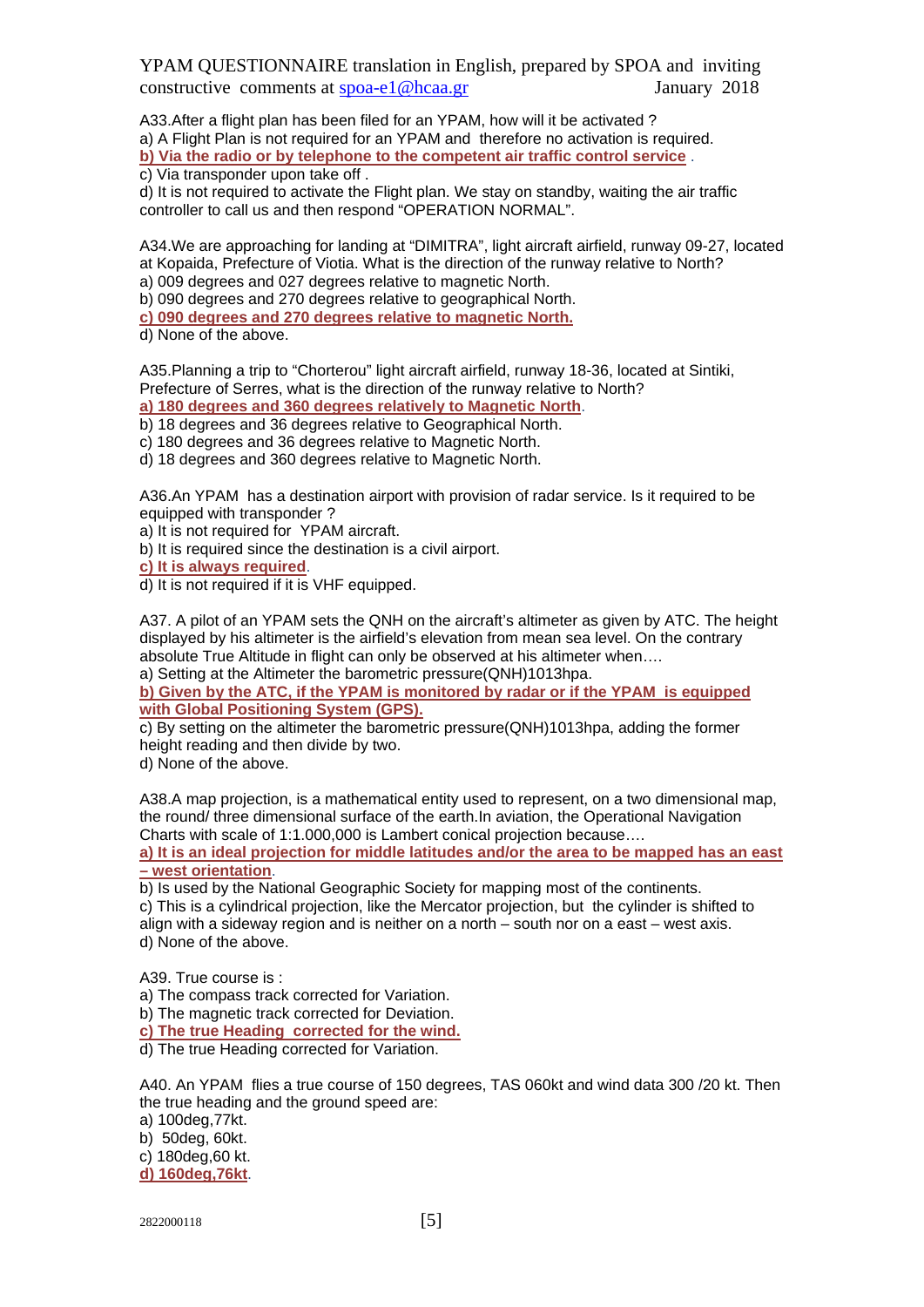A33.After a flight plan has been filed for an YPAM, how will it be activated ?
a) A Flight Plan is not required for an YPAM and therefore no activation is required.
**b) Via the radio or by telephone to the competent air traffic control service** .
c) Via transponder upon take off .
d) It is not required to activate the Flight plan. We stay on standby, waiting the air traffic controller to call us and then respond “OPERATION NORMAL”.

A34.We are approaching for landing at “DIMITRA”, light aircraft airfield, runway 09-27, located at Kopaida, Prefecture of Viotia. What is the direction of the runway relative to North?
a) 009 degrees and 027 degrees relative to magnetic North.
b) 090 degrees and 270 degrees relative to geographical North.
**c) 090 degrees and 270 degrees relative to magnetic North.**
d) None of the above.

A35.Planning a trip to “Chorterou” light aircraft airfield, runway 18-36, located at Sintiki, Prefecture of Serres, what is the direction of the runway relative to North?
**a) 180 degrees and 360 degrees relatively to Magnetic North**.
b) 18 degrees and 36 degrees relative to Geographical North.
c) 180 degrees and 36 degrees relative to Magnetic North.
d) 18 degrees and 360 degrees relative to Magnetic North.

A36.An YPAM has a destination airport with provision of radar service. Is it required to be equipped with transponder ?
a) It is not required for YPAM aircraft.
b) It is required since the destination is a civil airport.
**c) It is always required**.
d) It is not required if it is VHF equipped.

A37. A pilot of an YPAM sets the QNH on the aircraft’s altimeter as given by ATC. The height displayed by his altimeter is the airfield’s elevation from mean sea level. On the contrary absolute True Altitude in flight can only be observed at his altimeter when….
a) Setting at the Altimeter the barometric pressure(QNH)1013hpa.
**b) Given by the ATC, if the YPAM is monitored by radar or if the YPAM is equipped with Global Positioning System (GPS).**
c) By setting on the altimeter the barometric pressure(QNH)1013hpa, adding the former height reading and then divide by two.
d) None of the above.

A38.A map projection, is a mathematical entity used to represent, on a two dimensional map, the round/ three dimensional surface of the earth.In aviation, the Operational Navigation Charts with scale of 1:1.000,000 is Lambert conical projection because….
**a) It is an ideal projection for middle latitudes and/or the area to be mapped has an east – west orientation**.
b) Is used by the National Geographic Society for mapping most of the continents.
c) This is a cylindrical projection, like the Mercator projection, but the cylinder is shifted to align with a sideway region and is neither on a north – south nor on a east – west axis.
d) None of the above.

A39. True course is :
a) The compass track corrected for Variation.
b) The magnetic track corrected for Deviation.
**c) The true Heading corrected for the wind.**
d) The true Heading corrected for Variation.

A40. An YPAM flies a true course of 150 degrees, TAS 060kt and wind data 300 /20 kt. Then the true heading and the ground speed are:
a) 100deg,77kt.
b) 50deg, 60kt.
c) 180deg,60 kt.
**d) 160deg,76kt**.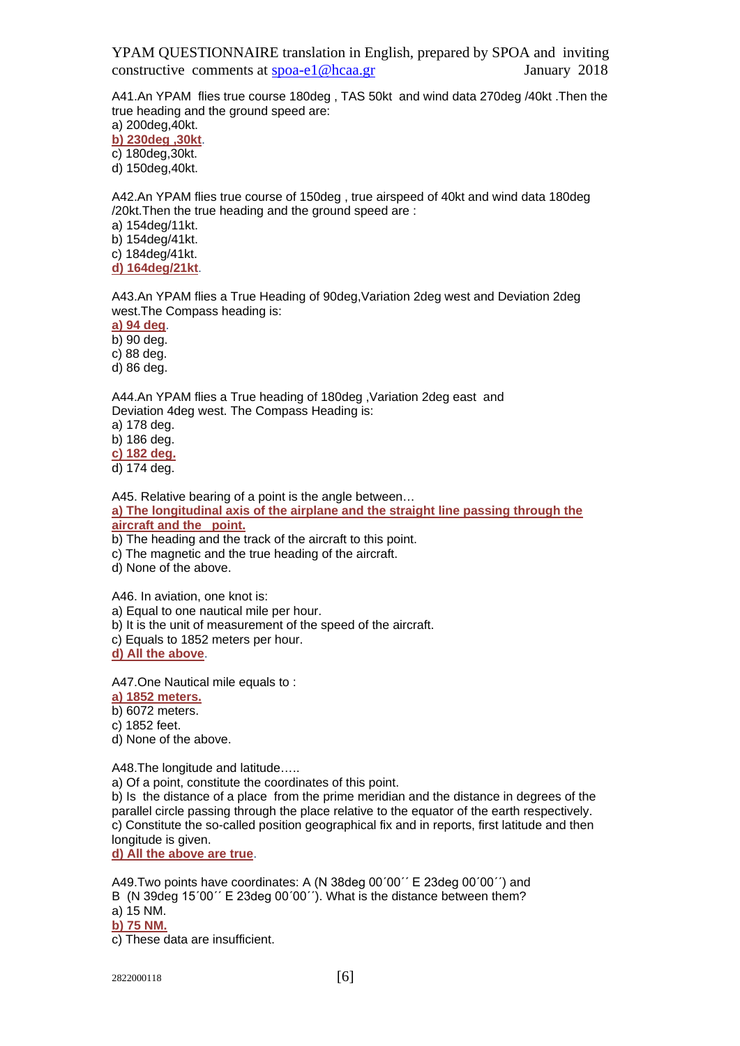A41.An YPAM flies true course 180deg , TAS 50kt and wind data 270deg /40kt .Then the true heading and the ground speed are:

a) 200deg,40kt.

**b) 230deg ,30kt**.

c) 180deg,30kt.

d) 150deg,40kt.

A42.An YPAM flies true course of 150deg , true airspeed of 40kt and wind data 180deg /20kt.Then the true heading and the ground speed are :

a) 154deg/11kt.

b) 154deg/41kt.

c) 184deg/41kt.

**d) 164deg/21kt**.

A43.An YPAM flies a True Heading of 90deg,Variation 2deg west and Deviation 2deg west.The Compass heading is:

**a) 94 deg**.

b) 90 deg.

c) 88 deg.

d) 86 deg.

A44.An YPAM flies a True heading of 180deg ,Variation 2deg east and Deviation 4deg west. The Compass Heading is:

a) 178 deg.

b) 186 deg.

**c) 182 deg.**

d) 174 deg.

A45. Relative bearing of a point is the angle between…

**a) The longitudinal axis of the airplane and the straight line passing through the aircraft and the point.**

b) The heading and the track of the aircraft to this point.

c) The magnetic and the true heading of the aircraft.

d) None of the above.

A46. In aviation, one knot is:

a) Equal to one nautical mile per hour.

b) It is the unit of measurement of the speed of the aircraft.

c) Equals to 1852 meters per hour.

**d) All the above**.

A47.One Nautical mile equals to :

**a) 1852 meters.**

b) 6072 meters.

c) 1852 feet.

d) None of the above.

A48.The longitude and latitude…..

a) Of a point, constitute the coordinates of this point.

b) Is the distance of a place from the prime meridian and the distance in degrees of the parallel circle passing through the place relative to the equator of the earth respectively.

c) Constitute the so-called position geographical fix and in reports, first latitude and then longitude is given.

**d) All the above are true**.

A49.Two points have coordinates: A (N 38deg 00´00´´ E 23deg 00´00´´) and B (N 39deg 15´00´´ E 23deg 00´00´´). What is the distance between them?

a) 15 NM.

**b) 75 NM.**

c) These data are insufficient.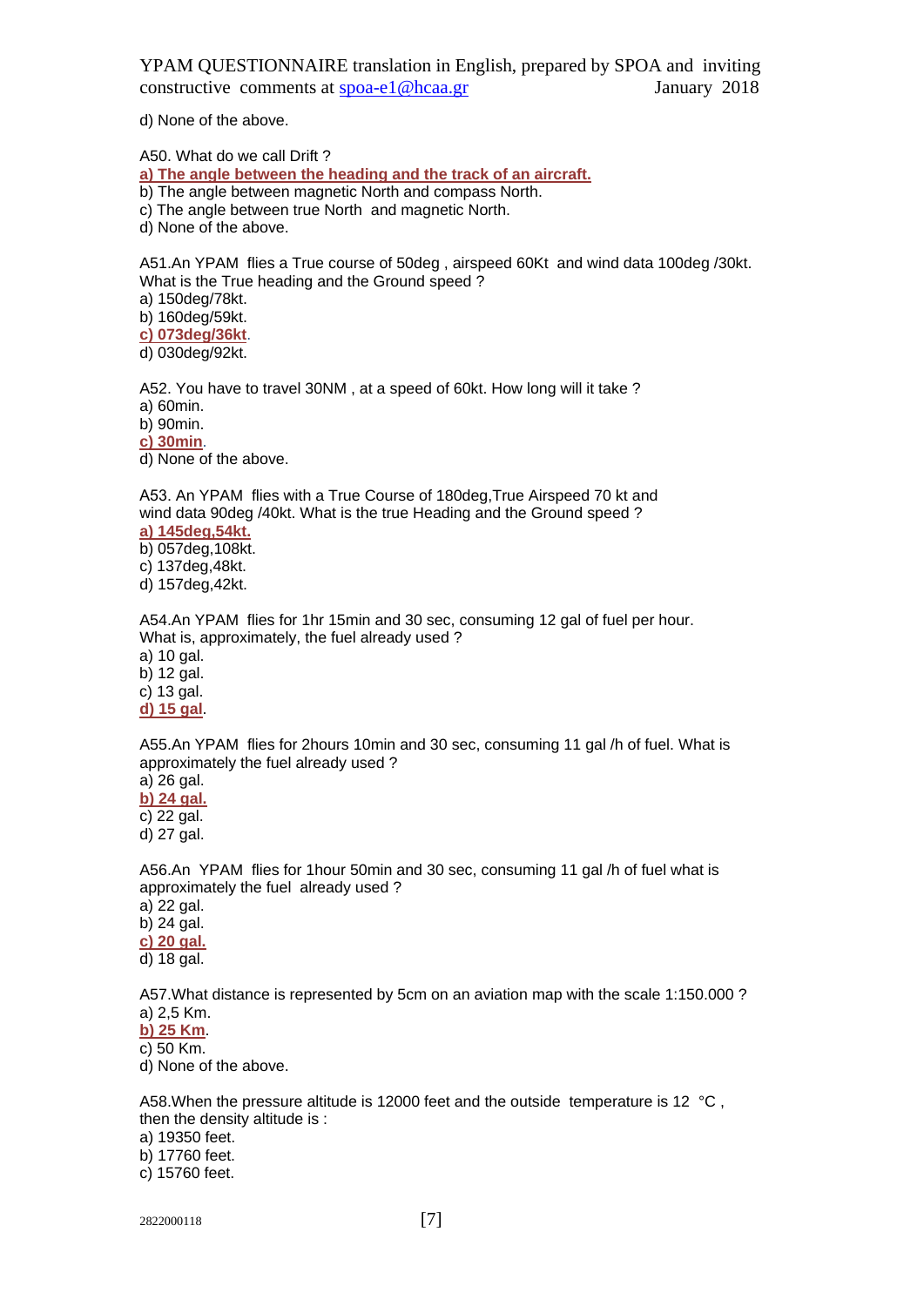d) None of the above.

A50. What do we call Drift ?

**a) The angle between the heading and the track of an aircraft.**

b) The angle between magnetic North and compass North.

c) The angle between true North and magnetic North.

d) None of the above.

A51.An YPAM flies a True course of 50deg , airspeed 60Kt and wind data 100deg /30kt. What is the True heading and the Ground speed ?

a) 150deg/78kt.

b) 160deg/59kt.

**c) 073deg/36kt**.

d) 030deg/92kt.

A52. You have to travel 30NM , at a speed of 60kt. How long will it take ?

a) 60min.

b) 90min.

**c) 30min**.

d) None of the above.

A53. An YPAM flies with a True Course of 180deg,True Airspeed 70 kt and wind data 90deg /40kt. What is the true Heading and the Ground speed ?

**a) 145deg,54kt.**

b) 057deg,108kt.

c) 137deg,48kt.

d) 157deg,42kt.

A54.An YPAM flies for 1hr 15min and 30 sec, consuming 12 gal of fuel per hour. What is, approximately, the fuel already used ?

a) 10 gal.

b) 12 gal.

c) 13 gal.

**d) 15 gal**.

A55.An YPAM flies for 2hours 10min and 30 sec, consuming 11 gal /h of fuel. What is approximately the fuel already used ?

a) 26 gal.

**b) 24 gal.**

c) 22 gal.

d) 27 gal.

A56.An YPAM flies for 1hour 50min and 30 sec, consuming 11 gal /h of fuel what is approximately the fuel already used ?

a) 22 gal.

b) 24 gal.

**c) 20 gal.**

d) 18 gal.

A57.What distance is represented by 5cm on an aviation map with the scale 1:150.000 ?

a) 2,5 Km.

**b) 25 Km**.

c) 50 Km.

d) None of the above.

A58.When the pressure altitude is 12000 feet and the outside temperature is 12 °C , then the density altitude is :

a) 19350 feet.

b) 17760 feet.

c) 15760 feet.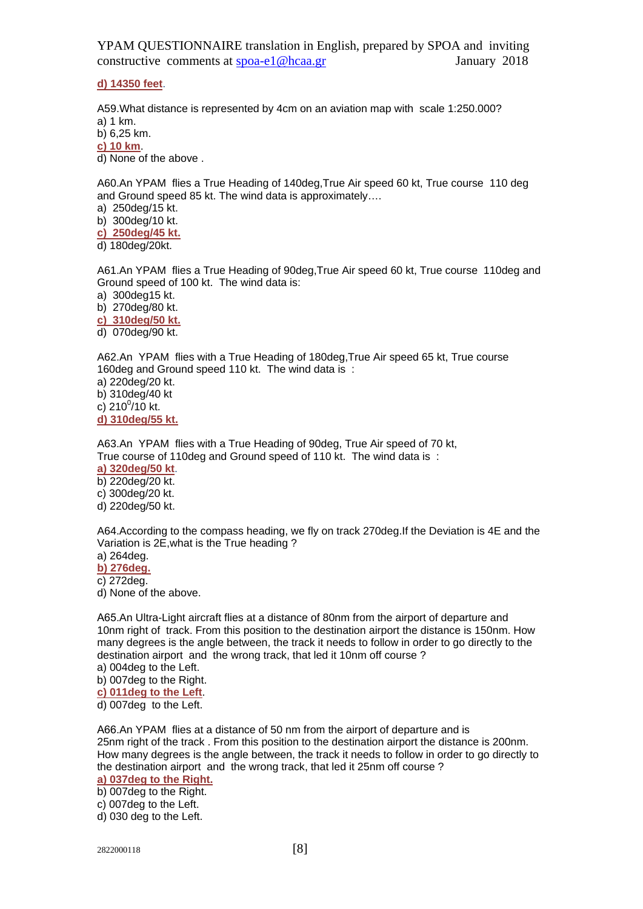**d) 14350 feet**.

A59.What distance is represented by 4cm on an aviation map with scale 1:250.000?
a) 1 km.
b) 6,25 km.
**c) 10 km**.
d) None of the above .

A60.An YPAM flies a True Heading of 140deg,True Air speed 60 kt, True course 110 deg and Ground speed 85 kt. The wind data is approximately….
a) 250deg/15 kt.
b) 300deg/10 kt.
**c) 250deg/45 kt.**
d) 180deg/20kt.

A61.An YPAM flies a True Heading of 90deg,True Air speed 60 kt, True course 110deg and Ground speed of 100 kt. The wind data is:
a) 300deg15 kt.
b) 270deg/80 kt.
**c) 310deg/50 kt.**
d) 070deg/90 kt.

A62.An YPAM flies with a True Heading of 180deg,True Air speed 65 kt, True course 160deg and Ground speed 110 kt. The wind data is :
a) 220deg/20 kt.
b) 310deg/40 kt
c) $210^0$/10 kt.
**d) 310deg/55 kt.**

A63.An YPAM flies with a True Heading of 90deg, True Air speed of 70 kt, True course of 110deg and Ground speed of 110 kt. The wind data is :
**a) 320deg/50 kt**.
b) 220deg/20 kt.
c) 300deg/20 kt.
d) 220deg/50 kt.

A64.According to the compass heading, we fly on track 270deg.If the Deviation is 4E and the Variation is 2E,what is the True heading ?
a) 264deg.
**b) 276deg.**
c) 272deg.
d) None of the above.

A65.An Ultra-Light aircraft flies at a distance of 80nm from the airport of departure and 10nm right of track. From this position to the destination airport the distance is 150nm. How many degrees is the angle between, the track it needs to follow in order to go directly to the destination airport and the wrong track, that led it 10nm off course ?
a) 004deg to the Left.
b) 007deg to the Right.
**c) 011deg to the Left**.
d) 007deg to the Left.

A66.An YPAM flies at a distance of 50 nm from the airport of departure and is 25nm right of the track . From this position to the destination airport the distance is 200nm. How many degrees is the angle between, the track it needs to follow in order to go directly to the destination airport and the wrong track, that led it 25nm off course ?
**a) 037deg to the Right.**
b) 007deg to the Right.
c) 007deg to the Left.
d) 030 deg to the Left.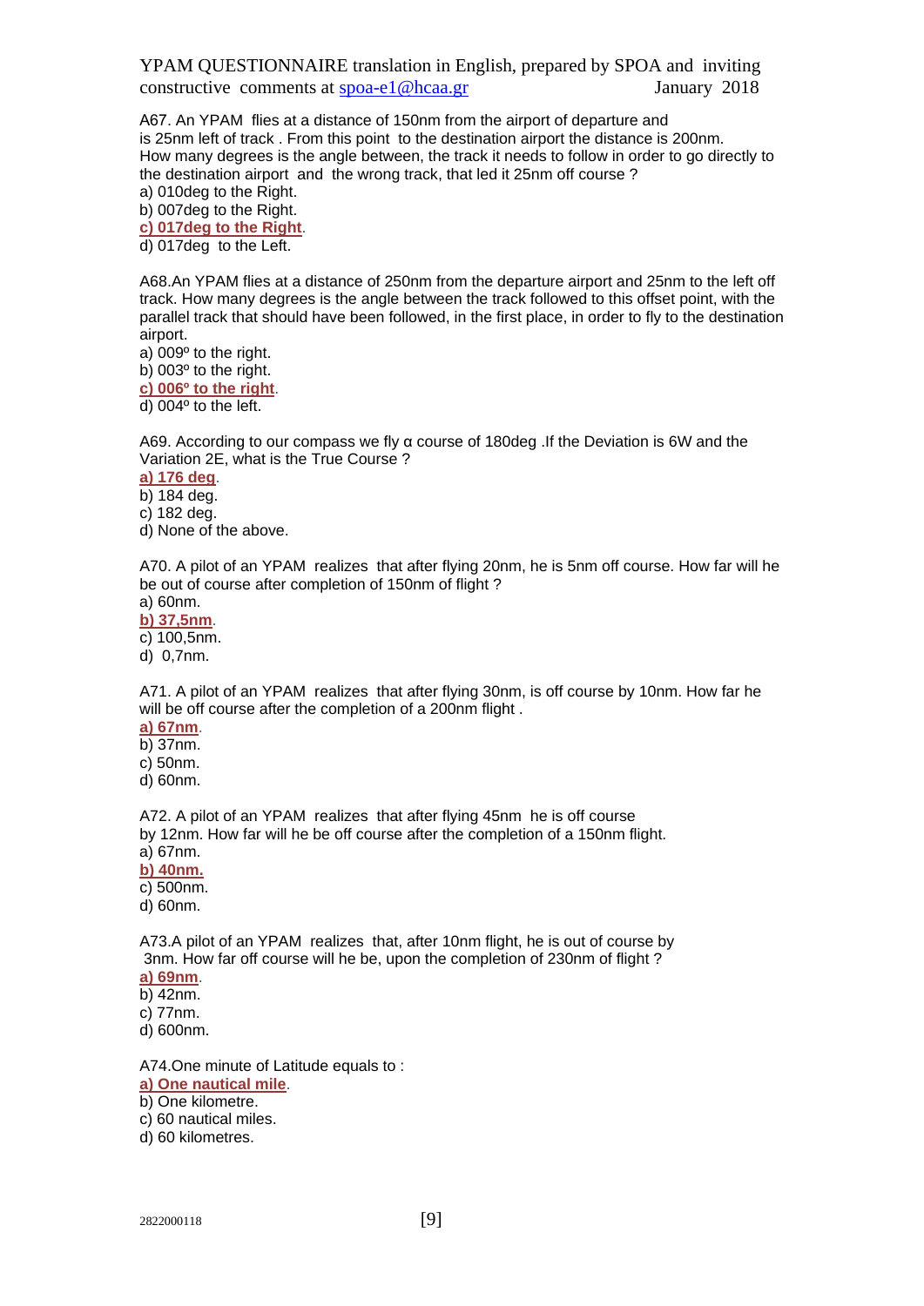A67. An YPAM flies at a distance of 150nm from the airport of departure and is 25nm left of track . From this point to the destination airport the distance is 200nm. How many degrees is the angle between, the track it needs to follow in order to go directly to the destination airport and the wrong track, that led it 25nm off course ?

a) 010deg to the Right.
b) 007deg to the Right.
**c) 017deg to the Right**.
d) 017deg to the Left.

A68.An YPAM flies at a distance of 250nm from the departure airport and 25nm to the left off track. How many degrees is the angle between the track followed to this offset point, with the parallel track that should have been followed, in the first place, in order to fly to the destination airport.

a) 009º to the right.
b) 003º to the right.
**c) 006º to the right**.
d) 004º to the left.

A69. According to our compass we fly α course of 180deg .If the Deviation is 6W and the Variation 2E, what is the True Course ?

**a) 176 deg**.
b) 184 deg.
c) 182 deg.
d) None of the above.

A70. A pilot of an YPAM realizes that after flying 20nm, he is 5nm off course. How far will he be out of course after completion of 150nm of flight ?

a) 60nm.
**b) 37,5nm**.
c) 100,5nm.
d) 0,7nm.

A71. A pilot of an YPAM realizes that after flying 30nm, is off course by 10nm. How far he will be off course after the completion of a 200nm flight .

**a) 67nm**.
b) 37nm.
c) 50nm.
d) 60nm.

A72. A pilot of an YPAM realizes that after flying 45nm he is off course by 12nm. How far will he be off course after the completion of a 150nm flight.

a) 67nm.
**b) 40nm.**
c) 500nm.
d) 60nm.

A73.A pilot of an YPAM realizes that, after 10nm flight, he is out of course by 3nm. How far off course will he be, upon the completion of 230nm of flight ?

**a) 69nm**.
b) 42nm.
c) 77nm.
d) 600nm.

A74.One minute of Latitude equals to :

**a) One nautical mile**.
b) One kilometre.
c) 60 nautical miles.
d) 60 kilometres.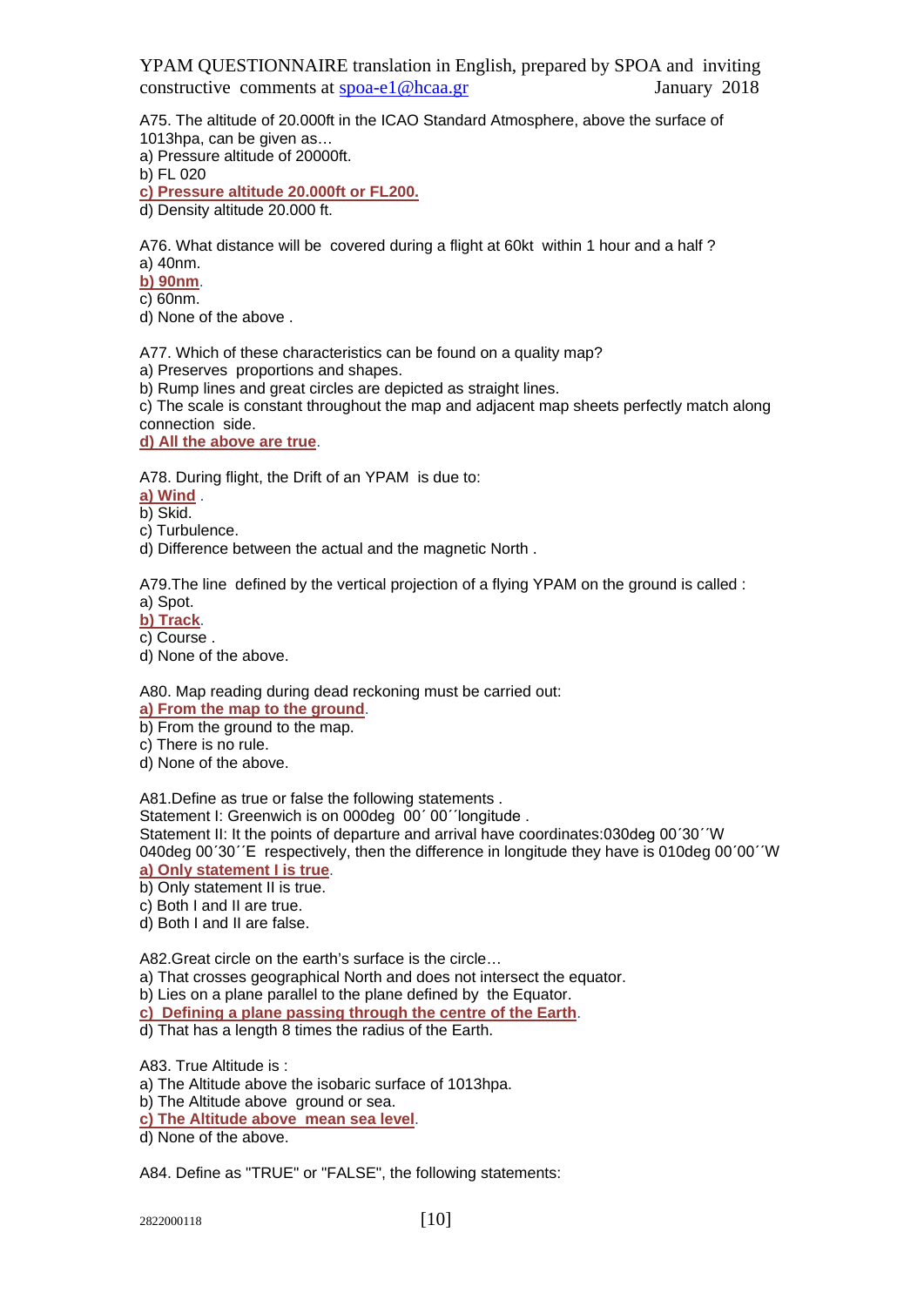A75. The altitude of 20.000ft in the ICAO Standard Atmosphere, above the surface of 1013hpa, can be given as…
a) Pressure altitude of 20000ft.
b) FL 020
**c) Pressure altitude 20.000ft or FL200.**
d) Density altitude 20.000 ft.

A76. What distance will be covered during a flight at 60kt within 1 hour and a half ?
a) 40nm.
**b) 90nm**.
c) 60nm.
d) None of the above .

A77. Which of these characteristics can be found on a quality map?
a) Preserves proportions and shapes.
b) Rump lines and great circles are depicted as straight lines.
c) The scale is constant throughout the map and adjacent map sheets perfectly match along connection side.
**d) All the above are true**.

A78. During flight, the Drift of an YPAM is due to:
**a) Wind** .
b) Skid.
c) Turbulence.
d) Difference between the actual and the magnetic North .

A79.The line defined by the vertical projection of a flying YPAM on the ground is called :
a) Spot.
**b) Track**.
c) Course .
d) None of the above.

A80. Map reading during dead reckoning must be carried out:
**a) From the map to the ground**.
b) From the ground to the map.
c) There is no rule.
d) None of the above.

A81.Define as true or false the following statements .
Statement I: Greenwich is on 000deg 00´ 00´´longitude .
Statement II: It the points of departure and arrival have coordinates:030deg 00´30´´W 040deg 00´30´´E respectively, then the difference in longitude they have is 010deg 00´00´´W
**a) Only statement I is true**.
b) Only statement II is true.
c) Both I and II are true.
d) Both I and II are false.

A82.Great circle on the earth's surface is the circle…
a) That crosses geographical North and does not intersect the equator.
b) Lies on a plane parallel to the plane defined by the Equator.
**c) Defining a plane passing through the centre of the Earth**.
d) That has a length 8 times the radius of the Earth.

A83. True Altitude is :
a) The Altitude above the isobaric surface of 1013hpa.
b) The Altitude above ground or sea.
**c) The Altitude above mean sea level**.
d) None of the above.

A84. Define as "TRUE" or "FALSE", the following statements: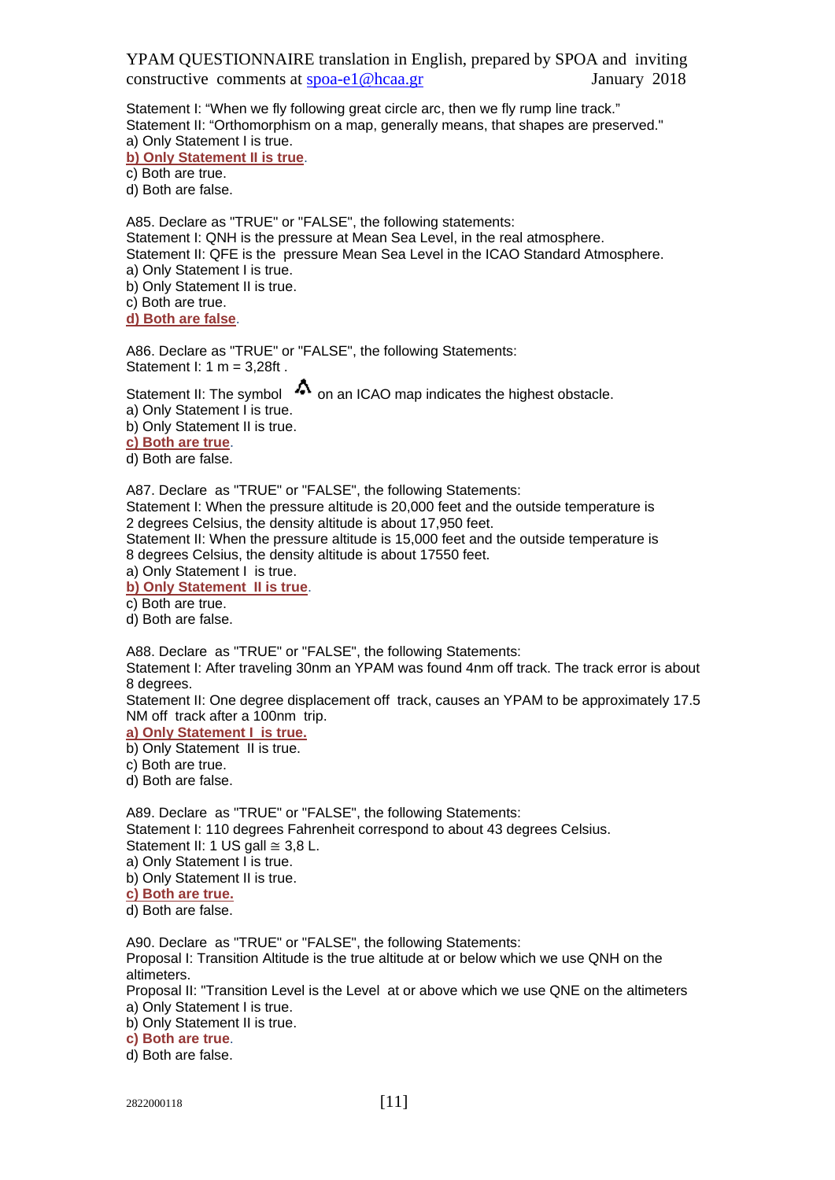Statement I: “When we fly following great circle arc, then we fly rump line track.”
Statement II: “Orthomorphism on a map, generally means, that shapes are preserved."
a) Only Statement I is true.
**b) Only Statement II is true**.
c) Both are true.
d) Both are false.

A85. Declare as "TRUE" or "FALSE", the following statements:
Statement I: QNH is the pressure at Mean Sea Level, in the real atmosphere.
Statement II: QFE is the pressure Mean Sea Level in the ICAO Standard Atmosphere.
a) Only Statement I is true.
b) Only Statement II is true.
c) Both are true.
**d) Both are false**.

A86. Declare as "TRUE" or "FALSE", the following Statements:
Statement I: 1 m = 3,28ft .
Statement II: The symbol on an ICAO map indicates the highest obstacle.
a) Only Statement I is true.
b) Only Statement II is true.
**c) Both are true**.
d) Both are false.

A87. Declare as "TRUE" or "FALSE", the following Statements:
Statement I: When the pressure altitude is 20,000 feet and the outside temperature is 2 degrees Celsius, the density altitude is about 17,950 feet.
Statement II: When the pressure altitude is 15,000 feet and the outside temperature is 8 degrees Celsius, the density altitude is about 17550 feet.
a) Only Statement I is true.
**b) Only Statement II is true**.
c) Both are true.
d) Both are false.

A88. Declare as "TRUE" or "FALSE", the following Statements:
Statement I: After traveling 30nm an YPAM was found 4nm off track. The track error is about 8 degrees.
Statement II: One degree displacement off track, causes an YPAM to be approximately 17.5 NM off track after a 100nm trip.
**a) Only Statement I is true.**
b) Only Statement II is true.
c) Both are true.
d) Both are false.

A89. Declare as "TRUE" or "FALSE", the following Statements:
Statement I: 110 degrees Fahrenheit correspond to about 43 degrees Celsius.
Statement II: 1 US gall ≅ 3,8 L.
a) Only Statement I is true.
b) Only Statement II is true.
**c) Both are true.**
d) Both are false.

A90. Declare as "TRUE" or "FALSE", the following Statements:
Proposal I: Transition Altitude is the true altitude at or below which we use QNH on the altimeters.
Proposal II: "Transition Level is the Level at or above which we use QNE on the altimeters
a) Only Statement I is true.
b) Only Statement II is true.
**c) Both are true**.
d) Both are false.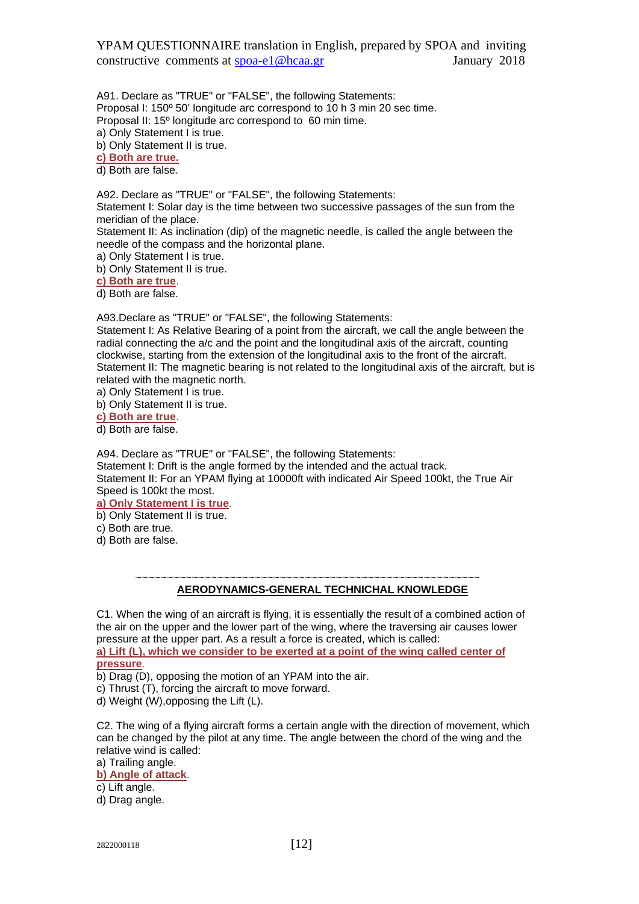A91. Declare as "TRUE" or "FALSE", the following Statements:
Proposal I: 150º 50' longitude arc correspond to 10 h 3 min 20 sec time.
Proposal II: 15º longitude arc correspond to 60 min time.
a) Only Statement I is true.
b) Only Statement II is true.
**c) Both are true.**
d) Both are false.

A92. Declare as "TRUE" or "FALSE", the following Statements:
Statement I: Solar day is the time between two successive passages of the sun from the meridian of the place.
Statement II: As inclination (dip) of the magnetic needle, is called the angle between the needle of the compass and the horizontal plane.
a) Only Statement I is true.
b) Only Statement II is true.
**c) Both are true**.
d) Both are false.

A93.Declare as "TRUE" or "FALSE", the following Statements:
Statement I: As Relative Bearing of a point from the aircraft, we call the angle between the radial connecting the a/c and the point and the longitudinal axis of the aircraft, counting clockwise, starting from the extension of the longitudinal axis to the front of the aircraft.
Statement II: The magnetic bearing is not related to the longitudinal axis of the aircraft, but is related with the magnetic north.
a) Only Statement I is true.
b) Only Statement II is true.
**c) Both are true**.
d) Both are false.

A94. Declare as "TRUE" or "FALSE", the following Statements:
Statement I: Drift is the angle formed by the intended and the actual track.
Statement II: For an YPAM flying at 10000ft with indicated Air Speed 100kt, the True Air Speed is 100kt the most.
**a) Only Statement I is true**.
b) Only Statement II is true.
c) Both are true.
d) Both are false.

~~~~~~~~~~~~~~~~~~~~~~~~~~~~~~~~~~~~~~~~~~~~~~~~~~~~~~~~~~~

## AERODYNAMICS-GENERAL TECHNICHAL KNOWLEDGE

C1. When the wing of an aircraft is flying, it is essentially the result of a combined action of the air on the upper and the lower part of the wing, where the traversing air causes lower pressure at the upper part. As a result a force is created, which is called:
**a) Lift (L), which we consider to be exerted at a point of the wing called center of pressure**.
b) Drag (D), opposing the motion of an YPAM into the air.
c) Thrust (T), forcing the aircraft to move forward.
d) Weight (W),opposing the Lift (L).

C2. The wing of a flying aircraft forms a certain angle with the direction of movement, which can be changed by the pilot at any time. The angle between the chord of the wing and the relative wind is called:
a) Trailing angle.
**b) Angle of attack**.
c) Lift angle.
d) Drag angle.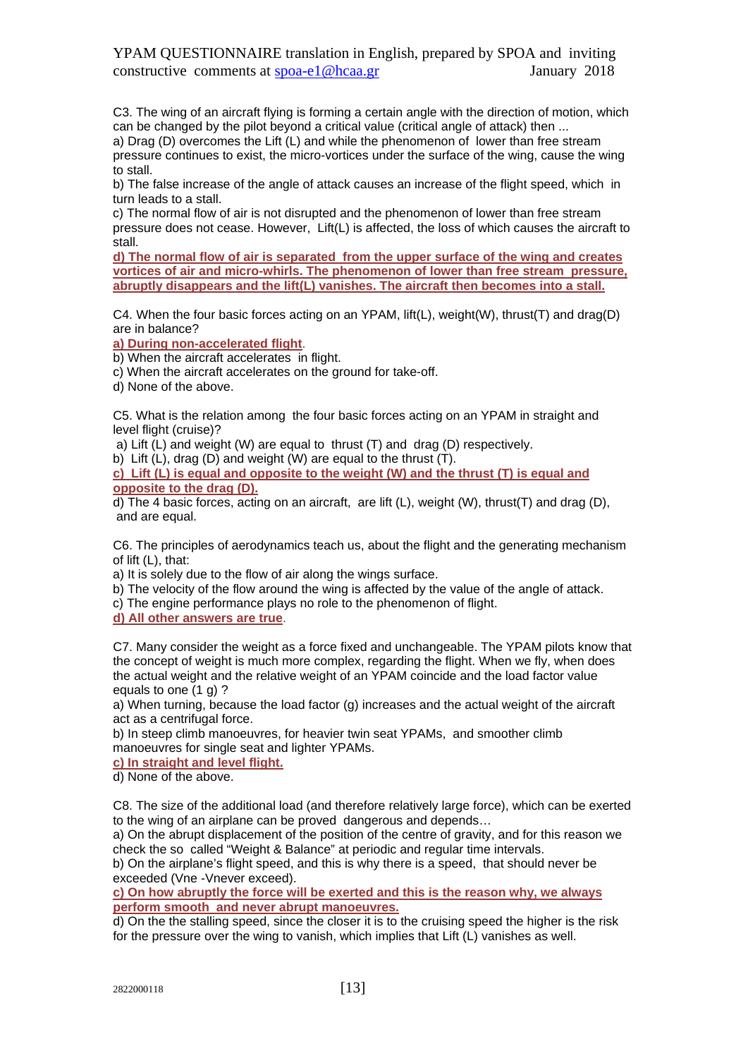C3. The wing of an aircraft flying is forming a certain angle with the direction of motion, which can be changed by the pilot beyond a critical value (critical angle of attack) then ...

a) Drag (D) overcomes the Lift (L) and while the phenomenon of lower than free stream pressure continues to exist, the micro-vortices under the surface of the wing, cause the wing to stall.

b) The false increase of the angle of attack causes an increase of the flight speed, which in turn leads to a stall.

c) The normal flow of air is not disrupted and the phenomenon of lower than free stream pressure does not cease. However, Lift(L) is affected, the loss of which causes the aircraft to stall.

**d) The normal flow of air is separated from the upper surface of the wing and creates vortices of air and micro-whirls. The phenomenon of lower than free stream pressure, abruptly disappears and the lift(L) vanishes. The aircraft then becomes into a stall.**

C4. When the four basic forces acting on an YPAM, lift(L), weight(W), thrust(T) and drag(D) are in balance?

**a) During non-accelerated flight**.

b) When the aircraft accelerates in flight.

c) When the aircraft accelerates on the ground for take-off.

d) None of the above.

C5. What is the relation among the four basic forces acting on an YPAM in straight and level flight (cruise)?

a) Lift (L) and weight (W) are equal to thrust (T) and drag (D) respectively.

b) Lift (L), drag (D) and weight (W) are equal to the thrust (T).

**c) Lift (L) is equal and opposite to the weight (W) and the thrust (T) is equal and opposite to the drag (D).**

d) The 4 basic forces, acting on an aircraft, are lift (L), weight (W), thrust(T) and drag (D), and are equal.

C6. The principles of aerodynamics teach us, about the flight and the generating mechanism of lift (L), that:

a) It is solely due to the flow of air along the wings surface.

b) The velocity of the flow around the wing is affected by the value of the angle of attack.

c) The engine performance plays no role to the phenomenon of flight.

**d) All other answers are true**.

C7. Many consider the weight as a force fixed and unchangeable. The YPAM pilots know that the concept of weight is much more complex, regarding the flight. When we fly, when does the actual weight and the relative weight of an YPAM coincide and the load factor value equals to one (1 g) ?

a) When turning, because the load factor (g) increases and the actual weight of the aircraft act as a centrifugal force.

b) In steep climb manoeuvres, for heavier twin seat YPAMs, and smoother climb manoeuvres for single seat and lighter YPAMs.

**c) In straight and level flight.**

d) None of the above.

C8. The size of the additional load (and therefore relatively large force), which can be exerted to the wing of an airplane can be proved dangerous and depends…

a) On the abrupt displacement of the position of the centre of gravity, and for this reason we check the so called "Weight & Balance" at periodic and regular time intervals.

b) On the airplane's flight speed, and this is why there is a speed, that should never be exceeded (Vne -Vnever exceed).

**c) On how abruptly the force will be exerted and this is the reason why, we always perform smooth and never abrupt manoeuvres.**

d) On the the stalling speed, since the closer it is to the cruising speed the higher is the risk for the pressure over the wing to vanish, which implies that Lift (L) vanishes as well.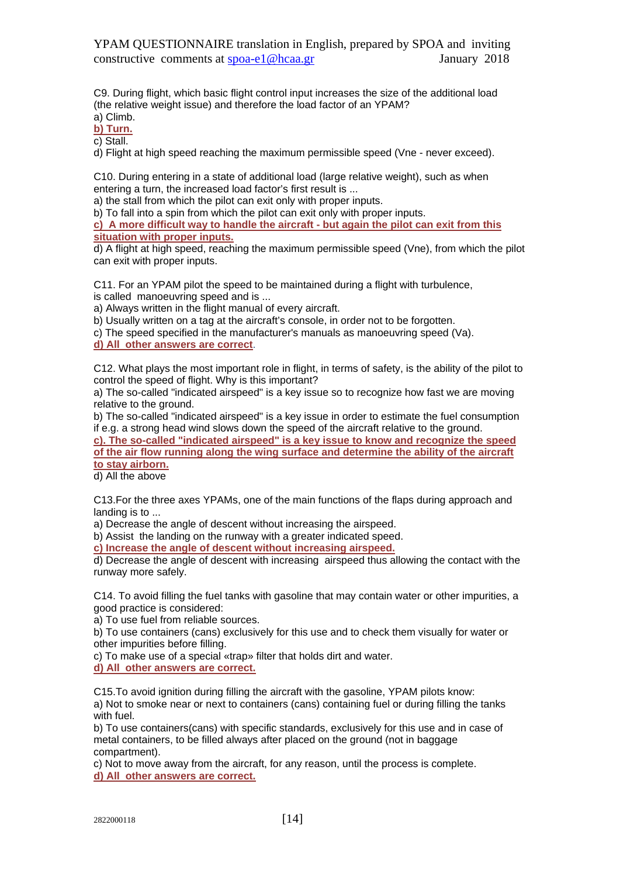C9. During flight, which basic flight control input increases the size of the additional load (the relative weight issue) and therefore the load factor of an YPAM?

a) Climb.

**b) Turn.**

c) Stall.

d) Flight at high speed reaching the maximum permissible speed (Vne - never exceed).

C10. During entering in a state of additional load (large relative weight), such as when entering a turn, the increased load factor's first result is ...

a) the stall from which the pilot can exit only with proper inputs.

b) To fall into a spin from which the pilot can exit only with proper inputs.

**c) A more difficult way to handle the aircraft - but again the pilot can exit from this situation with proper inputs.**

d) A flight at high speed, reaching the maximum permissible speed (Vne), from which the pilot can exit with proper inputs.

C11. For an YPAM pilot the speed to be maintained during a flight with turbulence, is called manoeuvring speed and is ...

a) Always written in the flight manual of every aircraft.

b) Usually written on a tag at the aircraft's console, in order not to be forgotten.

c) The speed specified in the manufacturer's manuals as manoeuvring speed (Va).

**d) All other answers are correct**.

C12. What plays the most important role in flight, in terms of safety, is the ability of the pilot to control the speed of flight. Why is this important?

a) The so-called "indicated airspeed" is a key issue so to recognize how fast we are moving relative to the ground.

b) The so-called "indicated airspeed" is a key issue in order to estimate the fuel consumption if e.g. a strong head wind slows down the speed of the aircraft relative to the ground.

**c). The so-called "indicated airspeed" is a key issue to know and recognize the speed of the air flow running along the wing surface and determine the ability of the aircraft to stay airborn.**

d) All the above

C13.For the three axes YPAMs, one of the main functions of the flaps during approach and landing is to ...

a) Decrease the angle of descent without increasing the airspeed.

b) Assist the landing on the runway with a greater indicated speed.

**c) Increase the angle of descent without increasing airspeed.**

d) Decrease the angle of descent with increasing airspeed thus allowing the contact with the runway more safely.

C14. To avoid filling the fuel tanks with gasoline that may contain water or other impurities, a good practice is considered:

a) To use fuel from reliable sources.

b) To use containers (cans) exclusively for this use and to check them visually for water or other impurities before filling.

c) To make use of a special «trap» filter that holds dirt and water.

**d) All other answers are correct.**

C15.To avoid ignition during filling the aircraft with the gasoline, YPAM pilots know:

a) Not to smoke near or next to containers (cans) containing fuel or during filling the tanks with fuel.

b) To use containers(cans) with specific standards, exclusively for this use and in case of metal containers, to be filled always after placed on the ground (not in baggage compartment).

c) Not to move away from the aircraft, for any reason, until the process is complete.

**d) All other answers are correct.**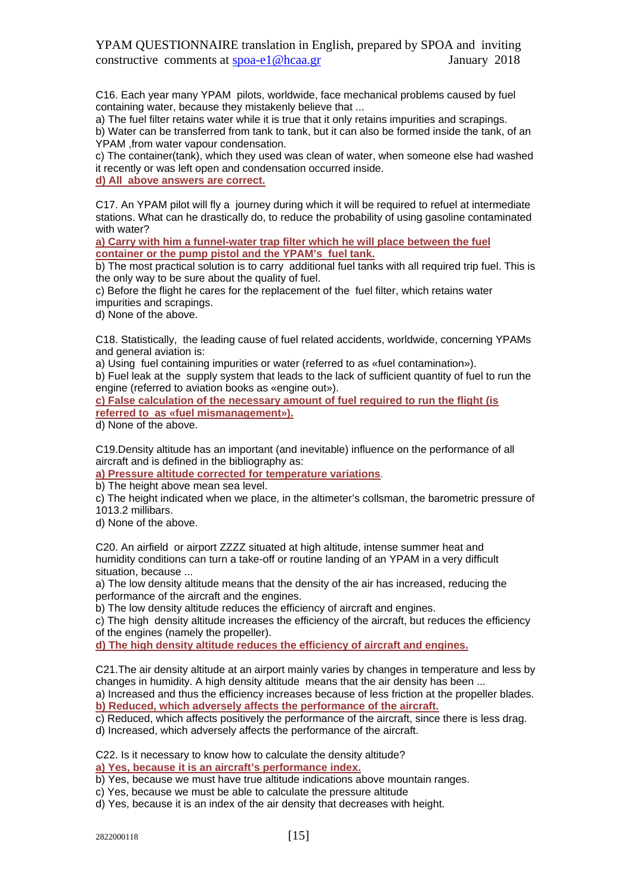C16. Each year many YPAM pilots, worldwide, face mechanical problems caused by fuel containing water, because they mistakenly believe that ...

a) The fuel filter retains water while it is true that it only retains impurities and scrapings.

b) Water can be transferred from tank to tank, but it can also be formed inside the tank, of an YPAM ,from water vapour condensation.

c) The container(tank), which they used was clean of water, when someone else had washed it recently or was left open and condensation occurred inside.

**d) All above answers are correct.**

C17. An YPAM pilot will fly a journey during which it will be required to refuel at intermediate stations. What can he drastically do, to reduce the probability of using gasoline contaminated with water?

**a) Carry with him a funnel-water trap filter which he will place between the fuel container or the pump pistol and the YPAM's fuel tank.**

b) The most practical solution is to carry additional fuel tanks with all required trip fuel. This is the only way to be sure about the quality of fuel.

c) Before the flight he cares for the replacement of the fuel filter, which retains water impurities and scrapings.

d) None of the above.

C18. Statistically, the leading cause of fuel related accidents, worldwide, concerning YPAMs and general aviation is:

a) Using fuel containing impurities or water (referred to as «fuel contamination»).

b) Fuel leak at the supply system that leads to the lack of sufficient quantity of fuel to run the engine (referred to aviation books as «engine out»).

**c) False calculation of the necessary amount of fuel required to run the flight (is referred to as «fuel mismanagement»).**

d) None of the above.

C19.Density altitude has an important (and inevitable) influence on the performance of all aircraft and is defined in the bibliography as:

**a) Pressure altitude corrected for temperature variations**.

b) The height above mean sea level.

c) The height indicated when we place, in the altimeter's collsman, the barometric pressure of 1013.2 millibars.

d) None of the above.

C20. An airfield or airport ZZZZ situated at high altitude, intense summer heat and humidity conditions can turn a take-off or routine landing of an YPAM in a very difficult situation, because ...

a) The low density altitude means that the density of the air has increased, reducing the performance of the aircraft and the engines.

b) The low density altitude reduces the efficiency of aircraft and engines.

c) The high density altitude increases the efficiency of the aircraft, but reduces the efficiency of the engines (namely the propeller).

**d) The high density altitude reduces the efficiency of aircraft and engines.**

C21.The air density altitude at an airport mainly varies by changes in temperature and less by changes in humidity. A high density altitude means that the air density has been ...

a) Increased and thus the efficiency increases because of less friction at the propeller blades.

**b) Reduced, which adversely affects the performance of the aircraft.**

c) Reduced, which affects positively the performance of the aircraft, since there is less drag.

d) Increased, which adversely affects the performance of the aircraft.

C22. Is it necessary to know how to calculate the density altitude?

**a) Yes, because it is an aircraft's performance index.**

b) Yes, because we must have true altitude indications above mountain ranges.

c) Yes, because we must be able to calculate the pressure altitude

d) Yes, because it is an index of the air density that decreases with height.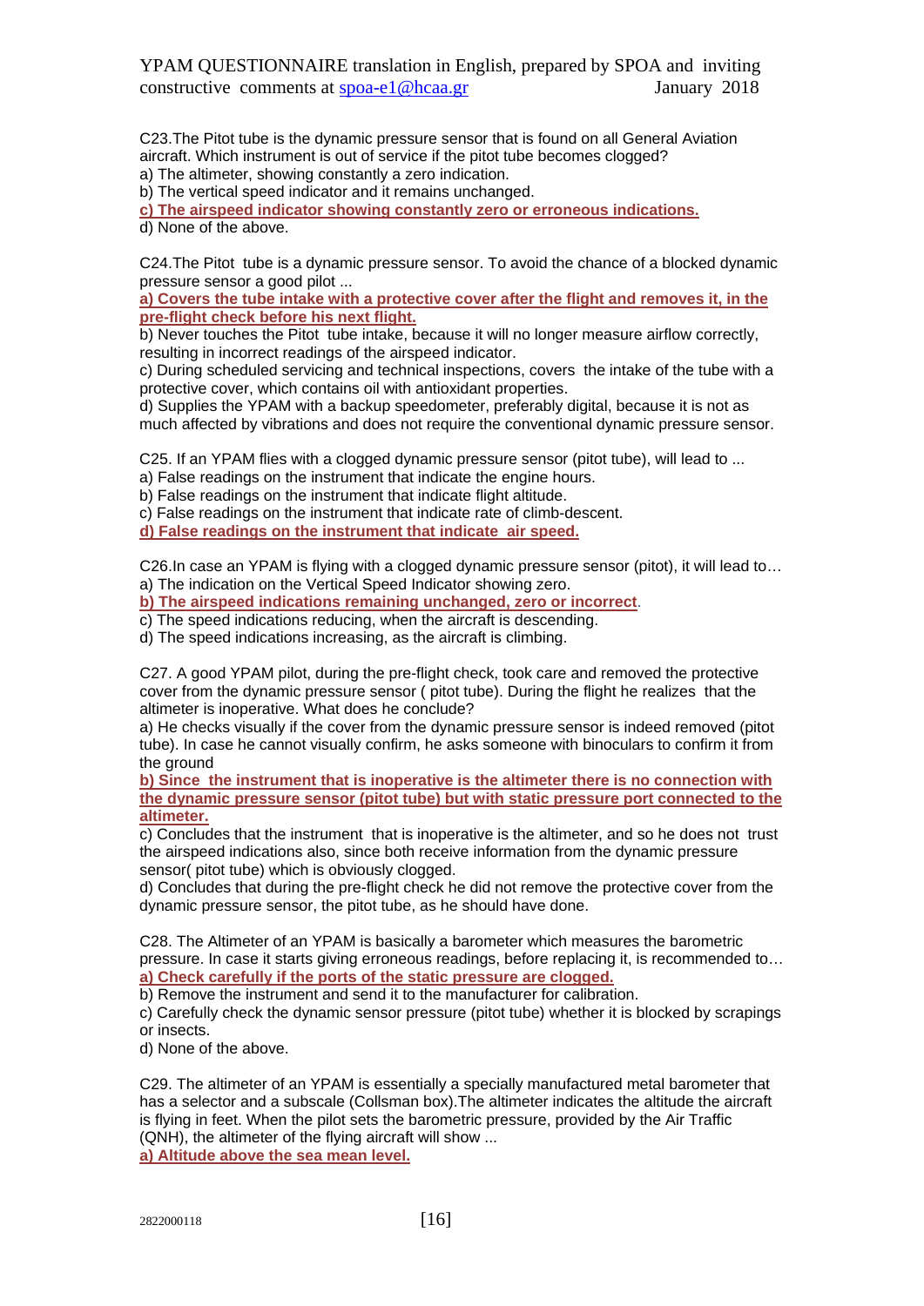C23.The Pitot tube is the dynamic pressure sensor that is found on all General Aviation aircraft. Which instrument is out of service if the pitot tube becomes clogged?

a) The altimeter, showing constantly a zero indication.

b) The vertical speed indicator and it remains unchanged.

**c) The airspeed indicator showing constantly zero or erroneous indications.**

d) None of the above.

C24.The Pitot tube is a dynamic pressure sensor. To avoid the chance of a blocked dynamic pressure sensor a good pilot ...

**a) Covers the tube intake with a protective cover after the flight and removes it, in the pre-flight check before his next flight.**

b) Never touches the Pitot tube intake, because it will no longer measure airflow correctly, resulting in incorrect readings of the airspeed indicator.

c) During scheduled servicing and technical inspections, covers the intake of the tube with a protective cover, which contains oil with antioxidant properties.

d) Supplies the YPAM with a backup speedometer, preferably digital, because it is not as much affected by vibrations and does not require the conventional dynamic pressure sensor.

C25. If an YPAM flies with a clogged dynamic pressure sensor (pitot tube), will lead to ...

a) False readings on the instrument that indicate the engine hours.

b) False readings on the instrument that indicate flight altitude.

c) False readings on the instrument that indicate rate of climb-descent.

**d) False readings on the instrument that indicate air speed.**

C26.In case an YPAM is flying with a clogged dynamic pressure sensor (pitot), it will lead to…

a) The indication on the Vertical Speed Indicator showing zero.

**b) The airspeed indications remaining unchanged, zero or incorrect**.

c) The speed indications reducing, when the aircraft is descending.

d) The speed indications increasing, as the aircraft is climbing.

C27. A good YPAM pilot, during the pre-flight check, took care and removed the protective cover from the dynamic pressure sensor ( pitot tube). During the flight he realizes that the altimeter is inoperative. What does he conclude?

a) He checks visually if the cover from the dynamic pressure sensor is indeed removed (pitot tube). In case he cannot visually confirm, he asks someone with binoculars to confirm it from the ground

**b) Since the instrument that is inoperative is the altimeter there is no connection with the dynamic pressure sensor (pitot tube) but with static pressure port connected to the altimeter.**

c) Concludes that the instrument that is inoperative is the altimeter, and so he does not trust the airspeed indications also, since both receive information from the dynamic pressure sensor( pitot tube) which is obviously clogged.

d) Concludes that during the pre-flight check he did not remove the protective cover from the dynamic pressure sensor, the pitot tube, as he should have done.

C28. The Altimeter of an YPAM is basically a barometer which measures the barometric pressure. In case it starts giving erroneous readings, before replacing it, is recommended to…

**a) Check carefully if the ports of the static pressure are clogged.**

b) Remove the instrument and send it to the manufacturer for calibration.

c) Carefully check the dynamic sensor pressure (pitot tube) whether it is blocked by scrapings or insects.

d) None of the above.

C29. The altimeter of an YPAM is essentially a specially manufactured metal barometer that has a selector and a subscale (Collsman box).The altimeter indicates the altitude the aircraft is flying in feet. When the pilot sets the barometric pressure, provided by the Air Traffic (QNH), the altimeter of the flying aircraft will show ...

**a) Altitude above the sea mean level.**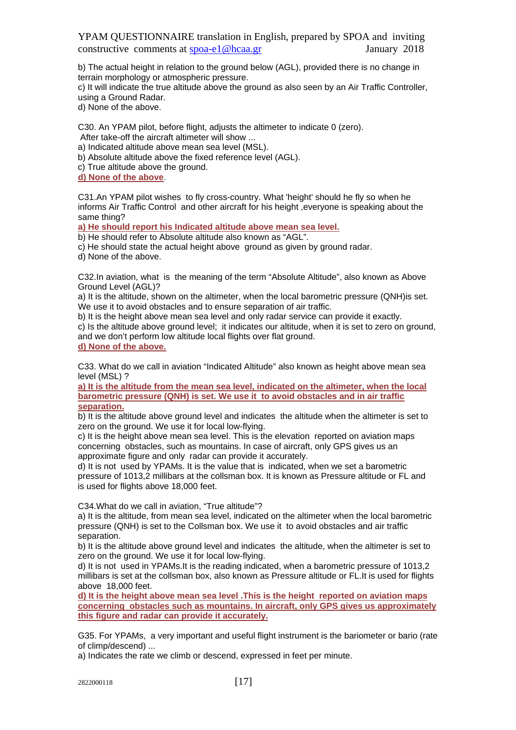b) The actual height in relation to the ground below (AGL), provided there is no change in terrain morphology or atmospheric pressure.
c) It will indicate the true altitude above the ground as also seen by an Air Traffic Controller, using a Ground Radar.
d) None of the above.

C30. An YPAM pilot, before flight, adjusts the altimeter to indicate 0 (zero).
After take-off the aircraft altimeter will show ...
a) Indicated altitude above mean sea level (MSL).
b) Absolute altitude above the fixed reference level (AGL).
c) True altitude above the ground.
**d) None of the above**.

C31.An YPAM pilot wishes to fly cross-country. What 'height' should he fly so when he informs Air Traffic Control and other aircraft for his height ,everyone is speaking about the same thing?
**a) He should report his Indicated altitude above mean sea level.**
b) He should refer to Absolute altitude also known as “AGL”.
c) He should state the actual height above ground as given by ground radar.
d) None of the above.

C32.In aviation, what is the meaning of the term “Absolute Altitude”, also known as Above Ground Level (AGL)?
a) It is the altitude, shown on the altimeter, when the local barometric pressure (QNH)is set. We use it to avoid obstacles and to ensure separation of air traffic.
b) It is the height above mean sea level and only radar service can provide it exactly.
c) Is the altitude above ground level; it indicates our altitude, when it is set to zero on ground, and we don’t perform low altitude local flights over flat ground.
**d) None of the above.**

C33. What do we call in aviation “Indicated Altitude” also known as height above mean sea level (MSL) ?
**a) It is the altitude from the mean sea level, indicated on the altimeter, when the local barometric pressure (QNH) is set. We use it to avoid obstacles and in air traffic separation.**
b) It is the altitude above ground level and indicates the altitude when the altimeter is set to zero on the ground. We use it for local low-flying.
c) It is the height above mean sea level. This is the elevation reported on aviation maps concerning obstacles, such as mountains. In case of aircraft, only GPS gives us an approximate figure and only radar can provide it accurately.
d) It is not used by YPAMs. It is the value that is indicated, when we set a barometric pressure of 1013,2 millibars at the collsman box. It is known as Pressure altitude or FL and is used for flights above 18,000 feet.

C34.What do we call in aviation, “True altitude”?
a) It is the altitude, from mean sea level, indicated on the altimeter when the local barometric pressure (QNH) is set to the Collsman box. We use it to avoid obstacles and air traffic separation.
b) It is the altitude above ground level and indicates the altitude, when the altimeter is set to zero on the ground. We use it for local low-flying.
d) It is not used in YPAMs.It is the reading indicated, when a barometric pressure of 1013,2 millibars is set at the collsman box, also known as Pressure altitude or FL.It is used for flights above 18,000 feet.
**d) It is the height above mean sea level .This is the height reported on aviation maps concerning obstacles such as mountains. In aircraft, only GPS gives us approximately this figure and radar can provide it accurately.**

G35. For YPAMs, a very important and useful flight instrument is the bariometer or bario (rate of climp/descend) ...
a) Indicates the rate we climb or descend, expressed in feet per minute.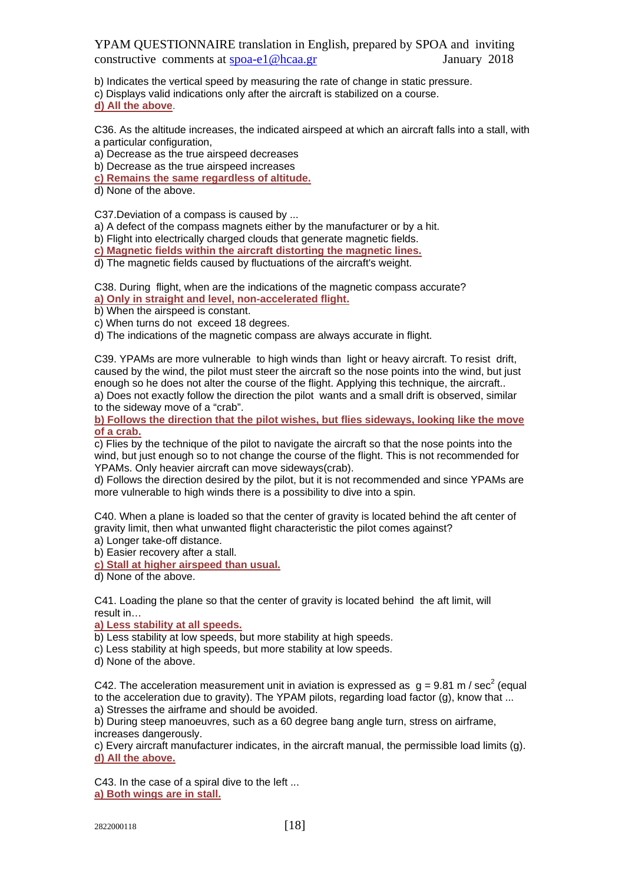b) Indicates the vertical speed by measuring the rate of change in static pressure.
c) Displays valid indications only after the aircraft is stabilized on a course.
**d) All the above**.

C36. As the altitude increases, the indicated airspeed at which an aircraft falls into a stall, with a particular configuration,
a) Decrease as the true airspeed decreases
b) Decrease as the true airspeed increases
**c) Remains the same regardless of altitude.**
d) None of the above.

C37.Deviation of a compass is caused by ...
a) A defect of the compass magnets either by the manufacturer or by a hit.
b) Flight into electrically charged clouds that generate magnetic fields.
**c) Magnetic fields within the aircraft distorting the magnetic lines.**
d) The magnetic fields caused by fluctuations of the aircraft's weight.

C38. During flight, when are the indications of the magnetic compass accurate?
**a) Only in straight and level, non-accelerated flight.**
b) When the airspeed is constant.
c) When turns do not exceed 18 degrees.
d) The indications of the magnetic compass are always accurate in flight.

C39. YPAMs are more vulnerable to high winds than light or heavy aircraft. To resist drift, caused by the wind, the pilot must steer the aircraft so the nose points into the wind, but just enough so he does not alter the course of the flight. Applying this technique, the aircraft..
a) Does not exactly follow the direction the pilot wants and a small drift is observed, similar to the sideway move of a "crab".
**b) Follows the direction that the pilot wishes, but flies sideways, looking like the move of a crab.**
c) Flies by the technique of the pilot to navigate the aircraft so that the nose points into the wind, but just enough so to not change the course of the flight. This is not recommended for YPAMs. Only heavier aircraft can move sideways(crab).
d) Follows the direction desired by the pilot, but it is not recommended and since YPAMs are more vulnerable to high winds there is a possibility to dive into a spin.

C40. When a plane is loaded so that the center of gravity is located behind the aft center of gravity limit, then what unwanted flight characteristic the pilot comes against?
a) Longer take-off distance.
b) Easier recovery after a stall.
**c) Stall at higher airspeed than usual.**
d) None of the above.

C41. Loading the plane so that the center of gravity is located behind the aft limit, will result in…
**a) Less stability at all speeds.**
b) Less stability at low speeds, but more stability at high speeds.
c) Less stability at high speeds, but more stability at low speeds.
d) None of the above.

C42. The acceleration measurement unit in aviation is expressed as $g = 9.81 \text{ m} / \text{sec}^2$ (equal to the acceleration due to gravity). The YPAM pilots, regarding load factor (g), know that ...
a) Stresses the airframe and should be avoided.
b) During steep manoeuvres, such as a 60 degree bang angle turn, stress on airframe, increases dangerously.
c) Every aircraft manufacturer indicates, in the aircraft manual, the permissible load limits (g).
**d) All the above.**

C43. In the case of a spiral dive to the left ...
**a) Both wings are in stall.**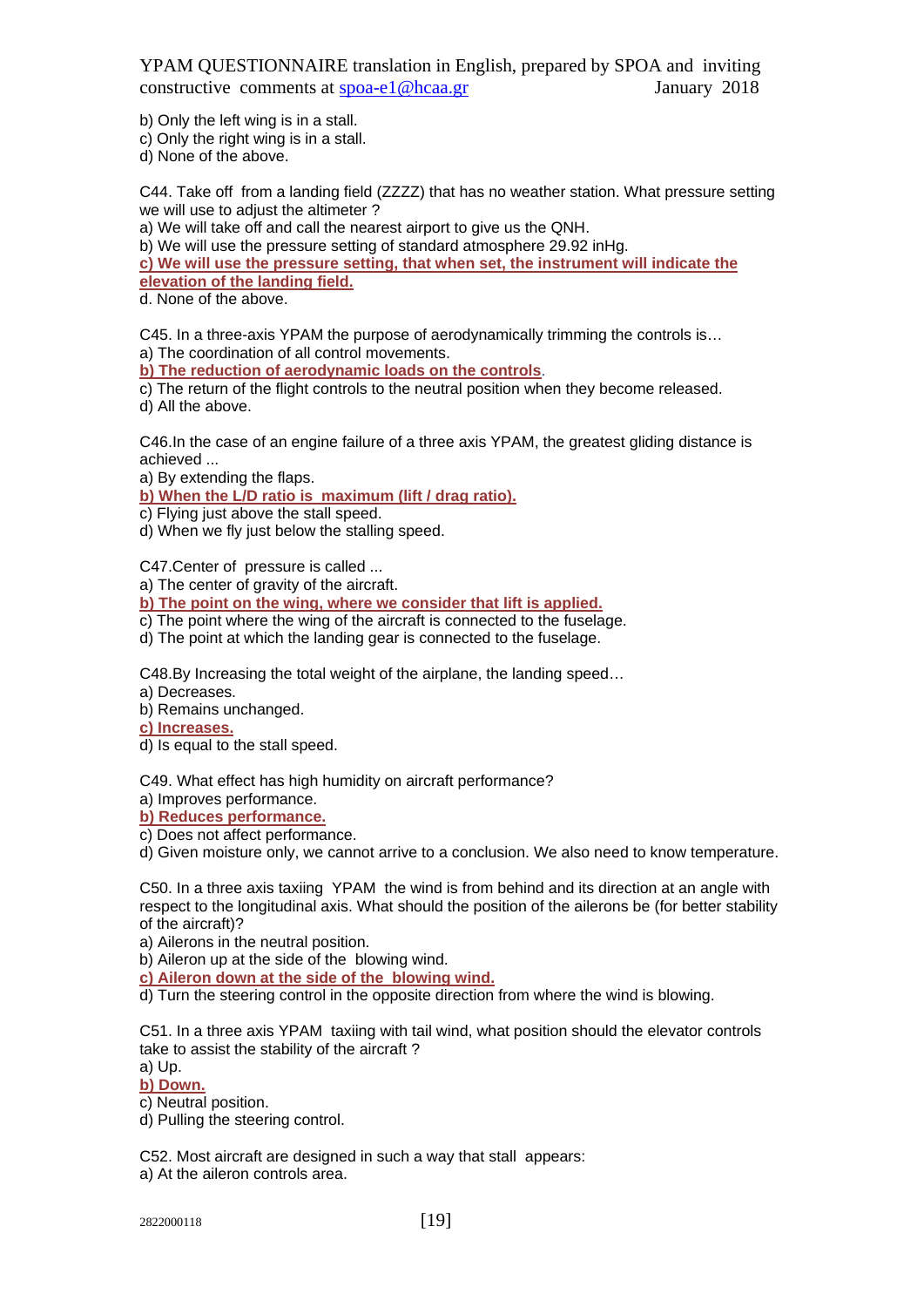b) Only the left wing is in a stall.
c) Only the right wing is in a stall.
d) None of the above.

C44. Take off from a landing field (ZZZZ) that has no weather station. What pressure setting we will use to adjust the altimeter ?
a) We will take off and call the nearest airport to give us the QNH.
b) We will use the pressure setting of standard atmosphere 29.92 inHg.
**c) We will use the pressure setting, that when set, the instrument will indicate the elevation of the landing field.**
d. None of the above.

C45. In a three-axis YPAM the purpose of aerodynamically trimming the controls is…
a) The coordination of all control movements.
**b) The reduction of aerodynamic loads on the controls**.
c) The return of the flight controls to the neutral position when they become released.
d) All the above.

C46.In the case of an engine failure of a three axis YPAM, the greatest gliding distance is achieved ...
a) By extending the flaps.
**b) When the L/D ratio is maximum (lift / drag ratio).**
c) Flying just above the stall speed.
d) When we fly just below the stalling speed.

C47.Center of pressure is called ...
a) The center of gravity of the aircraft.
**b) The point on the wing, where we consider that lift is applied.**
c) The point where the wing of the aircraft is connected to the fuselage.
d) The point at which the landing gear is connected to the fuselage.

C48.By Increasing the total weight of the airplane, the landing speed…
a) Decreases.
b) Remains unchanged.
**c) Increases.**
d) Is equal to the stall speed.

C49. What effect has high humidity on aircraft performance?
a) Improves performance.
**b) Reduces performance.**
c) Does not affect performance.
d) Given moisture only, we cannot arrive to a conclusion. We also need to know temperature.

C50. In a three axis taxiing YPAM the wind is from behind and its direction at an angle with respect to the longitudinal axis. What should the position of the ailerons be (for better stability of the aircraft)?
a) Ailerons in the neutral position.
b) Aileron up at the side of the blowing wind.
**c) Aileron down at the side of the blowing wind.**
d) Turn the steering control in the opposite direction from where the wind is blowing.

C51. In a three axis YPAM taxiing with tail wind, what position should the elevator controls take to assist the stability of the aircraft ?
a) Up.
**b) Down.**
c) Neutral position.
d) Pulling the steering control.

C52. Most aircraft are designed in such a way that stall appears:
a) At the aileron controls area.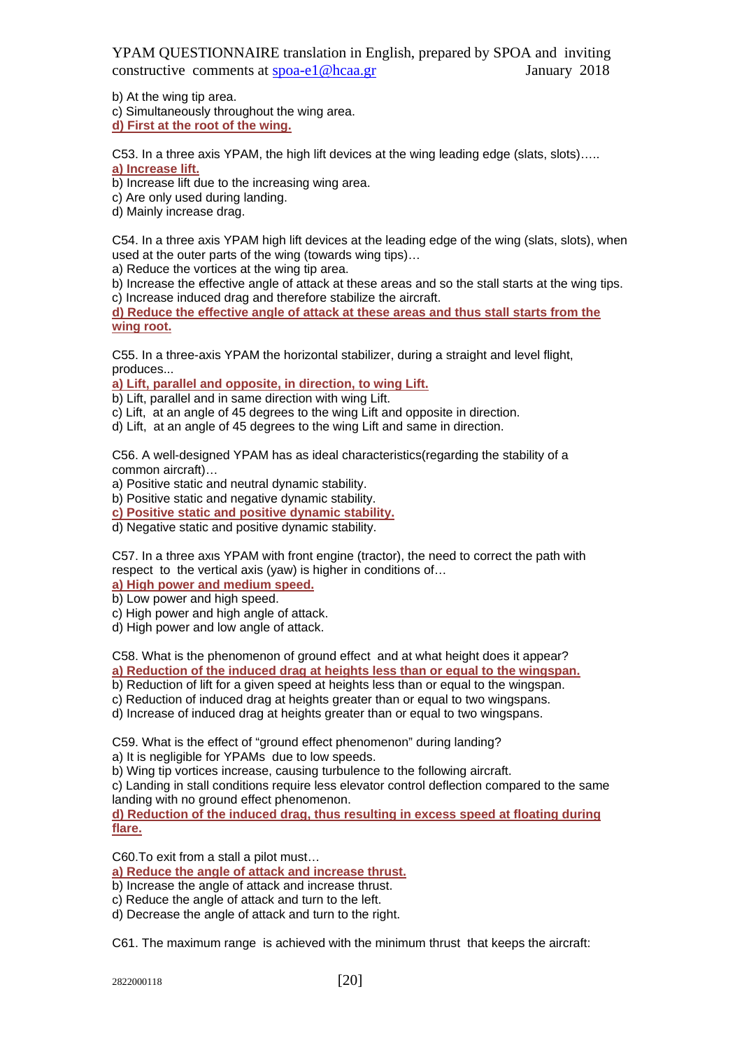b) At the wing tip area.
c) Simultaneously throughout the wing area.
**d) First at the root of the wing.**

C53. In a three axis YPAM, the high lift devices at the wing leading edge (slats, slots)…..
**a) Increase lift.**
b) Increase lift due to the increasing wing area.
c) Are only used during landing.
d) Mainly increase drag.

C54. In a three axis YPAM high lift devices at the leading edge of the wing (slats, slots), when used at the outer parts of the wing (towards wing tips)…
a) Reduce the vortices at the wing tip area.
b) Increase the effective angle of attack at these areas and so the stall starts at the wing tips.
c) Increase induced drag and therefore stabilize the aircraft.
**d) Reduce the effective angle of attack at these areas and thus stall starts from the wing root.**

C55. In a three-axis YPAM the horizontal stabilizer, during a straight and level flight, produces...
**a) Lift, parallel and opposite, in direction, to wing Lift.**
b) Lift, parallel and in same direction with wing Lift.
c) Lift, at an angle of 45 degrees to the wing Lift and opposite in direction.
d) Lift, at an angle of 45 degrees to the wing Lift and same in direction.

C56. A well-designed YPAM has as ideal characteristics(regarding the stability of a common aircraft)…
a) Positive static and neutral dynamic stability.
b) Positive static and negative dynamic stability.
**c) Positive static and positive dynamic stability.**
d) Negative static and positive dynamic stability.

C57. In a three axıs YPAM with front engine (tractor), the need to correct the path with respect to the vertical axis (yaw) is higher in conditions of…
**a) High power and medium speed.**
b) Low power and high speed.
c) High power and high angle of attack.
d) High power and low angle of attack.

C58. What is the phenomenon of ground effect and at what height does it appear?
**a) Reduction of the induced drag at heights less than or equal to the wingspan.**
b) Reduction of lift for a given speed at heights less than or equal to the wingspan.
c) Reduction of induced drag at heights greater than or equal to two wingspans.
d) Increase of induced drag at heights greater than or equal to two wingspans.

C59. What is the effect of "ground effect phenomenon" during landing?
a) It is negligible for YPAMs due to low speeds.
b) Wing tip vortices increase, causing turbulence to the following aircraft.
c) Landing in stall conditions require less elevator control deflection compared to the same landing with no ground effect phenomenon.
**d) Reduction of the induced drag, thus resulting in excess speed at floating during flare.**

C60.To exit from a stall a pilot must…
**a) Reduce the angle of attack and increase thrust.**
b) Increase the angle of attack and increase thrust.
c) Reduce the angle of attack and turn to the left.
d) Decrease the angle of attack and turn to the right.

C61. The maximum range is achieved with the minimum thrust that keeps the aircraft: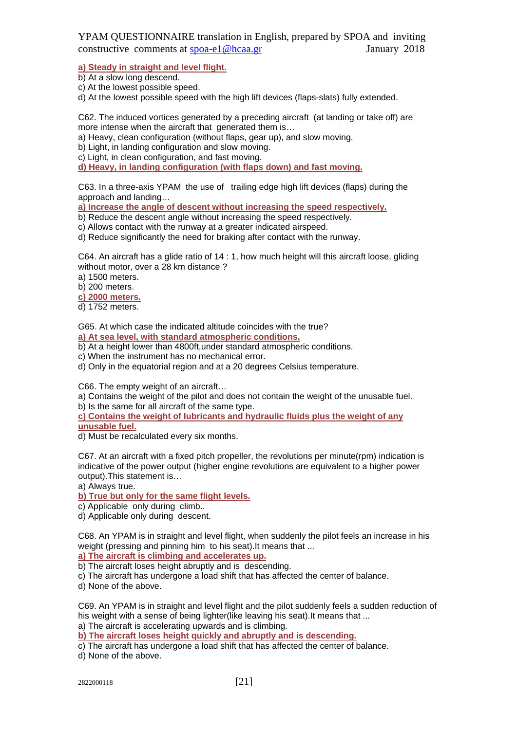**a) Steady in straight and level flight.**
b) At a slow long descend.
c) At the lowest possible speed.
d) At the lowest possible speed with the high lift devices (flaps-slats) fully extended.

C62. The induced vortices generated by a preceding aircraft (at landing or take off) are more intense when the aircraft that generated them is…
a) Heavy, clean configuration (without flaps, gear up), and slow moving.
b) Light, in landing configuration and slow moving.
c) Light, in clean configuration, and fast moving.
**d) Heavy, in landing configuration (with flaps down) and fast moving.**

C63. In a three-axis YPAM the use of trailing edge high lift devices (flaps) during the approach and landing…
**a) Increase the angle of descent without increasing the speed respectively.**
b) Reduce the descent angle without increasing the speed respectively.
c) Allows contact with the runway at a greater indicated airspeed.
d) Reduce significantly the need for braking after contact with the runway.

C64. An aircraft has a glide ratio of 14 : 1, how much height will this aircraft loose, gliding without motor, over a 28 km distance ?
a) 1500 meters.
b) 200 meters.
**c) 2000 meters.**
d) 1752 meters.

G65. At which case the indicated altitude coincides with the true?
**a) At sea level, with standard atmospheric conditions.**
b) At a height lower than 4800ft,under standard atmospheric conditions.
c) When the instrument has no mechanical error.
d) Only in the equatorial region and at a 20 degrees Celsius temperature.

C66. The empty weight of an aircraft…
a) Contains the weight of the pilot and does not contain the weight of the unusable fuel.
b) Is the same for all aircraft of the same type.
**c) Contains the weight of lubricants and hydraulic fluids plus the weight of any unusable fuel.**
d) Must be recalculated every six months.

C67. At an aircraft with a fixed pitch propeller, the revolutions per minute(rpm) indication is indicative of the power output (higher engine revolutions are equivalent to a higher power output).This statement is…
a) Always true.
**b) True but only for the same flight levels.**
c) Applicable only during climb..
d) Applicable only during descent.

C68. An YPAM is in straight and level flight, when suddenly the pilot feels an increase in his weight (pressing and pinning him to his seat).It means that ...
**a) The aircraft is climbing and accelerates up.**
b) The aircraft loses height abruptly and is descending.
c) The aircraft has undergone a load shift that has affected the center of balance.
d) None of the above.

C69. An YPAM is in straight and level flight and the pilot suddenly feels a sudden reduction of his weight with a sense of being lighter(like leaving his seat).It means that ...
a) The aircraft is accelerating upwards and is climbing.
**b) The aircraft loses height quickly and abruptly and is descending.**
c) The aircraft has undergone a load shift that has affected the center of balance.
d) None of the above.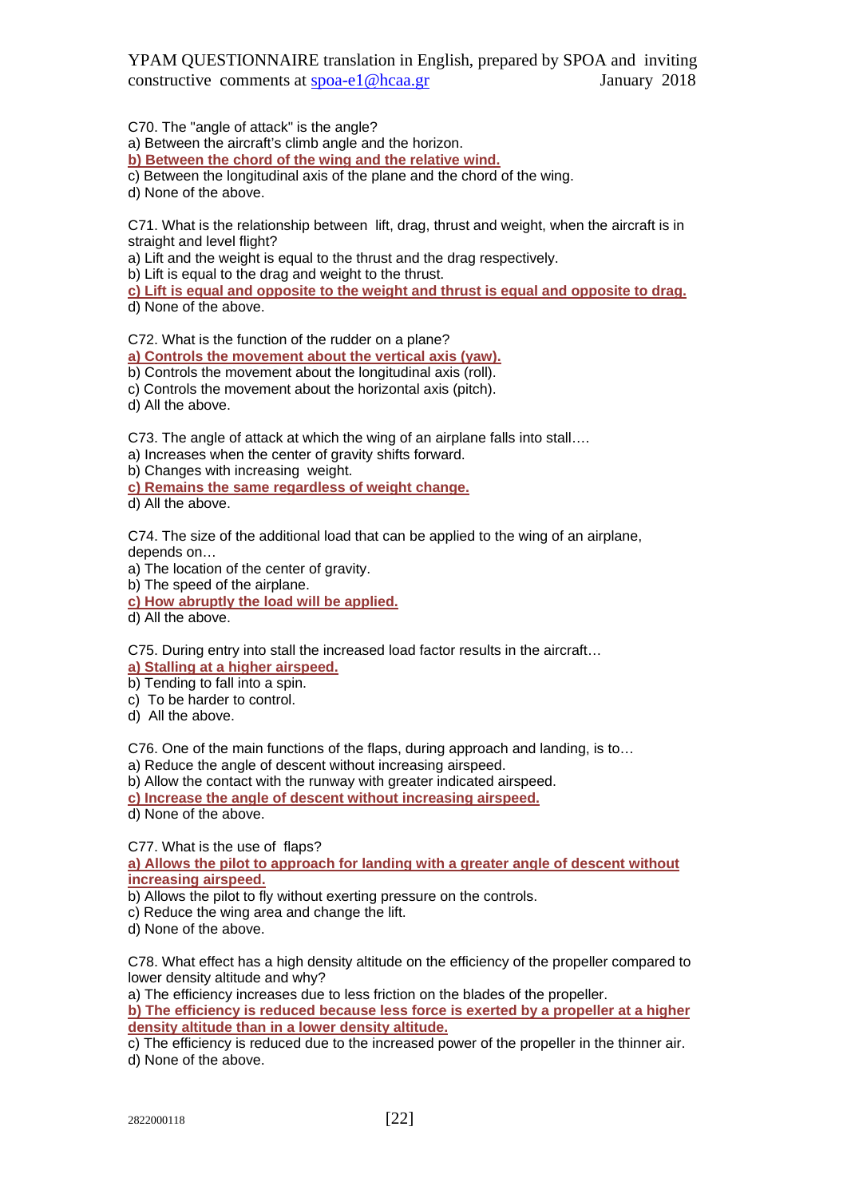C70. The "angle of attack" is the angle?
a) Between the aircraft's climb angle and the horizon.
**b) Between the chord of the wing and the relative wind.**
c) Between the longitudinal axis of the plane and the chord of the wing.
d) None of the above.

C71. What is the relationship between lift, drag, thrust and weight, when the aircraft is in straight and level flight?
a) Lift and the weight is equal to the thrust and the drag respectively.
b) Lift is equal to the drag and weight to the thrust.
**c) Lift is equal and opposite to the weight and thrust is equal and opposite to drag.**
d) None of the above.

C72. What is the function of the rudder on a plane?
**a) Controls the movement about the vertical axis (yaw).**
b) Controls the movement about the longitudinal axis (roll).
c) Controls the movement about the horizontal axis (pitch).
d) All the above.

C73. The angle of attack at which the wing of an airplane falls into stall….
a) Increases when the center of gravity shifts forward.
b) Changes with increasing weight.
**c) Remains the same regardless of weight change.**
d) All the above.

C74. The size of the additional load that can be applied to the wing of an airplane, depends on…
a) The location of the center of gravity.
b) The speed of the airplane.
**c) How abruptly the load will be applied.**
d) All the above.

C75. During entry into stall the increased load factor results in the aircraft…
**a) Stalling at a higher airspeed.**
b) Tending to fall into a spin.
c) To be harder to control.
d) All the above.

C76. One of the main functions of the flaps, during approach and landing, is to…
a) Reduce the angle of descent without increasing airspeed.
b) Allow the contact with the runway with greater indicated airspeed.
**c) Increase the angle of descent without increasing airspeed.**
d) None of the above.

C77. What is the use of flaps?
**a) Allows the pilot to approach for landing with a greater angle of descent without increasing airspeed.**
b) Allows the pilot to fly without exerting pressure on the controls.
c) Reduce the wing area and change the lift.
d) None of the above.

C78. What effect has a high density altitude on the efficiency of the propeller compared to lower density altitude and why?
a) The efficiency increases due to less friction on the blades of the propeller.
**b) The efficiency is reduced because less force is exerted by a propeller at a higher density altitude than in a lower density altitude.**
c) The efficiency is reduced due to the increased power of the propeller in the thinner air.
d) None of the above.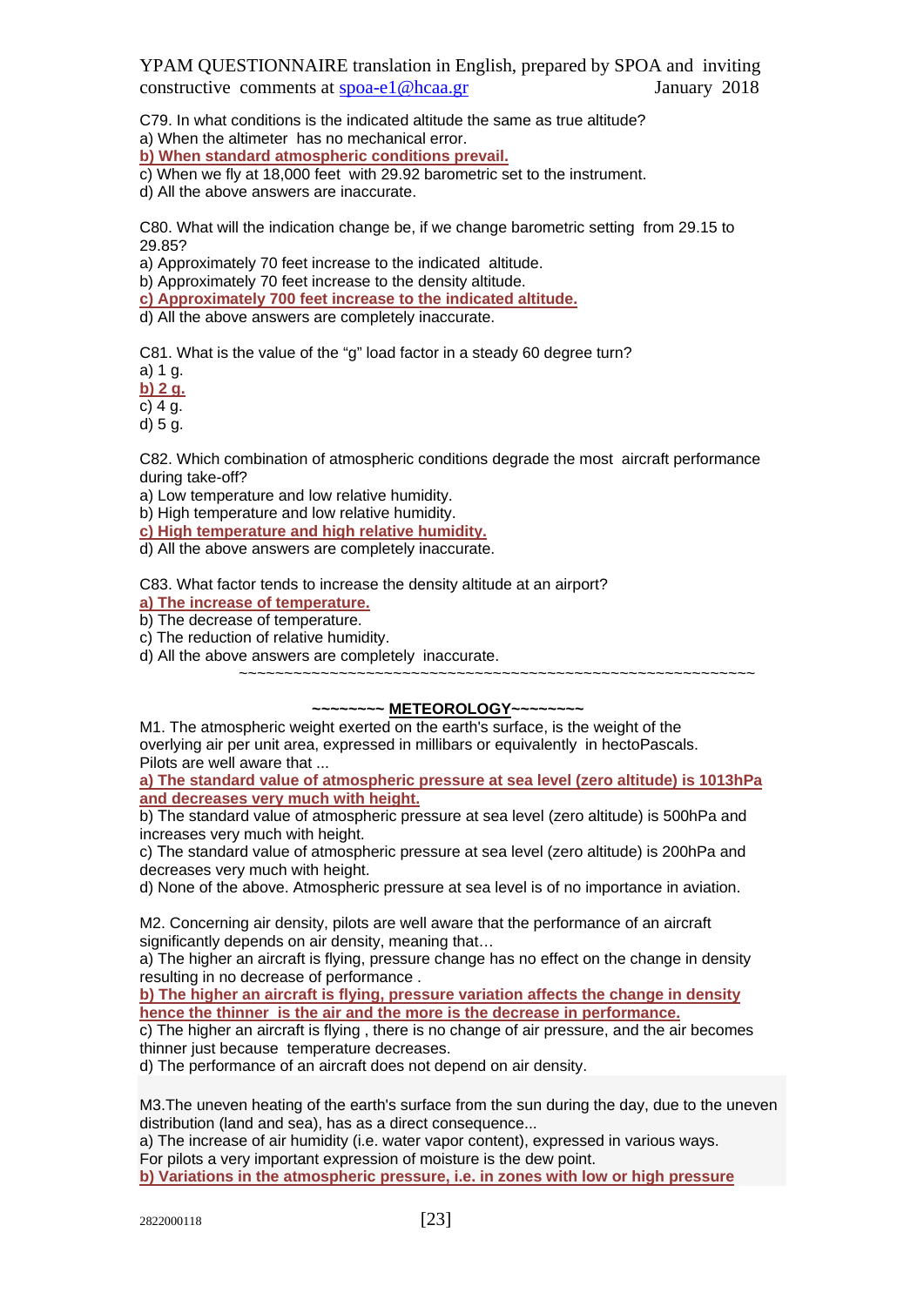C79. In what conditions is the indicated altitude the same as true altitude?
a) When the altimeter has no mechanical error.
**b) When standard atmospheric conditions prevail.**
c) When we fly at 18,000 feet with 29.92 barometric set to the instrument.
d) All the above answers are inaccurate.

C80. What will the indication change be, if we change barometric setting from 29.15 to 29.85?
a) Approximately 70 feet increase to the indicated altitude.
b) Approximately 70 feet increase to the density altitude.
**c) Approximately 700 feet increase to the indicated altitude.**
d) All the above answers are completely inaccurate.

C81. What is the value of the "g" load factor in a steady 60 degree turn?
a) 1 g.
**b) 2 g.**
c) 4 g.
d) 5 g.

C82. Which combination of atmospheric conditions degrade the most aircraft performance during take-off?
a) Low temperature and low relative humidity.
b) High temperature and low relative humidity.
**c) High temperature and high relative humidity.**
d) All the above answers are completely inaccurate.

C83. What factor tends to increase the density altitude at an airport?
**a) The increase of temperature.**
b) The decrease of temperature.
c) The reduction of relative humidity.
d) All the above answers are completely inaccurate.

~~~~~~~~~~~~~~~~~~~~~~~~~~~~~~~~~~~~~~~~~~~~~~~~~~~~~~~~~~

## ~~~~~~~~ METEOROLOGY~~~~~~~~

M1. The atmospheric weight exerted on the earth's surface, is the weight of the overlying air per unit area, expressed in millibars or equivalently in hectoPascals. Pilots are well aware that ...
**a) The standard value of atmospheric pressure at sea level (zero altitude) is 1013hPa and decreases very much with height.**
b) The standard value of atmospheric pressure at sea level (zero altitude) is 500hPa and increases very much with height.
c) The standard value of atmospheric pressure at sea level (zero altitude) is 200hPa and decreases very much with height.
d) None of the above. Atmospheric pressure at sea level is of no importance in aviation.

M2. Concerning air density, pilots are well aware that the performance of an aircraft significantly depends on air density, meaning that…
a) The higher an aircraft is flying, pressure change has no effect on the change in density resulting in no decrease of performance .
**b) The higher an aircraft is flying, pressure variation affects the change in density hence the thinner is the air and the more is the decrease in performance.**
c) The higher an aircraft is flying , there is no change of air pressure, and the air becomes thinner just because temperature decreases.
d) The performance of an aircraft does not depend on air density.

M3.The uneven heating of the earth's surface from the sun during the day, due to the uneven distribution (land and sea), has as a direct consequence...
a) The increase of air humidity (i.e. water vapor content), expressed in various ways. For pilots a very important expression of moisture is the dew point.
**b) Variations in the atmospheric pressure, i.e. in zones with low or high pressure**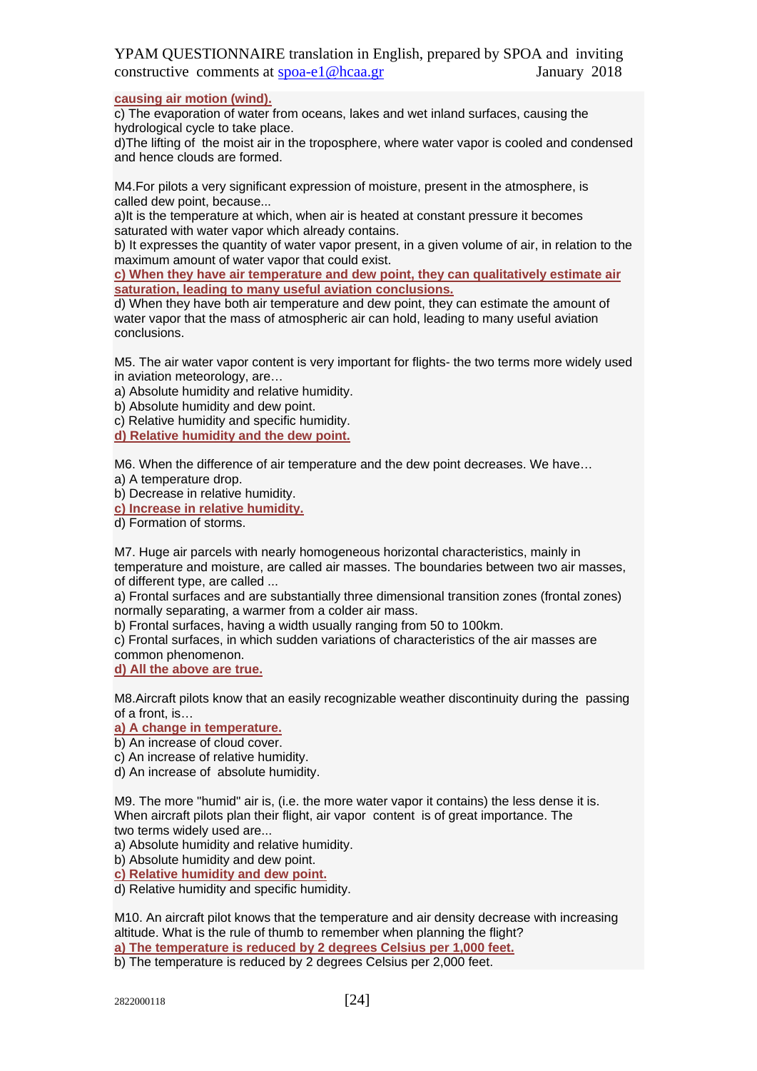**causing air motion (wind).**

c) The evaporation of water from oceans, lakes and wet inland surfaces, causing the hydrological cycle to take place.

d)The lifting of the moist air in the troposphere, where water vapor is cooled and condensed and hence clouds are formed.

M4.For pilots a very significant expression of moisture, present in the atmosphere, is called dew point, because...

a)It is the temperature at which, when air is heated at constant pressure it becomes saturated with water vapor which already contains.

b) It expresses the quantity of water vapor present, in a given volume of air, in relation to the maximum amount of water vapor that could exist.

**c) When they have air temperature and dew point, they can qualitatively estimate air saturation, leading to many useful aviation conclusions.**

d) When they have both air temperature and dew point, they can estimate the amount of water vapor that the mass of atmospheric air can hold, leading to many useful aviation conclusions.

M5. The air water vapor content is very important for flights- the two terms more widely used in aviation meteorology, are…

a) Absolute humidity and relative humidity.

b) Absolute humidity and dew point.

c) Relative humidity and specific humidity.

**d) Relative humidity and the dew point.**

M6. When the difference of air temperature and the dew point decreases. We have…

a) A temperature drop.

b) Decrease in relative humidity.

**c) Increase in relative humidity.**

d) Formation of storms.

M7. Huge air parcels with nearly homogeneous horizontal characteristics, mainly in temperature and moisture, are called air masses. The boundaries between two air masses, of different type, are called ...

a) Frontal surfaces and are substantially three dimensional transition zones (frontal zones) normally separating, a warmer from a colder air mass.

b) Frontal surfaces, having a width usually ranging from 50 to 100km.

c) Frontal surfaces, in which sudden variations of characteristics of the air masses are common phenomenon.

**d) All the above are true.**

M8.Aircraft pilots know that an easily recognizable weather discontinuity during the passing of a front, is…

**a) A change in temperature.**

b) An increase of cloud cover.

c) An increase of relative humidity.

d) An increase of absolute humidity.

M9. The more "humid" air is, (i.e. the more water vapor it contains) the less dense it is. When aircraft pilots plan their flight, air vapor content is of great importance. The two terms widely used are...

a) Absolute humidity and relative humidity.

b) Absolute humidity and dew point.

**c) Relative humidity and dew point.**

d) Relative humidity and specific humidity.

M10. An aircraft pilot knows that the temperature and air density decrease with increasing altitude. What is the rule of thumb to remember when planning the flight?

**a) The temperature is reduced by 2 degrees Celsius per 1,000 feet.**

b) The temperature is reduced by 2 degrees Celsius per 2,000 feet.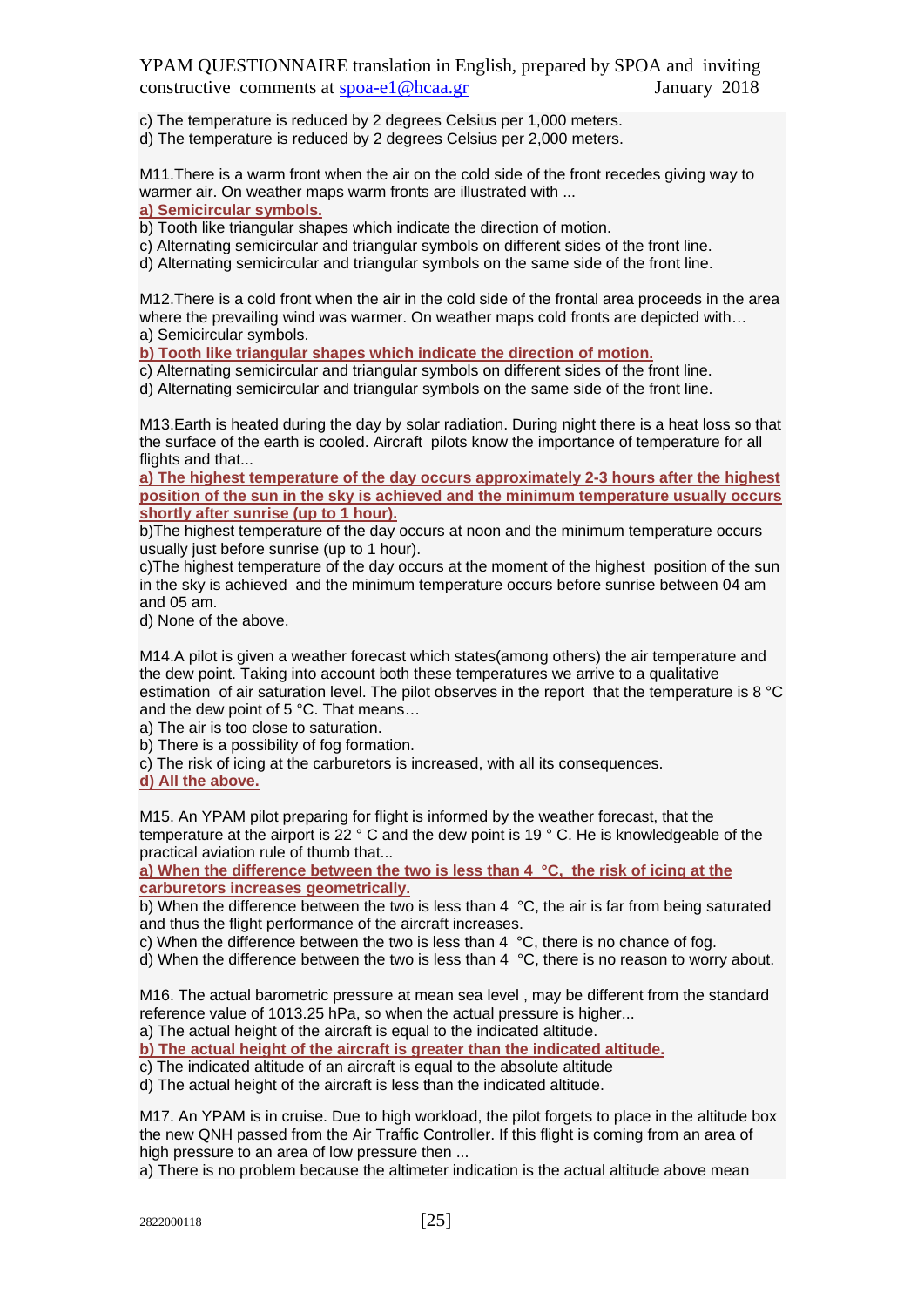c) The temperature is reduced by 2 degrees Celsius per 1,000 meters.
d) The temperature is reduced by 2 degrees Celsius per 2,000 meters.

M11.There is a warm front when the air on the cold side of the front recedes giving way to warmer air. On weather maps warm fronts are illustrated with ...
**a) Semicircular symbols.**
b) Tooth like triangular shapes which indicate the direction of motion.
c) Alternating semicircular and triangular symbols on different sides of the front line.
d) Alternating semicircular and triangular symbols on the same side of the front line.

M12.There is a cold front when the air in the cold side of the frontal area proceeds in the area where the prevailing wind was warmer. On weather maps cold fronts are depicted with…
a) Semicircular symbols.
**b) Tooth like triangular shapes which indicate the direction of motion.**
c) Alternating semicircular and triangular symbols on different sides of the front line.
d) Alternating semicircular and triangular symbols on the same side of the front line.

M13.Earth is heated during the day by solar radiation. During night there is a heat loss so that the surface of the earth is cooled. Aircraft pilots know the importance of temperature for all flights and that...
**a) The highest temperature of the day occurs approximately 2-3 hours after the highest position of the sun in the sky is achieved and the minimum temperature usually occurs shortly after sunrise (up to 1 hour).**
b)The highest temperature of the day occurs at noon and the minimum temperature occurs usually just before sunrise (up to 1 hour).
c)The highest temperature of the day occurs at the moment of the highest position of the sun in the sky is achieved and the minimum temperature occurs before sunrise between 04 am and 05 am.
d) None of the above.

M14.A pilot is given a weather forecast which states(among others) the air temperature and the dew point. Taking into account both these temperatures we arrive to a qualitative estimation of air saturation level. The pilot observes in the report that the temperature is 8 °C and the dew point of 5 °C. That means…
a) The air is too close to saturation.
b) There is a possibility of fog formation.
c) The risk of icing at the carburetors is increased, with all its consequences.
**d) All the above.**

M15. An YPAM pilot preparing for flight is informed by the weather forecast, that the temperature at the airport is 22 ° C and the dew point is 19 ° C. He is knowledgeable of the practical aviation rule of thumb that...
**a) When the difference between the two is less than 4 °C, the risk of icing at the carburetors increases geometrically.**
b) When the difference between the two is less than 4 °C, the air is far from being saturated and thus the flight performance of the aircraft increases.
c) When the difference between the two is less than 4 °C, there is no chance of fog.
d) When the difference between the two is less than 4 °C, there is no reason to worry about.

M16. The actual barometric pressure at mean sea level , may be different from the standard reference value of 1013.25 hPa, so when the actual pressure is higher...
a) The actual height of the aircraft is equal to the indicated altitude.
**b) The actual height of the aircraft is greater than the indicated altitude.**
c) The indicated altitude of an aircraft is equal to the absolute altitude
d) The actual height of the aircraft is less than the indicated altitude.

M17. An YPAM is in cruise. Due to high workload, the pilot forgets to place in the altitude box the new QNH passed from the Air Traffic Controller. If this flight is coming from an area of high pressure to an area of low pressure then ...
a) There is no problem because the altimeter indication is the actual altitude above mean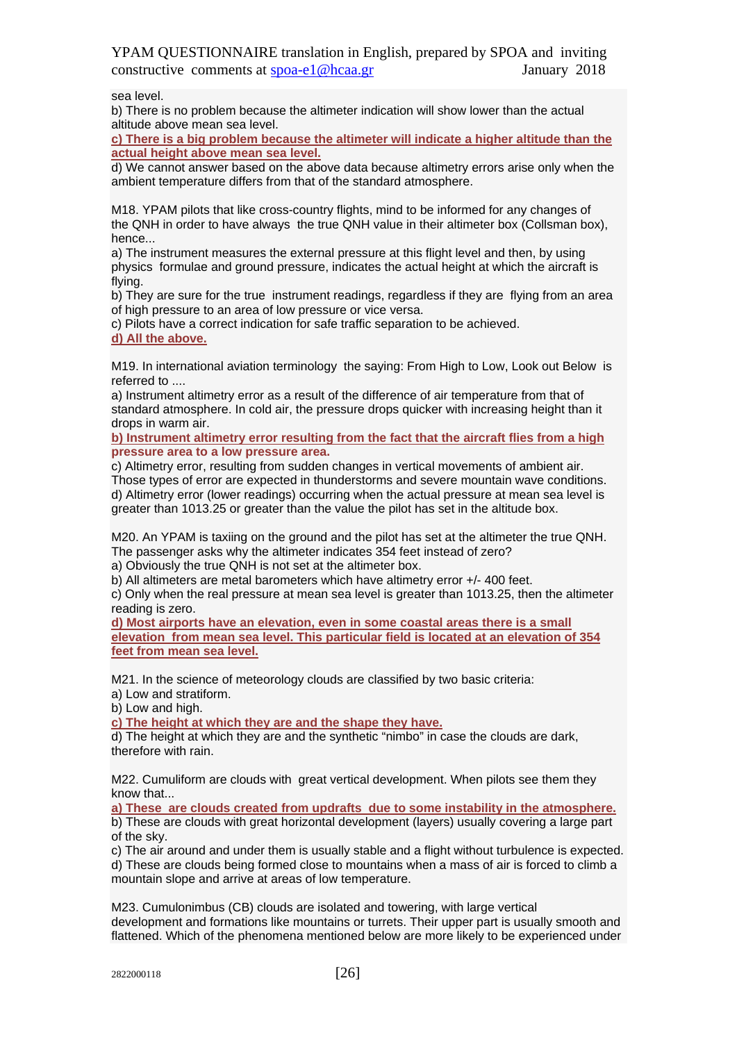sea level.

b) There is no problem because the altimeter indication will show lower than the actual altitude above mean sea level.

**c) There is a big problem because the altimeter will indicate a higher altitude than the actual height above mean sea level.**

d) We cannot answer based on the above data because altimetry errors arise only when the ambient temperature differs from that of the standard atmosphere.

M18. YPAM pilots that like cross-country flights, mind to be informed for any changes of the QNH in order to have always the true QNH value in their altimeter box (Collsman box), hence...

a) The instrument measures the external pressure at this flight level and then, by using physics formulae and ground pressure, indicates the actual height at which the aircraft is flying.

b) They are sure for the true instrument readings, regardless if they are flying from an area of high pressure to an area of low pressure or vice versa.

c) Pilots have a correct indication for safe traffic separation to be achieved.

**d) All the above.**

M19. In international aviation terminology the saying: From High to Low, Look out Below is referred to ....

a) Instrument altimetry error as a result of the difference of air temperature from that of standard atmosphere. In cold air, the pressure drops quicker with increasing height than it drops in warm air.

**b) Instrument altimetry error resulting from the fact that the aircraft flies from a high pressure area to a low pressure area.**

c) Altimetry error, resulting from sudden changes in vertical movements of ambient air. Those types of error are expected in thunderstorms and severe mountain wave conditions.

d) Altimetry error (lower readings) occurring when the actual pressure at mean sea level is greater than 1013.25 or greater than the value the pilot has set in the altitude box.

M20. An YPAM is taxiing on the ground and the pilot has set at the altimeter the true QNH. The passenger asks why the altimeter indicates 354 feet instead of zero?

a) Obviously the true QNH is not set at the altimeter box.

b) All altimeters are metal barometers which have altimetry error +/- 400 feet.

c) Only when the real pressure at mean sea level is greater than 1013.25, then the altimeter reading is zero.

**d) Most airports have an elevation, even in some coastal areas there is a small elevation from mean sea level. This particular field is located at an elevation of 354 feet from mean sea level.**

M21. In the science of meteorology clouds are classified by two basic criteria:

a) Low and stratiform.

b) Low and high.

**c) The height at which they are and the shape they have.**

d) The height at which they are and the synthetic "nimbo" in case the clouds are dark, therefore with rain.

M22. Cumuliform are clouds with great vertical development. When pilots see them they know that...

**a) These are clouds created from updrafts due to some instability in the atmosphere.**

b) These are clouds with great horizontal development (layers) usually covering a large part of the sky.

c) The air around and under them is usually stable and a flight without turbulence is expected.

d) These are clouds being formed close to mountains when a mass of air is forced to climb a mountain slope and arrive at areas of low temperature.

M23. Cumulonimbus (CB) clouds are isolated and towering, with large vertical development and formations like mountains or turrets. Their upper part is usually smooth and flattened. Which of the phenomena mentioned below are more likely to be experienced under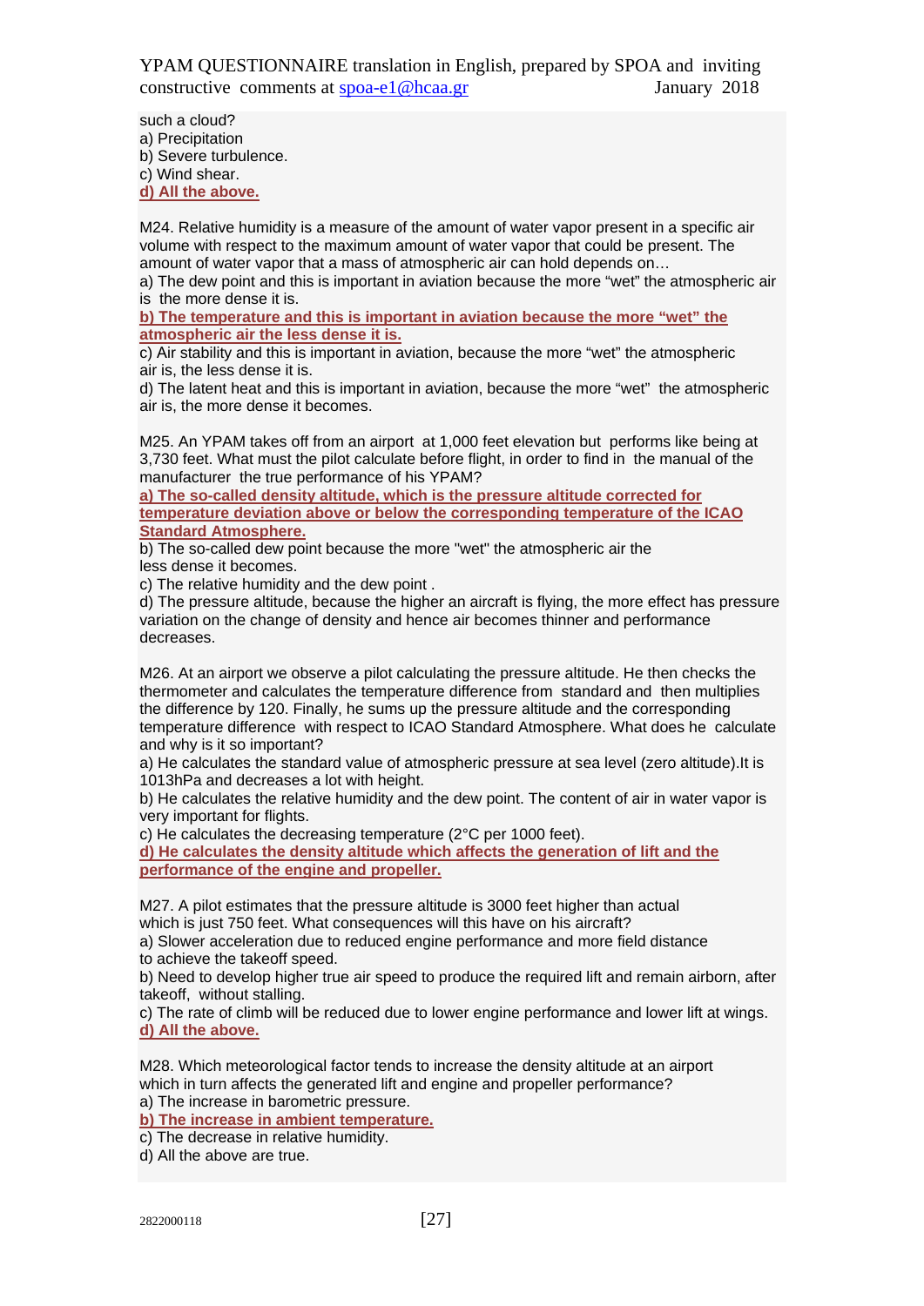such a cloud?
a) Precipitation
b) Severe turbulence.
c) Wind shear.
**d) All the above.**

M24. Relative humidity is a measure of the amount of water vapor present in a specific air volume with respect to the maximum amount of water vapor that could be present. The amount of water vapor that a mass of atmospheric air can hold depends on…
a) The dew point and this is important in aviation because the more "wet" the atmospheric air is the more dense it is.
**b) The temperature and this is important in aviation because the more "wet" the atmospheric air the less dense it is.**
c) Air stability and this is important in aviation, because the more "wet" the atmospheric air is, the less dense it is.
d) The latent heat and this is important in aviation, because the more "wet" the atmospheric air is, the more dense it becomes.

M25. An YPAM takes off from an airport at 1,000 feet elevation but performs like being at 3,730 feet. What must the pilot calculate before flight, in order to find in the manual of the manufacturer the true performance of his YPAM?
**a) The so-called density altitude, which is the pressure altitude corrected for temperature deviation above or below the corresponding temperature of the ICAO Standard Atmosphere.**
b) The so-called dew point because the more "wet" the atmospheric air the less dense it becomes.
c) The relative humidity and the dew point .
d) The pressure altitude, because the higher an aircraft is flying, the more effect has pressure variation on the change of density and hence air becomes thinner and performance decreases.

M26. At an airport we observe a pilot calculating the pressure altitude. He then checks the thermometer and calculates the temperature difference from standard and then multiplies the difference by 120. Finally, he sums up the pressure altitude and the corresponding temperature difference with respect to ICAO Standard Atmosphere. What does he calculate and why is it so important?
a) He calculates the standard value of atmospheric pressure at sea level (zero altitude).It is 1013hPa and decreases a lot with height.
b) He calculates the relative humidity and the dew point. The content of air in water vapor is very important for flights.
c) He calculates the decreasing temperature (2°C per 1000 feet).
**d) He calculates the density altitude which affects the generation of lift and the performance of the engine and propeller.**

M27. A pilot estimates that the pressure altitude is 3000 feet higher than actual which is just 750 feet. What consequences will this have on his aircraft?
a) Slower acceleration due to reduced engine performance and more field distance to achieve the takeoff speed.
b) Need to develop higher true air speed to produce the required lift and remain airborn, after takeoff, without stalling.
c) The rate of climb will be reduced due to lower engine performance and lower lift at wings.
**d) All the above.**

M28. Which meteorological factor tends to increase the density altitude at an airport which in turn affects the generated lift and engine and propeller performance?
a) The increase in barometric pressure.
**b) The increase in ambient temperature.**
c) The decrease in relative humidity.
d) All the above are true.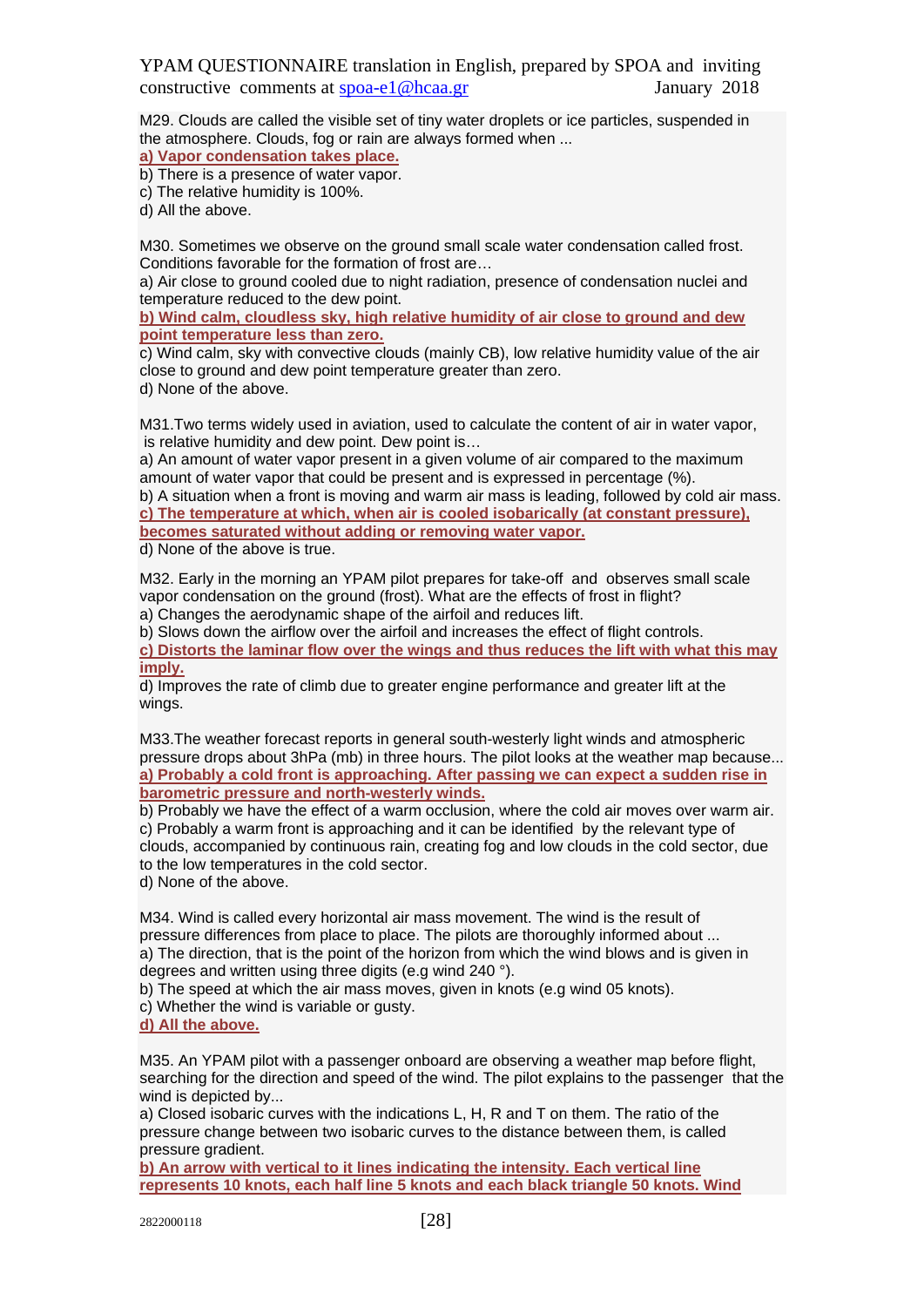M29. Clouds are called the visible set of tiny water droplets or ice particles, suspended in the atmosphere. Clouds, fog or rain are always formed when ...

**a) Vapor condensation takes place.**

b) There is a presence of water vapor.

c) The relative humidity is 100%.

d) All the above.

M30. Sometimes we observe on the ground small scale water condensation called frost. Conditions favorable for the formation of frost are…

a) Air close to ground cooled due to night radiation, presence of condensation nuclei and temperature reduced to the dew point.

**b) Wind calm, cloudless sky, high relative humidity of air close to ground and dew point temperature less than zero.**

c) Wind calm, sky with convective clouds (mainly CB), low relative humidity value of the air close to ground and dew point temperature greater than zero.

d) None of the above.

M31.Two terms widely used in aviation, used to calculate the content of air in water vapor, is relative humidity and dew point. Dew point is…

a) An amount of water vapor present in a given volume of air compared to the maximum amount of water vapor that could be present and is expressed in percentage (%).

b) A situation when a front is moving and warm air mass is leading, followed by cold air mass.

**c) The temperature at which, when air is cooled isobarically (at constant pressure), becomes saturated without adding or removing water vapor.**

d) None of the above is true.

M32. Early in the morning an YPAM pilot prepares for take-off and observes small scale vapor condensation on the ground (frost). What are the effects of frost in flight?

a) Changes the aerodynamic shape of the airfoil and reduces lift.

b) Slows down the airflow over the airfoil and increases the effect of flight controls.

**c) Distorts the laminar flow over the wings and thus reduces the lift with what this may imply.**

d) Improves the rate of climb due to greater engine performance and greater lift at the wings.

M33.The weather forecast reports in general south-westerly light winds and atmospheric pressure drops about 3hPa (mb) in three hours. The pilot looks at the weather map because...

**a) Probably a cold front is approaching. After passing we can expect a sudden rise in barometric pressure and north-westerly winds.**

b) Probably we have the effect of a warm occlusion, where the cold air moves over warm air.

c) Probably a warm front is approaching and it can be identified by the relevant type of clouds, accompanied by continuous rain, creating fog and low clouds in the cold sector, due to the low temperatures in the cold sector.

d) None of the above.

M34. Wind is called every horizontal air mass movement. The wind is the result of pressure differences from place to place. The pilots are thoroughly informed about ...

a) The direction, that is the point of the horizon from which the wind blows and is given in degrees and written using three digits (e.g wind 240 °).

b) The speed at which the air mass moves, given in knots (e.g wind 05 knots).

c) Whether the wind is variable or gusty.

**d) All the above.**

M35. An YPAM pilot with a passenger onboard are observing a weather map before flight, searching for the direction and speed of the wind. The pilot explains to the passenger that the wind is depicted by...

a) Closed isobaric curves with the indications L, H, R and T on them. The ratio of the pressure change between two isobaric curves to the distance between them, is called pressure gradient.

**b) An arrow with vertical to it lines indicating the intensity. Each vertical line represents 10 knots, each half line 5 knots and each black triangle 50 knots. Wind**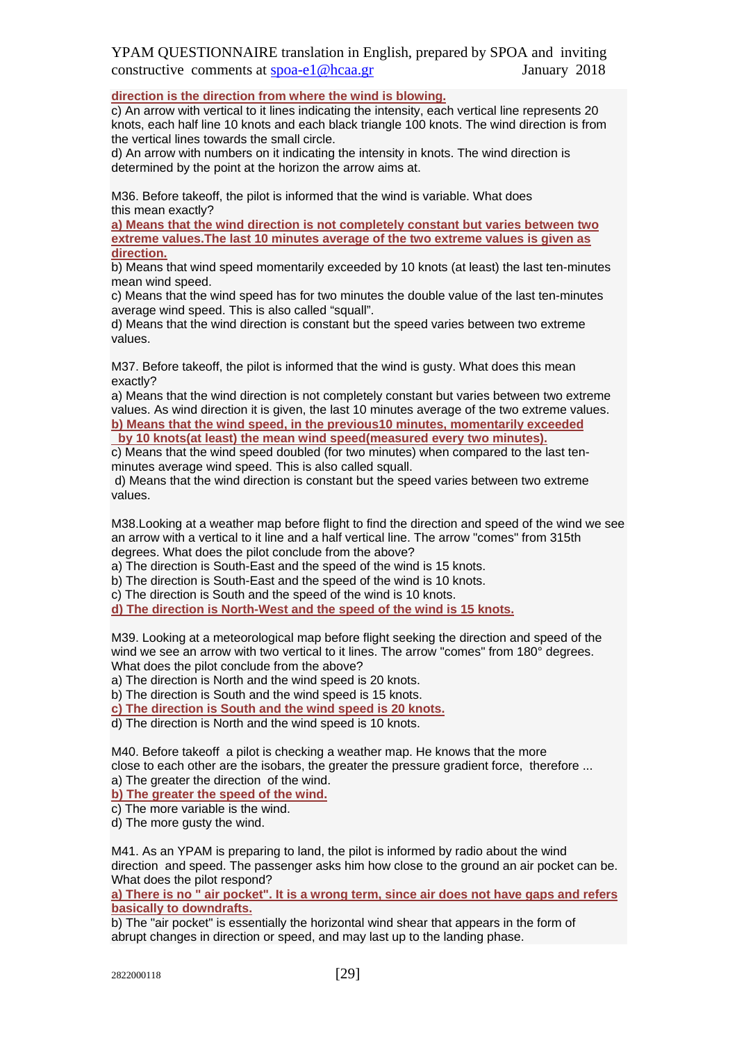**direction is the direction from where the wind is blowing.**

c) An arrow with vertical to it lines indicating the intensity, each vertical line represents 20 knots, each half line 10 knots and each black triangle 100 knots. The wind direction is from the vertical lines towards the small circle.

d) An arrow with numbers on it indicating the intensity in knots. The wind direction is determined by the point at the horizon the arrow aims at.

M36. Before takeoff, the pilot is informed that the wind is variable. What does this mean exactly?

**a) Means that the wind direction is not completely constant but varies between two extreme values.The last 10 minutes average of the two extreme values is given as direction.**

b) Means that wind speed momentarily exceeded by 10 knots (at least) the last ten-minutes mean wind speed.

c) Means that the wind speed has for two minutes the double value of the last ten-minutes average wind speed. This is also called “squall”.

d) Means that the wind direction is constant but the speed varies between two extreme values.

M37. Before takeoff, the pilot is informed that the wind is gusty. What does this mean exactly?

a) Means that the wind direction is not completely constant but varies between two extreme values. As wind direction it is given, the last 10 minutes average of the two extreme values.

**b) Means that the wind speed, in the previous10 minutes, momentarily exceeded by 10 knots(at least) the mean wind speed(measured every two minutes).**

c) Means that the wind speed doubled (for two minutes) when compared to the last ten-minutes average wind speed. This is also called squall.

d) Means that the wind direction is constant but the speed varies between two extreme values.

M38.Looking at a weather map before flight to find the direction and speed of the wind we see an arrow with a vertical to it line and a half vertical line. The arrow "comes" from 315th degrees. What does the pilot conclude from the above?

a) The direction is South-East and the speed of the wind is 15 knots.

b) The direction is South-East and the speed of the wind is 10 knots.

c) The direction is South and the speed of the wind is 10 knots.

**d) The direction is North-West and the speed of the wind is 15 knots.**

M39. Looking at a meteorological map before flight seeking the direction and speed of the wind we see an arrow with two vertical to it lines. The arrow "comes" from 180° degrees. What does the pilot conclude from the above?

a) The direction is North and the wind speed is 20 knots.

b) The direction is South and the wind speed is 15 knots.

**c) The direction is South and the wind speed is 20 knots.**

d) The direction is North and the wind speed is 10 knots.

M40. Before takeoff a pilot is checking a weather map. He knows that the more close to each other are the isobars, the greater the pressure gradient force, therefore ...

a) The greater the direction of the wind.

**b) The greater the speed of the wind.**

c) The more variable is the wind.

d) The more gusty the wind.

M41. As an YPAM is preparing to land, the pilot is informed by radio about the wind direction and speed. The passenger asks him how close to the ground an air pocket can be. What does the pilot respond?

**a) There is no " air pocket". It is a wrong term, since air does not have gaps and refers basically to downdrafts.**

b) The "air pocket" is essentially the horizontal wind shear that appears in the form of abrupt changes in direction or speed, and may last up to the landing phase.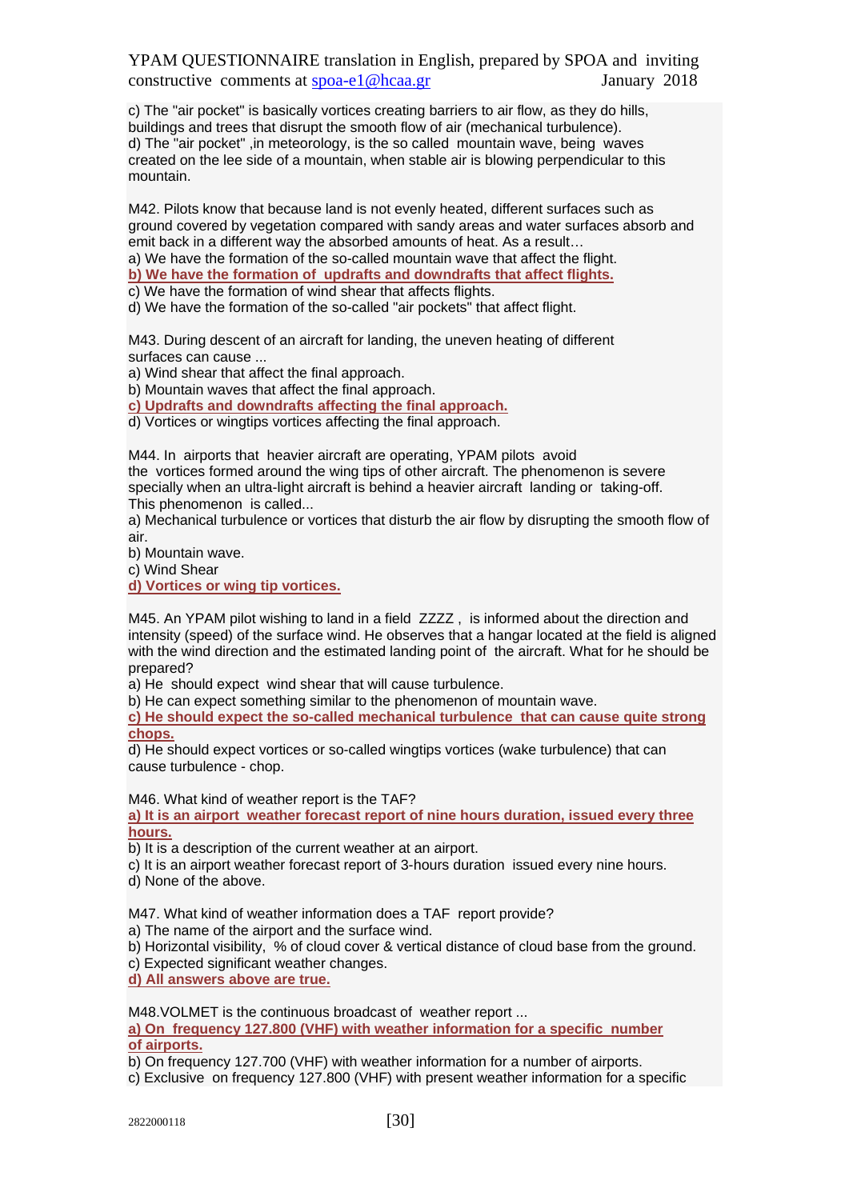c) The "air pocket" is basically vortices creating barriers to air flow, as they do hills, buildings and trees that disrupt the smooth flow of air (mechanical turbulence).
d) The "air pocket" ,in meteorology, is the so called mountain wave, being waves created on the lee side of a mountain, when stable air is blowing perpendicular to this mountain.

M42. Pilots know that because land is not evenly heated, different surfaces such as ground covered by vegetation compared with sandy areas and water surfaces absorb and emit back in a different way the absorbed amounts of heat. As a result…
a) We have the formation of the so-called mountain wave that affect the flight.
**b) We have the formation of updrafts and downdrafts that affect flights.**
c) We have the formation of wind shear that affects flights.
d) We have the formation of the so-called "air pockets" that affect flight.

M43. During descent of an aircraft for landing, the uneven heating of different surfaces can cause ...
a) Wind shear that affect the final approach.
b) Mountain waves that affect the final approach.
**c) Updrafts and downdrafts affecting the final approach.**
d) Vortices or wingtips vortices affecting the final approach.

M44. In airports that heavier aircraft are operating, YPAM pilots avoid the vortices formed around the wing tips of other aircraft. The phenomenon is severe specially when an ultra-light aircraft is behind a heavier aircraft landing or taking-off. This phenomenon is called...
a) Mechanical turbulence or vortices that disturb the air flow by disrupting the smooth flow of air.
b) Mountain wave.
c) Wind Shear
**d) Vortices or wing tip vortices.**

M45. An YPAM pilot wishing to land in a field ZZZZ , is informed about the direction and intensity (speed) of the surface wind. He observes that a hangar located at the field is aligned with the wind direction and the estimated landing point of the aircraft. What for he should be prepared?
a) He should expect wind shear that will cause turbulence.
b) He can expect something similar to the phenomenon of mountain wave.
**c) He should expect the so-called mechanical turbulence that can cause quite strong chops.**
d) He should expect vortices or so-called wingtips vortices (wake turbulence) that can cause turbulence - chop.

M46. What kind of weather report is the TAF?
**a) It is an airport weather forecast report of nine hours duration, issued every three hours.**
b) It is a description of the current weather at an airport.
c) It is an airport weather forecast report of 3-hours duration issued every nine hours.
d) None of the above.

M47. What kind of weather information does a TAF report provide?
a) The name of the airport and the surface wind.
b) Horizontal visibility, % of cloud cover & vertical distance of cloud base from the ground.
c) Expected significant weather changes.
**d) All answers above are true.**

M48.VOLMET is the continuous broadcast of weather report ...
**a) On frequency 127.800 (VHF) with weather information for a specific number of airports.**
b) On frequency 127.700 (VHF) with weather information for a number of airports.
c) Exclusive on frequency 127.800 (VHF) with present weather information for a specific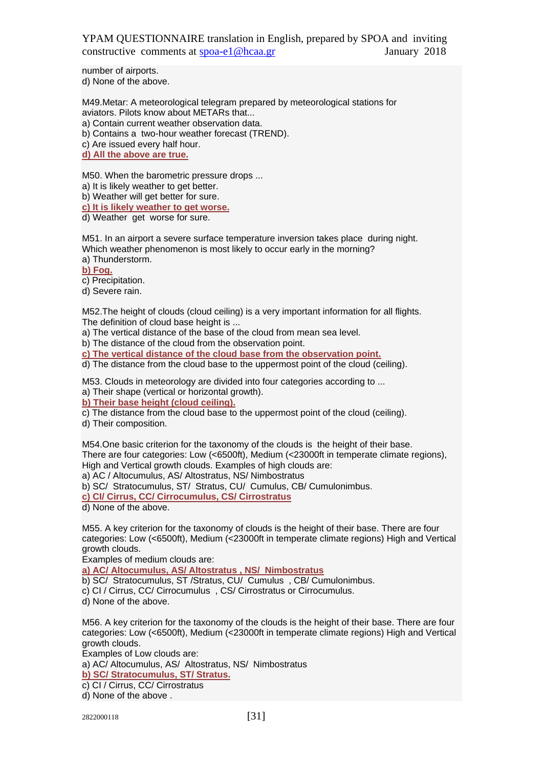number of airports.
d) None of the above.

M49.Metar: A meteorological telegram prepared by meteorological stations for aviators. Pilots know about METARs that...
a) Contain current weather observation data.
b) Contains a two-hour weather forecast (TREND).
c) Are issued every half hour.
**d) All the above are true.**

M50. When the barometric pressure drops ...
a) It is likely weather to get better.
b) Weather will get better for sure.
**c) It is likely weather to get worse.**
d) Weather get worse for sure.

M51. In an airport a severe surface temperature inversion takes place during night. Which weather phenomenon is most likely to occur early in the morning?
a) Thunderstorm.
**b) Fog.**
c) Precipitation.
d) Severe rain.

M52.The height of clouds (cloud ceiling) is a very important information for all flights. The definition of cloud base height is ...
a) The vertical distance of the base of the cloud from mean sea level.
b) The distance of the cloud from the observation point.
**c) The vertical distance of the cloud base from the observation point.**
d) The distance from the cloud base to the uppermost point of the cloud (ceiling).

M53. Clouds in meteorology are divided into four categories according to ...
a) Their shape (vertical or horizontal growth).
**b) Their base height (cloud ceiling).**
c) The distance from the cloud base to the uppermost point of the cloud (ceiling).
d) Their composition.

M54.One basic criterion for the taxonomy of the clouds is the height of their base. There are four categories: Low (<6500ft), Medium (<23000ft in temperate climate regions), High and Vertical growth clouds. Examples of high clouds are:
a) AC / Altocumulus, AS/ Altostratus, NS/ Nimbostratus
b) SC/ Stratocumulus, ST/ Stratus, CU/ Cumulus, CB/ Cumulonimbus.
**c) CI/ Cirrus, CC/ Cirrocumulus, CS/ Cirrostratus**
d) None of the above.

M55. A key criterion for the taxonomy of clouds is the height of their base. There are four categories: Low (<6500ft), Medium (<23000ft in temperate climate regions) High and Vertical growth clouds.
Examples of medium clouds are:
**a) AC/ Altocumulus, AS/ Altostratus , NS/ Nimbostratus**
b) SC/ Stratocumulus, ST /Stratus, CU/ Cumulus , CB/ Cumulonimbus.
c) CI / Cirrus, CC/ Cirrocumulus , CS/ Cirrostratus or Cirrocumulus.
d) None of the above.

M56. A key criterion for the taxonomy of the clouds is the height of their base. There are four categories: Low (<6500ft), Medium (<23000ft in temperate climate regions) High and Vertical growth clouds.
Examples of Low clouds are:
a) AC/ Altocumulus, AS/ Altostratus, NS/ Nimbostratus
**b) SC/ Stratocumulus, ST/ Stratus.**
c) CI / Cirrus, CC/ Cirrostratus
d) None of the above .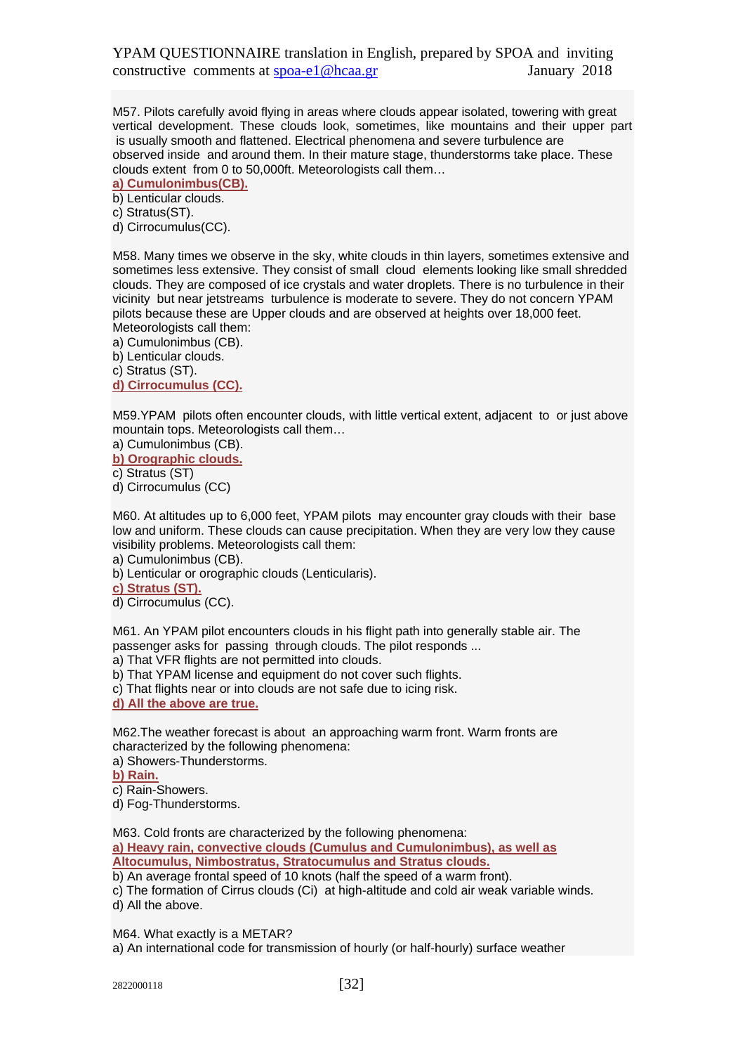M57. Pilots carefully avoid flying in areas where clouds appear isolated, towering with great vertical development. These clouds look, sometimes, like mountains and their upper part is usually smooth and flattened. Electrical phenomena and severe turbulence are observed inside and around them. In their mature stage, thunderstorms take place. These clouds extent from 0 to 50,000ft. Meteorologists call them…

**a) Cumulonimbus(CB).**
b) Lenticular clouds.
c) Stratus(ST).
d) Cirrocumulus(CC).

M58. Many times we observe in the sky, white clouds in thin layers, sometimes extensive and sometimes less extensive. They consist of small cloud elements looking like small shredded clouds. They are composed of ice crystals and water droplets. There is no turbulence in their vicinity but near jetstreams turbulence is moderate to severe. They do not concern YPAM pilots because these are Upper clouds and are observed at heights over 18,000 feet. Meteorologists call them:

a) Cumulonimbus (CB).
b) Lenticular clouds.
c) Stratus (ST).
**d) Cirrocumulus (CC).**

M59.YPAM pilots often encounter clouds, with little vertical extent, adjacent to or just above mountain tops. Meteorologists call them…

a) Cumulonimbus (CB).
**b) Orographic clouds.**
c) Stratus (ST)
d) Cirrocumulus (CC)

M60. At altitudes up to 6,000 feet, YPAM pilots may encounter gray clouds with their base low and uniform. These clouds can cause precipitation. When they are very low they cause visibility problems. Meteorologists call them:

a) Cumulonimbus (CB).
b) Lenticular or orographic clouds (Lenticularis).
**c) Stratus (ST).**
d) Cirrocumulus (CC).

M61. An YPAM pilot encounters clouds in his flight path into generally stable air. The passenger asks for passing through clouds. The pilot responds ...

a) That VFR flights are not permitted into clouds.
b) That YPAM license and equipment do not cover such flights.
c) That flights near or into clouds are not safe due to icing risk.
**d) All the above are true.**

M62.The weather forecast is about an approaching warm front. Warm fronts are characterized by the following phenomena:

a) Showers-Thunderstorms.
**b) Rain.**
c) Rain-Showers.
d) Fog-Thunderstorms.

M63. Cold fronts are characterized by the following phenomena:

**a) Heavy rain, convective clouds (Cumulus and Cumulonimbus), as well as Altocumulus, Nimbostratus, Stratocumulus and Stratus clouds.**
b) An average frontal speed of 10 knots (half the speed of a warm front).
c) The formation of Cirrus clouds (Ci) at high-altitude and cold air weak variable winds.
d) All the above.

M64. What exactly is a METAR?

a) An international code for transmission of hourly (or half-hourly) surface weather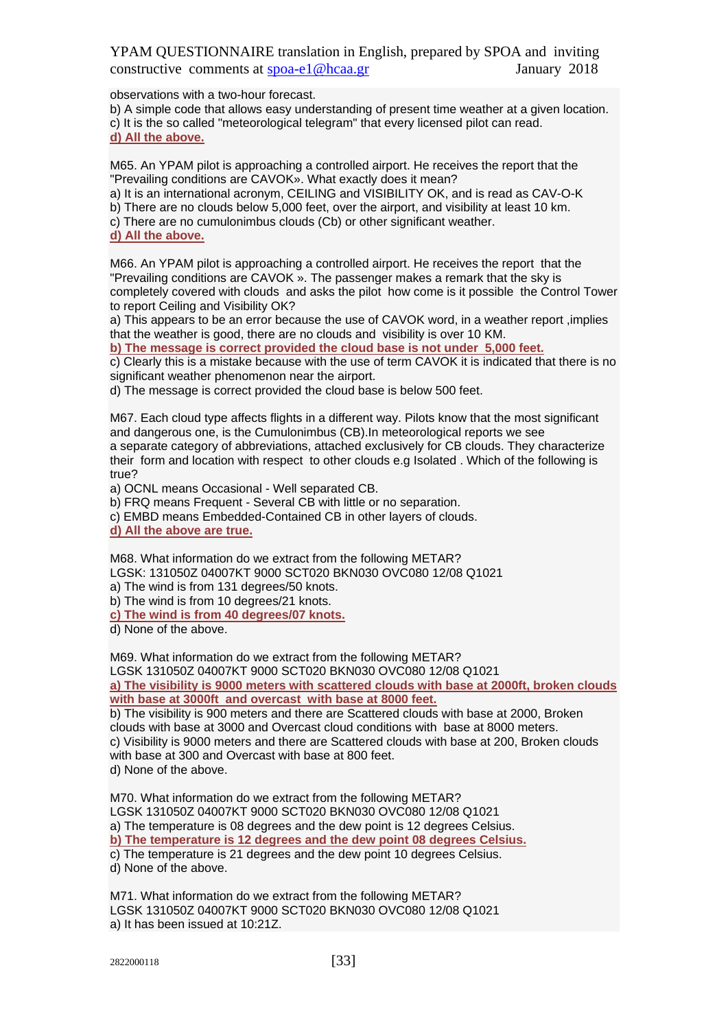observations with a two-hour forecast.
b) A simple code that allows easy understanding of present time weather at a given location.
c) It is the so called "meteorological telegram" that every licensed pilot can read.
**d) All the above.**

M65. An YPAM pilot is approaching a controlled airport. He receives the report that the "Prevailing conditions are CAVOK». What exactly does it mean?
a) It is an international acronym, CEILING and VISIBILITY OK, and is read as CAV-O-K
b) There are no clouds below 5,000 feet, over the airport, and visibility at least 10 km.
c) There are no cumulonimbus clouds (Cb) or other significant weather.
**d) All the above.**

M66. An YPAM pilot is approaching a controlled airport. He receives the report that the "Prevailing conditions are CAVOK ». The passenger makes a remark that the sky is completely covered with clouds and asks the pilot how come is it possible the Control Tower to report Ceiling and Visibility OK?
a) This appears to be an error because the use of CAVOK word, in a weather report ,implies that the weather is good, there are no clouds and visibility is over 10 KM.
**b) The message is correct provided the cloud base is not under 5,000 feet.**
c) Clearly this is a mistake because with the use of term CAVOK it is indicated that there is no significant weather phenomenon near the airport.
d) The message is correct provided the cloud base is below 500 feet.

M67. Each cloud type affects flights in a different way. Pilots know that the most significant and dangerous one, is the Cumulonimbus (CB).In meteorological reports we see a separate category of abbreviations, attached exclusively for CB clouds. They characterize their form and location with respect to other clouds e.g Isolated . Which of the following is true?
a) OCNL means Occasional - Well separated CB.
b) FRQ means Frequent - Several CB with little or no separation.
c) EMBD means Embedded-Contained CB in other layers of clouds.
**d) All the above are true.**

M68. What information do we extract from the following METAR?
LGSK: 131050Z 04007KT 9000 SCT020 BKN030 OVC080 12/08 Q1021
a) The wind is from 131 degrees/50 knots.
b) The wind is from 10 degrees/21 knots.
**c) The wind is from 40 degrees/07 knots.**
d) None of the above.

M69. What information do we extract from the following METAR?
LGSK 131050Z 04007KT 9000 SCT020 BKN030 OVC080 12/08 Q1021
**a) The visibility is 9000 meters with scattered clouds with base at 2000ft, broken clouds with base at 3000ft and overcast with base at 8000 feet.**
b) The visibility is 900 meters and there are Scattered clouds with base at 2000, Broken clouds with base at 3000 and Overcast cloud conditions with base at 8000 meters.
c) Visibility is 9000 meters and there are Scattered clouds with base at 200, Broken clouds with base at 300 and Overcast with base at 800 feet.
d) None of the above.

M70. What information do we extract from the following METAR?
LGSK 131050Z 04007KT 9000 SCT020 BKN030 OVC080 12/08 Q1021
a) The temperature is 08 degrees and the dew point is 12 degrees Celsius.
**b) The temperature is 12 degrees and the dew point 08 degrees Celsius.**
c) The temperature is 21 degrees and the dew point 10 degrees Celsius.
d) None of the above.

M71. What information do we extract from the following METAR?
LGSK 131050Z 04007KT 9000 SCT020 BKN030 OVC080 12/08 Q1021
a) It has been issued at 10:21Z.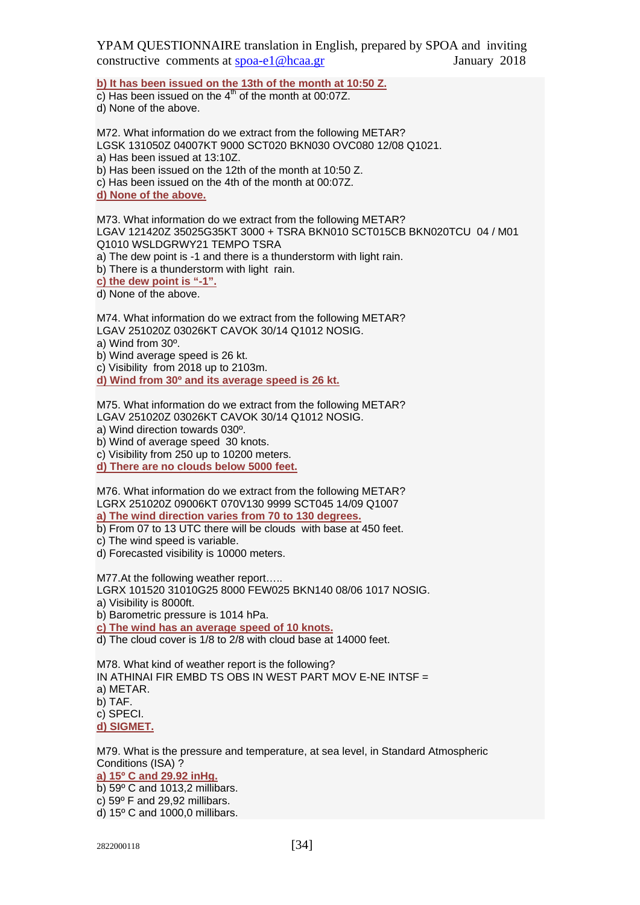**b) It has been issued on the 13th of the month at 10:50 Z.**
c) Has been issued on the 4th of the month at 00:07Z.
d) None of the above.

M72. What information do we extract from the following METAR?
LGSK 131050Z 04007KT 9000 SCT020 BKN030 OVC080 12/08 Q1021.
a) Has been issued at 13:10Z.
b) Has been issued on the 12th of the month at 10:50 Z.
c) Has been issued on the 4th of the month at 00:07Z.
**d) None of the above.**

M73. What information do we extract from the following METAR?
LGAV 121420Z 35025G35KT 3000 + TSRA BKN010 SCT015CB BKN020TCU 04 / M01 Q1010 WSLDGRWY21 TEMPO TSRA
a) The dew point is -1 and there is a thunderstorm with light rain.
b) There is a thunderstorm with light rain.
**c) the dew point is "-1".**
d) None of the above.

M74. What information do we extract from the following METAR?
LGAV 251020Z 03026KT CAVOK 30/14 Q1012 NOSIG.
a) Wind from 30º.
b) Wind average speed is 26 kt.
c) Visibility from 2018 up to 2103m.
**d) Wind from 30º and its average speed is 26 kt.**

M75. What information do we extract from the following METAR?
LGAV 251020Z 03026KT CAVOK 30/14 Q1012 NOSIG.
a) Wind direction towards 030º.
b) Wind of average speed 30 knots.
c) Visibility from 250 up to 10200 meters.
**d) There are no clouds below 5000 feet.**

M76. What information do we extract from the following METAR?
LGRX 251020Z 09006KT 070V130 9999 SCT045 14/09 Q1007
**a) The wind direction varies from 70 to 130 degrees.**
b) From 07 to 13 UTC there will be clouds with base at 450 feet.
c) The wind speed is variable.
d) Forecasted visibility is 10000 meters.

M77.At the following weather report…..
LGRX 101520 31010G25 8000 FEW025 BKN140 08/06 1017 NOSIG.
a) Visibility is 8000ft.
b) Barometric pressure is 1014 hPa.
**c) The wind has an average speed of 10 knots.**
d) The cloud cover is 1/8 to 2/8 with cloud base at 14000 feet.

M78. What kind of weather report is the following?
IN ATHINAI FIR EMBD TS OBS IN WEST PART MOV E-NE INTSF =
a) METAR.
b) TAF.
c) SPECI.
**d) SIGMET.**

M79. What is the pressure and temperature, at sea level, in Standard Atmospheric Conditions (ISA) ?
**a) 15º C and 29.92 inHg.**
b) 59º C and 1013,2 millibars.
c) 59º F and 29,92 millibars.
d) 15º C and 1000,0 millibars.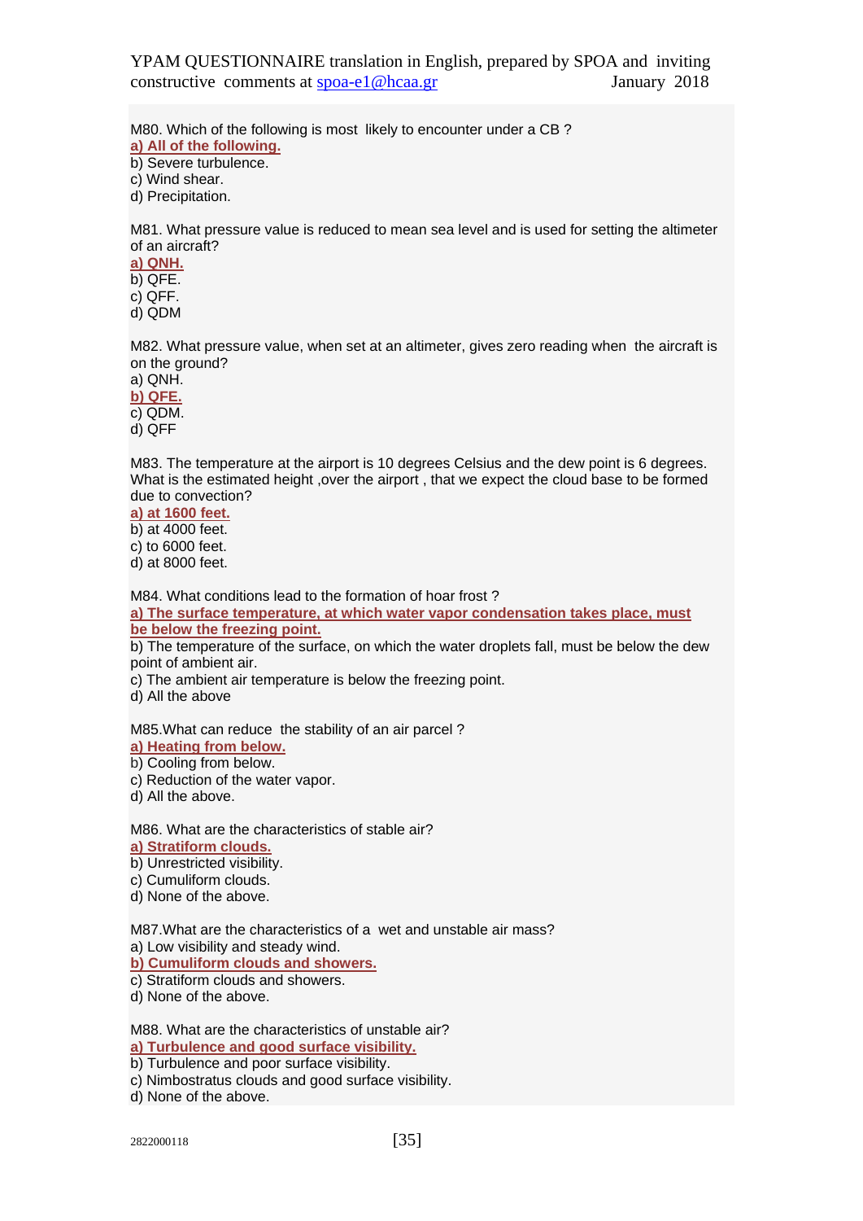M80. Which of the following is most likely to encounter under a CB ?

**a) All of the following.**

b) Severe turbulence.

c) Wind shear.

d) Precipitation.

M81. What pressure value is reduced to mean sea level and is used for setting the altimeter of an aircraft?

**a) QNH.**

b) QFE.

c) QFF.

d) QDM

M82. What pressure value, when set at an altimeter, gives zero reading when the aircraft is on the ground?

a) QNH.

**b) QFE.**

c) QDM.

d) QFF

M83. The temperature at the airport is 10 degrees Celsius and the dew point is 6 degrees. What is the estimated height ,over the airport , that we expect the cloud base to be formed due to convection?

**a) at 1600 feet.**

b) at 4000 feet.

c) to 6000 feet.

d) at 8000 feet.

M84. What conditions lead to the formation of hoar frost ?

**a) The surface temperature, at which water vapor condensation takes place, must be below the freezing point.**

b) The temperature of the surface, on which the water droplets fall, must be below the dew point of ambient air.

c) The ambient air temperature is below the freezing point.

d) All the above

M85.What can reduce the stability of an air parcel ?

**a) Heating from below.**

b) Cooling from below.

c) Reduction of the water vapor.

d) All the above.

M86. What are the characteristics of stable air?

**a) Stratiform clouds.**

b) Unrestricted visibility.

c) Cumuliform clouds.

d) None of the above.

M87.What are the characteristics of a wet and unstable air mass?

a) Low visibility and steady wind.

**b) Cumuliform clouds and showers.**

c) Stratiform clouds and showers.

d) None of the above.

M88. What are the characteristics of unstable air?

**a) Turbulence and good surface visibility.**

b) Turbulence and poor surface visibility.

c) Nimbostratus clouds and good surface visibility.

d) None of the above.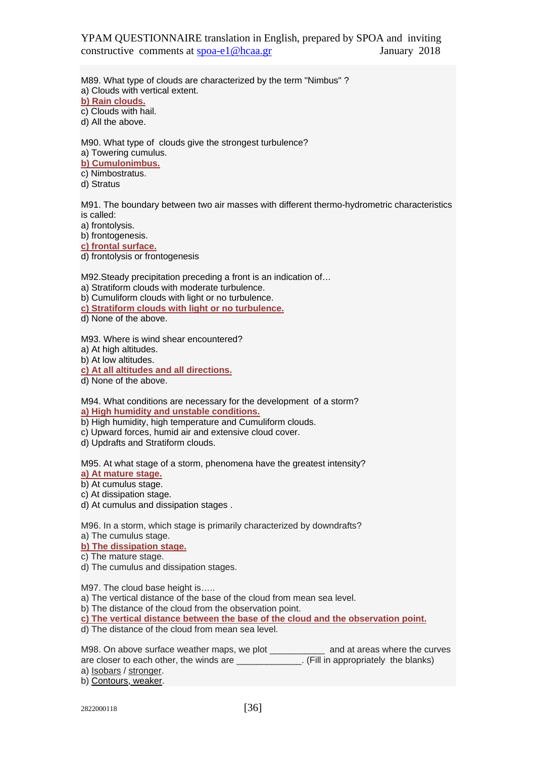M89. What type of clouds are characterized by the term "Nimbus" ?
a) Clouds with vertical extent.
**b) Rain clouds.**
c) Clouds with hail.
d) All the above.

M90. What type of clouds give the strongest turbulence?
a) Towering cumulus.
**b) Cumulonimbus.**
c) Nimbostratus.
d) Stratus

M91. The boundary between two air masses with different thermo-hydrometric characteristics is called:
a) frontolysis.
b) frontogenesis.
**c) frontal surface.**
d) frontolysis or frontogenesis

M92.Steady precipitation preceding a front is an indication of…
a) Stratiform clouds with moderate turbulence.
b) Cumuliform clouds with light or no turbulence.
**c) Stratiform clouds with light or no turbulence.**
d) None of the above.

M93. Where is wind shear encountered?
a) At high altitudes.
b) At low altitudes.
**c) At all altitudes and all directions.**
d) None of the above.

M94. What conditions are necessary for the development of a storm?
**a) High humidity and unstable conditions.**
b) High humidity, high temperature and Cumuliform clouds.
c) Upward forces, humid air and extensive cloud cover.
d) Updrafts and Stratiform clouds.

M95. At what stage of a storm, phenomena have the greatest intensity?
**a) At mature stage.**
b) At cumulus stage.
c) At dissipation stage.
d) At cumulus and dissipation stages .

M96. In a storm, which stage is primarily characterized by downdrafts?
a) The cumulus stage.
**b) The dissipation stage.**
c) The mature stage.
d) The cumulus and dissipation stages.

M97. The cloud base height is…..
a) The vertical distance of the base of the cloud from mean sea level.
b) The distance of the cloud from the observation point.
**c) The vertical distance between the base of the cloud and the observation point.**
d) The distance of the cloud from mean sea level.

M98. On above surface weather maps, we plot ___________ and at areas where the curves are closer to each other, the winds are _____________. (Fill in appropriately the blanks)
a) Isobars / stronger.
b) Contours, weaker.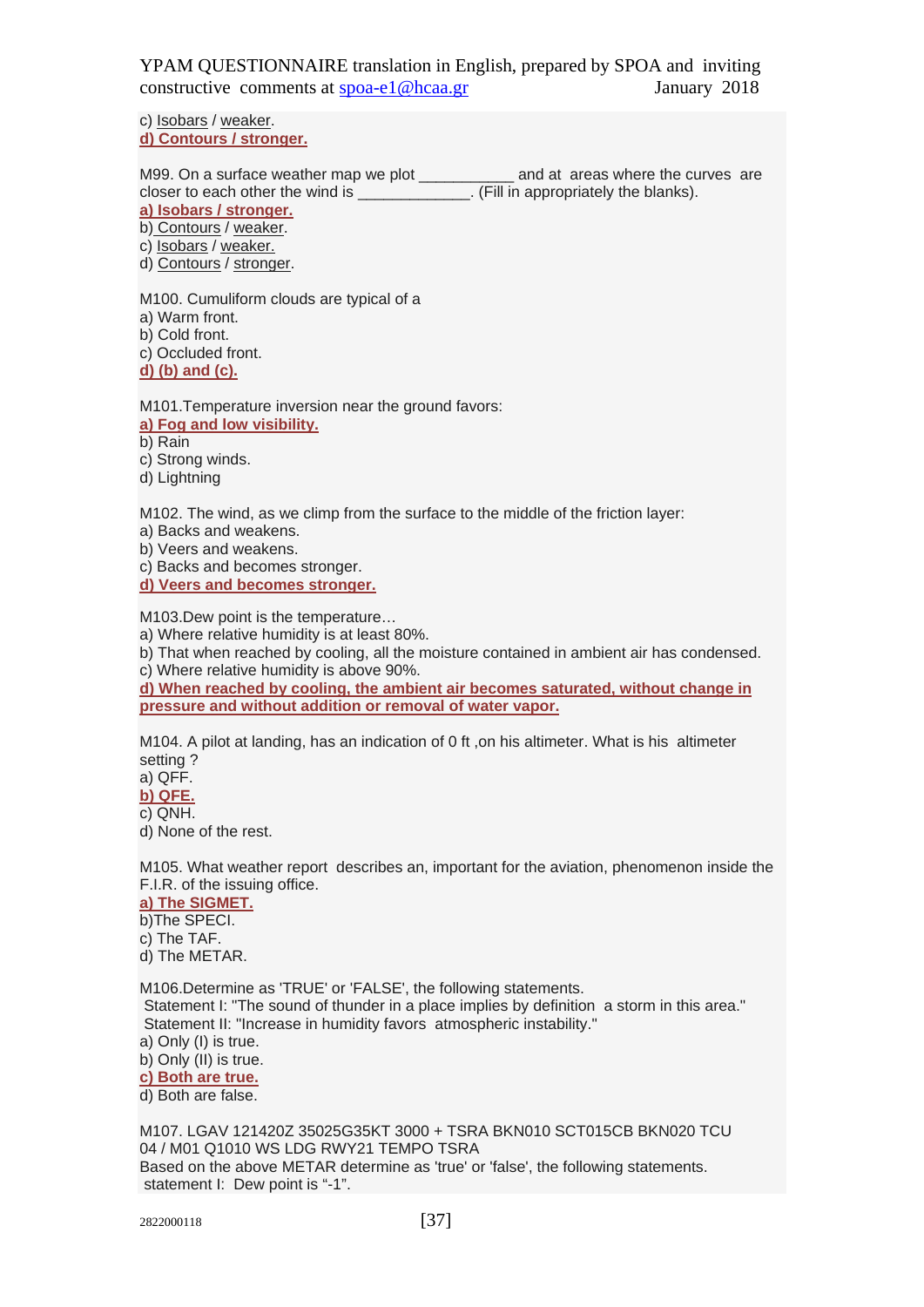c) Isobars / weaker.
**d) Contours / stronger.**

M99. On a surface weather map we plot ___________ and at areas where the curves are closer to each other the wind is ____________. (Fill in appropriately the blanks).
**a) Isobars / stronger.**
b) Contours / weaker.
c) Isobars / weaker.
d) Contours / stronger.

M100. Cumuliform clouds are typical of a
a) Warm front.
b) Cold front.
c) Occluded front.
**d) (b) and (c).**

M101.Temperature inversion near the ground favors:
**a) Fog and low visibility.**
b) Rain
c) Strong winds.
d) Lightning

M102. The wind, as we climp from the surface to the middle of the friction layer:
a) Backs and weakens.
b) Veers and weakens.
c) Backs and becomes stronger.
**d) Veers and becomes stronger.**

M103.Dew point is the temperature…
a) Where relative humidity is at least 80%.
b) That when reached by cooling, all the moisture contained in ambient air has condensed.
c) Where relative humidity is above 90%.
**d) When reached by cooling, the ambient air becomes saturated, without change in pressure and without addition or removal of water vapor.**

M104. A pilot at landing, has an indication of 0 ft ,on his altimeter. What is his altimeter setting ?
a) QFF.
**b) QFE.**
c) QNH.
d) None of the rest.

M105. What weather report describes an, important for the aviation, phenomenon inside the F.I.R. of the issuing office.
**a) The SIGMET.**
b)The SPECI.
c) The TAF.
d) The METAR.

M106.Determine as 'TRUE' or 'FALSE', the following statements.
Statement I: "The sound of thunder in a place implies by definition a storm in this area."
Statement II: "Increase in humidity favors atmospheric instability."
a) Only (I) is true.
b) Only (II) is true.
**c) Both are true.**
d) Both are false.

M107. LGAV 121420Z 35025G35KT 3000 + TSRA BKN010 SCT015CB BKN020 TCU 04 / M01 Q1010 WS LDG RWY21 TEMPO TSRA
Based on the above METAR determine as 'true' or 'false', the following statements.
statement I: Dew point is "-1".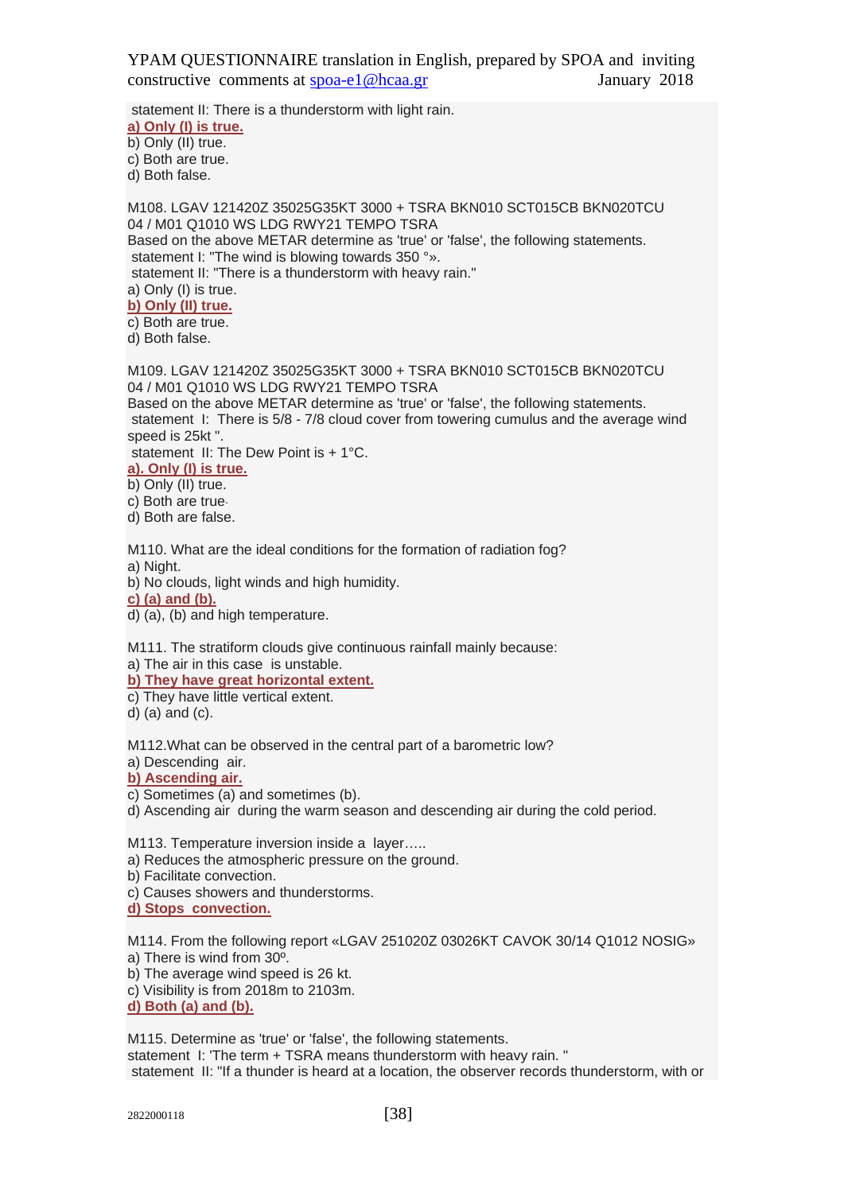statement II: There is a thunderstorm with light rain.
**a) Only (I) is true.**
b) Only (II) true.
c) Both are true.
d) Both false.

M108. LGAV 121420Z 35025G35KT 3000 + TSRA BKN010 SCT015CB BKN020TCU 04 / M01 Q1010 WS LDG RWY21 TEMPO TSRA
Based on the above METAR determine as 'true' or 'false', the following statements.
statement I: "The wind is blowing towards 350 °».
statement II: "There is a thunderstorm with heavy rain."
a) Only (I) is true.
**b) Only (II) true.**
c) Both are true.
d) Both false.

M109. LGAV 121420Z 35025G35KT 3000 + TSRA BKN010 SCT015CB BKN020TCU 04 / M01 Q1010 WS LDG RWY21 TEMPO TSRA
Based on the above METAR determine as 'true' or 'false', the following statements.
statement I: There is 5/8 - 7/8 cloud cover from towering cumulus and the average wind speed is 25kt ".
statement II: The Dew Point is + 1°C.
**a). Only (I) is true.**
b) Only (II) true.
c) Both are true.
d) Both are false.

M110. What are the ideal conditions for the formation of radiation fog?
a) Night.
b) No clouds, light winds and high humidity.
**c) (a) and (b).**
d) (a), (b) and high temperature.

M111. The stratiform clouds give continuous rainfall mainly because:
a) The air in this case is unstable.
**b) They have great horizontal extent.**
c) They have little vertical extent.
d) (a) and (c).

M112.What can be observed in the central part of a barometric low?
a) Descending air.
**b) Ascending air.**
c) Sometimes (a) and sometimes (b).
d) Ascending air during the warm season and descending air during the cold period.

M113. Temperature inversion inside a layer…..
a) Reduces the atmospheric pressure on the ground.
b) Facilitate convection.
c) Causes showers and thunderstorms.
**d) Stops convection.**

M114. From the following report «LGAV 251020Z 03026KT CAVOK 30/14 Q1012 NOSIG»
a) There is wind from 30º.
b) The average wind speed is 26 kt.
c) Visibility is from 2018m to 2103m.
**d) Both (a) and (b).**

M115. Determine as 'true' or 'false', the following statements.
statement I: 'The term + TSRA means thunderstorm with heavy rain. "
statement II: "If a thunder is heard at a location, the observer records thunderstorm, with or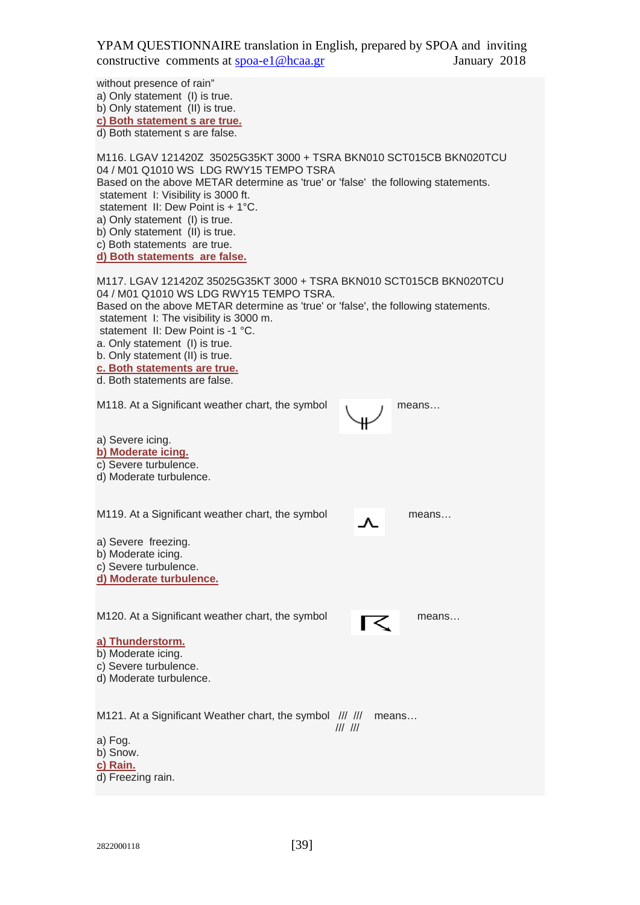without presence of rain”
a) Only statement (I) is true.
b) Only statement (II) is true.
**c) Both statement s are true.**
d) Both statement s are false.

M116. LGAV 121420Z 35025G35KT 3000 + TSRA BKN010 SCT015CB BKN020TCU 04 / M01 Q1010 WS LDG RWY15 TEMPO TSRA
Based on the above METAR determine as 'true' or 'false' the following statements.
statement I: Visibility is 3000 ft.
statement II: Dew Point is + 1°C.
a) Only statement (I) is true.
b) Only statement (II) is true.
c) Both statements are true.
**d) Both statements are false.**

M117. LGAV 121420Z 35025G35KT 3000 + TSRA BKN010 SCT015CB BKN020TCU 04 / M01 Q1010 WS LDG RWY15 TEMPO TSRA.
Based on the above METAR determine as 'true' or 'false', the following statements.
statement I: The visibility is 3000 m.
statement II: Dew Point is -1 °C.
a. Only statement (I) is true.
b. Only statement (II) is true.
**c. Both statements are true.**
d. Both statements are false.

M118. At a Significant weather chart, the symbol means…

a) Severe icing.
**b) Moderate icing.**
c) Severe turbulence.
d) Moderate turbulence.

M119. At a Significant weather chart, the symbol means…

a) Severe freezing.
b) Moderate icing.
c) Severe turbulence.
**d) Moderate turbulence.**

M120. At a Significant weather chart, the symbol means…

**a) Thunderstorm.**
b) Moderate icing.
c) Severe turbulence.
d) Moderate turbulence.

M121. At a Significant Weather chart, the symbol /// /// /// /// means…

a) Fog.
b) Snow.
**c) Rain.**
d) Freezing rain.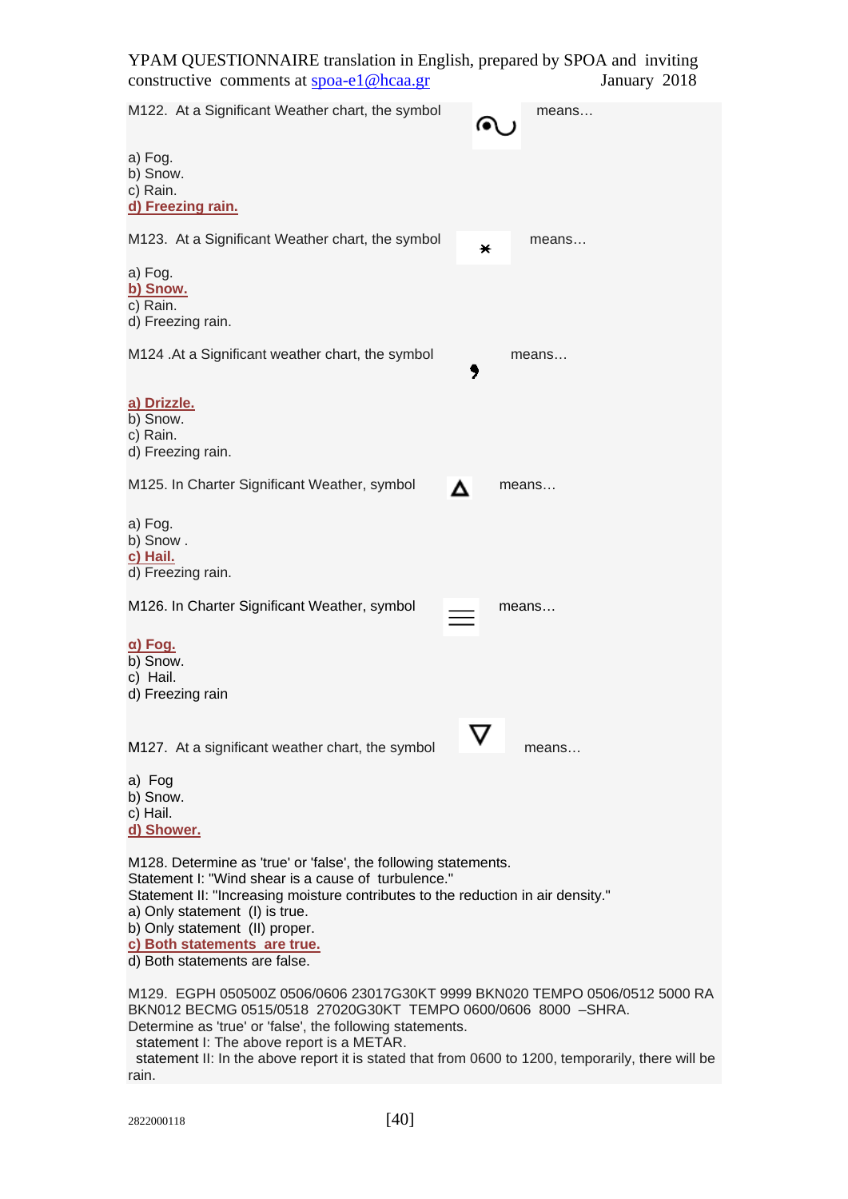M122. At a Significant Weather chart, the symbol means…

a) Fog.
b) Snow.
c) Rain.
**d) Freezing rain.**

M123. At a Significant Weather chart, the symbol means…

a) Fog.
**b) Snow.**
c) Rain.
d) Freezing rain.

M124 .At a Significant weather chart, the symbol means…

**a) Drizzle.**
b) Snow.
c) Rain.
d) Freezing rain.

M125. In Charter Significant Weather, symbol means…

a) Fog.
b) Snow .
**c) Hail.**
d) Freezing rain.

M126. In Charter Significant Weather, symbol means…

**α) Fog.**
b) Snow.
c) Hail.
d) Freezing rain

M127. At a significant weather chart, the symbol means…

a) Fog
b) Snow.
c) Hail.
**d) Shower.**

M128. Determine as 'true' or 'false', the following statements.
Statement I: "Wind shear is a cause of turbulence."
Statement II: "Increasing moisture contributes to the reduction in air density."
a) Only statement (I) is true.
b) Only statement (II) proper.
**c) Both statements are true.**
d) Both statements are false.

M129. EGPH 050500Z 0506/0606 23017G30KT 9999 BKN020 TEMPO 0506/0512 5000 RA BKN012 BECMG 0515/0518 27020G30KT TEMPO 0600/0606 8000 –SHRA.
Determine as 'true' or 'false', the following statements.
statement I: The above report is a METAR.
statement II: In the above report it is stated that from 0600 to 1200, temporarily, there will be rain.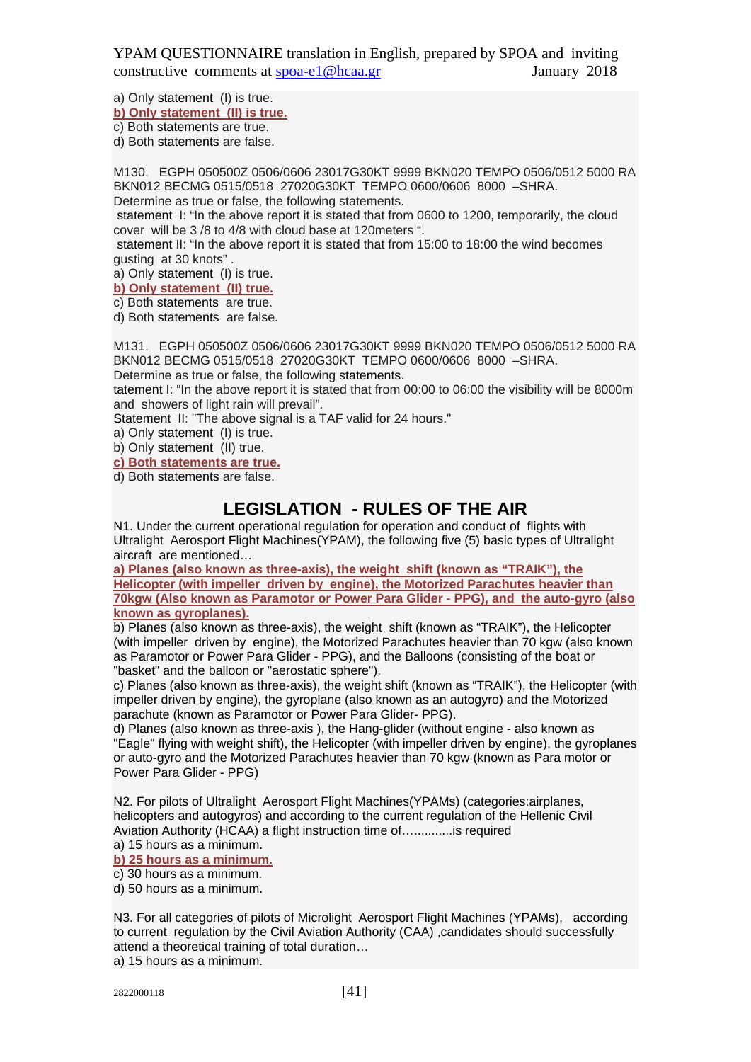a) Only statement (I) is true.
**b) Only statement (II) is true.**
c) Both statements are true.
d) Both statements are false.

M130. EGPH 050500Z 0506/0606 23017G30KT 9999 BKN020 TEMPO 0506/0512 5000 RA BKN012 BECMG 0515/0518 27020G30KT TEMPO 0600/0606 8000 –SHRA.
Determine as true or false, the following statements.
statement I: "In the above report it is stated that from 0600 to 1200, temporarily, the cloud cover will be 3 /8 to 4/8 with cloud base at 120meters ".
statement II: "In the above report it is stated that from 15:00 to 18:00 the wind becomes gusting at 30 knots" .
a) Only statement (I) is true.
**b) Only statement (II) true.**
c) Both statements are true.
d) Both statements are false.

M131. EGPH 050500Z 0506/0606 23017G30KT 9999 BKN020 TEMPO 0506/0512 5000 RA BKN012 BECMG 0515/0518 27020G30KT TEMPO 0600/0606 8000 –SHRA.
Determine as true or false, the following statements.
tatement I: "In the above report it is stated that from 00:00 to 06:00 the visibility will be 8000m and showers of light rain will prevail".
Statement II: "The above signal is a TAF valid for 24 hours."
a) Only statement (I) is true.
b) Only statement (II) true.
**c) Both statements are true.**
d) Both statements are false.

## LEGISLATION - RULES OF THE AIR

N1. Under the current operational regulation for operation and conduct of flights with Ultralight Aerosport Flight Machines(YPAM), the following five (5) basic types of Ultralight aircraft are mentioned…
**a) Planes (also known as three-axis), the weight shift (known as "TRAIK"), the Helicopter (with impeller driven by engine), the Motorized Parachutes heavier than 70kgw (Also known as Paramotor or Power Para Glider - PPG), and the auto-gyro (also known as gyroplanes).**
b) Planes (also known as three-axis), the weight shift (known as "TRAIK"), the Helicopter (with impeller driven by engine), the Motorized Parachutes heavier than 70 kgw (also known as Paramotor or Power Para Glider - PPG), and the Balloons (consisting of the boat or "basket" and the balloon or "aerostatic sphere").
c) Planes (also known as three-axis), the weight shift (known as "TRAIK"), the Helicopter (with impeller driven by engine), the gyroplane (also known as an autogyro) and the Motorized parachute (known as Paramotor or Power Para Glider- PPG).
d) Planes (also known as three-axis ), the Hang-glider (without engine - also known as "Eagle" flying with weight shift), the Helicopter (with impeller driven by engine), the gyroplanes or auto-gyro and the Motorized Parachutes heavier than 70 kgw (known as Para motor or Power Para Glider - PPG)

N2. For pilots of Ultralight Aerosport Flight Machines(YPAMs) (categories:airplanes, helicopters and autogyros) and according to the current regulation of the Hellenic Civil Aviation Authority (HCAA) a flight instruction time of…...........is required
a) 15 hours as a minimum.
**b) 25 hours as a minimum.**
c) 30 hours as a minimum.
d) 50 hours as a minimum.

N3. For all categories of pilots of Microlight Aerosport Flight Machines (YPAMs), according to current regulation by the Civil Aviation Authority (CAA) ,candidates should successfully attend a theoretical training of total duration…
a) 15 hours as a minimum.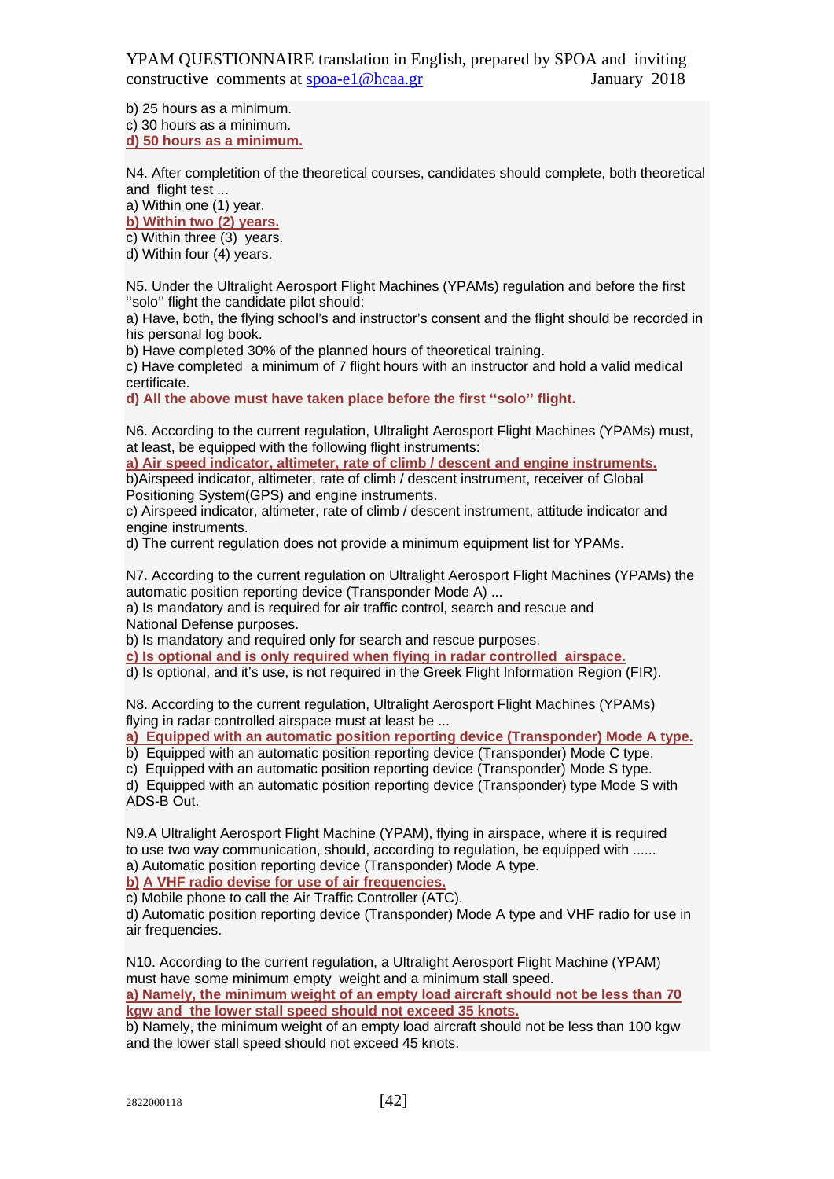b) 25 hours as a minimum.
c) 30 hours as a minimum.
**d) 50 hours as a minimum.**

N4. After completition of the theoretical courses, candidates should complete, both theoretical and flight test ...
a) Within one (1) year.
**b) Within two (2) years.**
c) Within three (3) years.
d) Within four (4) years.

N5. Under the Ultralight Aerosport Flight Machines (YPAMs) regulation and before the first ''solo'' flight the candidate pilot should:
a) Have, both, the flying school's and instructor's consent and the flight should be recorded in his personal log book.
b) Have completed 30% of the planned hours of theoretical training.
c) Have completed a minimum of 7 flight hours with an instructor and hold a valid medical certificate.
**d) All the above must have taken place before the first ''solo'' flight.**

N6. According to the current regulation, Ultralight Aerosport Flight Machines (YPAMs) must, at least, be equipped with the following flight instruments:
**a) Air speed indicator, altimeter, rate of climb / descent and engine instruments.**
b)Airspeed indicator, altimeter, rate of climb / descent instrument, receiver of Global Positioning System(GPS) and engine instruments.
c) Airspeed indicator, altimeter, rate of climb / descent instrument, attitude indicator and engine instruments.
d) The current regulation does not provide a minimum equipment list for YPAMs.

N7. According to the current regulation on Ultralight Aerosport Flight Machines (YPAMs) the automatic position reporting device (Transponder Mode A) ...
a) Is mandatory and is required for air traffic control, search and rescue and National Defense purposes.
b) Is mandatory and required only for search and rescue purposes.
**c) Is optional and is only required when flying in radar controlled airspace.**
d) Is optional, and it's use, is not required in the Greek Flight Information Region (FIR).

N8. According to the current regulation, Ultralight Aerosport Flight Machines (YPAMs) flying in radar controlled airspace must at least be ...
**a) Equipped with an automatic position reporting device (Transponder) Mode A type.**
b) Equipped with an automatic position reporting device (Transponder) Mode C type.
c) Equipped with an automatic position reporting device (Transponder) Mode S type.
d) Equipped with an automatic position reporting device (Transponder) type Mode S with ADS-B Out.

N9.A Ultralight Aerosport Flight Machine (YPAM), flying in airspace, where it is required to use two way communication, should, according to regulation, be equipped with ......
a) Automatic position reporting device (Transponder) Mode A type.
**b) A VHF radio devise for use of air frequencies.**
c) Mobile phone to call the Air Traffic Controller (ATC).
d) Automatic position reporting device (Transponder) Mode A type and VHF radio for use in air frequencies.

N10. According to the current regulation, a Ultralight Aerosport Flight Machine (YPAM) must have some minimum empty weight and a minimum stall speed.
**a) Namely, the minimum weight of an empty load aircraft should not be less than 70 kgw and the lower stall speed should not exceed 35 knots.**
b) Namely, the minimum weight of an empty load aircraft should not be less than 100 kgw and the lower stall speed should not exceed 45 knots.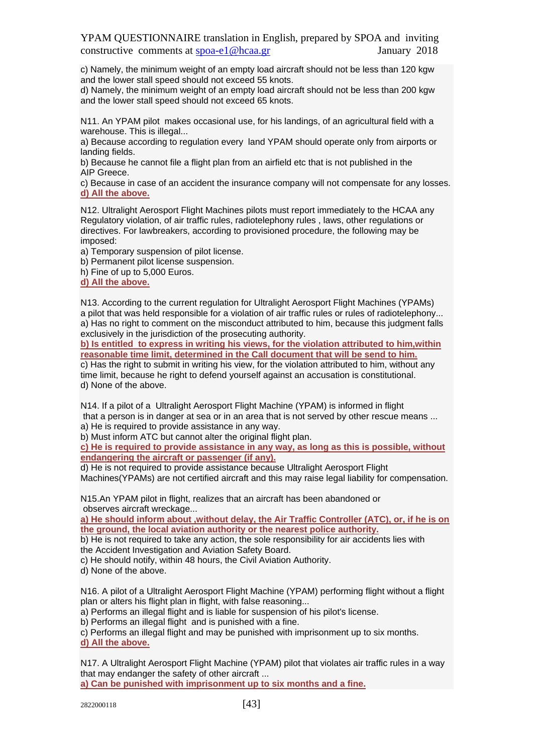c) Namely, the minimum weight of an empty load aircraft should not be less than 120 kgw and the lower stall speed should not exceed 55 knots.
d) Namely, the minimum weight of an empty load aircraft should not be less than 200 kgw and the lower stall speed should not exceed 65 knots.

N11. An YPAM pilot makes occasional use, for his landings, of an agricultural field with a warehouse. This is illegal...
a) Because according to regulation every land YPAM should operate only from airports or landing fields.
b) Because he cannot file a flight plan from an airfield etc that is not published in the AIP Greece.
c) Because in case of an accident the insurance company will not compensate for any losses.
**d) All the above.**

N12. Ultralight Aerosport Flight Machines pilots must report immediately to the HCAA any Regulatory violation, of air traffic rules, radiotelephony rules , laws, other regulations or directives. For lawbreakers, according to provisioned procedure, the following may be imposed:
a) Temporary suspension of pilot license.
b) Permanent pilot license suspension.
h) Fine of up to 5,000 Euros.
**d) All the above.**

N13. According to the current regulation for Ultralight Aerosport Flight Machines (YPAMs) a pilot that was held responsible for a violation of air traffic rules or rules of radiotelephony...
a) Has no right to comment on the misconduct attributed to him, because this judgment falls exclusively in the jurisdiction of the prosecuting authority.
**b) Is entitled to express in writing his views, for the violation attributed to him,within reasonable time limit, determined in the Call document that will be send to him.**
c) Has the right to submit in writing his view, for the violation attributed to him, without any time limit, because he right to defend yourself against an accusation is constitutional.
d) None of the above.

N14. If a pilot of a Ultralight Aerosport Flight Machine (YPAM) is informed in flight that a person is in danger at sea or in an area that is not served by other rescue means ...
a) He is required to provide assistance in any way.
b) Must inform ATC but cannot alter the original flight plan.
**c) He is required to provide assistance in any way, as long as this is possible, without endangering the aircraft or passenger (if any).**
d) He is not required to provide assistance because Ultralight Aerosport Flight Machines(YPAMs) are not certified aircraft and this may raise legal liability for compensation.

N15.An YPAM pilot in flight, realizes that an aircraft has been abandoned or observes aircraft wreckage...
**a) He should inform about ,without delay, the Air Traffic Controller (ATC), or, if he is on the ground, the local aviation authority or the nearest police authority.**
b) He is not required to take any action, the sole responsibility for air accidents lies with the Accident Investigation and Aviation Safety Board.
c) He should notify, within 48 hours, the Civil Aviation Authority.
d) None of the above.

N16. A pilot of a Ultralight Aerosport Flight Machine (YPAM) performing flight without a flight plan or alters his flight plan in flight, with false reasoning...
a) Performs an illegal flight and is liable for suspension of his pilot's license.
b) Performs an illegal flight and is punished with a fine.
c) Performs an illegal flight and may be punished with imprisonment up to six months.
**d) All the above.**

N17. A Ultralight Aerosport Flight Machine (YPAM) pilot that violates air traffic rules in a way that may endanger the safety of other aircraft ...
**a) Can be punished with imprisonment up to six months and a fine.**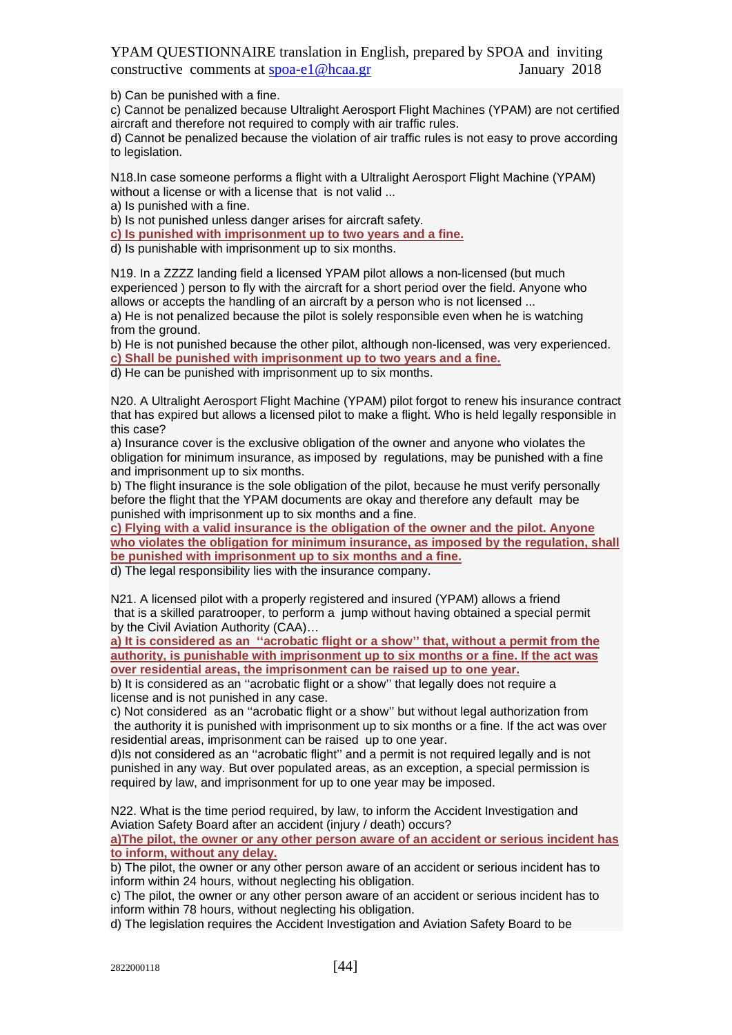b) Can be punished with a fine.
c) Cannot be penalized because Ultralight Aerosport Flight Machines (YPAM) are not certified aircraft and therefore not required to comply with air traffic rules.
d) Cannot be penalized because the violation of air traffic rules is not easy to prove according to legislation.

N18.In case someone performs a flight with a Ultralight Aerosport Flight Machine (YPAM) without a license or with a license that is not valid ...
a) Is punished with a fine.
b) Is not punished unless danger arises for aircraft safety.
**c) Is punished with imprisonment up to two years and a fine.**
d) Is punishable with imprisonment up to six months.

N19. In a ZZZZ landing field a licensed YPAM pilot allows a non-licensed (but much experienced ) person to fly with the aircraft for a short period over the field. Anyone who allows or accepts the handling of an aircraft by a person who is not licensed ...
a) He is not penalized because the pilot is solely responsible even when he is watching from the ground.
b) He is not punished because the other pilot, although non-licensed, was very experienced.
**c) Shall be punished with imprisonment up to two years and a fine.**
d) He can be punished with imprisonment up to six months.

N20. A Ultralight Aerosport Flight Machine (YPAM) pilot forgot to renew his insurance contract that has expired but allows a licensed pilot to make a flight. Who is held legally responsible in this case?
a) Insurance cover is the exclusive obligation of the owner and anyone who violates the obligation for minimum insurance, as imposed by regulations, may be punished with a fine and imprisonment up to six months.
b) The flight insurance is the sole obligation of the pilot, because he must verify personally before the flight that the YPAM documents are okay and therefore any default may be punished with imprisonment up to six months and a fine.
**c) Flying with a valid insurance is the obligation of the owner and the pilot. Anyone who violates the obligation for minimum insurance, as imposed by the regulation, shall be punished with imprisonment up to six months and a fine.**
d) The legal responsibility lies with the insurance company.

N21. A licensed pilot with a properly registered and insured (YPAM) allows a friend that is a skilled paratrooper, to perform a jump without having obtained a special permit by the Civil Aviation Authority (CAA)…
**a) It is considered as an ''acrobatic flight or a show'' that, without a permit from the authority, is punishable with imprisonment up to six months or a fine. If the act was over residential areas, the imprisonment can be raised up to one year.**
b) It is considered as an ''acrobatic flight or a show'' that legally does not require a license and is not punished in any case.
c) Not considered as an ''acrobatic flight or a show'' but without legal authorization from the authority it is punished with imprisonment up to six months or a fine. If the act was over residential areas, imprisonment can be raised up to one year.
d)Is not considered as an ''acrobatic flight'' and a permit is not required legally and is not punished in any way. But over populated areas, as an exception, a special permission is required by law, and imprisonment for up to one year may be imposed.

N22. What is the time period required, by law, to inform the Accident Investigation and Aviation Safety Board after an accident (injury / death) occurs?
**a)The pilot, the owner or any other person aware of an accident or serious incident has to inform, without any delay.**
b) The pilot, the owner or any other person aware of an accident or serious incident has to inform within 24 hours, without neglecting his obligation.
c) The pilot, the owner or any other person aware of an accident or serious incident has to inform within 78 hours, without neglecting his obligation.
d) The legislation requires the Accident Investigation and Aviation Safety Board to be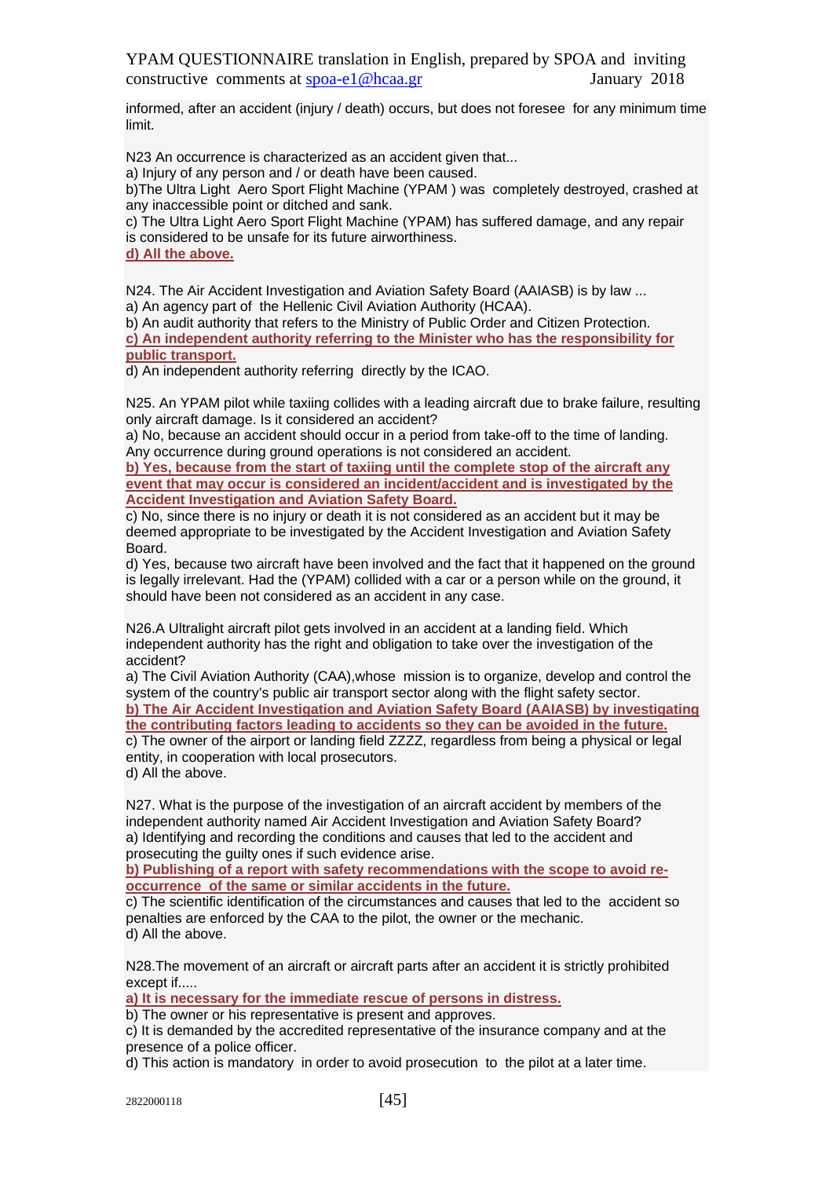informed, after an accident (injury / death) occurs, but does not foresee for any minimum time limit.

N23 An occurrence is characterized as an accident given that...
a) Injury of any person and / or death have been caused.
b)The Ultra Light Aero Sport Flight Machine (YPAM ) was completely destroyed, crashed at any inaccessible point or ditched and sank.
c) The Ultra Light Aero Sport Flight Machine (YPAM) has suffered damage, and any repair is considered to be unsafe for its future airworthiness.
**d) All the above.**

N24. The Air Accident Investigation and Aviation Safety Board (AAIASB) is by law ...
a) An agency part of the Hellenic Civil Aviation Authority (HCAA).
b) An audit authority that refers to the Ministry of Public Order and Citizen Protection.
**c) An independent authority referring to the Minister who has the responsibility for public transport.**
d) An independent authority referring directly by the ICAO.

N25. An YPAM pilot while taxiing collides with a leading aircraft due to brake failure, resulting only aircraft damage. Is it considered an accident?
a) No, because an accident should occur in a period from take-off to the time of landing. Any occurrence during ground operations is not considered an accident.
**b) Yes, because from the start of taxiing until the complete stop of the aircraft any event that may occur is considered an incident/accident and is investigated by the Accident Investigation and Aviation Safety Board.**
c) No, since there is no injury or death it is not considered as an accident but it may be deemed appropriate to be investigated by the Accident Investigation and Aviation Safety Board.
d) Yes, because two aircraft have been involved and the fact that it happened on the ground is legally irrelevant. Had the (YPAM) collided with a car or a person while on the ground, it should have been not considered as an accident in any case.

N26.A Ultralight aircraft pilot gets involved in an accident at a landing field. Which independent authority has the right and obligation to take over the investigation of the accident?
a) The Civil Aviation Authority (CAA),whose mission is to organize, develop and control the system of the country's public air transport sector along with the flight safety sector.
**b) The Air Accident Investigation and Aviation Safety Board (AAIASB) by investigating the contributing factors leading to accidents so they can be avoided in the future.**
c) The owner of the airport or landing field ZZZZ, regardless from being a physical or legal entity, in cooperation with local prosecutors.
d) All the above.

N27. What is the purpose of the investigation of an aircraft accident by members of the independent authority named Air Accident Investigation and Aviation Safety Board?
a) Identifying and recording the conditions and causes that led to the accident and prosecuting the guilty ones if such evidence arise.
**b) Publishing of a report with safety recommendations with the scope to avoid re-occurrence of the same or similar accidents in the future.**
c) The scientific identification of the circumstances and causes that led to the accident so penalties are enforced by the CAA to the pilot, the owner or the mechanic.
d) All the above.

N28.The movement of an aircraft or aircraft parts after an accident it is strictly prohibited except if.....
**a) It is necessary for the immediate rescue of persons in distress.**
b) The owner or his representative is present and approves.
c) It is demanded by the accredited representative of the insurance company and at the presence of a police officer.
d) This action is mandatory in order to avoid prosecution to the pilot at a later time.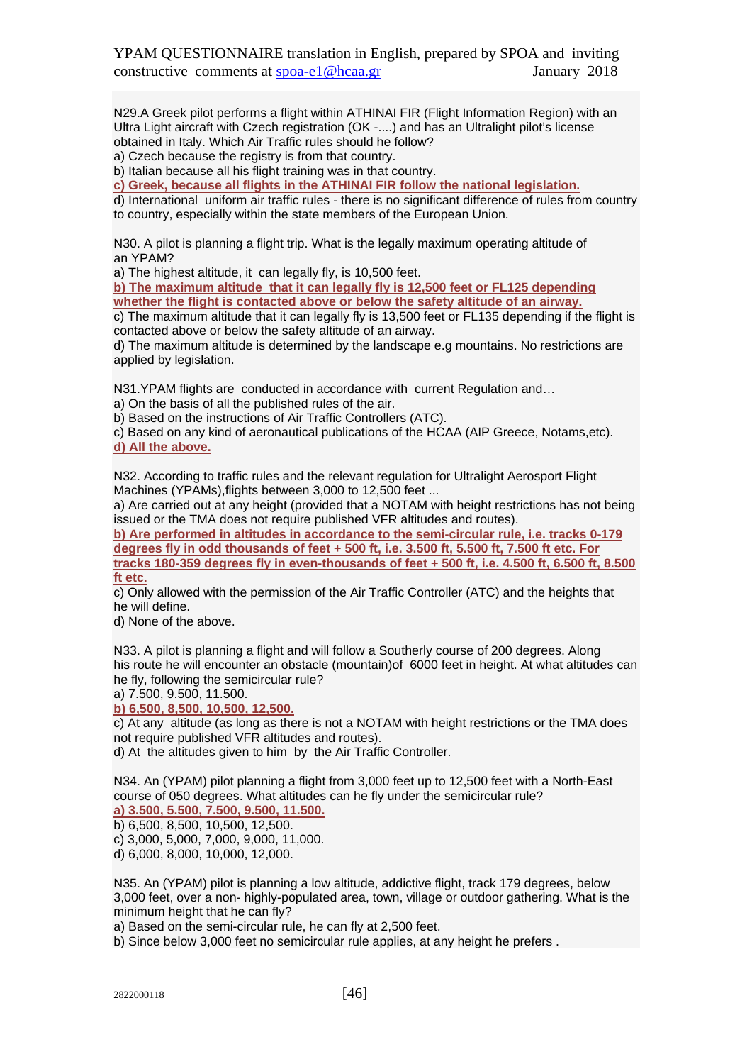N29.A Greek pilot performs a flight within ATHINAI FIR (Flight Information Region) with an Ultra Light aircraft with Czech registration (OK -....) and has an Ultralight pilot's license obtained in Italy. Which Air Traffic rules should he follow?
a) Czech because the registry is from that country.
b) Italian because all his flight training was in that country.
**c) Greek, because all flights in the ATHINAI FIR follow the national legislation.**
d) International uniform air traffic rules - there is no significant difference of rules from country to country, especially within the state members of the European Union.

N30. A pilot is planning a flight trip. What is the legally maximum operating altitude of an YPAM?
a) The highest altitude, it can legally fly, is 10,500 feet.
**b) The maximum altitude that it can legally fly is 12,500 feet or FL125 depending whether the flight is contacted above or below the safety altitude of an airway.**
c) The maximum altitude that it can legally fly is 13,500 feet or FL135 depending if the flight is contacted above or below the safety altitude of an airway.
d) The maximum altitude is determined by the landscape e.g mountains. No restrictions are applied by legislation.

N31.YPAM flights are conducted in accordance with current Regulation and…
a) On the basis of all the published rules of the air.
b) Based on the instructions of Air Traffic Controllers (ATC).
c) Based on any kind of aeronautical publications of the HCAA (AIP Greece, Notams,etc).
**d) All the above.**

N32. According to traffic rules and the relevant regulation for Ultralight Aerosport Flight Machines (YPAMs),flights between 3,000 to 12,500 feet ...
a) Are carried out at any height (provided that a NOTAM with height restrictions has not being issued or the TMA does not require published VFR altitudes and routes).
**b) Are performed in altitudes in accordance to the semi-circular rule, i.e. tracks 0-179 degrees fly in odd thousands of feet + 500 ft, i.e. 3.500 ft, 5.500 ft, 7.500 ft etc. For tracks 180-359 degrees fly in even-thousands of feet + 500 ft, i.e. 4.500 ft, 6.500 ft, 8.500 ft etc.**
c) Only allowed with the permission of the Air Traffic Controller (ATC) and the heights that he will define.
d) None of the above.

N33. A pilot is planning a flight and will follow a Southerly course of 200 degrees. Along his route he will encounter an obstacle (mountain)of 6000 feet in height. At what altitudes can he fly, following the semicircular rule?
a) 7.500, 9.500, 11.500.
**b) 6,500, 8,500, 10,500, 12,500.**
c) At any altitude (as long as there is not a NOTAM with height restrictions or the TMA does not require published VFR altitudes and routes).
d) At the altitudes given to him by the Air Traffic Controller.

N34. An (YPAM) pilot planning a flight from 3,000 feet up to 12,500 feet with a North-East course of 050 degrees. What altitudes can he fly under the semicircular rule?
**a) 3.500, 5.500, 7.500, 9.500, 11.500.**
b) 6,500, 8,500, 10,500, 12,500.
c) 3,000, 5,000, 7,000, 9,000, 11,000.
d) 6,000, 8,000, 10,000, 12,000.

N35. An (YPAM) pilot is planning a low altitude, addictive flight, track 179 degrees, below 3,000 feet, over a non- highly-populated area, town, village or outdoor gathering. What is the minimum height that he can fly?
a) Based on the semi-circular rule, he can fly at 2,500 feet.
b) Since below 3,000 feet no semicircular rule applies, at any height he prefers .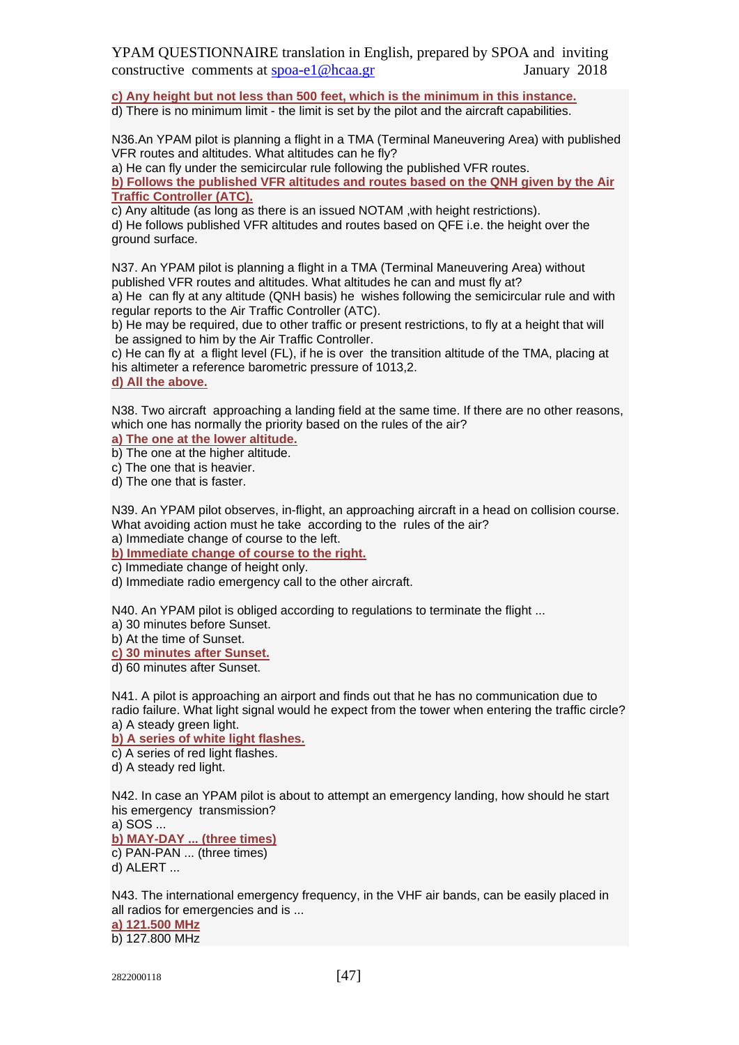**c) Any height but not less than 500 feet, which is the minimum in this instance.**
d) There is no minimum limit - the limit is set by the pilot and the aircraft capabilities.

N36.An YPAM pilot is planning a flight in a TMA (Terminal Maneuvering Area) with published VFR routes and altitudes. What altitudes can he fly?
a) He can fly under the semicircular rule following the published VFR routes.
**b) Follows the published VFR altitudes and routes based on the QNH given by the Air Traffic Controller (ATC).**
c) Any altitude (as long as there is an issued NOTAM ,with height restrictions).
d) He follows published VFR altitudes and routes based on QFE i.e. the height over the ground surface.

N37. An YPAM pilot is planning a flight in a TMA (Terminal Maneuvering Area) without published VFR routes and altitudes. What altitudes he can and must fly at?
a) He can fly at any altitude (QNH basis) he wishes following the semicircular rule and with regular reports to the Air Traffic Controller (ATC).
b) He may be required, due to other traffic or present restrictions, to fly at a height that will be assigned to him by the Air Traffic Controller.
c) He can fly at a flight level (FL), if he is over the transition altitude of the TMA, placing at his altimeter a reference barometric pressure of 1013,2.
**d) All the above.**

N38. Two aircraft approaching a landing field at the same time. If there are no other reasons, which one has normally the priority based on the rules of the air?
**a) The one at the lower altitude.**
b) The one at the higher altitude.
c) The one that is heavier.
d) The one that is faster.

N39. An YPAM pilot observes, in-flight, an approaching aircraft in a head on collision course. What avoiding action must he take according to the rules of the air?
a) Immediate change of course to the left.
**b) Immediate change of course to the right.**
c) Immediate change of height only.
d) Immediate radio emergency call to the other aircraft.

N40. An YPAM pilot is obliged according to regulations to terminate the flight ...
a) 30 minutes before Sunset.
b) At the time of Sunset.
**c) 30 minutes after Sunset.**
d) 60 minutes after Sunset.

N41. A pilot is approaching an airport and finds out that he has no communication due to radio failure. What light signal would he expect from the tower when entering the traffic circle?
a) A steady green light.
**b) A series of white light flashes.**
c) A series of red light flashes.
d) A steady red light.

N42. In case an YPAM pilot is about to attempt an emergency landing, how should he start his emergency transmission?
a) SOS ...
**b) MAY-DAY ... (three times)**
c) PAN-PAN ... (three times)
d) ALERT ...

N43. The international emergency frequency, in the VHF air bands, can be easily placed in all radios for emergencies and is ...
**a) 121.500 MHz**
b) 127.800 MHz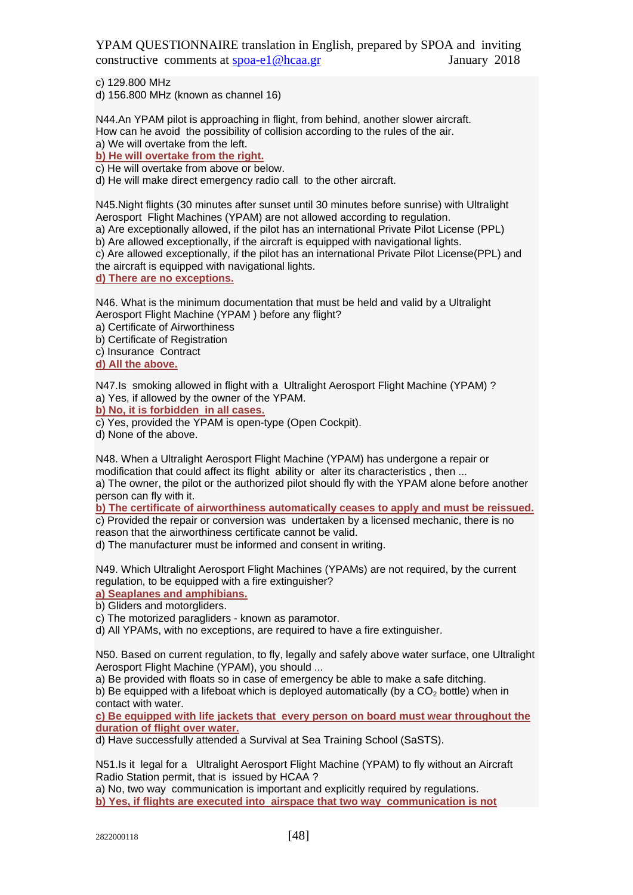c) 129.800 MHz
d) 156.800 MHz (known as channel 16)

N44.An YPAM pilot is approaching in flight, from behind, another slower aircraft. How can he avoid the possibility of collision according to the rules of the air.
a) We will overtake from the left.
**b) He will overtake from the right.**
c) He will overtake from above or below.
d) He will make direct emergency radio call to the other aircraft.

N45.Night flights (30 minutes after sunset until 30 minutes before sunrise) with Ultralight Aerosport Flight Machines (YPAM) are not allowed according to regulation.
a) Are exceptionally allowed, if the pilot has an international Private Pilot License (PPL)
b) Are allowed exceptionally, if the aircraft is equipped with navigational lights.
c) Are allowed exceptionally, if the pilot has an international Private Pilot License(PPL) and the aircraft is equipped with navigational lights.
**d) There are no exceptions.**

N46. What is the minimum documentation that must be held and valid by a Ultralight Aerosport Flight Machine (YPAM ) before any flight?
a) Certificate of Airworthiness
b) Certificate of Registration
c) Insurance Contract
**d) All the above.**

N47.Is smoking allowed in flight with a Ultralight Aerosport Flight Machine (YPAM) ?
a) Yes, if allowed by the owner of the YPAM.
**b) No, it is forbidden in all cases.**
c) Yes, provided the YPAM is open-type (Open Cockpit).
d) None of the above.

N48. When a Ultralight Aerosport Flight Machine (YPAM) has undergone a repair or modification that could affect its flight ability or alter its characteristics , then ...
a) The owner, the pilot or the authorized pilot should fly with the YPAM alone before another person can fly with it.
**b) The certificate of airworthiness automatically ceases to apply and must be reissued.**
c) Provided the repair or conversion was undertaken by a licensed mechanic, there is no reason that the airworthiness certificate cannot be valid.
d) The manufacturer must be informed and consent in writing.

N49. Which Ultralight Aerosport Flight Machines (YPAMs) are not required, by the current regulation, to be equipped with a fire extinguisher?
**a) Seaplanes and amphibians.**
b) Gliders and motorgliders.
c) The motorized paragliders - known as paramotor.
d) All YPAMs, with no exceptions, are required to have a fire extinguisher.

N50. Based on current regulation, to fly, legally and safely above water surface, one Ultralight Aerosport Flight Machine (YPAM), you should ...
a) Be provided with floats so in case of emergency be able to make a safe ditching.
b) Be equipped with a lifeboat which is deployed automatically (by a $CO_2$ bottle) when in contact with water.
**c) Be equipped with life jackets that every person on board must wear throughout the duration of flight over water.**
d) Have successfully attended a Survival at Sea Training School (SaSTS).

N51.Is it legal for a Ultralight Aerosport Flight Machine (YPAM) to fly without an Aircraft Radio Station permit, that is issued by HCAA ?
a) No, two way communication is important and explicitly required by regulations.
**b) Yes, if flights are executed into airspace that two way communication is not**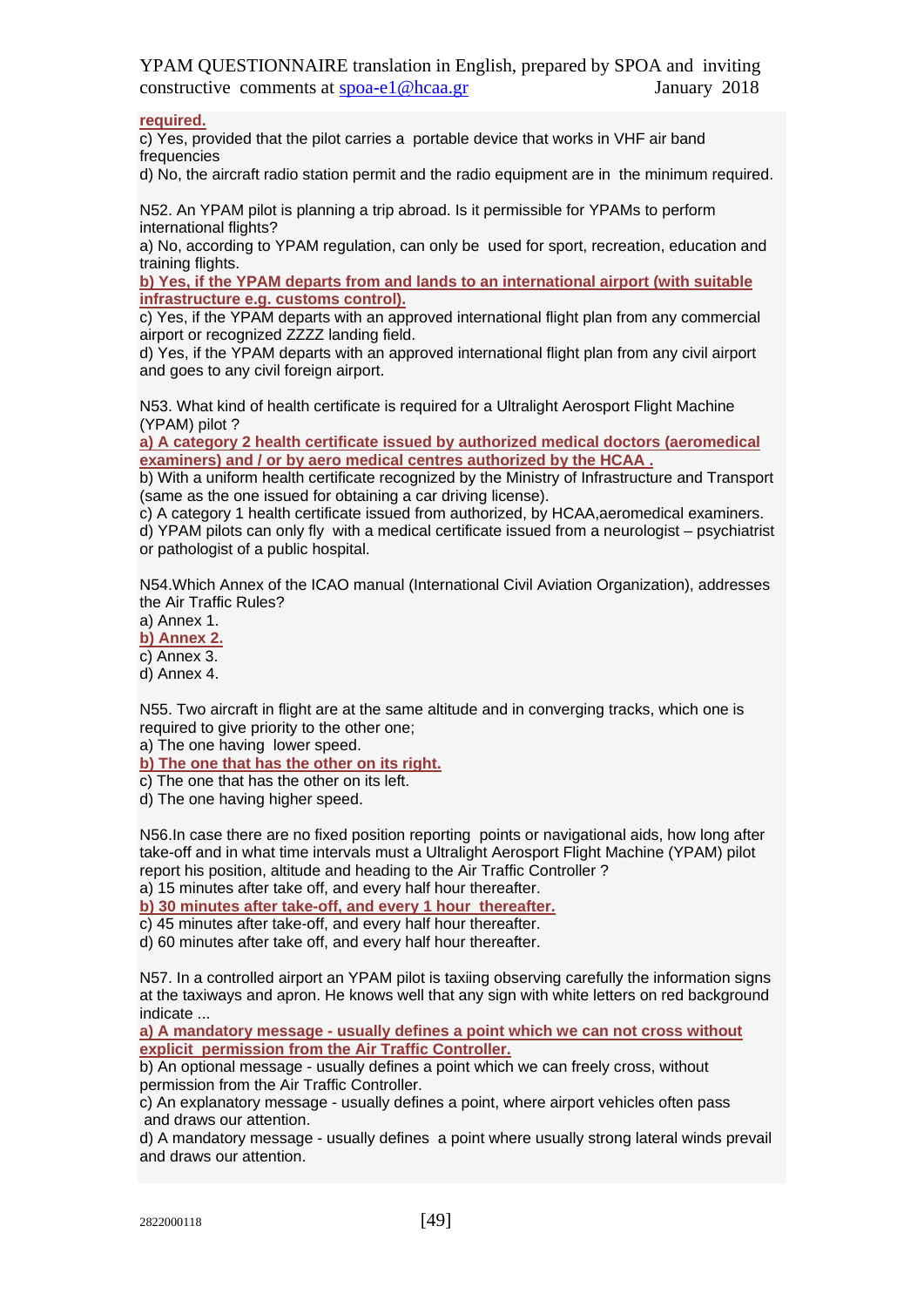**required.**

c) Yes, provided that the pilot carries a portable device that works in VHF air band frequencies

d) No, the aircraft radio station permit and the radio equipment are in the minimum required.

N52. An YPAM pilot is planning a trip abroad. Is it permissible for YPAMs to perform international flights?

a) No, according to YPAM regulation, can only be used for sport, recreation, education and training flights.

**b) Yes, if the YPAM departs from and lands to an international airport (with suitable infrastructure e.g. customs control).**

c) Yes, if the YPAM departs with an approved international flight plan from any commercial airport or recognized ZZZZ landing field.

d) Yes, if the YPAM departs with an approved international flight plan from any civil airport and goes to any civil foreign airport.

N53. What kind of health certificate is required for a Ultralight Aerosport Flight Machine (YPAM) pilot ?

**a) A category 2 health certificate issued by authorized medical doctors (aeromedical examiners) and / or by aero medical centres authorized by the HCAA .**

b) With a uniform health certificate recognized by the Ministry of Infrastructure and Transport (same as the one issued for obtaining a car driving license).

c) A category 1 health certificate issued from authorized, by HCAA,aeromedical examiners.

d) YPAM pilots can only fly with a medical certificate issued from a neurologist – psychiatrist or pathologist of a public hospital.

N54.Which Annex of the ICAO manual (International Civil Aviation Organization), addresses the Air Traffic Rules?

a) Annex 1.

**b) Annex 2.**

c) Annex 3.

d) Annex 4.

N55. Two aircraft in flight are at the same altitude and in converging tracks, which one is required to give priority to the other one;

a) The one having lower speed.

**b) The one that has the other on its right.**

c) The one that has the other on its left.

d) The one having higher speed.

N56.In case there are no fixed position reporting points or navigational aids, how long after take-off and in what time intervals must a Ultralight Aerosport Flight Machine (YPAM) pilot report his position, altitude and heading to the Air Traffic Controller ?

a) 15 minutes after take off, and every half hour thereafter.

**b) 30 minutes after take-off, and every 1 hour thereafter.**

c) 45 minutes after take-off, and every half hour thereafter.

d) 60 minutes after take off, and every half hour thereafter.

N57. In a controlled airport an YPAM pilot is taxiing observing carefully the information signs at the taxiways and apron. He knows well that any sign with white letters on red background indicate ...

**a) A mandatory message - usually defines a point which we can not cross without explicit permission from the Air Traffic Controller.**

b) An optional message - usually defines a point which we can freely cross, without permission from the Air Traffic Controller.

c) An explanatory message - usually defines a point, where airport vehicles often pass and draws our attention.

d) A mandatory message - usually defines a point where usually strong lateral winds prevail and draws our attention.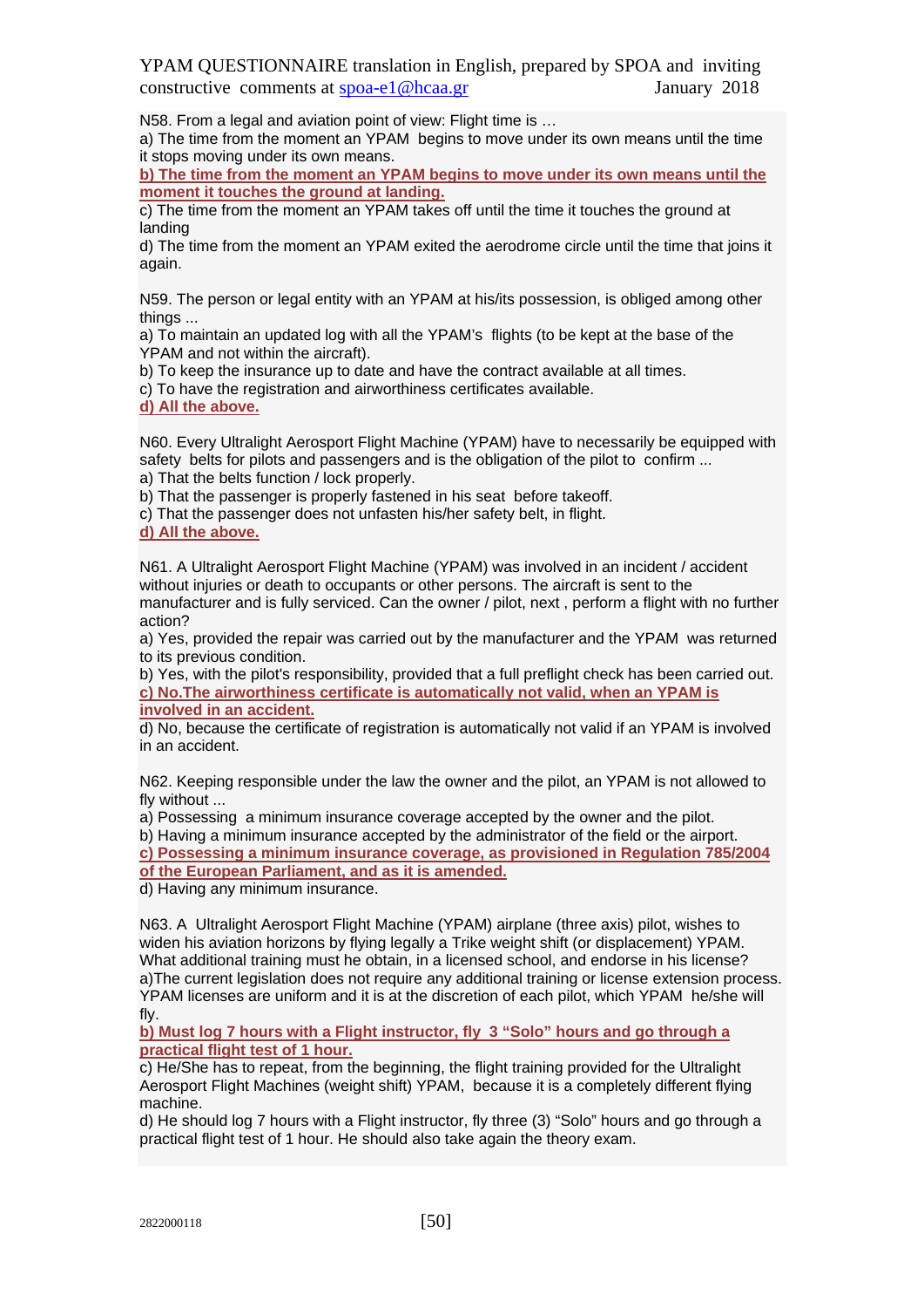N58. From a legal and aviation point of view: Flight time is …

a) The time from the moment an YPAM begins to move under its own means until the time it stops moving under its own means.

**b) The time from the moment an YPAM begins to move under its own means until the moment it touches the ground at landing.**

c) The time from the moment an YPAM takes off until the time it touches the ground at landing

d) The time from the moment an YPAM exited the aerodrome circle until the time that joins it again.

N59. The person or legal entity with an YPAM at his/its possession, is obliged among other things ...

a) To maintain an updated log with all the YPAM's flights (to be kept at the base of the YPAM and not within the aircraft).

b) To keep the insurance up to date and have the contract available at all times.

c) To have the registration and airworthiness certificates available.

**d) All the above.**

N60. Every Ultralight Aerosport Flight Machine (YPAM) have to necessarily be equipped with safety belts for pilots and passengers and is the obligation of the pilot to confirm ...

a) That the belts function / lock properly.

b) That the passenger is properly fastened in his seat before takeoff.

c) That the passenger does not unfasten his/her safety belt, in flight.

**d) All the above.**

N61. A Ultralight Aerosport Flight Machine (YPAM) was involved in an incident / accident without injuries or death to occupants or other persons. The aircraft is sent to the manufacturer and is fully serviced. Can the owner / pilot, next , perform a flight with no further action?

a) Yes, provided the repair was carried out by the manufacturer and the YPAM was returned to its previous condition.

b) Yes, with the pilot's responsibility, provided that a full preflight check has been carried out.

**c) No.The airworthiness certificate is automatically not valid, when an YPAM is involved in an accident.**

d) No, because the certificate of registration is automatically not valid if an YPAM is involved in an accident.

N62. Keeping responsible under the law the owner and the pilot, an YPAM is not allowed to fly without ...

a) Possessing a minimum insurance coverage accepted by the owner and the pilot.

b) Having a minimum insurance accepted by the administrator of the field or the airport.

**c) Possessing a minimum insurance coverage, as provisioned in Regulation 785/2004 of the European Parliament, and as it is amended.**

d) Having any minimum insurance.

N63. A Ultralight Aerosport Flight Machine (YPAM) airplane (three axis) pilot, wishes to widen his aviation horizons by flying legally a Trike weight shift (or displacement) YPAM. What additional training must he obtain, in a licensed school, and endorse in his license?

a)The current legislation does not require any additional training or license extension process. YPAM licenses are uniform and it is at the discretion of each pilot, which YPAM he/she will fly.

**b) Must log 7 hours with a Flight instructor, fly 3 "Solo" hours and go through a practical flight test of 1 hour.**

c) He/She has to repeat, from the beginning, the flight training provided for the Ultralight Aerosport Flight Machines (weight shift) YPAM, because it is a completely different flying machine.

d) He should log 7 hours with a Flight instructor, fly three (3) "Solo" hours and go through a practical flight test of 1 hour. He should also take again the theory exam.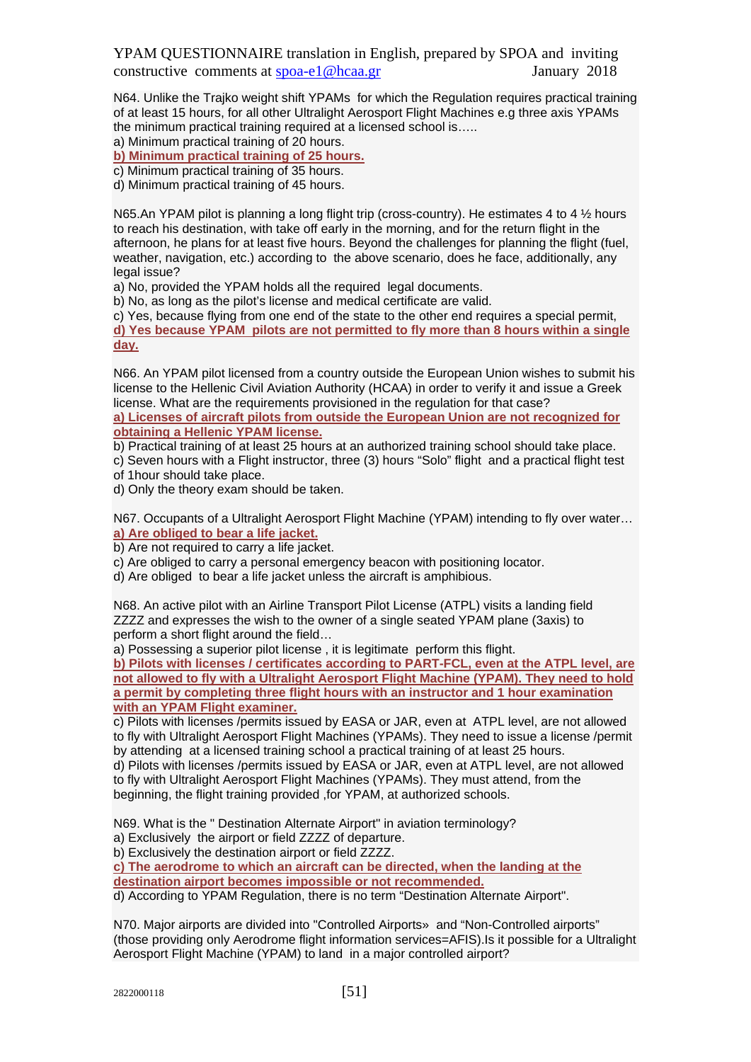N64. Unlike the Trajko weight shift YPAMs for which the Regulation requires practical training of at least 15 hours, for all other Ultralight Aerosport Flight Machines e.g three axis YPAMs the minimum practical training required at a licensed school is…..

a) Minimum practical training of 20 hours.

**b) Minimum practical training of 25 hours.**

c) Minimum practical training of 35 hours.

d) Minimum practical training of 45 hours.

N65.An YPAM pilot is planning a long flight trip (cross-country). He estimates 4 to 4 ½ hours to reach his destination, with take off early in the morning, and for the return flight in the afternoon, he plans for at least five hours. Beyond the challenges for planning the flight (fuel, weather, navigation, etc.) according to the above scenario, does he face, additionally, any legal issue?

a) No, provided the YPAM holds all the required legal documents.

b) No, as long as the pilot's license and medical certificate are valid.

c) Yes, because flying from one end of the state to the other end requires a special permit,

**d) Yes because YPAM pilots are not permitted to fly more than 8 hours within a single day.**

N66. An YPAM pilot licensed from a country outside the European Union wishes to submit his license to the Hellenic Civil Aviation Authority (HCAA) in order to verify it and issue a Greek license. What are the requirements provisioned in the regulation for that case?

**a) Licenses of aircraft pilots from outside the European Union are not recognized for obtaining a Hellenic YPAM license.**

b) Practical training of at least 25 hours at an authorized training school should take place.

c) Seven hours with a Flight instructor, three (3) hours "Solo" flight and a practical flight test of 1hour should take place.

d) Only the theory exam should be taken.

N67. Occupants of a Ultralight Aerosport Flight Machine (YPAM) intending to fly over water…

**a) Are obliged to bear a life jacket.**

b) Are not required to carry a life jacket.

c) Are obliged to carry a personal emergency beacon with positioning locator.

d) Are obliged to bear a life jacket unless the aircraft is amphibious.

N68. An active pilot with an Airline Transport Pilot License (ATPL) visits a landing field ZZZZ and expresses the wish to the owner of a single seated YPAM plane (3axis) to perform a short flight around the field…

a) Possessing a superior pilot license , it is legitimate perform this flight.

**b) Pilots with licenses / certificates according to PART-FCL, even at the ATPL level, are not allowed to fly with a Ultralight Aerosport Flight Machine (YPAM). They need to hold a permit by completing three flight hours with an instructor and 1 hour examination with an YPAM Flight examiner.**

c) Pilots with licenses /permits issued by EASA or JAR, even at ATPL level, are not allowed to fly with Ultralight Aerosport Flight Machines (YPAMs). They need to issue a license /permit by attending at a licensed training school a practical training of at least 25 hours.

d) Pilots with licenses /permits issued by EASA or JAR, even at ATPL level, are not allowed to fly with Ultralight Aerosport Flight Machines (YPAMs). They must attend, from the beginning, the flight training provided ,for YPAM, at authorized schools.

N69. What is the " Destination Alternate Airport" in aviation terminology?

a) Exclusively the airport or field ZZZZ of departure.

b) Exclusively the destination airport or field ZZZZ.

**c) The aerodrome to which an aircraft can be directed, when the landing at the destination airport becomes impossible or not recommended.**

d) According to YPAM Regulation, there is no term "Destination Alternate Airport".

N70. Major airports are divided into "Controlled Airports» and "Non-Controlled airports" (those providing only Aerodrome flight information services=AFIS).Is it possible for a Ultralight Aerosport Flight Machine (YPAM) to land in a major controlled airport?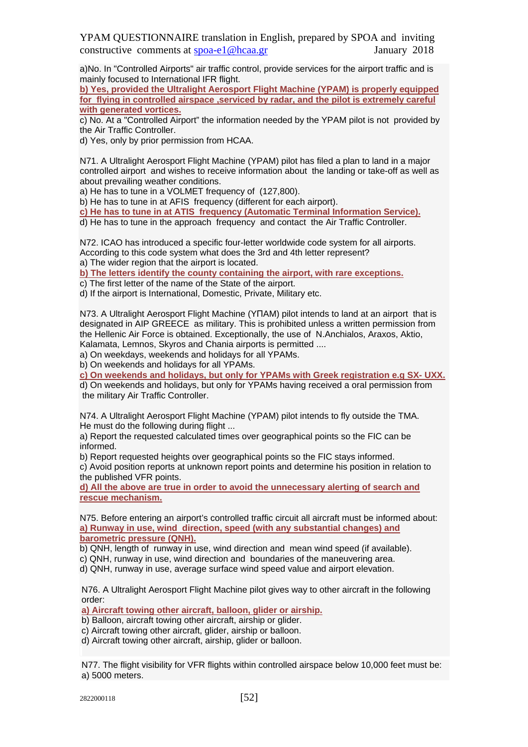a)No. In "Controlled Airports" air traffic control, provide services for the airport traffic and is mainly focused to International IFR flight.

**b) Yes, provided the Ultralight Aerosport Flight Machine (YPAM) is properly equipped for flying in controlled airspace ,serviced by radar, and the pilot is extremely careful with generated vortices.**

c) No. At a "Controlled Airport" the information needed by the YPAM pilot is not provided by the Air Traffic Controller.

d) Yes, only by prior permission from HCAA.

N71. A Ultralight Aerosport Flight Machine (YPAM) pilot has filed a plan to land in a major controlled airport and wishes to receive information about the landing or take-off as well as about prevailing weather conditions.

a) He has to tune in a VOLMET frequency of (127,800).

b) He has to tune in at AFIS frequency (different for each airport).

**c) He has to tune in at ATIS frequency (Automatic Terminal Information Service).**

d) He has to tune in the approach frequency and contact the Air Traffic Controller.

N72. ICAO has introduced a specific four-letter worldwide code system for all airports. According to this code system what does the 3rd and 4th letter represent?

a) The wider region that the airport is located.

**b) The letters identify the county containing the airport, with rare exceptions.**

c) The first letter of the name of the State of the airport.

d) If the airport is International, Domestic, Private, Military etc.

N73. A Ultralight Aerosport Flight Machine (ΥΠΑΜ) pilot intends to land at an airport that is designated in AIP GREECE as military. This is prohibited unless a written permission from the Hellenic Air Force is obtained. Exceptionally, the use of N.Anchialos, Araxos, Aktio, Kalamata, Lemnos, Skyros and Chania airports is permitted ....

a) On weekdays, weekends and holidays for all YPAMs.

b) On weekends and holidays for all YPAMs.

**c) On weekends and holidays, but only for YPAMs with Greek registration e.g SX- UXX.**

d) On weekends and holidays, but only for YPAMs having received a oral permission from the military Air Traffic Controller.

N74. A Ultralight Aerosport Flight Machine (YPAM) pilot intends to fly outside the TMA. He must do the following during flight ...

a) Report the requested calculated times over geographical points so the FIC can be informed.

b) Report requested heights over geographical points so the FIC stays informed.

c) Avoid position reports at unknown report points and determine his position in relation to the published VFR points.

**d) All the above are true in order to avoid the unnecessary alerting of search and rescue mechanism.**

N75. Before entering an airport's controlled traffic circuit all aircraft must be informed about:

**a) Runway in use, wind direction, speed (with any substantial changes) and barometric pressure (QNH).**

b) QNH, length of runway in use, wind direction and mean wind speed (if available).

c) QNH, runway in use, wind direction and boundaries of the maneuvering area.

d) QNH, runway in use, average surface wind speed value and airport elevation.

N76. A Ultralight Aerosport Flight Machine pilot gives way to other aircraft in the following order:

**a) Aircraft towing other aircraft, balloon, glider or airship.**

b) Balloon, aircraft towing other aircraft, airship or glider.

c) Aircraft towing other aircraft, glider, airship or balloon.

d) Aircraft towing other aircraft, airship, glider or balloon.

N77. The flight visibility for VFR flights within controlled airspace below 10,000 feet must be:

a) 5000 meters.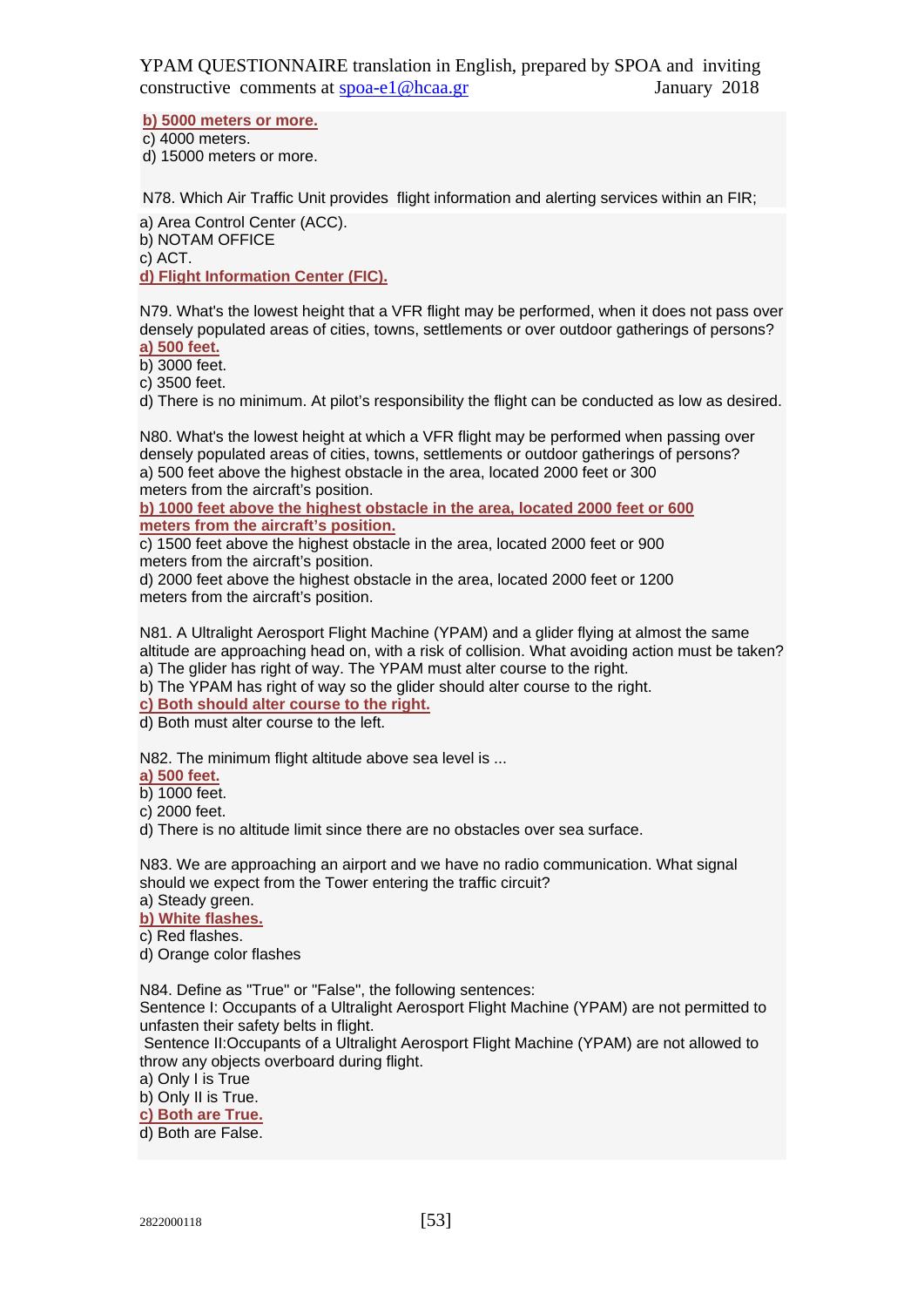**b) 5000 meters or more.**
c) 4000 meters.
d) 15000 meters or more.

N78. Which Air Traffic Unit provides flight information and alerting services within an FIR;

a) Area Control Center (ACC).
b) NOTAM OFFICE
c) ACT.
**d) Flight Information Center (FIC).**

N79. What's the lowest height that a VFR flight may be performed, when it does not pass over densely populated areas of cities, towns, settlements or over outdoor gatherings of persons?
**a) 500 feet.**
b) 3000 feet.
c) 3500 feet.
d) There is no minimum. At pilot's responsibility the flight can be conducted as low as desired.

N80. What's the lowest height at which a VFR flight may be performed when passing over densely populated areas of cities, towns, settlements or outdoor gatherings of persons?
a) 500 feet above the highest obstacle in the area, located 2000 feet or 300 meters from the aircraft's position.
**b) 1000 feet above the highest obstacle in the area, located 2000 feet or 600 meters from the aircraft's position.**
c) 1500 feet above the highest obstacle in the area, located 2000 feet or 900 meters from the aircraft's position.
d) 2000 feet above the highest obstacle in the area, located 2000 feet or 1200 meters from the aircraft's position.

N81. A Ultralight Aerosport Flight Machine (YPAM) and a glider flying at almost the same altitude are approaching head on, with a risk of collision. What avoiding action must be taken?
a) The glider has right of way. The YPAM must alter course to the right.
b) The YPAM has right of way so the glider should alter course to the right.
**c) Both should alter course to the right.**
d) Both must alter course to the left.

N82. The minimum flight altitude above sea level is ...
**a) 500 feet.**
b) 1000 feet.
c) 2000 feet.
d) There is no altitude limit since there are no obstacles over sea surface.

N83. We are approaching an airport and we have no radio communication. What signal should we expect from the Tower entering the traffic circuit?
a) Steady green.
**b) White flashes.**
c) Red flashes.
d) Orange color flashes

N84. Define as "True" or "False", the following sentences:
Sentence I: Occupants of a Ultralight Aerosport Flight Machine (YPAM) are not permitted to unfasten their safety belts in flight.
Sentence II:Occupants of a Ultralight Aerosport Flight Machine (YPAM) are not allowed to throw any objects overboard during flight.
a) Only I is True
b) Only II is True.
**c) Both are True.**
d) Both are False.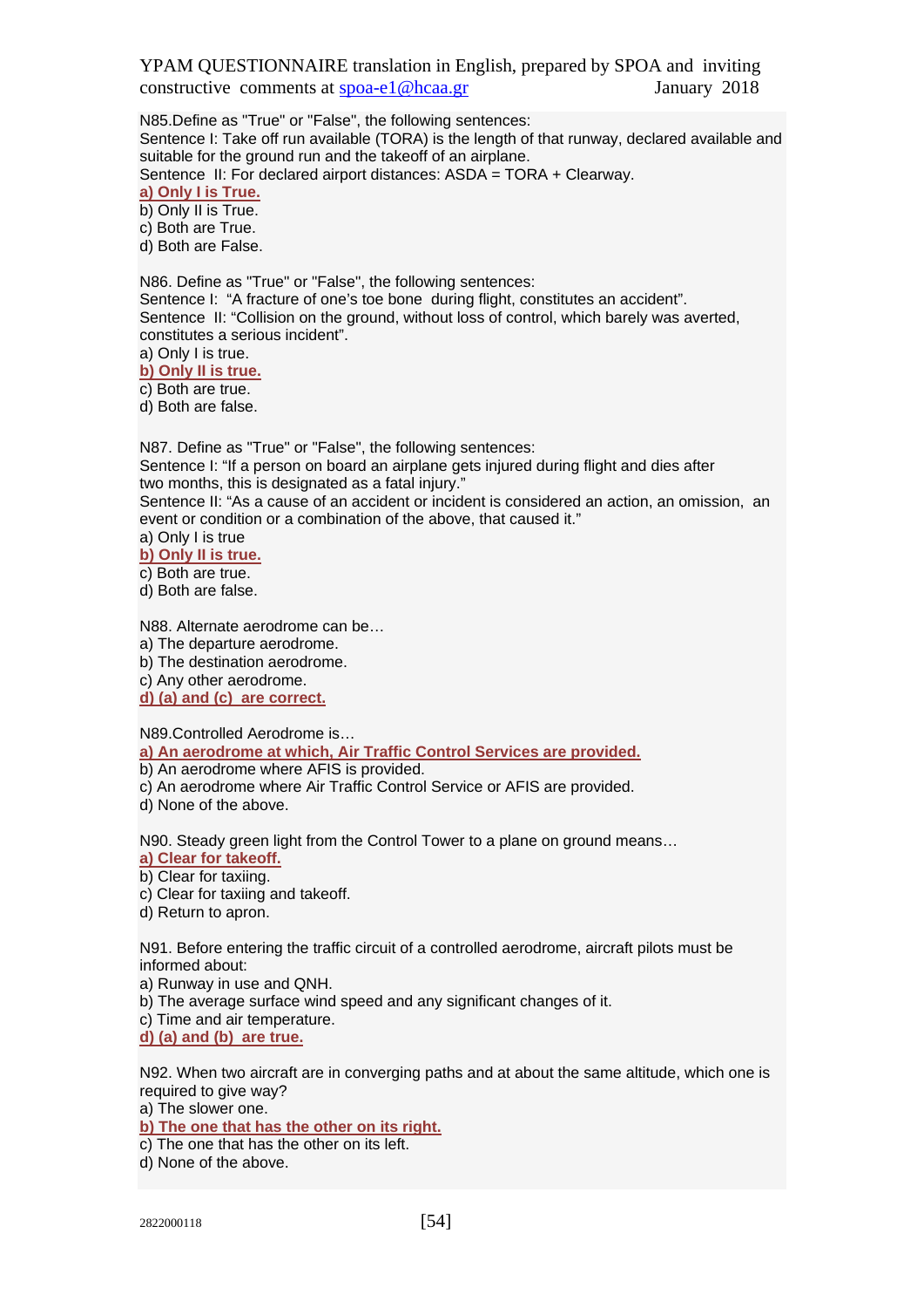N85.Define as "True" or "False", the following sentences:
Sentence I: Take off run available (TORA) is the length of that runway, declared available and suitable for the ground run and the takeoff of an airplane.
Sentence II: For declared airport distances: ASDA = TORA + Clearway.
**a) Only I is True.**
b) Only II is True.
c) Both are True.
d) Both are False.

N86. Define as "True" or "False", the following sentences:
Sentence I: "A fracture of one's toe bone during flight, constitutes an accident".
Sentence II: "Collision on the ground, without loss of control, which barely was averted, constitutes a serious incident".
a) Only I is true.
**b) Only II is true.**
c) Both are true.
d) Both are false.

N87. Define as "True" or "False", the following sentences:
Sentence I: "If a person on board an airplane gets injured during flight and dies after two months, this is designated as a fatal injury."
Sentence II: "As a cause of an accident or incident is considered an action, an omission, an event or condition or a combination of the above, that caused it."
a) Only I is true
**b) Only II is true.**
c) Both are true.
d) Both are false.

N88. Alternate aerodrome can be…
a) The departure aerodrome.
b) The destination aerodrome.
c) Any other aerodrome.
**d) (a) and (c) are correct.**

N89.Controlled Aerodrome is…
**a) An aerodrome at which, Air Traffic Control Services are provided.**
b) An aerodrome where AFIS is provided.
c) An aerodrome where Air Traffic Control Service or AFIS are provided.
d) None of the above.

N90. Steady green light from the Control Tower to a plane on ground means…
**a) Clear for takeoff.**
b) Clear for taxiing.
c) Clear for taxiing and takeoff.
d) Return to apron.

N91. Before entering the traffic circuit of a controlled aerodrome, aircraft pilots must be informed about:
a) Runway in use and QNH.
b) The average surface wind speed and any significant changes of it.
c) Time and air temperature.
**d) (a) and (b) are true.**

N92. When two aircraft are in converging paths and at about the same altitude, which one is required to give way?
a) The slower one.
**b) The one that has the other on its right.**
c) The one that has the other on its left.
d) None of the above.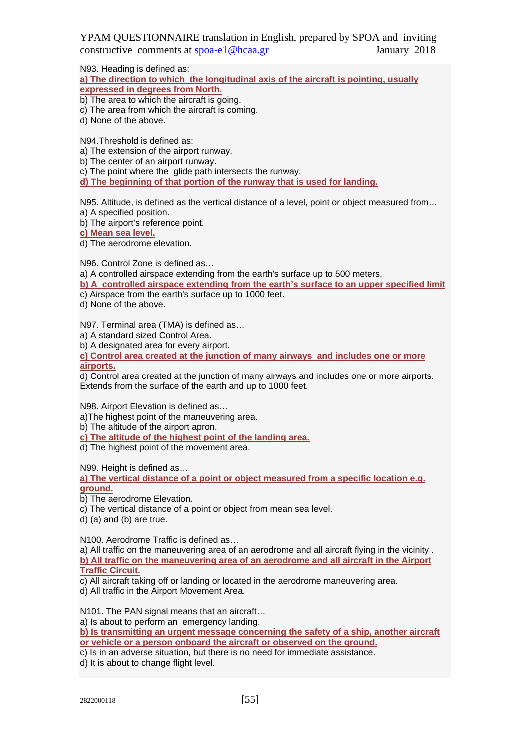N93. Heading is defined as:

**a) The direction to which the longitudinal axis of the aircraft is pointing, usually expressed in degrees from North.**

b) The area to which the aircraft is going.

c) The area from which the aircraft is coming.

d) None of the above.

N94.Threshold is defined as:

a) The extension of the airport runway.

b) The center of an airport runway.

c) The point where the glide path intersects the runway.

**d) The beginning of that portion of the runway that is used for landing.**

N95. Altitude, is defined as the vertical distance of a level, point or object measured from…

a) A specified position.

b) The airport's reference point.

**c) Mean sea level.**

d) The aerodrome elevation.

N96. Control Zone is defined as…

a) A controlled airspace extending from the earth's surface up to 500 meters.

**b) A controlled airspace extending from the earth's surface to an upper specified limit**

c) Airspace from the earth's surface up to 1000 feet.

d) None of the above.

N97. Terminal area (TMA) is defined as…

a) A standard sized Control Area.

b) A designated area for every airport.

**c) Control area created at the junction of many airways and includes one or more airports.**

d) Control area created at the junction of many airways and includes one or more airports. Extends from the surface of the earth and up to 1000 feet.

N98. Airport Elevation is defined as…

a)The highest point of the maneuvering area.

b) The altitude of the airport apron.

**c) The altitude of the highest point of the landing area.**

d) The highest point of the movement area.

N99. Height is defined as…

**a) The vertical distance of a point or object measured from a specific location e.g. ground.**

b) The aerodrome Elevation.

c) The vertical distance of a point or object from mean sea level.

d) (a) and (b) are true.

N100. Aerodrome Traffic is defined as…

a) All traffic on the maneuvering area of an aerodrome and all aircraft flying in the vicinity .

**b) All traffic on the maneuvering area of an aerodrome and all aircraft in the Airport Traffic Circuit.**

c) All aircraft taking off or landing or located in the aerodrome maneuvering area.

d) All traffic in the Airport Movement Area.

N101. The PAN signal means that an aircraft…

a) Is about to perform an emergency landing.

**b) Is transmitting an urgent message concerning the safety of a ship, another aircraft or vehicle or a person onboard the aircraft or observed on the ground.**

c) Is in an adverse situation, but there is no need for immediate assistance.

d) It is about to change flight level.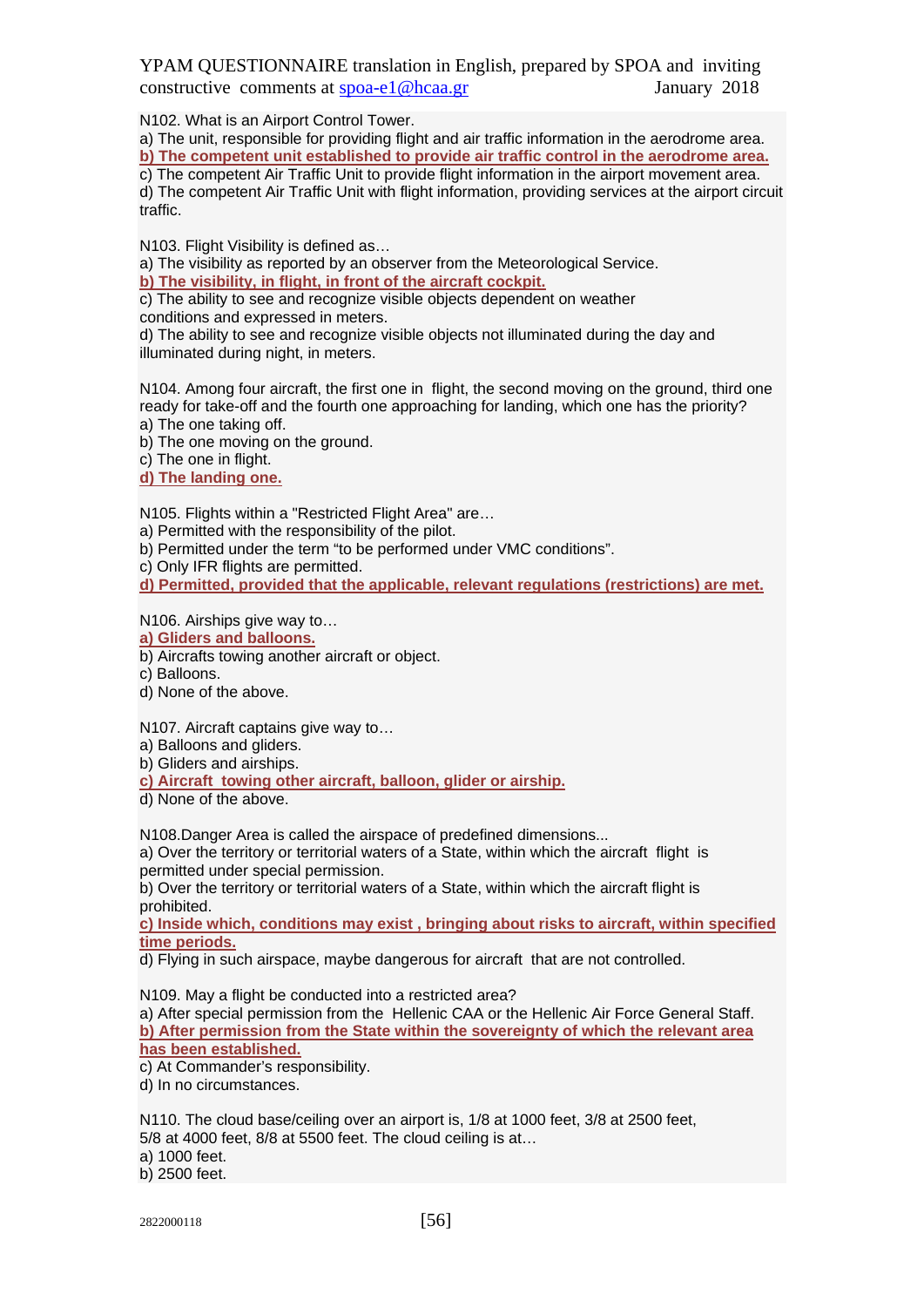N102. What is an Airport Control Tower.

a) The unit, responsible for providing flight and air traffic information in the aerodrome area.

**b) The competent unit established to provide air traffic control in the aerodrome area.**

c) The competent Air Traffic Unit to provide flight information in the airport movement area.

d) The competent Air Traffic Unit with flight information, providing services at the airport circuit traffic.

N103. Flight Visibility is defined as…

a) The visibility as reported by an observer from the Meteorological Service.

**b) The visibility, in flight, in front of the aircraft cockpit.**

c) The ability to see and recognize visible objects dependent on weather conditions and expressed in meters.

d) The ability to see and recognize visible objects not illuminated during the day and illuminated during night, in meters.

N104. Among four aircraft, the first one in flight, the second moving on the ground, third one ready for take-off and the fourth one approaching for landing, which one has the priority?

a) The one taking off.

b) The one moving on the ground.

c) The one in flight.

**d) The landing one.**

N105. Flights within a "Restricted Flight Area" are…

a) Permitted with the responsibility of the pilot.

b) Permitted under the term "to be performed under VMC conditions".

c) Only IFR flights are permitted.

**d) Permitted, provided that the applicable, relevant regulations (restrictions) are met.**

N106. Airships give way to…

**a) Gliders and balloons.**

b) Aircrafts towing another aircraft or object.

c) Balloons.

d) None of the above.

N107. Aircraft captains give way to…

a) Balloons and gliders.

b) Gliders and airships.

**c) Aircraft towing other aircraft, balloon, glider or airship.**

d) None of the above.

N108.Danger Area is called the airspace of predefined dimensions...

a) Over the territory or territorial waters of a State, within which the aircraft flight is permitted under special permission.

b) Over the territory or territorial waters of a State, within which the aircraft flight is prohibited.

**c) Inside which, conditions may exist , bringing about risks to aircraft, within specified time periods.**

d) Flying in such airspace, maybe dangerous for aircraft that are not controlled.

N109. May a flight be conducted into a restricted area?

a) After special permission from the Hellenic CAA or the Hellenic Air Force General Staff.

**b) After permission from the State within the sovereignty of which the relevant area has been established.**

c) At Commander's responsibility.

d) In no circumstances.

N110. The cloud base/ceiling over an airport is, 1/8 at 1000 feet, 3/8 at 2500 feet, 5/8 at 4000 feet, 8/8 at 5500 feet. The cloud ceiling is at…

a) 1000 feet.

b) 2500 feet.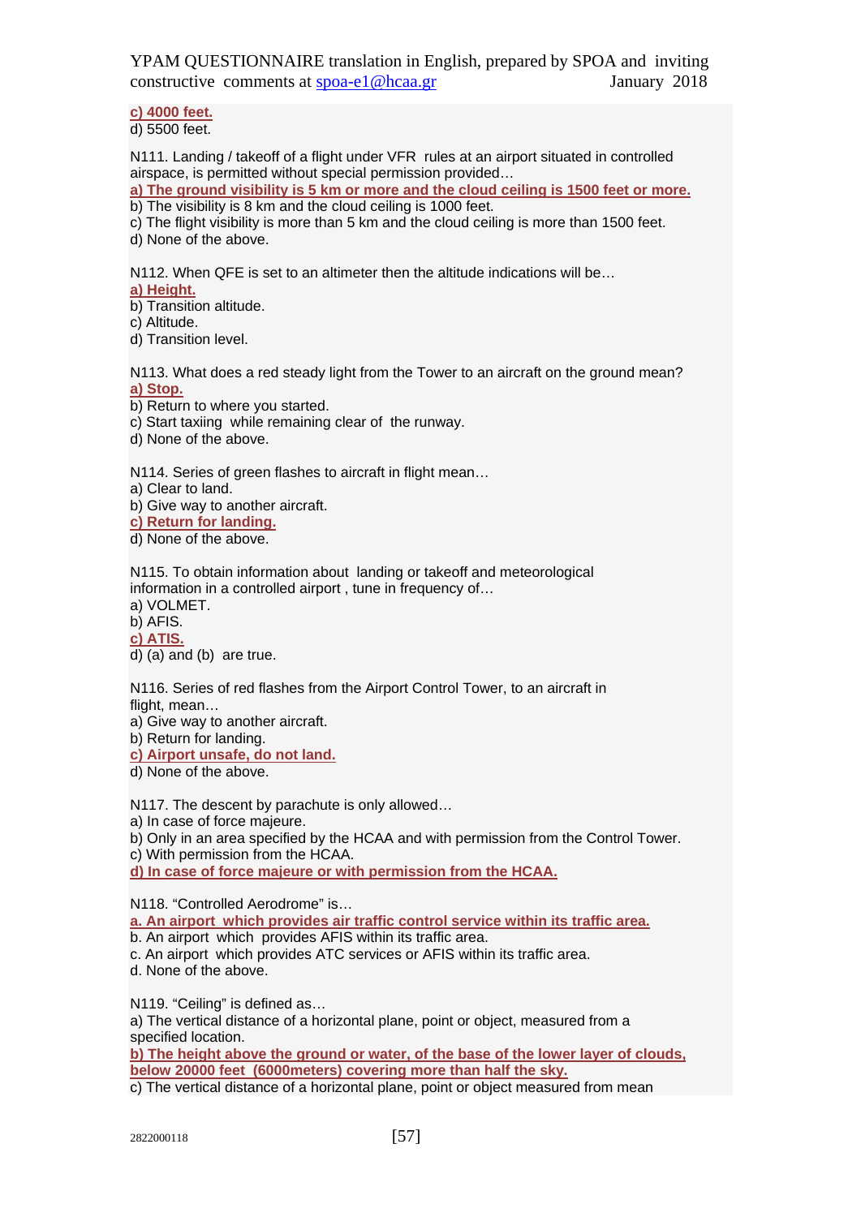**c) 4000 feet.**
d) 5500 feet.

N111. Landing / takeoff of a flight under VFR rules at an airport situated in controlled airspace, is permitted without special permission provided…
**a) The ground visibility is 5 km or more and the cloud ceiling is 1500 feet or more.**
b) The visibility is 8 km and the cloud ceiling is 1000 feet.
c) The flight visibility is more than 5 km and the cloud ceiling is more than 1500 feet.
d) None of the above.

N112. When QFE is set to an altimeter then the altitude indications will be…
**a) Height.**
b) Transition altitude.
c) Altitude.
d) Transition level.

N113. What does a red steady light from the Tower to an aircraft on the ground mean?
**a) Stop.**
b) Return to where you started.
c) Start taxiing while remaining clear of the runway.
d) None of the above.

N114. Series of green flashes to aircraft in flight mean…
a) Clear to land.
b) Give way to another aircraft.
**c) Return for landing.**
d) None of the above.

N115. To obtain information about landing or takeoff and meteorological information in a controlled airport , tune in frequency of…
a) VOLMET.
b) AFIS.
**c) ATIS.**
d) (a) and (b) are true.

N116. Series of red flashes from the Airport Control Tower, to an aircraft in flight, mean…
a) Give way to another aircraft.
b) Return for landing.
**c) Airport unsafe, do not land.**
d) None of the above.

N117. The descent by parachute is only allowed…
a) In case of force majeure.
b) Only in an area specified by the HCAA and with permission from the Control Tower.
c) With permission from the HCAA.
**d) In case of force majeure or with permission from the HCAA.**

N118. "Controlled Aerodrome" is…
**a. An airport which provides air traffic control service within its traffic area.**
b. An airport which provides AFIS within its traffic area.
c. An airport which provides ATC services or AFIS within its traffic area.
d. None of the above.

N119. "Ceiling" is defined as…
a) The vertical distance of a horizontal plane, point or object, measured from a specified location.
**b) The height above the ground or water, of the base of the lower layer of clouds, below 20000 feet (6000meters) covering more than half the sky.**
c) The vertical distance of a horizontal plane, point or object measured from mean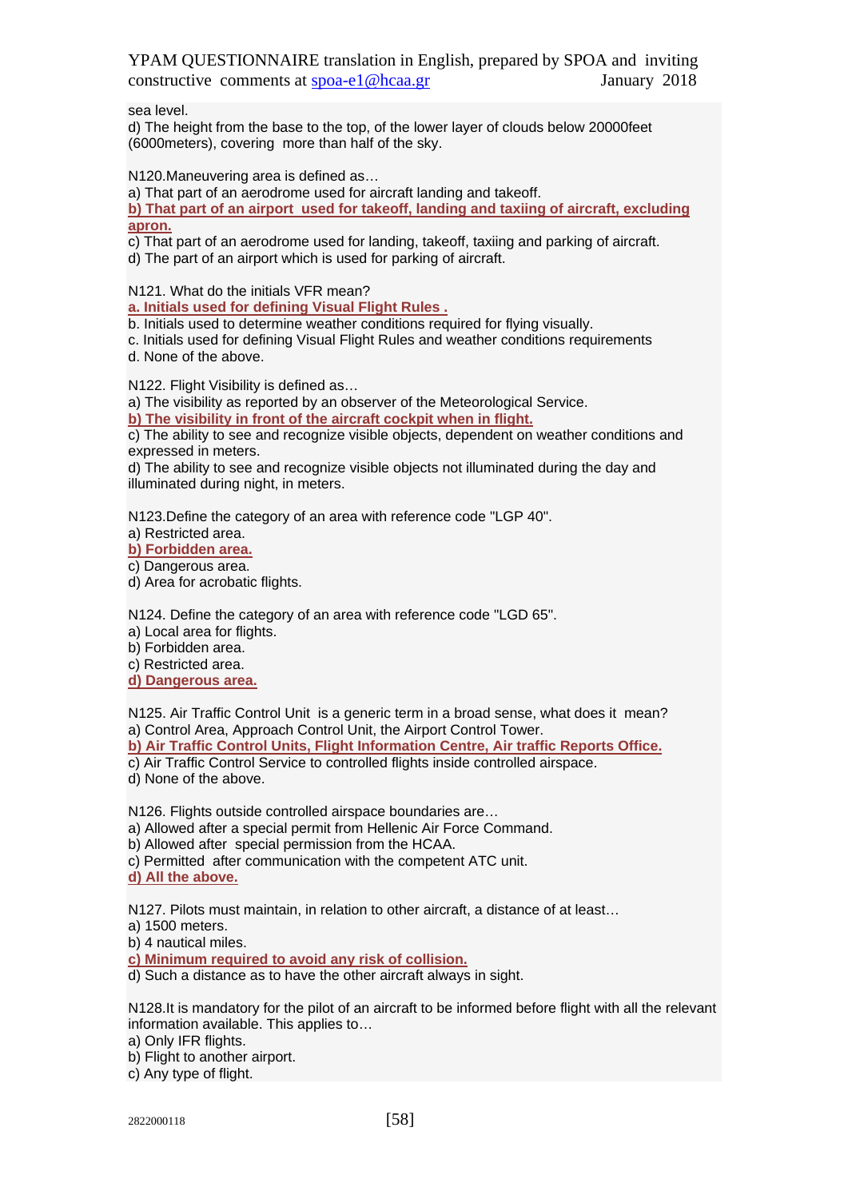sea level.
d) The height from the base to the top, of the lower layer of clouds below 20000feet (6000meters), covering more than half of the sky.

N120.Maneuvering area is defined as…
a) That part of an aerodrome used for aircraft landing and takeoff.
**b) That part of an airport used for takeoff, landing and taxiing of aircraft, excluding apron.**
c) That part of an aerodrome used for landing, takeoff, taxiing and parking of aircraft.
d) The part of an airport which is used for parking of aircraft.

N121. What do the initials VFR mean?
**a. Initials used for defining Visual Flight Rules .**
b. Initials used to determine weather conditions required for flying visually.
c. Initials used for defining Visual Flight Rules and weather conditions requirements
d. None of the above.

N122. Flight Visibility is defined as…
a) The visibility as reported by an observer of the Meteorological Service.
**b) The visibility in front of the aircraft cockpit when in flight.**
c) The ability to see and recognize visible objects, dependent on weather conditions and expressed in meters.
d) The ability to see and recognize visible objects not illuminated during the day and illuminated during night, in meters.

N123.Define the category of an area with reference code "LGP 40".
a) Restricted area.
**b) Forbidden area.**
c) Dangerous area.
d) Area for acrobatic flights.

N124. Define the category of an area with reference code "LGD 65".
a) Local area for flights.
b) Forbidden area.
c) Restricted area.
**d) Dangerous area.**

N125. Air Traffic Control Unit is a generic term in a broad sense, what does it mean?
a) Control Area, Approach Control Unit, the Airport Control Tower.
**b) Air Traffic Control Units, Flight Information Centre, Air traffic Reports Office.**
c) Air Traffic Control Service to controlled flights inside controlled airspace.
d) None of the above.

N126. Flights outside controlled airspace boundaries are…
a) Allowed after a special permit from Hellenic Air Force Command.
b) Allowed after special permission from the HCAA.
c) Permitted after communication with the competent ATC unit.
**d) All the above.**

N127. Pilots must maintain, in relation to other aircraft, a distance of at least…
a) 1500 meters.
b) 4 nautical miles.
**c) Minimum required to avoid any risk of collision.**
d) Such a distance as to have the other aircraft always in sight.

N128.It is mandatory for the pilot of an aircraft to be informed before flight with all the relevant information available. This applies to…
a) Only IFR flights.
b) Flight to another airport.
c) Any type of flight.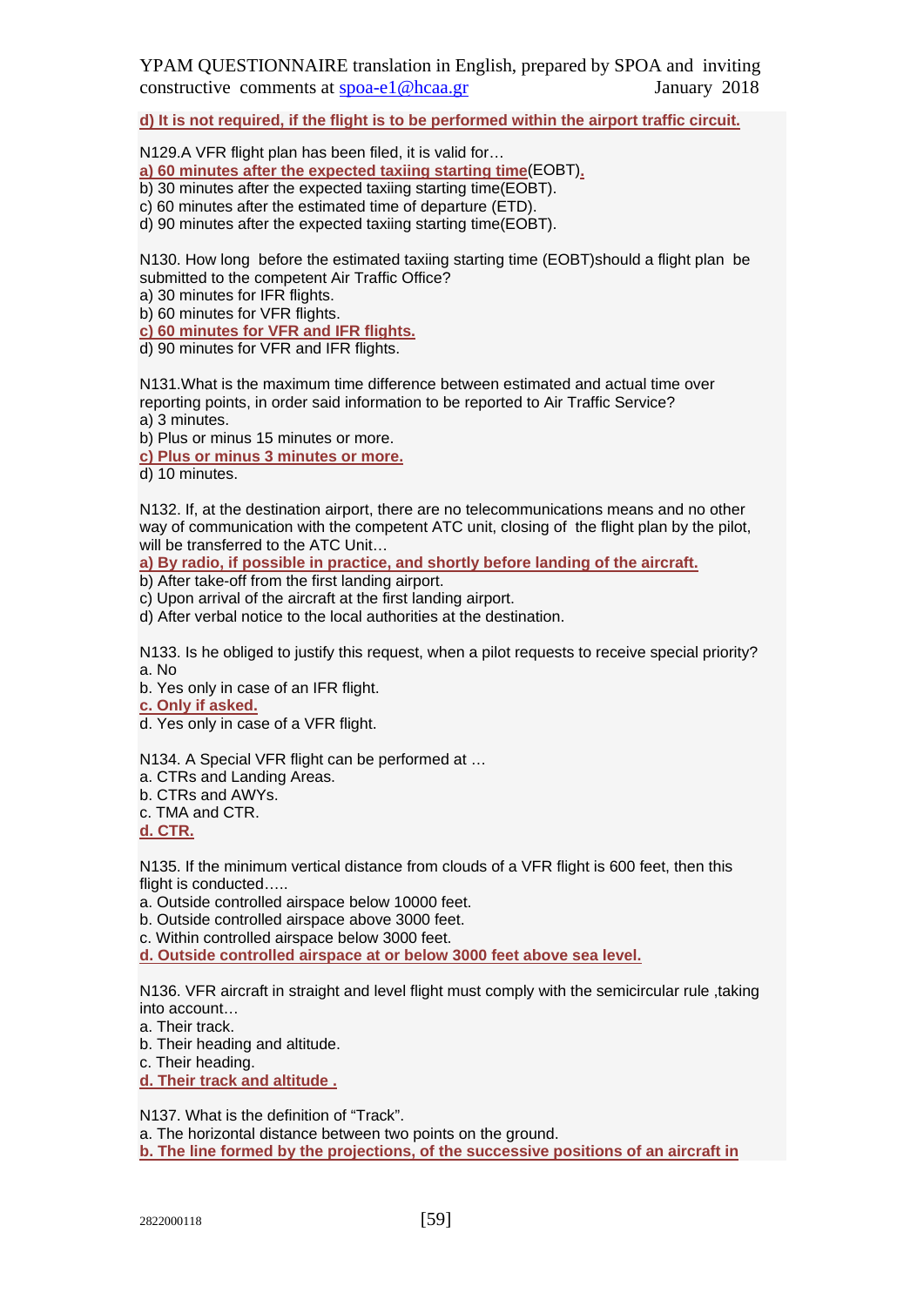**d) It is not required, if the flight is to be performed within the airport traffic circuit.**

N129.A VFR flight plan has been filed, it is valid for…

**a) 60 minutes after the expected taxiing starting time**(EOBT)**.**

b) 30 minutes after the expected taxiing starting time(EOBT).

c) 60 minutes after the estimated time of departure (ETD).

d) 90 minutes after the expected taxiing starting time(EOBT).

N130. How long before the estimated taxiing starting time (EOBT)should a flight plan be submitted to the competent Air Traffic Office?

a) 30 minutes for IFR flights.

b) 60 minutes for VFR flights.

**c) 60 minutes for VFR and IFR flights.**

d) 90 minutes for VFR and IFR flights.

N131.What is the maximum time difference between estimated and actual time over reporting points, in order said information to be reported to Air Traffic Service?

a) 3 minutes.

b) Plus or minus 15 minutes or more.

**c) Plus or minus 3 minutes or more.**

d) 10 minutes.

N132. If, at the destination airport, there are no telecommunications means and no other way of communication with the competent ATC unit, closing of the flight plan by the pilot, will be transferred to the ATC Unit…

**a) By radio, if possible in practice, and shortly before landing of the aircraft.**

b) After take-off from the first landing airport.

c) Upon arrival of the aircraft at the first landing airport.

d) After verbal notice to the local authorities at the destination.

N133. Is he obliged to justify this request, when a pilot requests to receive special priority?

a. No

b. Yes only in case of an IFR flight.

**c. Only if asked.**

d. Yes only in case of a VFR flight.

N134. A Special VFR flight can be performed at …

a. CTRs and Landing Areas.

b. CTRs and AWYs.

c. TMA and CTR.

**d. CTR.**

N135. If the minimum vertical distance from clouds of a VFR flight is 600 feet, then this flight is conducted…..

a. Outside controlled airspace below 10000 feet.

b. Outside controlled airspace above 3000 feet.

c. Within controlled airspace below 3000 feet.

**d. Outside controlled airspace at or below 3000 feet above sea level.**

N136. VFR aircraft in straight and level flight must comply with the semicircular rule ,taking into account…

a. Their track.

b. Their heading and altitude.

c. Their heading.

**d. Their track and altitude .**

N137. What is the definition of “Track”.

a. The horizontal distance between two points on the ground.

**b. The line formed by the projections, of the successive positions of an aircraft in**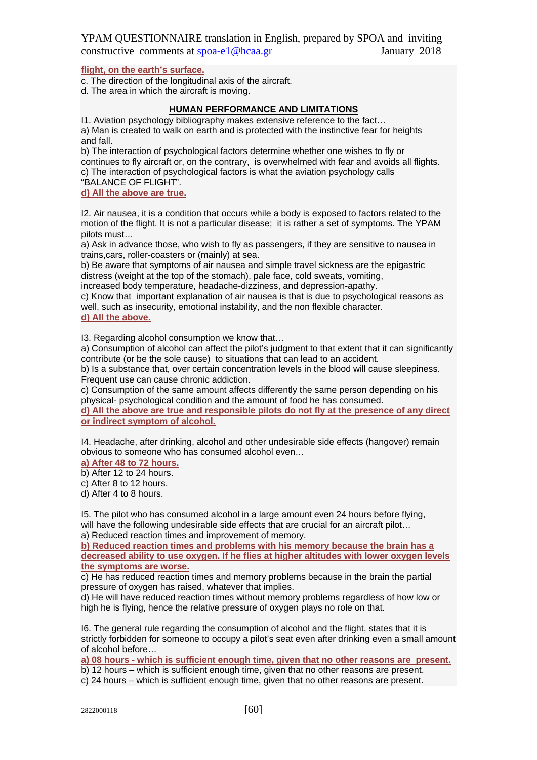**flight, on the earth's surface.**

c. The direction of the longitudinal axis of the aircraft.
d. The area in which the aircraft is moving.

## HUMAN PERFORMANCE AND LIMITATIONS

I1. Aviation psychology bibliography makes extensive reference to the fact…
a) Man is created to walk on earth and is protected with the instinctive fear for heights and fall.
b) The interaction of psychological factors determine whether one wishes to fly or continues to fly aircraft or, on the contrary, is overwhelmed with fear and avoids all flights.
c) The interaction of psychological factors is what the aviation psychology calls "BALANCE OF FLIGHT".
**d) All the above are true.**

I2. Air nausea, it is a condition that occurs while a body is exposed to factors related to the motion of the flight. It is not a particular disease; it is rather a set of symptoms. The YPAM pilots must…
a) Ask in advance those, who wish to fly as passengers, if they are sensitive to nausea in trains,cars, roller-coasters or (mainly) at sea.
b) Be aware that symptoms of air nausea and simple travel sickness are the epigastric distress (weight at the top of the stomach), pale face, cold sweats, vomiting, increased body temperature, headache-dizziness, and depression-apathy.
c) Know that important explanation of air nausea is that is due to psychological reasons as well, such as insecurity, emotional instability, and the non flexible character.
**d) All the above.**

I3. Regarding alcohol consumption we know that…
a) Consumption of alcohol can affect the pilot's judgment to that extent that it can significantly contribute (or be the sole cause) to situations that can lead to an accident.
b) Is a substance that, over certain concentration levels in the blood will cause sleepiness. Frequent use can cause chronic addiction.
c) Consumption of the same amount affects differently the same person depending on his physical- psychological condition and the amount of food he has consumed.
**d) All the above are true and responsible pilots do not fly at the presence of any direct or indirect symptom of alcohol.**

I4. Headache, after drinking, alcohol and other undesirable side effects (hangover) remain obvious to someone who has consumed alcohol even…
**a) After 48 to 72 hours.**
b) After 12 to 24 hours.
c) After 8 to 12 hours.
d) After 4 to 8 hours.

I5. The pilot who has consumed alcohol in a large amount even 24 hours before flying, will have the following undesirable side effects that are crucial for an aircraft pilot…
a) Reduced reaction times and improvement of memory.
**b) Reduced reaction times and problems with his memory because the brain has a decreased ability to use oxygen. If he flies at higher altitudes with lower oxygen levels the symptoms are worse.**
c) He has reduced reaction times and memory problems because in the brain the partial pressure of oxygen has raised, whatever that implies.
d) He will have reduced reaction times without memory problems regardless of how low or high he is flying, hence the relative pressure of oxygen plays no role on that.

I6. The general rule regarding the consumption of alcohol and the flight, states that it is strictly forbidden for someone to occupy a pilot's seat even after drinking even a small amount of alcohol before…
**a) 08 hours - which is sufficient enough time, given that no other reasons are present.**
b) 12 hours – which is sufficient enough time, given that no other reasons are present.
c) 24 hours – which is sufficient enough time, given that no other reasons are present.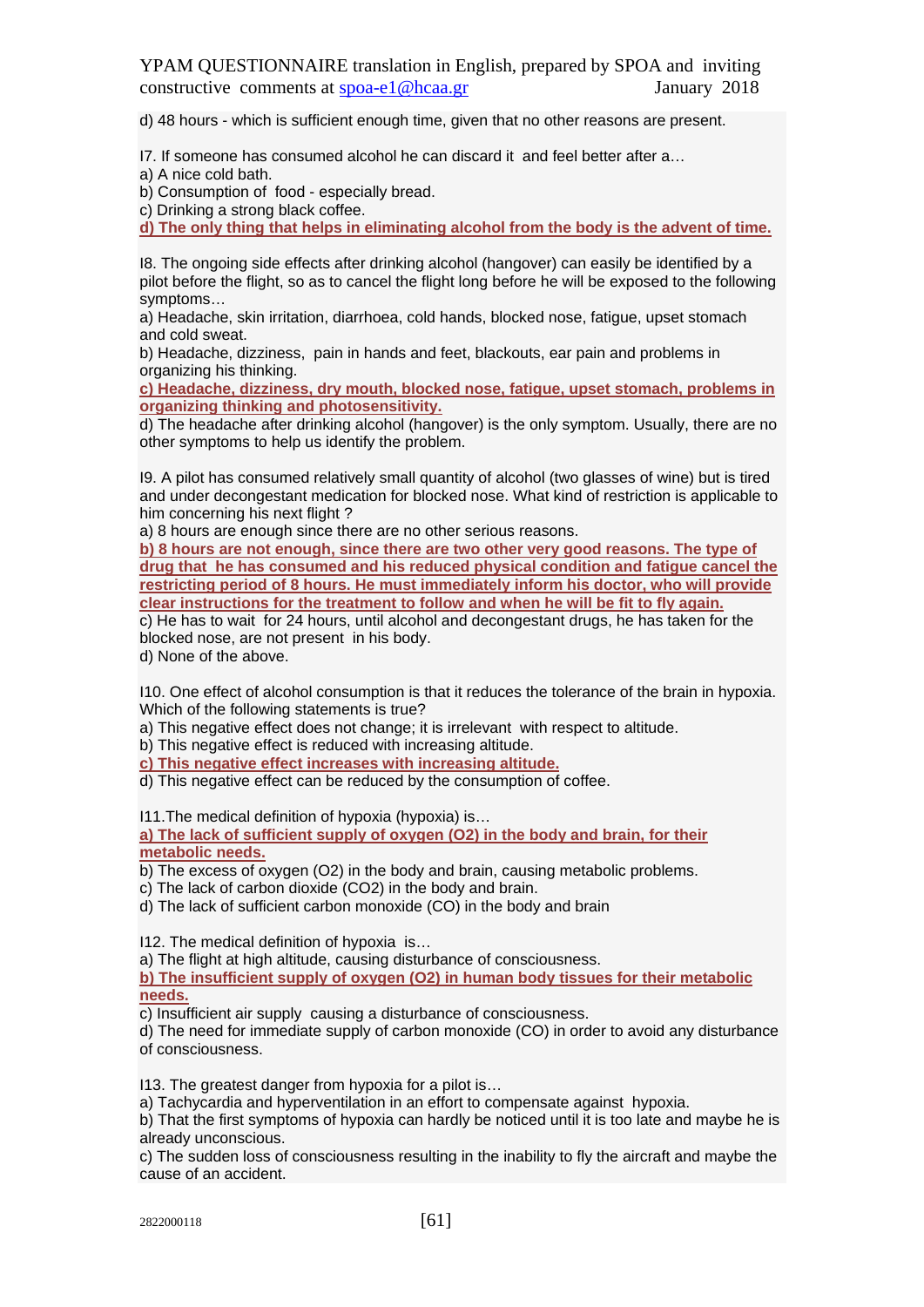d) 48 hours - which is sufficient enough time, given that no other reasons are present.

I7. If someone has consumed alcohol he can discard it and feel better after a…
a) A nice cold bath.
b) Consumption of food - especially bread.
c) Drinking a strong black coffee.
**d) The only thing that helps in eliminating alcohol from the body is the advent of time.**

I8. The ongoing side effects after drinking alcohol (hangover) can easily be identified by a pilot before the flight, so as to cancel the flight long before he will be exposed to the following symptoms…
a) Headache, skin irritation, diarrhoea, cold hands, blocked nose, fatigue, upset stomach and cold sweat.
b) Headache, dizziness, pain in hands and feet, blackouts, ear pain and problems in organizing his thinking.
**c) Headache, dizziness, dry mouth, blocked nose, fatigue, upset stomach, problems in organizing thinking and photosensitivity.**
d) The headache after drinking alcohol (hangover) is the only symptom. Usually, there are no other symptoms to help us identify the problem.

I9. A pilot has consumed relatively small quantity of alcohol (two glasses of wine) but is tired and under decongestant medication for blocked nose. What kind of restriction is applicable to him concerning his next flight ?
a) 8 hours are enough since there are no other serious reasons.
**b) 8 hours are not enough, since there are two other very good reasons. The type of drug that he has consumed and his reduced physical condition and fatigue cancel the restricting period of 8 hours. He must immediately inform his doctor, who will provide clear instructions for the treatment to follow and when he will be fit to fly again.**
c) He has to wait for 24 hours, until alcohol and decongestant drugs, he has taken for the blocked nose, are not present in his body.
d) None of the above.

I10. One effect of alcohol consumption is that it reduces the tolerance of the brain in hypoxia. Which of the following statements is true?
a) This negative effect does not change; it is irrelevant with respect to altitude.
b) This negative effect is reduced with increasing altitude.
**c) This negative effect increases with increasing altitude.**
d) This negative effect can be reduced by the consumption of coffee.

I11.The medical definition of hypoxia (hypoxia) is…
**a) The lack of sufficient supply of oxygen ($O_2$) in the body and brain, for their metabolic needs.**
b) The excess of oxygen ($O_2$) in the body and brain, causing metabolic problems.
c) The lack of carbon dioxide ($CO_2$) in the body and brain.
d) The lack of sufficient carbon monoxide (CO) in the body and brain

I12. The medical definition of hypoxia is…
a) The flight at high altitude, causing disturbance of consciousness.
**b) The insufficient supply of oxygen ($O_2$) in human body tissues for their metabolic needs.**
c) Insufficient air supply causing a disturbance of consciousness.
d) The need for immediate supply of carbon monoxide (CO) in order to avoid any disturbance of consciousness.

I13. The greatest danger from hypoxia for a pilot is…
a) Tachycardia and hyperventilation in an effort to compensate against hypoxia.
b) That the first symptoms of hypoxia can hardly be noticed until it is too late and maybe he is already unconscious.
c) The sudden loss of consciousness resulting in the inability to fly the aircraft and maybe the cause of an accident.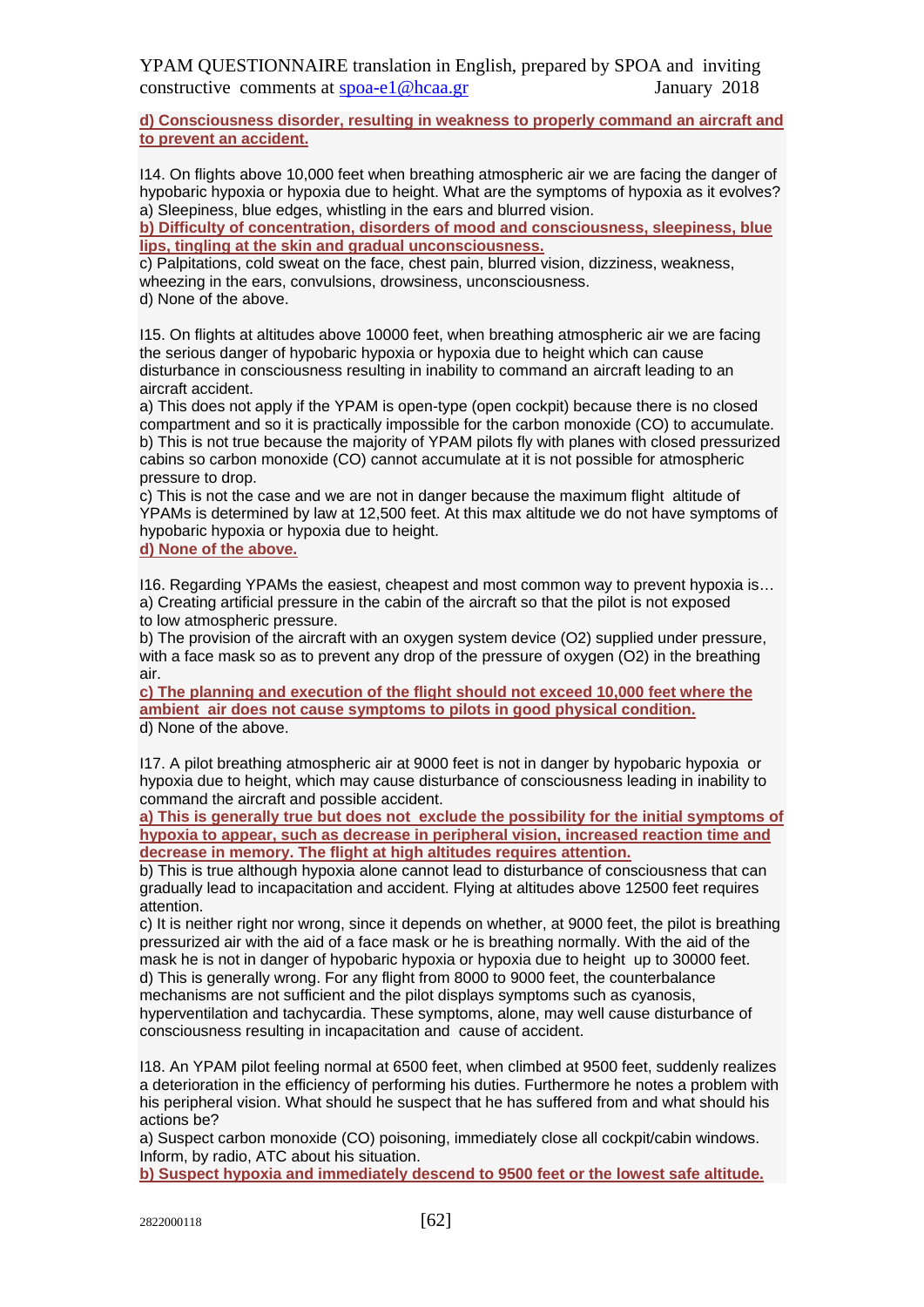**d) Consciousness disorder, resulting in weakness to properly command an aircraft and to prevent an accident.**

I14. On flights above 10,000 feet when breathing atmospheric air we are facing the danger of hypobaric hypoxia or hypoxia due to height. What are the symptoms of hypoxia as it evolves?
a) Sleepiness, blue edges, whistling in the ears and blurred vision.
**b) Difficulty of concentration, disorders of mood and consciousness, sleepiness, blue lips, tingling at the skin and gradual unconsciousness.**
c) Palpitations, cold sweat on the face, chest pain, blurred vision, dizziness, weakness, wheezing in the ears, convulsions, drowsiness, unconsciousness.
d) None of the above.

I15. On flights at altitudes above 10000 feet, when breathing atmospheric air we are facing the serious danger of hypobaric hypoxia or hypoxia due to height which can cause disturbance in consciousness resulting in inability to command an aircraft leading to an aircraft accident.
a) This does not apply if the YPAM is open-type (open cockpit) because there is no closed compartment and so it is practically impossible for the carbon monoxide (CO) to accumulate.
b) This is not true because the majority of YPAM pilots fly with planes with closed pressurized cabins so carbon monoxide (CO) cannot accumulate at it is not possible for atmospheric pressure to drop.
c) This is not the case and we are not in danger because the maximum flight altitude of YPAMs is determined by law at 12,500 feet. At this max altitude we do not have symptoms of hypobaric hypoxia or hypoxia due to height.
**d) None of the above.**

I16. Regarding YPAMs the easiest, cheapest and most common way to prevent hypoxia is…
a) Creating artificial pressure in the cabin of the aircraft so that the pilot is not exposed to low atmospheric pressure.
b) The provision of the aircraft with an oxygen system device ($O_2$) supplied under pressure, with a face mask so as to prevent any drop of the pressure of oxygen ($O_2$) in the breathing air.
**c) The planning and execution of the flight should not exceed 10,000 feet where the ambient air does not cause symptoms to pilots in good physical condition.**
d) None of the above.

I17. A pilot breathing atmospheric air at 9000 feet is not in danger by hypobaric hypoxia or hypoxia due to height, which may cause disturbance of consciousness leading in inability to command the aircraft and possible accident.
**a) This is generally true but does not exclude the possibility for the initial symptoms of hypoxia to appear, such as decrease in peripheral vision, increased reaction time and decrease in memory. The flight at high altitudes requires attention.**
b) This is true although hypoxia alone cannot lead to disturbance of consciousness that can gradually lead to incapacitation and accident. Flying at altitudes above 12500 feet requires attention.
c) It is neither right nor wrong, since it depends on whether, at 9000 feet, the pilot is breathing pressurized air with the aid of a face mask or he is breathing normally. With the aid of the mask he is not in danger of hypobaric hypoxia or hypoxia due to height up to 30000 feet.
d) This is generally wrong. For any flight from 8000 to 9000 feet, the counterbalance mechanisms are not sufficient and the pilot displays symptoms such as cyanosis, hyperventilation and tachycardia. These symptoms, alone, may well cause disturbance of consciousness resulting in incapacitation and cause of accident.

I18. An YPAM pilot feeling normal at 6500 feet, when climbed at 9500 feet, suddenly realizes a deterioration in the efficiency of performing his duties. Furthermore he notes a problem with his peripheral vision. What should he suspect that he has suffered from and what should his actions be?
a) Suspect carbon monoxide (CO) poisoning, immediately close all cockpit/cabin windows. Inform, by radio, ATC about his situation.
**b) Suspect hypoxia and immediately descend to 9500 feet or the lowest safe altitude.**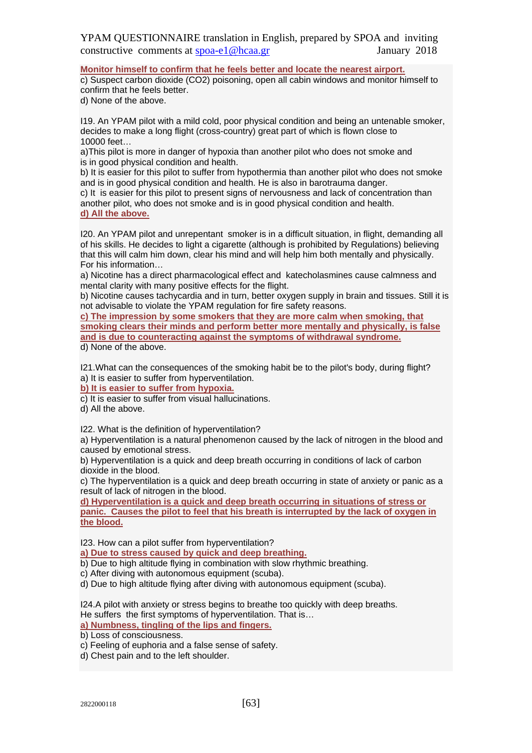**Monitor himself to confirm that he feels better and locate the nearest airport.**
c) Suspect carbon dioxide ($CO_2$) poisoning, open all cabin windows and monitor himself to confirm that he feels better.
d) None of the above.

I19. An YPAM pilot with a mild cold, poor physical condition and being an untenable smoker, decides to make a long flight (cross-country) great part of which is flown close to 10000 feet…
a)This pilot is more in danger of hypoxia than another pilot who does not smoke and is in good physical condition and health.
b) It is easier for this pilot to suffer from hypothermia than another pilot who does not smoke and is in good physical condition and health. He is also in barotrauma danger.
c) It is easier for this pilot to present signs of nervousness and lack of concentration than another pilot, who does not smoke and is in good physical condition and health.
**d) All the above.**

I20. An YPAM pilot and unrepentant smoker is in a difficult situation, in flight, demanding all of his skills. He decides to light a cigarette (although is prohibited by Regulations) believing that this will calm him down, clear his mind and will help him both mentally and physically. For his information…
a) Nicotine has a direct pharmacological effect and katecholasmines cause calmness and mental clarity with many positive effects for the flight.
b) Nicotine causes tachycardia and in turn, better oxygen supply in brain and tissues. Still it is not advisable to violate the YPAM regulation for fire safety reasons.
**c) The impression by some smokers that they are more calm when smoking, that smoking clears their minds and perform better more mentally and physically, is false and is due to counteracting against the symptoms of withdrawal syndrome.**
d) None of the above.

I21.What can the consequences of the smoking habit be to the pilot's body, during flight?
a) It is easier to suffer from hyperventilation.
**b) It is easier to suffer from hypoxia.**
c) It is easier to suffer from visual hallucinations.
d) All the above.

I22. What is the definition of hyperventilation?
a) Hyperventilation is a natural phenomenon caused by the lack of nitrogen in the blood and caused by emotional stress.
b) Hyperventilation is a quick and deep breath occurring in conditions of lack of carbon dioxide in the blood.
c) The hyperventilation is a quick and deep breath occurring in state of anxiety or panic as a result of lack of nitrogen in the blood.
**d) Hyperventilation is a quick and deep breath occurring in situations of stress or panic. Causes the pilot to feel that his breath is interrupted by the lack of oxygen in the blood.**

I23. How can a pilot suffer from hyperventilation?
**a) Due to stress caused by quick and deep breathing.**
b) Due to high altitude flying in combination with slow rhythmic breathing.
c) After diving with autonomous equipment (scuba).
d) Due to high altitude flying after diving with autonomous equipment (scuba).

I24.A pilot with anxiety or stress begins to breathe too quickly with deep breaths. He suffers the first symptoms of hyperventilation. That is…
**a) Numbness, tingling of the lips and fingers.**
b) Loss of consciousness.
c) Feeling of euphoria and a false sense of safety.
d) Chest pain and to the left shoulder.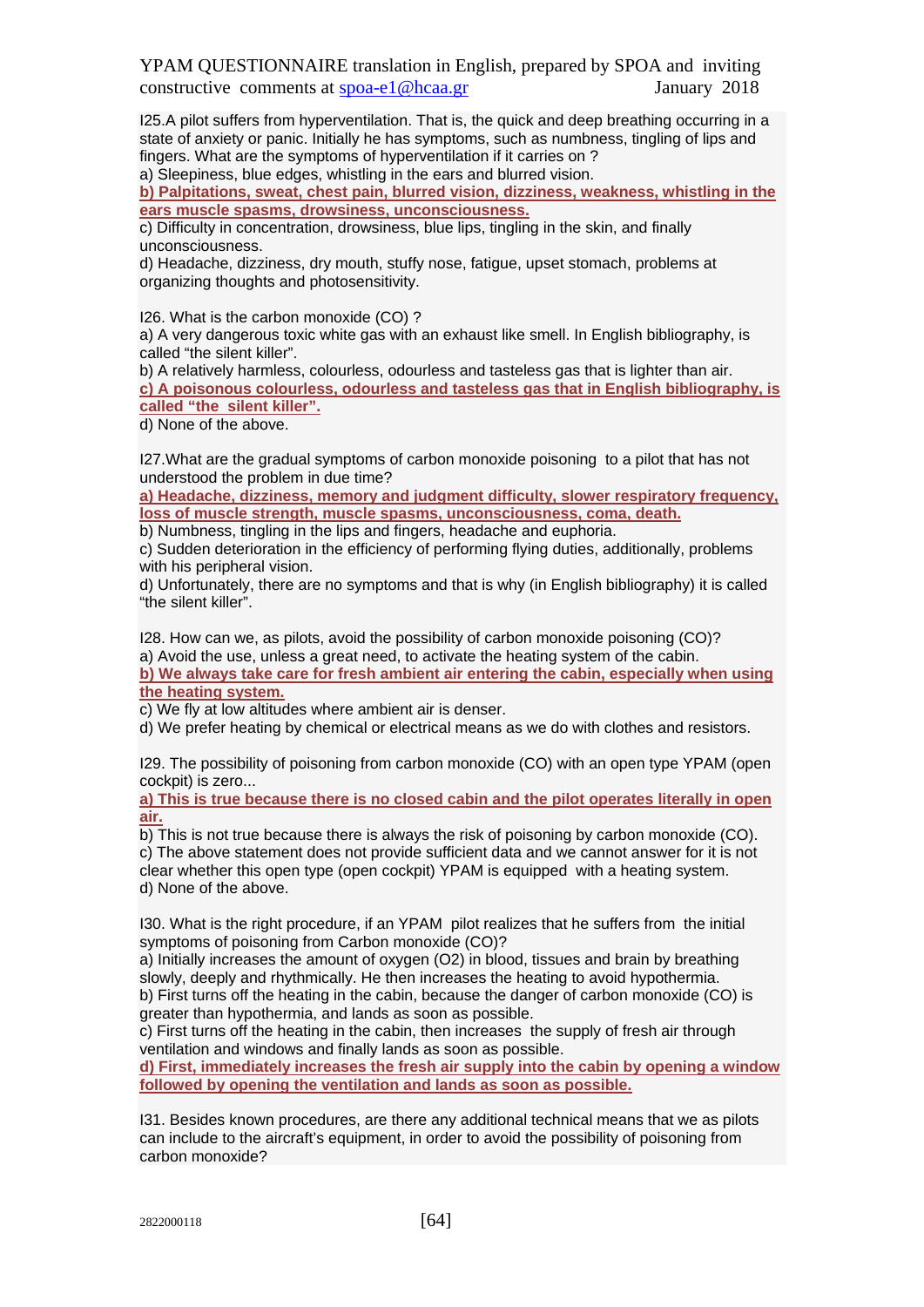I25.A pilot suffers from hyperventilation. That is, the quick and deep breathing occurring in a state of anxiety or panic. Initially he has symptoms, such as numbness, tingling of lips and fingers. What are the symptoms of hyperventilation if it carries on ?

a) Sleepiness, blue edges, whistling in the ears and blurred vision.

**b) Palpitations, sweat, chest pain, blurred vision, dizziness, weakness, whistling in the ears muscle spasms, drowsiness, unconsciousness.**

c) Difficulty in concentration, drowsiness, blue lips, tingling in the skin, and finally unconsciousness.

d) Headache, dizziness, dry mouth, stuffy nose, fatigue, upset stomach, problems at organizing thoughts and photosensitivity.

I26. What is the carbon monoxide (CO) ?

a) A very dangerous toxic white gas with an exhaust like smell. In English bibliography, is called "the silent killer".

b) A relatively harmless, colourless, odourless and tasteless gas that is lighter than air.

**c) A poisonous colourless, odourless and tasteless gas that in English bibliography, is called "the silent killer".**

d) None of the above.

I27.What are the gradual symptoms of carbon monoxide poisoning to a pilot that has not understood the problem in due time?

**a) Headache, dizziness, memory and judgment difficulty, slower respiratory frequency, loss of muscle strength, muscle spasms, unconsciousness, coma, death.**

b) Numbness, tingling in the lips and fingers, headache and euphoria.

c) Sudden deterioration in the efficiency of performing flying duties, additionally, problems with his peripheral vision.

d) Unfortunately, there are no symptoms and that is why (in English bibliography) it is called "the silent killer".

I28. How can we, as pilots, avoid the possibility of carbon monoxide poisoning (CO)?

a) Avoid the use, unless a great need, to activate the heating system of the cabin.

**b) We always take care for fresh ambient air entering the cabin, especially when using the heating system.**

c) We fly at low altitudes where ambient air is denser.

d) We prefer heating by chemical or electrical means as we do with clothes and resistors.

I29. The possibility of poisoning from carbon monoxide (CO) with an open type YPAM (open cockpit) is zero...

**a) This is true because there is no closed cabin and the pilot operates literally in open air.**

b) This is not true because there is always the risk of poisoning by carbon monoxide (CO).

c) The above statement does not provide sufficient data and we cannot answer for it is not clear whether this open type (open cockpit) YPAM is equipped with a heating system.

d) None of the above.

I30. What is the right procedure, if an YPAM pilot realizes that he suffers from the initial symptoms of poisoning from Carbon monoxide (CO)?

a) Initially increases the amount of oxygen ($O_2$) in blood, tissues and brain by breathing slowly, deeply and rhythmically. He then increases the heating to avoid hypothermia.

b) First turns off the heating in the cabin, because the danger of carbon monoxide (CO) is greater than hypothermia, and lands as soon as possible.

c) First turns off the heating in the cabin, then increases the supply of fresh air through ventilation and windows and finally lands as soon as possible.

**d) First, immediately increases the fresh air supply into the cabin by opening a window followed by opening the ventilation and lands as soon as possible.**

I31. Besides known procedures, are there any additional technical means that we as pilots can include to the aircraft's equipment, in order to avoid the possibility of poisoning from carbon monoxide?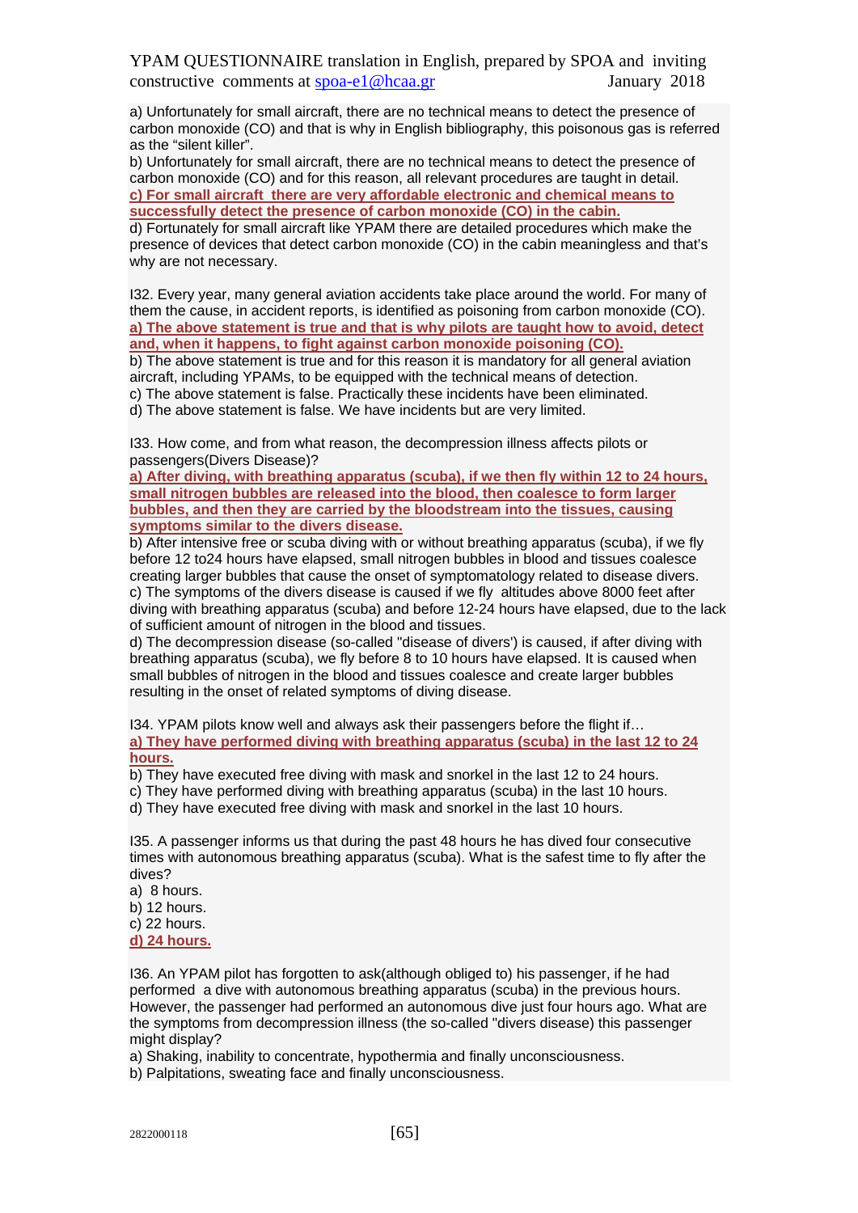a) Unfortunately for small aircraft, there are no technical means to detect the presence of carbon monoxide (CO) and that is why in English bibliography, this poisonous gas is referred as the "silent killer".
b) Unfortunately for small aircraft, there are no technical means to detect the presence of carbon monoxide (CO) and for this reason, all relevant procedures are taught in detail.
**c) For small aircraft there are very affordable electronic and chemical means to successfully detect the presence of carbon monoxide (CO) in the cabin.**
d) Fortunately for small aircraft like YPAM there are detailed procedures which make the presence of devices that detect carbon monoxide (CO) in the cabin meaningless and that's why are not necessary.

I32. Every year, many general aviation accidents take place around the world. For many of them the cause, in accident reports, is identified as poisoning from carbon monoxide (CO).
**a) The above statement is true and that is why pilots are taught how to avoid, detect and, when it happens, to fight against carbon monoxide poisoning (CO).**
b) The above statement is true and for this reason it is mandatory for all general aviation aircraft, including YPAMs, to be equipped with the technical means of detection.
c) The above statement is false. Practically these incidents have been eliminated.
d) The above statement is false. We have incidents but are very limited.

I33. How come, and from what reason, the decompression illness affects pilots or passengers(Divers Disease)?
**a) After diving, with breathing apparatus (scuba), if we then fly within 12 to 24 hours, small nitrogen bubbles are released into the blood, then coalesce to form larger bubbles, and then they are carried by the bloodstream into the tissues, causing symptoms similar to the divers disease.**
b) After intensive free or scuba diving with or without breathing apparatus (scuba), if we fly before 12 to24 hours have elapsed, small nitrogen bubbles in blood and tissues coalesce creating larger bubbles that cause the onset of symptomatology related to disease divers.
c) The symptoms of the divers disease is caused if we fly altitudes above 8000 feet after diving with breathing apparatus (scuba) and before 12-24 hours have elapsed, due to the lack of sufficient amount of nitrogen in the blood and tissues.
d) The decompression disease (so-called "disease of divers') is caused, if after diving with breathing apparatus (scuba), we fly before 8 to 10 hours have elapsed. It is caused when small bubbles of nitrogen in the blood and tissues coalesce and create larger bubbles resulting in the onset of related symptoms of diving disease.

I34. YPAM pilots know well and always ask their passengers before the flight if…
**a) They have performed diving with breathing apparatus (scuba) in the last 12 to 24 hours.**
b) They have executed free diving with mask and snorkel in the last 12 to 24 hours.
c) They have performed diving with breathing apparatus (scuba) in the last 10 hours.
d) They have executed free diving with mask and snorkel in the last 10 hours.

I35. A passenger informs us that during the past 48 hours he has dived four consecutive times with autonomous breathing apparatus (scuba). What is the safest time to fly after the dives?
a) 8 hours.
b) 12 hours.
c) 22 hours.
**d) 24 hours.**

I36. An YPAM pilot has forgotten to ask(although obliged to) his passenger, if he had performed a dive with autonomous breathing apparatus (scuba) in the previous hours. However, the passenger had performed an autonomous dive just four hours ago. What are the symptoms from decompression illness (the so-called "divers disease) this passenger might display?
a) Shaking, inability to concentrate, hypothermia and finally unconsciousness.
b) Palpitations, sweating face and finally unconsciousness.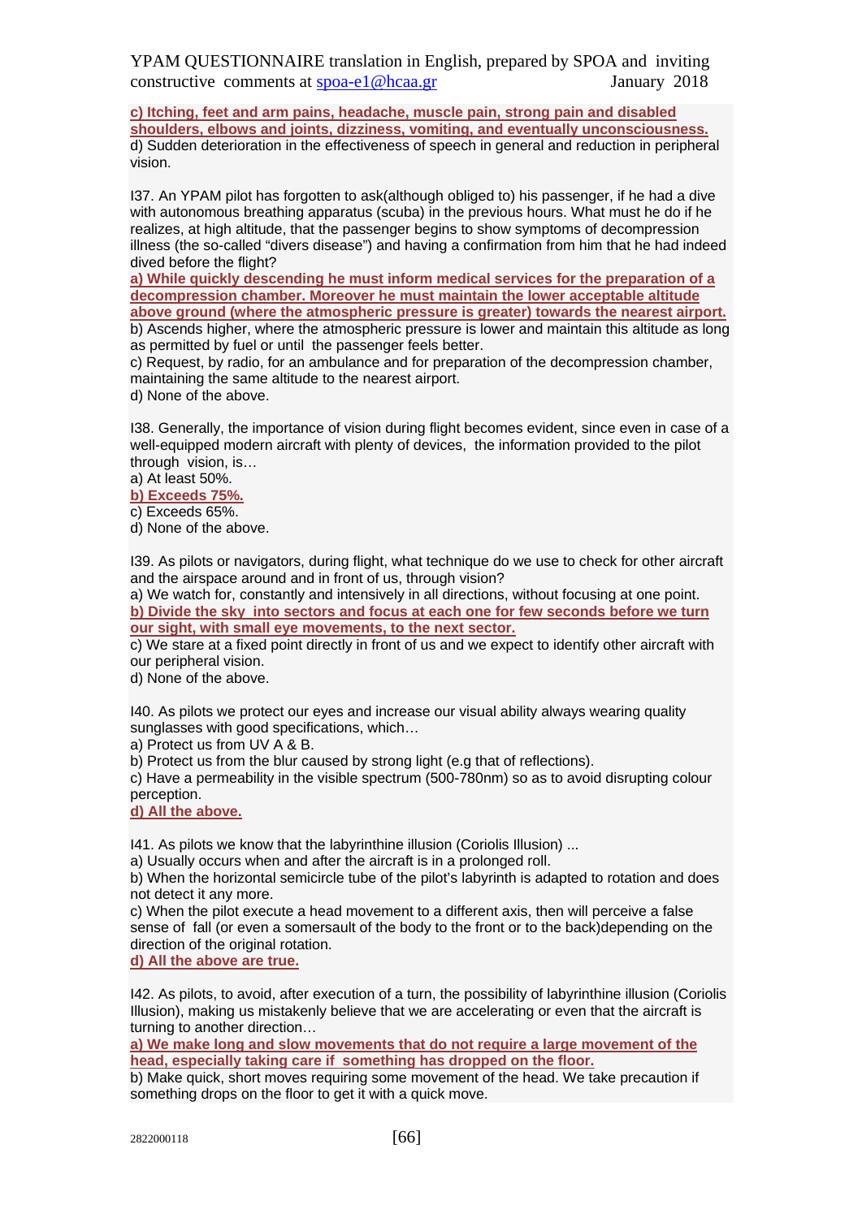**c) Itching, feet and arm pains, headache, muscle pain, strong pain and disabled shoulders, elbows and joints, dizziness, vomiting, and eventually unconsciousness.**
d) Sudden deterioration in the effectiveness of speech in general and reduction in peripheral vision.

I37. An YPAM pilot has forgotten to ask(although obliged to) his passenger, if he had a dive with autonomous breathing apparatus (scuba) in the previous hours. What must he do if he realizes, at high altitude, that the passenger begins to show symptoms of decompression illness (the so-called "divers disease") and having a confirmation from him that he had indeed dived before the flight?
**a) While quickly descending he must inform medical services for the preparation of a decompression chamber. Moreover he must maintain the lower acceptable altitude above ground (where the atmospheric pressure is greater) towards the nearest airport.**
b) Ascends higher, where the atmospheric pressure is lower and maintain this altitude as long as permitted by fuel or until the passenger feels better.
c) Request, by radio, for an ambulance and for preparation of the decompression chamber, maintaining the same altitude to the nearest airport.
d) None of the above.

I38. Generally, the importance of vision during flight becomes evident, since even in case of a well-equipped modern aircraft with plenty of devices, the information provided to the pilot through vision, is…
a) At least 50%.
**b) Exceeds 75%.**
c) Exceeds 65%.
d) None of the above.

I39. As pilots or navigators, during flight, what technique do we use to check for other aircraft and the airspace around and in front of us, through vision?
a) We watch for, constantly and intensively in all directions, without focusing at one point.
**b) Divide the sky into sectors and focus at each one for few seconds before we turn our sight, with small eye movements, to the next sector.**
c) We stare at a fixed point directly in front of us and we expect to identify other aircraft with our peripheral vision.
d) None of the above.

I40. As pilots we protect our eyes and increase our visual ability always wearing quality sunglasses with good specifications, which…
a) Protect us from UV A & B.
b) Protect us from the blur caused by strong light (e.g that of reflections).
c) Have a permeability in the visible spectrum (500-780nm) so as to avoid disrupting colour perception.
**d) All the above.**

I41. As pilots we know that the labyrinthine illusion (Coriolis Illusion) ...
a) Usually occurs when and after the aircraft is in a prolonged roll.
b) When the horizontal semicircle tube of the pilot's labyrinth is adapted to rotation and does not detect it any more.
c) When the pilot execute a head movement to a different axis, then will perceive a false sense of fall (or even a somersault of the body to the front or to the back)depending on the direction of the original rotation.
**d) All the above are true.**

I42. As pilots, to avoid, after execution of a turn, the possibility of labyrinthine illusion (Coriolis Illusion), making us mistakenly believe that we are accelerating or even that the aircraft is turning to another direction…
**a) We make long and slow movements that do not require a large movement of the head, especially taking care if something has dropped on the floor.**
b) Make quick, short moves requiring some movement of the head. We take precaution if something drops on the floor to get it with a quick move.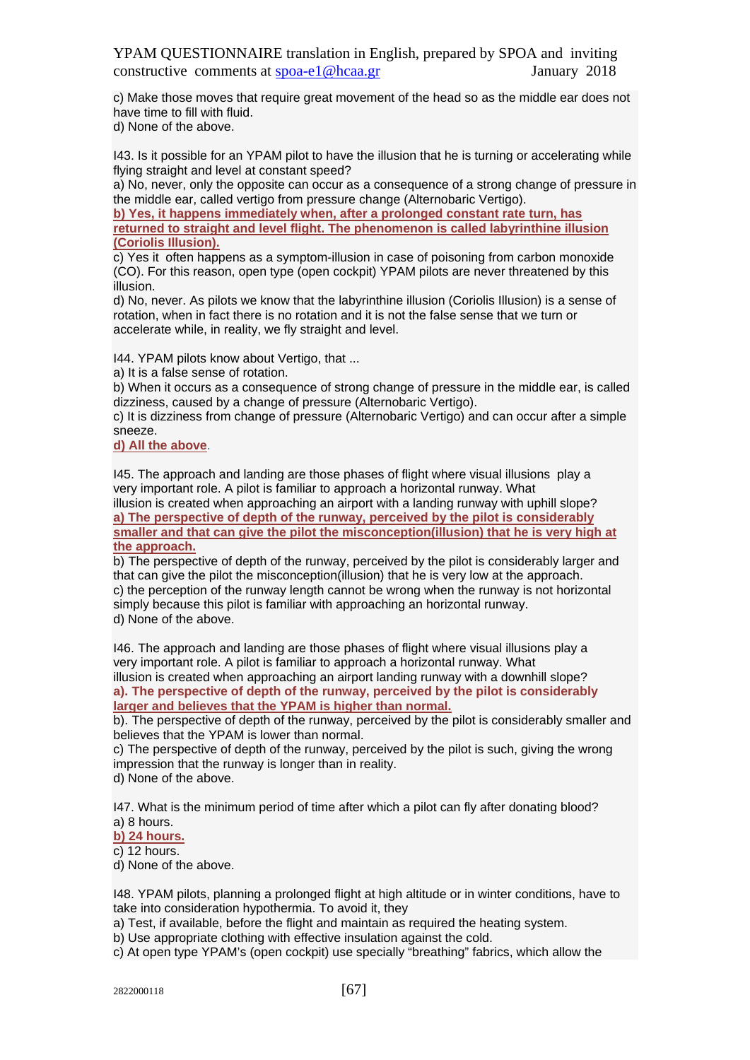c) Make those moves that require great movement of the head so as the middle ear does not have time to fill with fluid.
d) None of the above.

I43. Is it possible for an YPAM pilot to have the illusion that he is turning or accelerating while flying straight and level at constant speed?
a) No, never, only the opposite can occur as a consequence of a strong change of pressure in the middle ear, called vertigo from pressure change (Alternobaric Vertigo).
**b) Yes, it happens immediately when, after a prolonged constant rate turn, has returned to straight and level flight. The phenomenon is called labyrinthine illusion (Coriolis Illusion).**
c) Yes it often happens as a symptom-illusion in case of poisoning from carbon monoxide (CO). For this reason, open type (open cockpit) YPAM pilots are never threatened by this illusion.
d) No, never. As pilots we know that the labyrinthine illusion (Coriolis Illusion) is a sense of rotation, when in fact there is no rotation and it is not the false sense that we turn or accelerate while, in reality, we fly straight and level.

I44. YPAM pilots know about Vertigo, that ...
a) It is a false sense of rotation.
b) When it occurs as a consequence of strong change of pressure in the middle ear, is called dizziness, caused by a change of pressure (Alternobaric Vertigo).
c) It is dizziness from change of pressure (Alternobaric Vertigo) and can occur after a simple sneeze.
**d) All the above**.

I45. The approach and landing are those phases of flight where visual illusions play a very important role. A pilot is familiar to approach a horizontal runway. What illusion is created when approaching an airport with a landing runway with uphill slope?
**a) The perspective of depth of the runway, perceived by the pilot is considerably smaller and that can give the pilot the misconception(illusion) that he is very high at the approach.**
b) The perspective of depth of the runway, perceived by the pilot is considerably larger and that can give the pilot the misconception(illusion) that he is very low at the approach.
c) the perception of the runway length cannot be wrong when the runway is not horizontal simply because this pilot is familiar with approaching an horizontal runway.
d) None of the above.

I46. The approach and landing are those phases of flight where visual illusions play a very important role. A pilot is familiar to approach a horizontal runway. What illusion is created when approaching an airport landing runway with a downhill slope?
**a). The perspective of depth of the runway, perceived by the pilot is considerably larger and believes that the YPAM is higher than normal.**
b). The perspective of depth of the runway, perceived by the pilot is considerably smaller and believes that the YPAM is lower than normal.
c) The perspective of depth of the runway, perceived by the pilot is such, giving the wrong impression that the runway is longer than in reality.
d) None of the above.

I47. What is the minimum period of time after which a pilot can fly after donating blood?
a) 8 hours.
**b) 24 hours.**
c) 12 hours.
d) None of the above.

I48. YPAM pilots, planning a prolonged flight at high altitude or in winter conditions, have to take into consideration hypothermia. To avoid it, they
a) Test, if available, before the flight and maintain as required the heating system.
b) Use appropriate clothing with effective insulation against the cold.
c) At open type YPAM's (open cockpit) use specially "breathing" fabrics, which allow the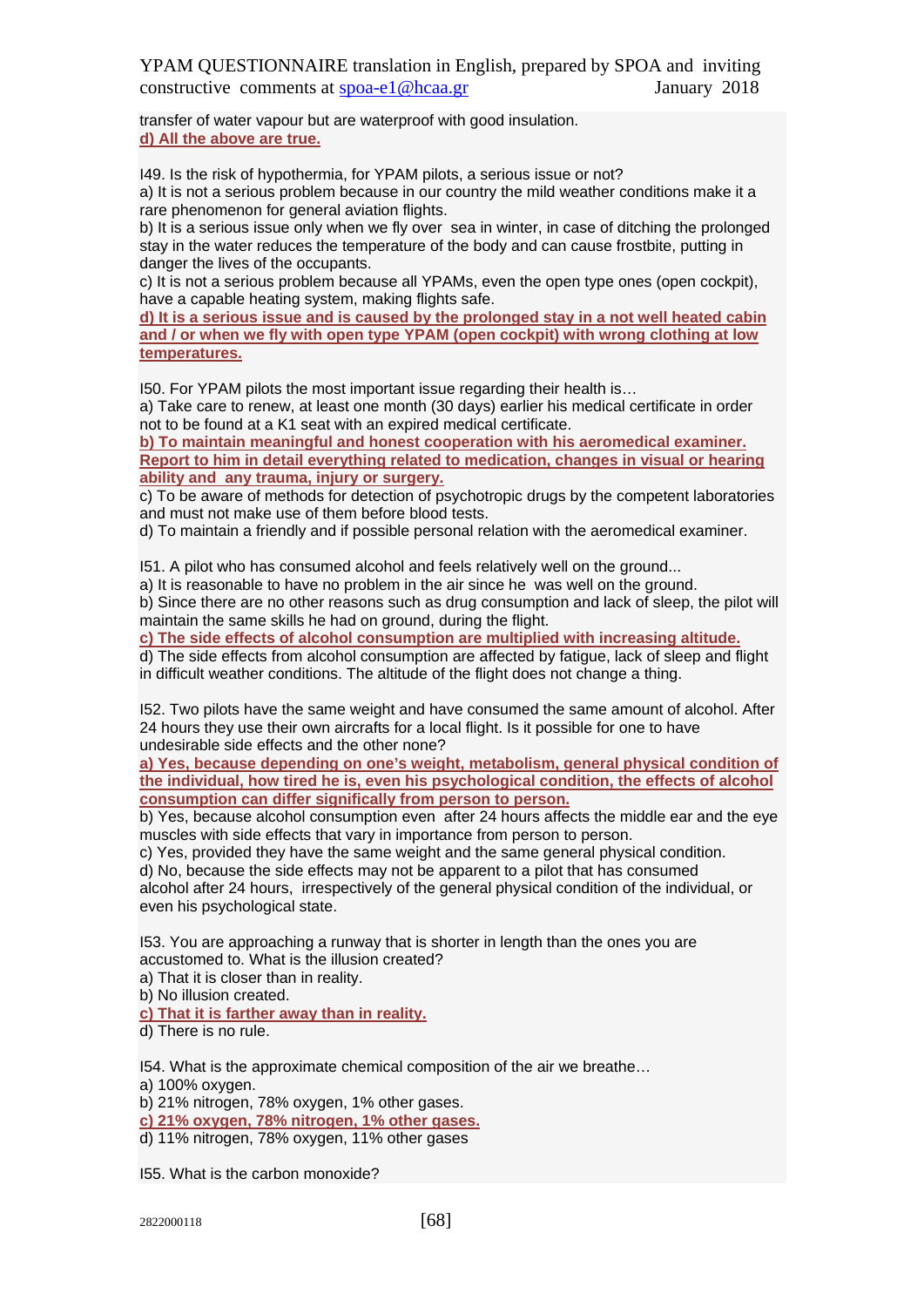transfer of water vapour but are waterproof with good insulation.
**d) All the above are true.**

I49. Is the risk of hypothermia, for YPAM pilots, a serious issue or not?
a) It is not a serious problem because in our country the mild weather conditions make it a rare phenomenon for general aviation flights.
b) It is a serious issue only when we fly over sea in winter, in case of ditching the prolonged stay in the water reduces the temperature of the body and can cause frostbite, putting in danger the lives of the occupants.
c) It is not a serious problem because all YPAMs, even the open type ones (open cockpit), have a capable heating system, making flights safe.
**d) It is a serious issue and is caused by the prolonged stay in a not well heated cabin and / or when we fly with open type YPAM (open cockpit) with wrong clothing at low temperatures.**

I50. For YPAM pilots the most important issue regarding their health is…
a) Take care to renew, at least one month (30 days) earlier his medical certificate in order not to be found at a K1 seat with an expired medical certificate.
**b) To maintain meaningful and honest cooperation with his aeromedical examiner. Report to him in detail everything related to medication, changes in visual or hearing ability and any trauma, injury or surgery.**
c) To be aware of methods for detection of psychotropic drugs by the competent laboratories and must not make use of them before blood tests.
d) To maintain a friendly and if possible personal relation with the aeromedical examiner.

I51. A pilot who has consumed alcohol and feels relatively well on the ground...
a) It is reasonable to have no problem in the air since he was well on the ground.
b) Since there are no other reasons such as drug consumption and lack of sleep, the pilot will maintain the same skills he had on ground, during the flight.
**c) The side effects of alcohol consumption are multiplied with increasing altitude.**
d) The side effects from alcohol consumption are affected by fatigue, lack of sleep and flight in difficult weather conditions. The altitude of the flight does not change a thing.

I52. Two pilots have the same weight and have consumed the same amount of alcohol. After 24 hours they use their own aircrafts for a local flight. Is it possible for one to have undesirable side effects and the other none?
**a) Yes, because depending on one's weight, metabolism, general physical condition of the individual, how tired he is, even his psychological condition, the effects of alcohol consumption can differ significally from person to person.**
b) Yes, because alcohol consumption even after 24 hours affects the middle ear and the eye muscles with side effects that vary in importance from person to person.
c) Yes, provided they have the same weight and the same general physical condition.
d) No, because the side effects may not be apparent to a pilot that has consumed alcohol after 24 hours, irrespectively of the general physical condition of the individual, or even his psychological state.

I53. You are approaching a runway that is shorter in length than the ones you are accustomed to. What is the illusion created?
a) That it is closer than in reality.
b) No illusion created.
**c) That it is farther away than in reality.**
d) There is no rule.

I54. What is the approximate chemical composition of the air we breathe…
a) 100% oxygen.
b) 21% nitrogen, 78% oxygen, 1% other gases.
**c) 21% oxygen, 78% nitrogen, 1% other gases.**
d) 11% nitrogen, 78% oxygen, 11% other gases

I55. What is the carbon monoxide?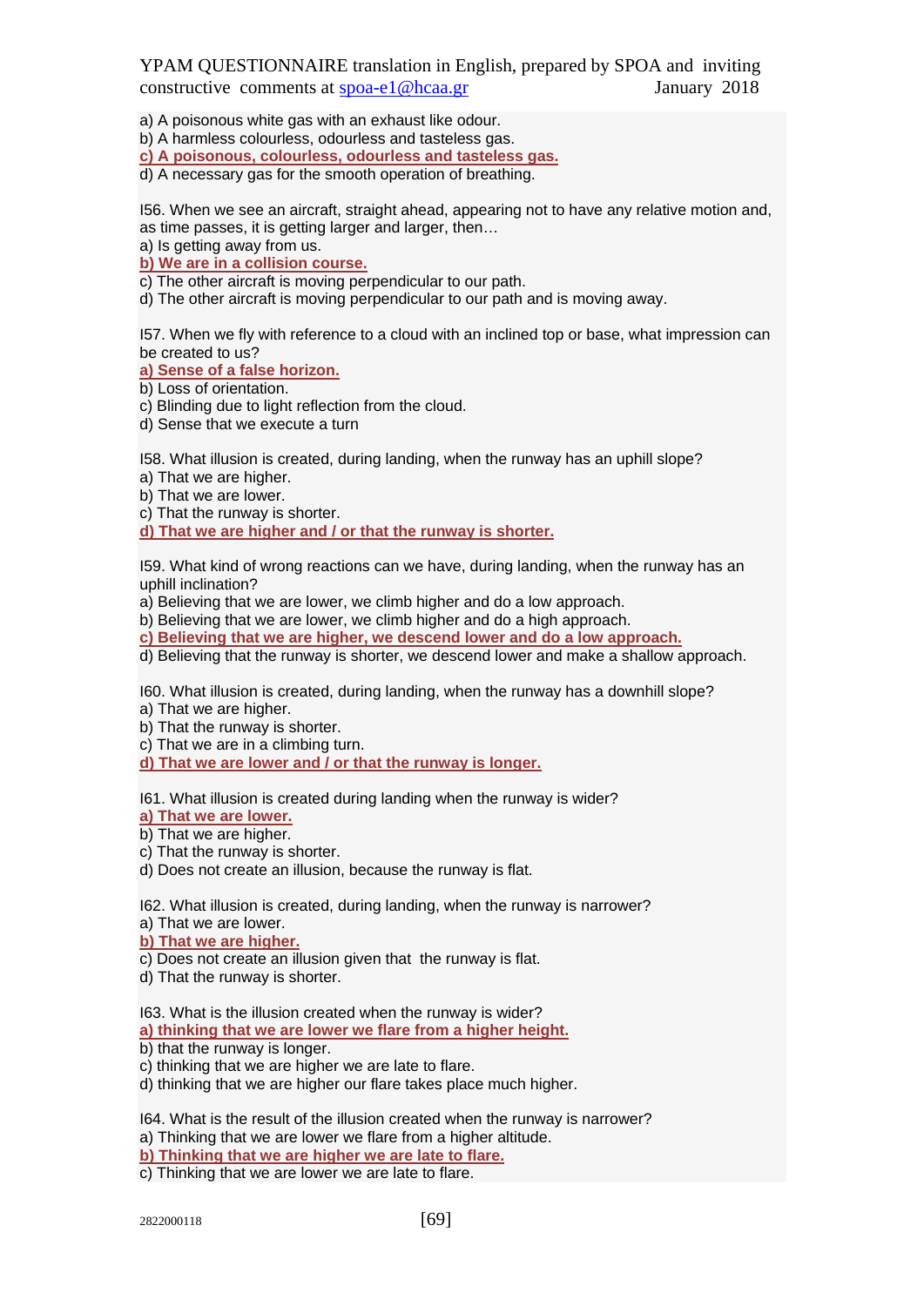a) A poisonous white gas with an exhaust like odour.
b) A harmless colourless, odourless and tasteless gas.
**c) A poisonous, colourless, odourless and tasteless gas.**
d) A necessary gas for the smooth operation of breathing.

I56. When we see an aircraft, straight ahead, appearing not to have any relative motion and, as time passes, it is getting larger and larger, then…
a) Is getting away from us.
**b) We are in a collision course.**
c) The other aircraft is moving perpendicular to our path.
d) The other aircraft is moving perpendicular to our path and is moving away.

I57. When we fly with reference to a cloud with an inclined top or base, what impression can be created to us?
**a) Sense of a false horizon.**
b) Loss of orientation.
c) Blinding due to light reflection from the cloud.
d) Sense that we execute a turn

I58. What illusion is created, during landing, when the runway has an uphill slope?
a) That we are higher.
b) That we are lower.
c) That the runway is shorter.
**d) That we are higher and / or that the runway is shorter.**

I59. What kind of wrong reactions can we have, during landing, when the runway has an uphill inclination?
a) Believing that we are lower, we climb higher and do a low approach.
b) Believing that we are lower, we climb higher and do a high approach.
**c) Believing that we are higher, we descend lower and do a low approach.**
d) Believing that the runway is shorter, we descend lower and make a shallow approach.

I60. What illusion is created, during landing, when the runway has a downhill slope?
a) That we are higher.
b) That the runway is shorter.
c) That we are in a climbing turn.
**d) That we are lower and / or that the runway is longer.**

I61. What illusion is created during landing when the runway is wider?
**a) That we are lower.**
b) That we are higher.
c) That the runway is shorter.
d) Does not create an illusion, because the runway is flat.

I62. What illusion is created, during landing, when the runway is narrower?
a) That we are lower.
**b) That we are higher.**
c) Does not create an illusion given that the runway is flat.
d) That the runway is shorter.

I63. What is the illusion created when the runway is wider?
**a) thinking that we are lower we flare from a higher height.**
b) that the runway is longer.
c) thinking that we are higher we are late to flare.
d) thinking that we are higher our flare takes place much higher.

I64. What is the result of the illusion created when the runway is narrower?
a) Thinking that we are lower we flare from a higher altitude.
**b) Thinking that we are higher we are late to flare.**
c) Thinking that we are lower we are late to flare.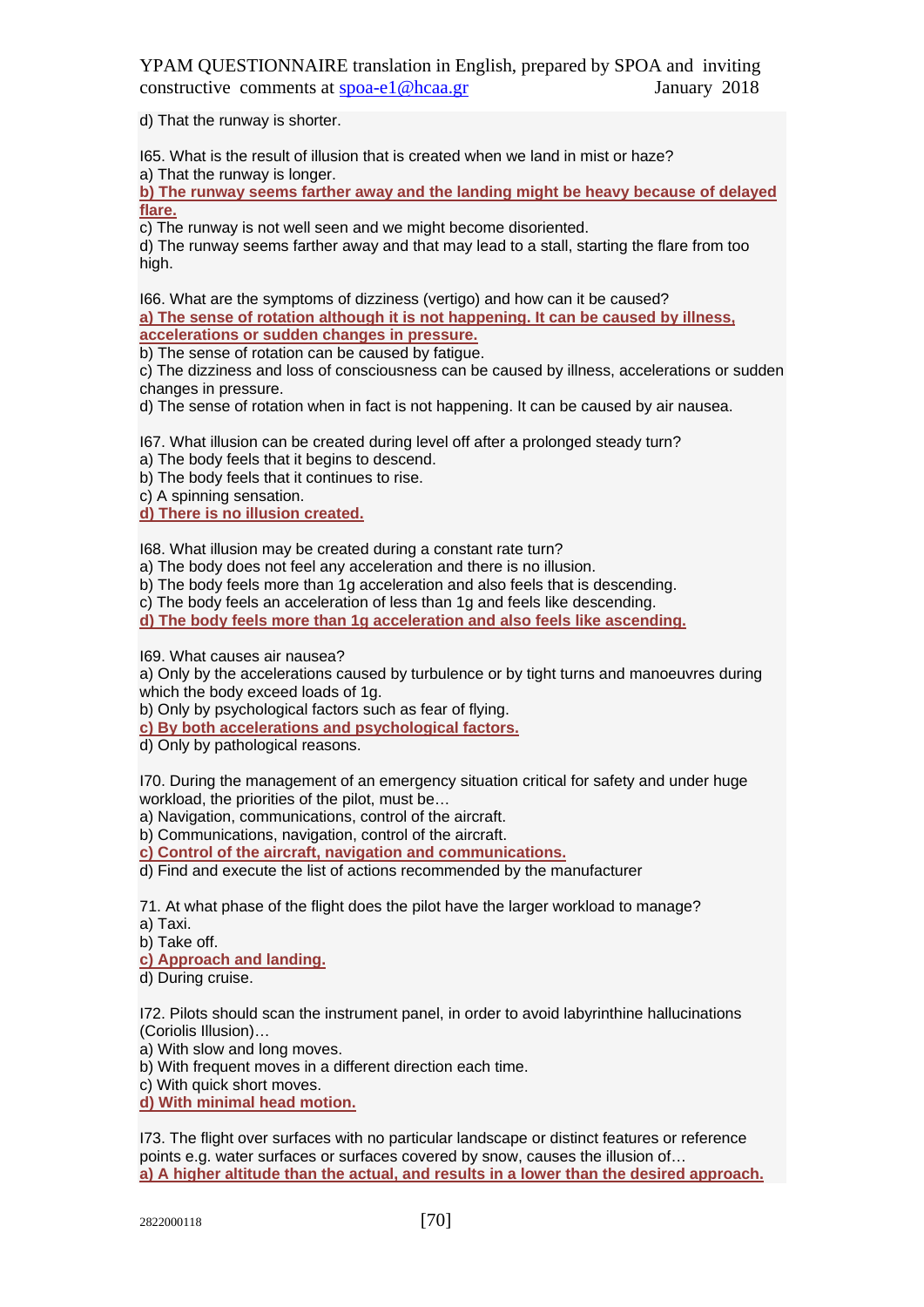d) That the runway is shorter.

I65. What is the result of illusion that is created when we land in mist or haze?
a) That the runway is longer.
**b) The runway seems farther away and the landing might be heavy because of delayed flare.**
c) The runway is not well seen and we might become disoriented.
d) The runway seems farther away and that may lead to a stall, starting the flare from too high.

I66. What are the symptoms of dizziness (vertigo) and how can it be caused?
**a) The sense of rotation although it is not happening. It can be caused by illness, accelerations or sudden changes in pressure.**
b) The sense of rotation can be caused by fatigue.
c) The dizziness and loss of consciousness can be caused by illness, accelerations or sudden changes in pressure.
d) The sense of rotation when in fact is not happening. It can be caused by air nausea.

I67. What illusion can be created during level off after a prolonged steady turn?
a) The body feels that it begins to descend.
b) The body feels that it continues to rise.
c) A spinning sensation.
**d) There is no illusion created.**

I68. What illusion may be created during a constant rate turn?
a) The body does not feel any acceleration and there is no illusion.
b) The body feels more than 1g acceleration and also feels that is descending.
c) The body feels an acceleration of less than 1g and feels like descending.
**d) The body feels more than 1g acceleration and also feels like ascending.**

I69. What causes air nausea?
a) Only by the accelerations caused by turbulence or by tight turns and manoeuvres during which the body exceed loads of 1g.
b) Only by psychological factors such as fear of flying.
**c) By both accelerations and psychological factors.**
d) Only by pathological reasons.

I70. During the management of an emergency situation critical for safety and under huge workload, the priorities of the pilot, must be…
a) Navigation, communications, control of the aircraft.
b) Communications, navigation, control of the aircraft.
**c) Control of the aircraft, navigation and communications.**
d) Find and execute the list of actions recommended by the manufacturer

71. At what phase of the flight does the pilot have the larger workload to manage?
a) Taxi.
b) Take off.
**c) Approach and landing.**
d) During cruise.

I72. Pilots should scan the instrument panel, in order to avoid labyrinthine hallucinations (Coriolis Illusion)…
a) With slow and long moves.
b) With frequent moves in a different direction each time.
c) With quick short moves.
**d) With minimal head motion.**

I73. The flight over surfaces with no particular landscape or distinct features or reference points e.g. water surfaces or surfaces covered by snow, causes the illusion of…
**a) A higher altitude than the actual, and results in a lower than the desired approach.**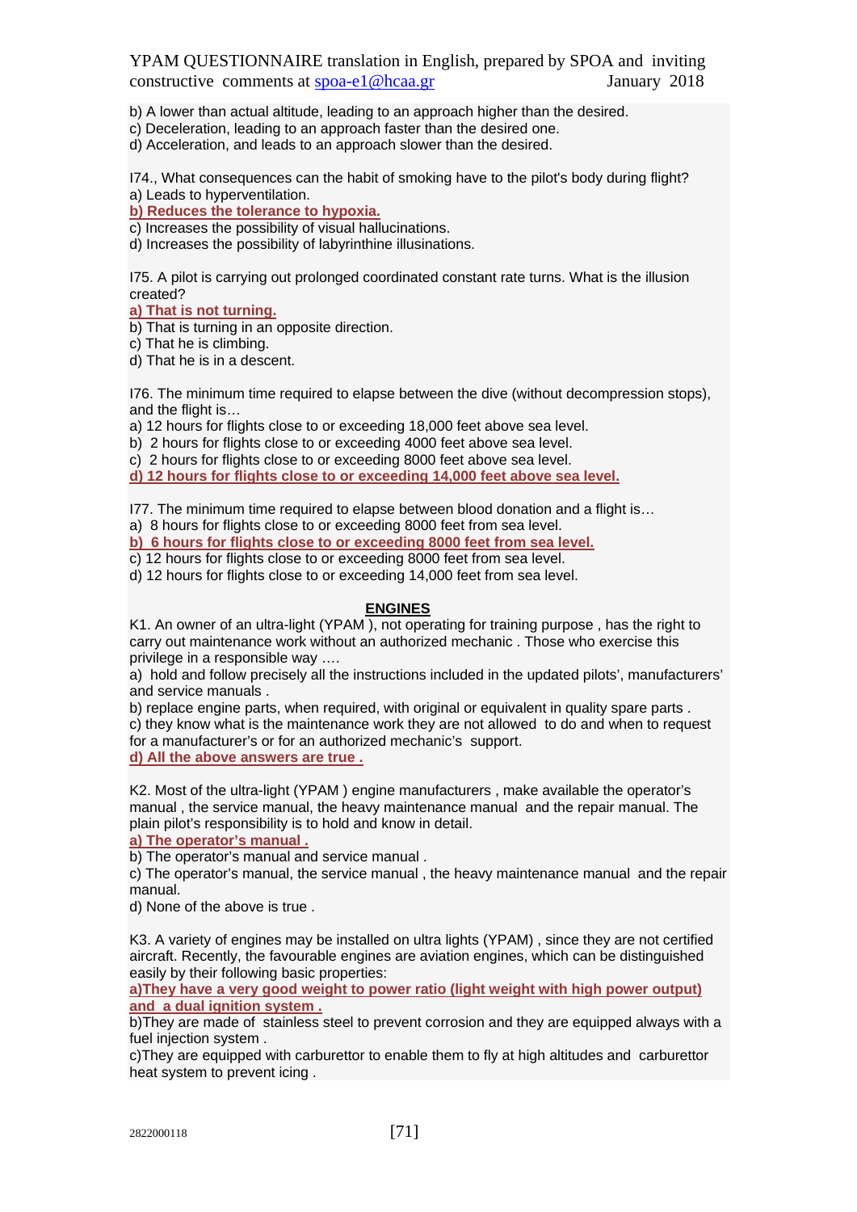b) A lower than actual altitude, leading to an approach higher than the desired.
c) Deceleration, leading to an approach faster than the desired one.
d) Acceleration, and leads to an approach slower than the desired.

I74., What consequences can the habit of smoking have to the pilot's body during flight?
a) Leads to hyperventilation.
**b) Reduces the tolerance to hypoxia.**
c) Increases the possibility of visual hallucinations.
d) Increases the possibility of labyrinthine illusinations.

I75. A pilot is carrying out prolonged coordinated constant rate turns. What is the illusion created?
**a) That is not turning.**
b) That is turning in an opposite direction.
c) That he is climbing.
d) That he is in a descent.

I76. The minimum time required to elapse between the dive (without decompression stops), and the flight is…
a) 12 hours for flights close to or exceeding 18,000 feet above sea level.
b) 2 hours for flights close to or exceeding 4000 feet above sea level.
c) 2 hours for flights close to or exceeding 8000 feet above sea level.
**d) 12 hours for flights close to or exceeding 14,000 feet above sea level.**

I77. The minimum time required to elapse between blood donation and a flight is…
a) 8 hours for flights close to or exceeding 8000 feet from sea level.
**b) 6 hours for flights close to or exceeding 8000 feet from sea level.**
c) 12 hours for flights close to or exceeding 8000 feet from sea level.
d) 12 hours for flights close to or exceeding 14,000 feet from sea level.

## ENGINES

K1. An owner of an ultra-light (YPAM ), not operating for training purpose , has the right to carry out maintenance work without an authorized mechanic . Those who exercise this privilege in a responsible way ….
a) hold and follow precisely all the instructions included in the updated pilots', manufacturers' and service manuals .
b) replace engine parts, when required, with original or equivalent in quality spare parts .
c) they know what is the maintenance work they are not allowed to do and when to request for a manufacturer's or for an authorized mechanic's support.
**d) All the above answers are true .**

K2. Most of the ultra-light (YPAM ) engine manufacturers , make available the operator's manual , the service manual, the heavy maintenance manual and the repair manual. The plain pilot's responsibility is to hold and know in detail.
**a) The operator's manual .**
b) The operator's manual and service manual .
c) The operator's manual, the service manual , the heavy maintenance manual and the repair manual.
d) None of the above is true .

K3. A variety of engines may be installed on ultra lights (YPAM) , since they are not certified aircraft. Recently, the favourable engines are aviation engines, which can be distinguished easily by their following basic properties:
**a)They have a very good weight to power ratio (light weight with high power output) and a dual ignition system .**
b)They are made of stainless steel to prevent corrosion and they are equipped always with a fuel injection system .
c)They are equipped with carburettor to enable them to fly at high altitudes and carburettor heat system to prevent icing .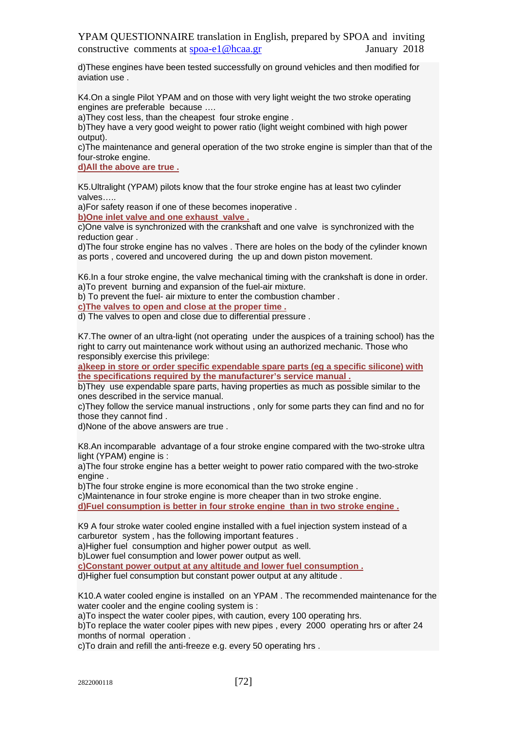d)These engines have been tested successfully on ground vehicles and then modified for aviation use .

K4.On a single Pilot YPAM and on those with very light weight the two stroke operating engines are preferable because ….

a)They cost less, than the cheapest four stroke engine .

b)They have a very good weight to power ratio (light weight combined with high power output).

c)The maintenance and general operation of the two stroke engine is simpler than that of the four-stroke engine.

**d)All the above are true .**

K5.Ultralight (YPAM) pilots know that the four stroke engine has at least two cylinder valves…..

a)For safety reason if one of these becomes inoperative .

**b)One inlet valve and one exhaust valve .**

c)One valve is synchronized with the crankshaft and one valve is synchronized with the reduction gear .

d)The four stroke engine has no valves . There are holes on the body of the cylinder known as ports , covered and uncovered during the up and down piston movement.

K6.In a four stroke engine, the valve mechanical timing with the crankshaft is done in order.

a)To prevent burning and expansion of the fuel-air mixture.

b) To prevent the fuel- air mixture to enter the combustion chamber .

**c)The valves to open and close at the proper time .**

d) The valves to open and close due to differential pressure .

K7.The owner of an ultra-light (not operating under the auspices of a training school) has the right to carry out maintenance work without using an authorized mechanic. Those who responsibly exercise this privilege:

**a)keep in store or order specific expendable spare parts (eg a specific silicone) with the specifications required by the manufacturer's service manual .**

b)They use expendable spare parts, having properties as much as possible similar to the ones described in the service manual.

c)They follow the service manual instructions , only for some parts they can find and no for those they cannot find .

d)None of the above answers are true .

K8.An incomparable advantage of a four stroke engine compared with the two-stroke ultra light (YPAM) engine is :

a)The four stroke engine has a better weight to power ratio compared with the two-stroke engine .

b)The four stroke engine is more economical than the two stroke engine .

c)Maintenance in four stroke engine is more cheaper than in two stroke engine.

**d)Fuel consumption is better in four stroke engine than in two stroke engine .**

K9 A four stroke water cooled engine installed with a fuel injection system instead of a carburetor system , has the following important features .

a)Higher fuel consumption and higher power output as well.

b)Lower fuel consumption and lower power output as well.

**c)Constant power output at any altitude and lower fuel consumption .**

d)Higher fuel consumption but constant power output at any altitude .

K10.A water cooled engine is installed on an YPAM . The recommended maintenance for the water cooler and the engine cooling system is :

a)To inspect the water cooler pipes, with caution, every 100 operating hrs.

b)To replace the water cooler pipes with new pipes , every 2000 operating hrs or after 24 months of normal operation .

c)To drain and refill the anti-freeze e.g. every 50 operating hrs .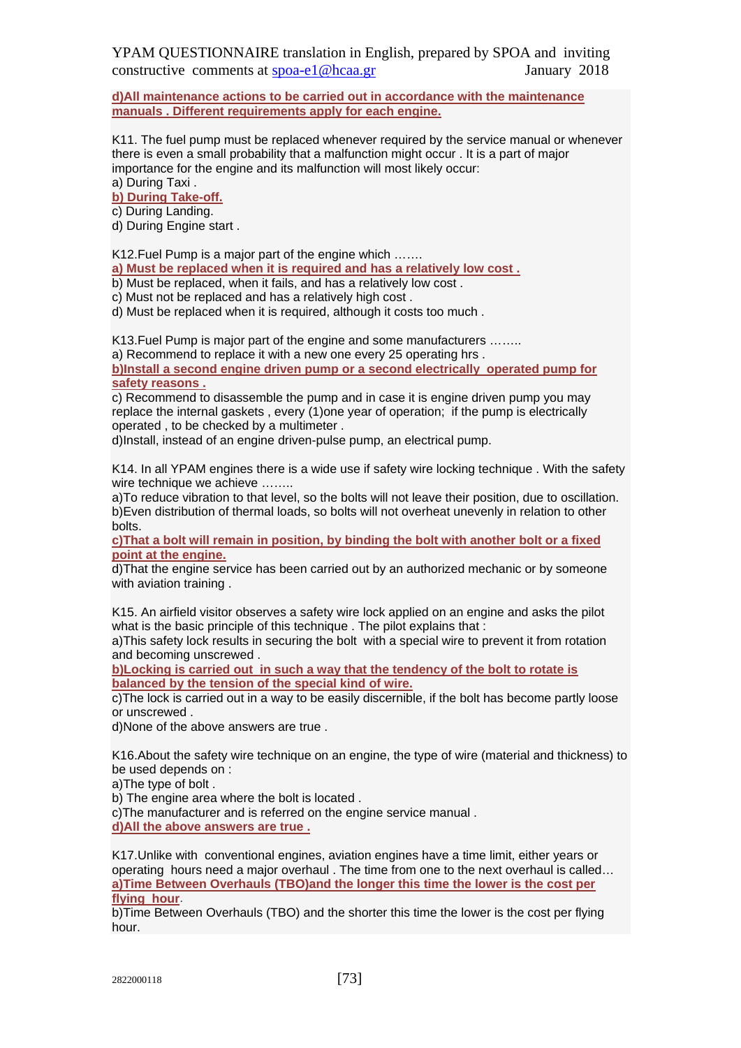**d)All maintenance actions to be carried out in accordance with the maintenance manuals . Different requirements apply for each engine.**

K11. The fuel pump must be replaced whenever required by the service manual or whenever there is even a small probability that a malfunction might occur . It is a part of major importance for the engine and its malfunction will most likely occur:
a) During Taxi .
**b) During Take-off.**
c) During Landing.
d) During Engine start .

K12.Fuel Pump is a major part of the engine which …….
**a) Must be replaced when it is required and has a relatively low cost .**
b) Must be replaced, when it fails, and has a relatively low cost .
c) Must not be replaced and has a relatively high cost .
d) Must be replaced when it is required, although it costs too much .

K13.Fuel Pump is major part of the engine and some manufacturers ……..
a) Recommend to replace it with a new one every 25 operating hrs .
**b)Install a second engine driven pump or a second electrically operated pump for safety reasons .**
c) Recommend to disassemble the pump and in case it is engine driven pump you may replace the internal gaskets , every (1)one year of operation; if the pump is electrically operated , to be checked by a multimeter .
d)Install, instead of an engine driven-pulse pump, an electrical pump.

K14. In all YPAM engines there is a wide use if safety wire locking technique . With the safety wire technique we achieve ……..
a)To reduce vibration to that level, so the bolts will not leave their position, due to oscillation.
b)Even distribution of thermal loads, so bolts will not overheat unevenly in relation to other bolts.
**c)That a bolt will remain in position, by binding the bolt with another bolt or a fixed point at the engine.**
d)That the engine service has been carried out by an authorized mechanic or by someone with aviation training .

K15. An airfield visitor observes a safety wire lock applied on an engine and asks the pilot what is the basic principle of this technique . The pilot explains that :
a)This safety lock results in securing the bolt with a special wire to prevent it from rotation and becoming unscrewed .
**b)Locking is carried out in such a way that the tendency of the bolt to rotate is balanced by the tension of the special kind of wire.**
c)The lock is carried out in a way to be easily discernible, if the bolt has become partly loose or unscrewed .
d)None of the above answers are true .

K16.About the safety wire technique on an engine, the type of wire (material and thickness) to be used depends on :
a)The type of bolt .
b) The engine area where the bolt is located .
c)The manufacturer and is referred on the engine service manual .
**d)All the above answers are true .**

K17.Unlike with conventional engines, aviation engines have a time limit, either years or operating hours need a major overhaul . The time from one to the next overhaul is called…
**a)Time Between Overhauls (TBO)and the longer this time the lower is the cost per flying hour**.
b)Time Between Overhauls (TBO) and the shorter this time the lower is the cost per flying hour.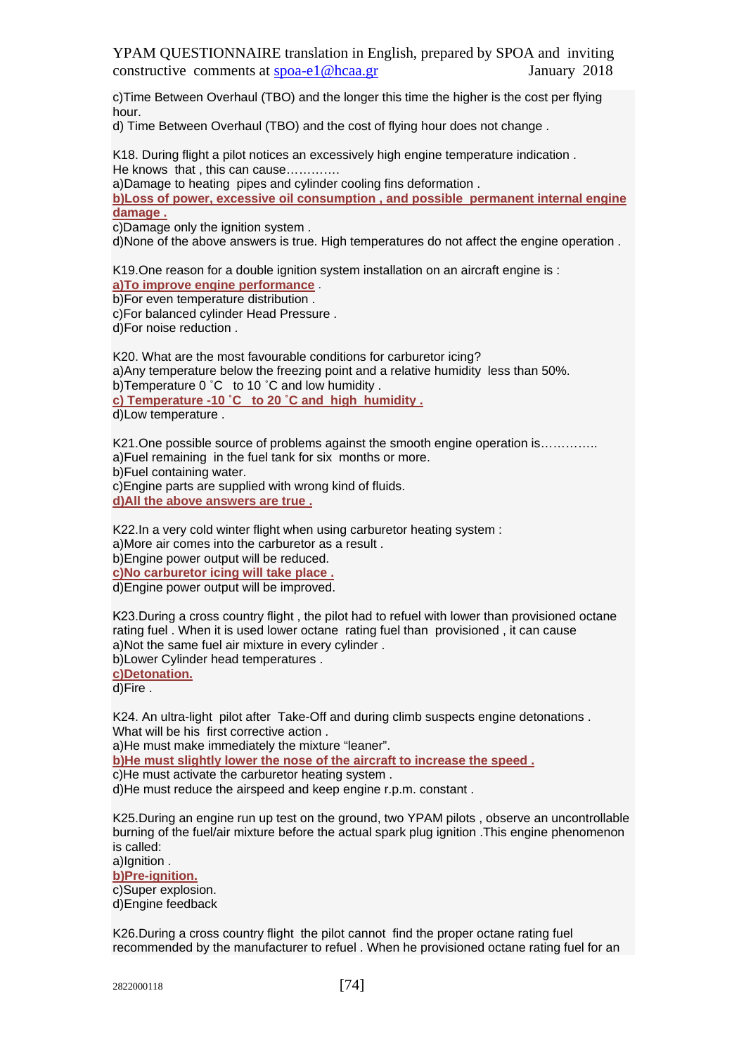c)Time Between Overhaul (TBO) and the longer this time the higher is the cost per flying hour.
d) Time Between Overhaul (TBO) and the cost of flying hour does not change .

K18. During flight a pilot notices an excessively high engine temperature indication .
He knows that , this can cause…………
a)Damage to heating pipes and cylinder cooling fins deformation .
**b)Loss of power, excessive oil consumption , and possible permanent internal engine damage .**
c)Damage only the ignition system .
d)None of the above answers is true. High temperatures do not affect the engine operation .

K19.One reason for a double ignition system installation on an aircraft engine is :
**a)To improve engine performance** .
b)For even temperature distribution .
c)For balanced cylinder Head Pressure .
d)For noise reduction .

K20. What are the most favourable conditions for carburetor icing?
a)Any temperature below the freezing point and a relative humidity less than 50%.
b)Temperature 0 ˚C to 10 ˚C and low humidity .
**c) Temperature -10 ˚C to 20 ˚C and high humidity .**
d)Low temperature .

K21.One possible source of problems against the smooth engine operation is…………..
a)Fuel remaining in the fuel tank for six months or more.
b)Fuel containing water.
c)Engine parts are supplied with wrong kind of fluids.
**d)All the above answers are true .**

K22.In a very cold winter flight when using carburetor heating system :
a)More air comes into the carburetor as a result .
b)Engine power output will be reduced.
**c)No carburetor icing will take place .**
d)Engine power output will be improved.

K23.During a cross country flight , the pilot had to refuel with lower than provisioned octane rating fuel . When it is used lower octane rating fuel than provisioned , it can cause
a)Not the same fuel air mixture in every cylinder .
b)Lower Cylinder head temperatures .
**c)Detonation.**
d)Fire .

K24. An ultra-light pilot after Take-Off and during climb suspects engine detonations .
What will be his first corrective action .
a)He must make immediately the mixture "leaner".
**b)He must slightly lower the nose of the aircraft to increase the speed .**
c)He must activate the carburetor heating system .
d)He must reduce the airspeed and keep engine r.p.m. constant .

K25.During an engine run up test on the ground, two YPAM pilots , observe an uncontrollable burning of the fuel/air mixture before the actual spark plug ignition .This engine phenomenon is called:
a)Ignition .
**b)Pre-ignition.**
c)Super explosion.
d)Engine feedback

K26.During a cross country flight the pilot cannot find the proper octane rating fuel recommended by the manufacturer to refuel . When he provisioned octane rating fuel for an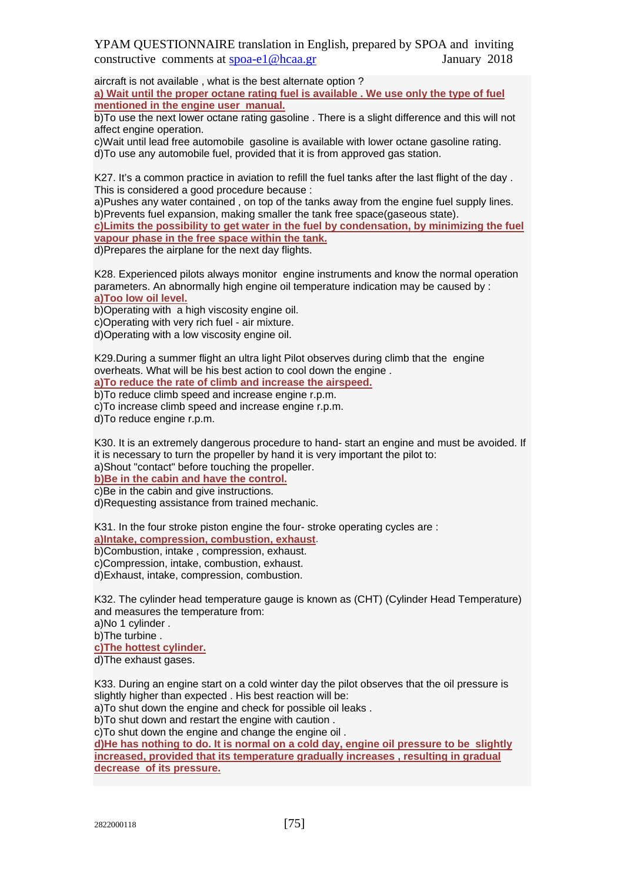aircraft is not available , what is the best alternate option ?

**a) Wait until the proper octane rating fuel is available . We use only the type of fuel mentioned in the engine user manual.**

b)To use the next lower octane rating gasoline . There is a slight difference and this will not affect engine operation.

c)Wait until lead free automobile gasoline is available with lower octane gasoline rating.

d)To use any automobile fuel, provided that it is from approved gas station.

K27. It's a common practice in aviation to refill the fuel tanks after the last flight of the day . This is considered a good procedure because :

a)Pushes any water contained , on top of the tanks away from the engine fuel supply lines.

b)Prevents fuel expansion, making smaller the tank free space(gaseous state).

**c)Limits the possibility to get water in the fuel by condensation, by minimizing the fuel vapour phase in the free space within the tank.**

d)Prepares the airplane for the next day flights.

K28. Experienced pilots always monitor engine instruments and know the normal operation parameters. An abnormally high engine oil temperature indication may be caused by :

**a)Too low oil level.**

b)Operating with a high viscosity engine oil.

c)Operating with very rich fuel - air mixture.

d)Operating with a low viscosity engine oil.

K29.During a summer flight an ultra light Pilot observes during climb that the engine overheats. What will be his best action to cool down the engine .

**a)To reduce the rate of climb and increase the airspeed.**

b)To reduce climb speed and increase engine r.p.m.

c)To increase climb speed and increase engine r.p.m.

d)To reduce engine r.p.m.

K30. It is an extremely dangerous procedure to hand- start an engine and must be avoided. If it is necessary to turn the propeller by hand it is very important the pilot to:

a)Shout "contact" before touching the propeller.

**b)Be in the cabin and have the control.**

c)Be in the cabin and give instructions.

d)Requesting assistance from trained mechanic.

K31. In the four stroke piston engine the four- stroke operating cycles are :

**a)Intake, compression, combustion, exhaust**.

b)Combustion, intake , compression, exhaust.

c)Compression, intake, combustion, exhaust.

d)Exhaust, intake, compression, combustion.

K32. The cylinder head temperature gauge is known as (CHT) (Cylinder Head Temperature) and measures the temperature from:

a)No 1 cylinder .

b)The turbine .

**c)The hottest cylinder.**

d)The exhaust gases.

K33. During an engine start on a cold winter day the pilot observes that the oil pressure is slightly higher than expected . His best reaction will be:

a)To shut down the engine and check for possible oil leaks .

b)To shut down and restart the engine with caution .

c)To shut down the engine and change the engine oil .

**d)He has nothing to do. It is normal on a cold day, engine oil pressure to be slightly increased, provided that its temperature gradually increases , resulting in gradual decrease of its pressure.**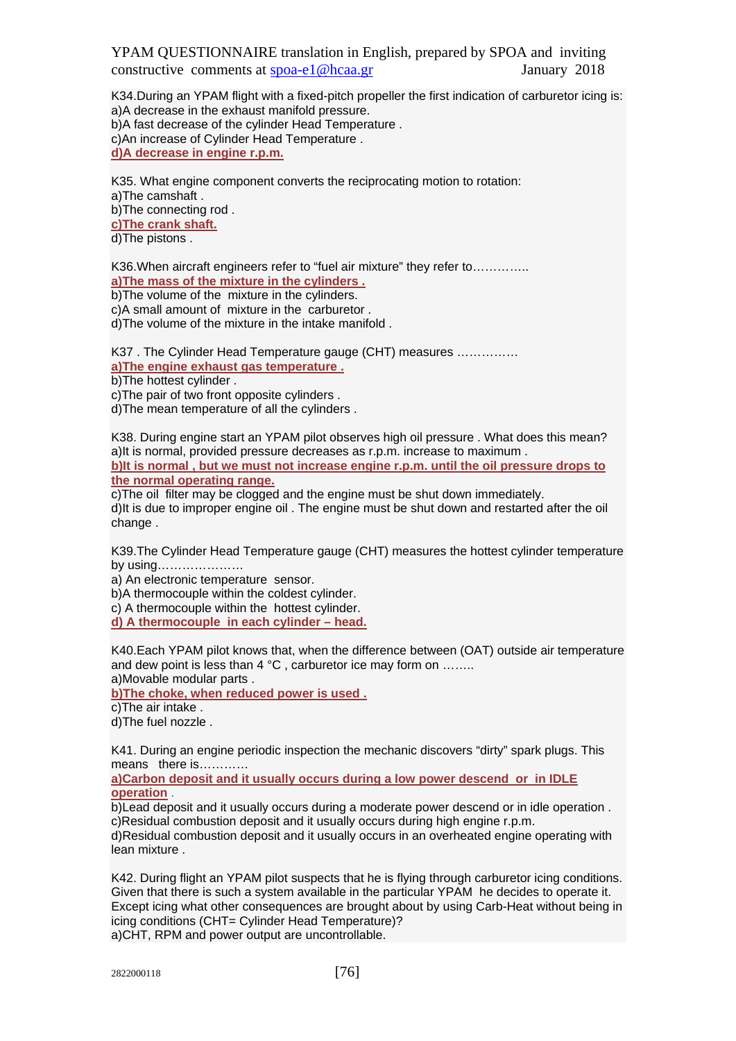K34.During an YPAM flight with a fixed-pitch propeller the first indication of carburetor icing is:
a)A decrease in the exhaust manifold pressure.
b)A fast decrease of the cylinder Head Temperature .
c)An increase of Cylinder Head Temperature .
**d)A decrease in engine r.p.m.**

K35. What engine component converts the reciprocating motion to rotation:
a)The camshaft .
b)The connecting rod .
**c)The crank shaft.**
d)The pistons .

K36.When aircraft engineers refer to "fuel air mixture" they refer to…………..
**a)The mass of the mixture in the cylinders .**
b)The volume of the mixture in the cylinders.
c)A small amount of mixture in the carburetor .
d)The volume of the mixture in the intake manifold .

K37 . The Cylinder Head Temperature gauge (CHT) measures ……………
**a)The engine exhaust gas temperature .**
b)The hottest cylinder .
c)The pair of two front opposite cylinders .
d)The mean temperature of all the cylinders .

K38. During engine start an YPAM pilot observes high oil pressure . What does this mean?
a)It is normal, provided pressure decreases as r.p.m. increase to maximum .
**b)It is normal , but we must not increase engine r.p.m. until the oil pressure drops to the normal operating range.**
c)The oil filter may be clogged and the engine must be shut down immediately.
d)It is due to improper engine oil . The engine must be shut down and restarted after the oil change .

K39.The Cylinder Head Temperature gauge (CHT) measures the hottest cylinder temperature by using…………………
a) An electronic temperature sensor.
b)A thermocouple within the coldest cylinder.
c) A thermocouple within the hottest cylinder.
**d) A thermocouple in each cylinder – head.**

K40.Each YPAM pilot knows that, when the difference between (OAT) outside air temperature and dew point is less than 4 °C , carburetor ice may form on ……..
a)Movable modular parts .
**b)The choke, when reduced power is used .**
c)The air intake .
d)The fuel nozzle .

K41. During an engine periodic inspection the mechanic discovers "dirty" spark plugs. This means there is…………
**a)Carbon deposit and it usually occurs during a low power descend or in IDLE operation** .
b)Lead deposit and it usually occurs during a moderate power descend or in idle operation .
c)Residual combustion deposit and it usually occurs during high engine r.p.m.
d)Residual combustion deposit and it usually occurs in an overheated engine operating with lean mixture .

K42. During flight an YPAM pilot suspects that he is flying through carburetor icing conditions. Given that there is such a system available in the particular YPAM he decides to operate it. Except icing what other consequences are brought about by using Carb-Heat without being in icing conditions (CHT= Cylinder Head Temperature)?
a)CHT, RPM and power output are uncontrollable.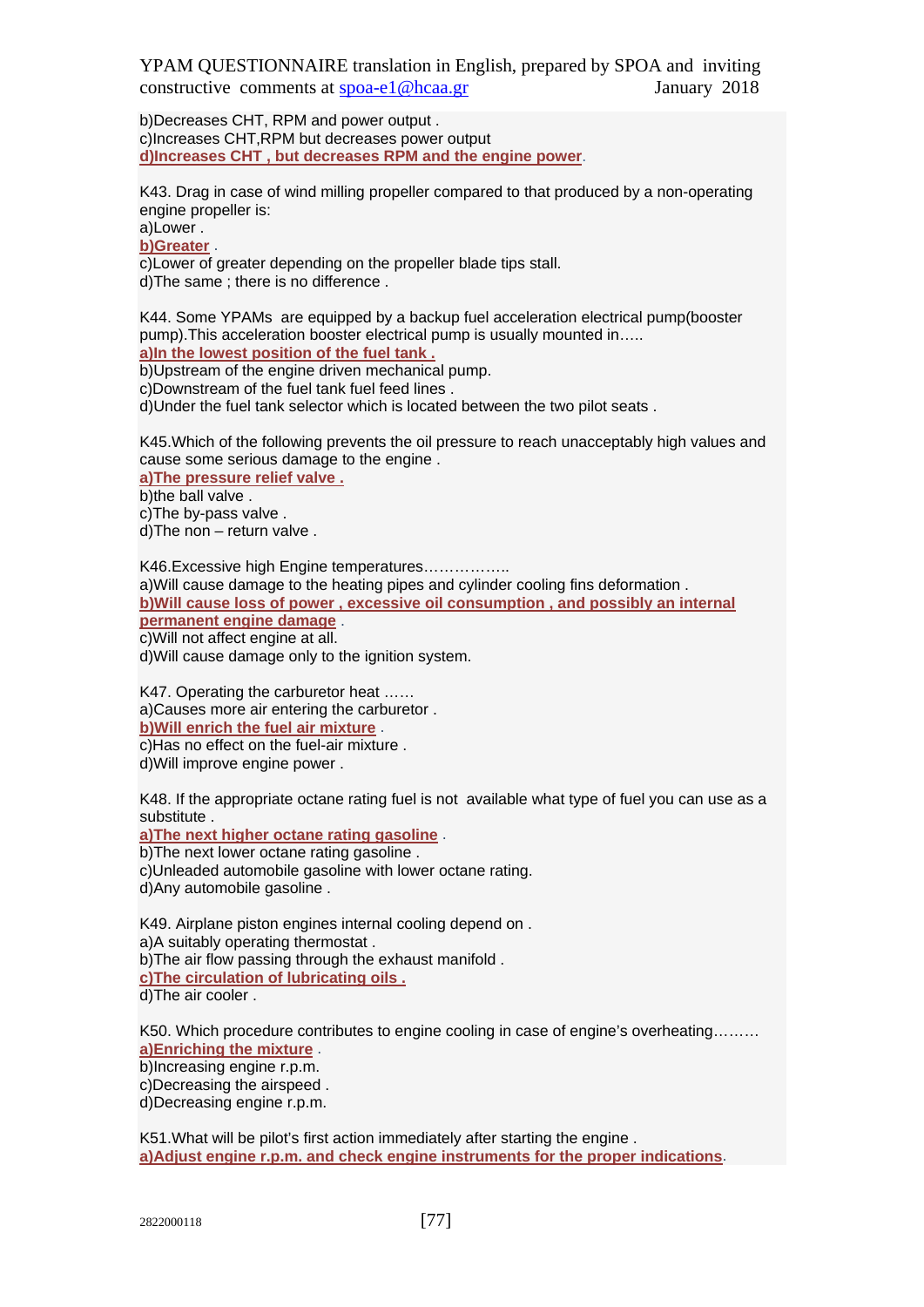b)Decreases CHT, RPM and power output .
c)Increases CHT,RPM but decreases power output
**d)Increases CHT , but decreases RPM and the engine power**.

K43. Drag in case of wind milling propeller compared to that produced by a non-operating engine propeller is:
a)Lower .
**b)Greater** .
c)Lower of greater depending on the propeller blade tips stall.
d)The same ; there is no difference .

K44. Some YPAMs are equipped by a backup fuel acceleration electrical pump(booster pump).This acceleration booster electrical pump is usually mounted in…..
**a)In the lowest position of the fuel tank .**
b)Upstream of the engine driven mechanical pump.
c)Downstream of the fuel tank fuel feed lines .
d)Under the fuel tank selector which is located between the two pilot seats .

K45.Which of the following prevents the oil pressure to reach unacceptably high values and cause some serious damage to the engine .
**a)The pressure relief valve .**
b)the ball valve .
c)The by-pass valve .
d)The non – return valve .

K46.Excessive high Engine temperatures……………..
a)Will cause damage to the heating pipes and cylinder cooling fins deformation .
**b)Will cause loss of power , excessive oil consumption , and possibly an internal permanent engine damage** .
c)Will not affect engine at all.
d)Will cause damage only to the ignition system.

K47. Operating the carburetor heat ……
a)Causes more air entering the carburetor .
**b)Will enrich the fuel air mixture** .
c)Has no effect on the fuel-air mixture .
d)Will improve engine power .

K48. If the appropriate octane rating fuel is not available what type of fuel you can use as a substitute .
**a)The next higher octane rating gasoline** .
b)The next lower octane rating gasoline .
c)Unleaded automobile gasoline with lower octane rating.
d)Any automobile gasoline .

K49. Airplane piston engines internal cooling depend on .
a)A suitably operating thermostat .
b)The air flow passing through the exhaust manifold .
**c)The circulation of lubricating oils .**
d)The air cooler .

K50. Which procedure contributes to engine cooling in case of engine's overheating………
**a)Enriching the mixture** .
b)Increasing engine r.p.m.
c)Decreasing the airspeed .
d)Decreasing engine r.p.m.

K51.What will be pilot's first action immediately after starting the engine .
**a)Adjust engine r.p.m. and check engine instruments for the proper indications**.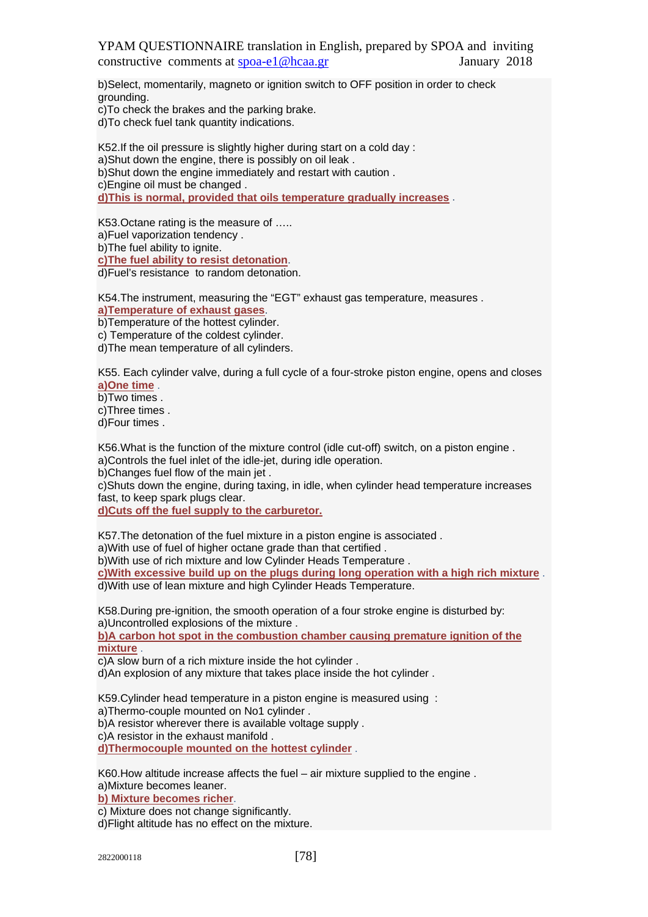b)Select, momentarily, magneto or ignition switch to OFF position in order to check grounding.
c)To check the brakes and the parking brake.
d)To check fuel tank quantity indications.

K52.If the oil pressure is slightly higher during start on a cold day :
a)Shut down the engine, there is possibly on oil leak .
b)Shut down the engine immediately and restart with caution .
c)Engine oil must be changed .
**d)This is normal, provided that oils temperature gradually increases** .

K53.Octane rating is the measure of …..
a)Fuel vaporization tendency .
b)The fuel ability to ignite.
**c)The fuel ability to resist detonation**.
d)Fuel's resistance to random detonation.

K54.The instrument, measuring the "EGT" exhaust gas temperature, measures .
**a)Temperature of exhaust gases**.
b)Temperature of the hottest cylinder.
c) Temperature of the coldest cylinder.
d)The mean temperature of all cylinders.

K55. Each cylinder valve, during a full cycle of a four-stroke piston engine, opens and closes
**a)One time** .
b)Two times .
c)Three times .
d)Four times .

K56.What is the function of the mixture control (idle cut-off) switch, on a piston engine .
a)Controls the fuel inlet of the idle-jet, during idle operation.
b)Changes fuel flow of the main jet .
c)Shuts down the engine, during taxing, in idle, when cylinder head temperature increases fast, to keep spark plugs clear.
**d)Cuts off the fuel supply to the carburetor.**

K57.The detonation of the fuel mixture in a piston engine is associated .
a)With use of fuel of higher octane grade than that certified .
b)With use of rich mixture and low Cylinder Heads Temperature .
**c)With excessive build up on the plugs during long operation with a high rich mixture** .
d)With use of lean mixture and high Cylinder Heads Temperature.

K58.During pre-ignition, the smooth operation of a four stroke engine is disturbed by:
a)Uncontrolled explosions of the mixture .
**b)A carbon hot spot in the combustion chamber causing premature ignition of the mixture** .
c)A slow burn of a rich mixture inside the hot cylinder .
d)An explosion of any mixture that takes place inside the hot cylinder .

K59.Cylinder head temperature in a piston engine is measured using :
a)Thermo-couple mounted on No1 cylinder .
b)A resistor wherever there is available voltage supply .
c)A resistor in the exhaust manifold .
**d)Thermocouple mounted on the hottest cylinder** .

K60.How altitude increase affects the fuel – air mixture supplied to the engine .
a)Mixture becomes leaner.
**b) Mixture becomes richer**.
c) Mixture does not change significantly.
d)Flight altitude has no effect on the mixture.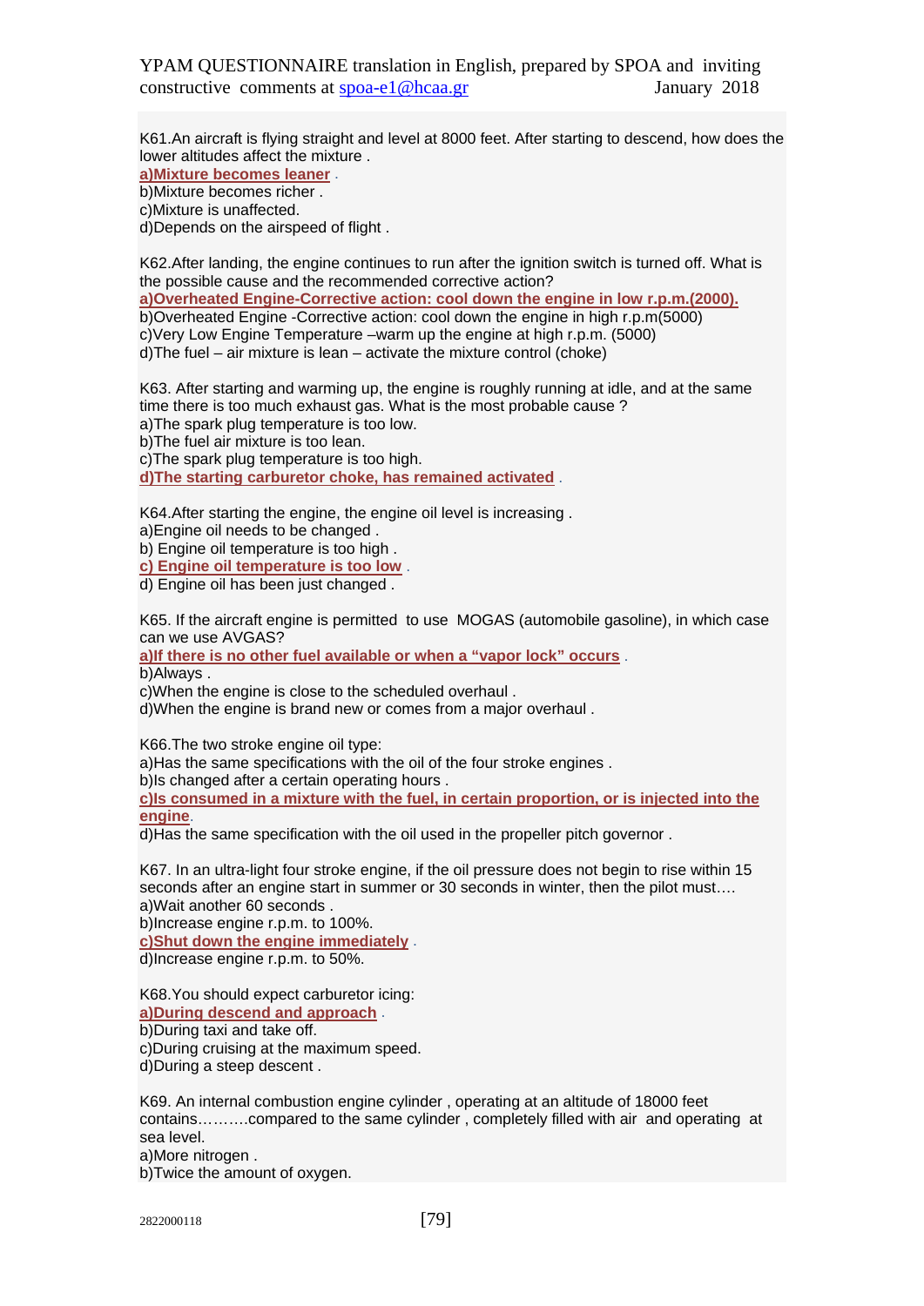K61.An aircraft is flying straight and level at 8000 feet. After starting to descend, how does the lower altitudes affect the mixture .

**a)Mixture becomes leaner** .

b)Mixture becomes richer .

c)Mixture is unaffected.

d)Depends on the airspeed of flight .

K62.After landing, the engine continues to run after the ignition switch is turned off. What is the possible cause and the recommended corrective action?

**a)Overheated Engine-Corrective action: cool down the engine in low r.p.m.(2000).**

b)Overheated Engine -Corrective action: cool down the engine in high r.p.m(5000)

c)Very Low Engine Temperature –warm up the engine at high r.p.m. (5000)

d)The fuel – air mixture is lean – activate the mixture control (choke)

K63. After starting and warming up, the engine is roughly running at idle, and at the same time there is too much exhaust gas. What is the most probable cause ?

a)The spark plug temperature is too low.

b)The fuel air mixture is too lean.

c)The spark plug temperature is too high.

**d)The starting carburetor choke, has remained activated** .

K64.After starting the engine, the engine oil level is increasing .

a)Engine oil needs to be changed .

b) Engine oil temperature is too high .

**c) Engine oil temperature is too low** .

d) Engine oil has been just changed .

K65. If the aircraft engine is permitted to use MOGAS (automobile gasoline), in which case can we use AVGAS?

**a)If there is no other fuel available or when a "vapor lock" occurs** .

b)Always .

c)When the engine is close to the scheduled overhaul .

d)When the engine is brand new or comes from a major overhaul .

K66.The two stroke engine oil type:

a)Has the same specifications with the oil of the four stroke engines .

b)Is changed after a certain operating hours .

**c)Is consumed in a mixture with the fuel, in certain proportion, or is injected into the engine**.

d)Has the same specification with the oil used in the propeller pitch governor .

K67. In an ultra-light four stroke engine, if the oil pressure does not begin to rise within 15 seconds after an engine start in summer or 30 seconds in winter, then the pilot must….

a)Wait another 60 seconds .

b)Increase engine r.p.m. to 100%.

**c)Shut down the engine immediately** .

d)Increase engine r.p.m. to 50%.

K68.You should expect carburetor icing:

**a)During descend and approach** .

b)During taxi and take off.

c)During cruising at the maximum speed.

d)During a steep descent .

K69. An internal combustion engine cylinder , operating at an altitude of 18000 feet contains……….compared to the same cylinder , completely filled with air and operating at sea level.

a)More nitrogen .

b)Twice the amount of oxygen.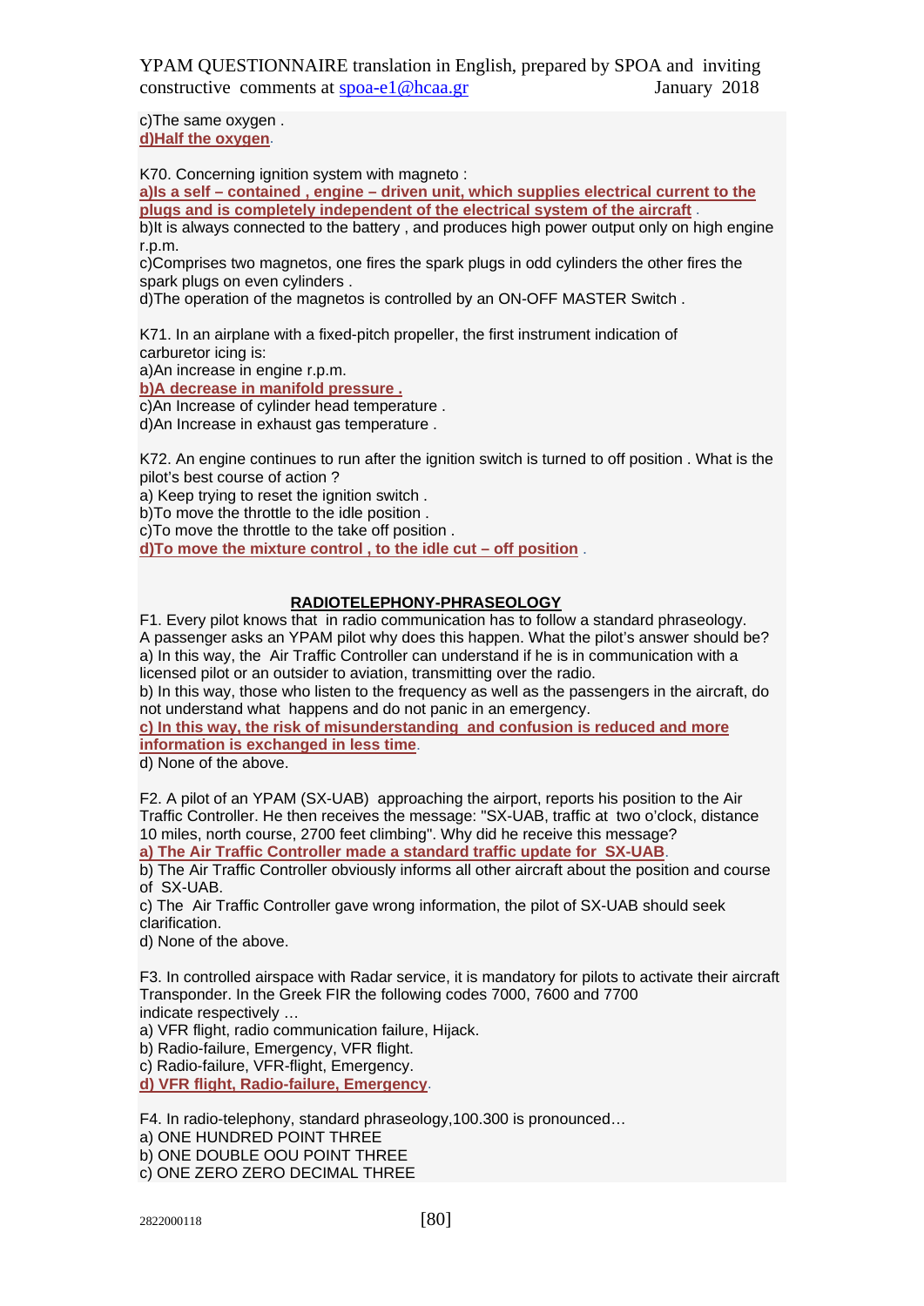c)The same oxygen .
**d)Half the oxygen**.

K70. Concerning ignition system with magneto :
**a)Is a self – contained , engine – driven unit, which supplies electrical current to the plugs and is completely independent of the electrical system of the aircraft** .
b)It is always connected to the battery , and produces high power output only on high engine r.p.m.
c)Comprises two magnetos, one fires the spark plugs in odd cylinders the other fires the spark plugs on even cylinders .
d)The operation of the magnetos is controlled by an ON-OFF MASTER Switch .

K71. In an airplane with a fixed-pitch propeller, the first instrument indication of carburetor icing is:
a)An increase in engine r.p.m.
**b)A decrease in manifold pressure .**
c)An Increase of cylinder head temperature .
d)An Increase in exhaust gas temperature .

K72. An engine continues to run after the ignition switch is turned to off position . What is the pilot's best course of action ?
a) Keep trying to reset the ignition switch .
b)To move the throttle to the idle position .
c)To move the throttle to the take off position .
**d)To move the mixture control , to the idle cut – off position** .

## RADIOTELEPHONY-PHRASEOLOGY

F1. Every pilot knows that in radio communication has to follow a standard phraseology. A passenger asks an YPAM pilot why does this happen. What the pilot's answer should be?
a) In this way, the Air Traffic Controller can understand if he is in communication with a licensed pilot or an outsider to aviation, transmitting over the radio.
b) In this way, those who listen to the frequency as well as the passengers in the aircraft, do not understand what happens and do not panic in an emergency.
**c) In this way, the risk of misunderstanding and confusion is reduced and more information is exchanged in less time**.
d) None of the above.

F2. A pilot of an YPAM (SX-UAB) approaching the airport, reports his position to the Air Traffic Controller. He then receives the message: "SX-UAB, traffic at two o'clock, distance 10 miles, north course, 2700 feet climbing". Why did he receive this message?
**a) The Air Traffic Controller made a standard traffic update for SX-UAB**.
b) The Air Traffic Controller obviously informs all other aircraft about the position and course of SX-UAB.
c) The Air Traffic Controller gave wrong information, the pilot of SX-UAB should seek clarification.
d) None of the above.

F3. In controlled airspace with Radar service, it is mandatory for pilots to activate their aircraft Transponder. In the Greek FIR the following codes 7000, 7600 and 7700 indicate respectively …
a) VFR flight, radio communication failure, Hijack.
b) Radio-failure, Emergency, VFR flight.
c) Radio-failure, VFR-flight, Emergency.
**d) VFR flight, Radio-failure, Emergency**.

F4. In radio-telephony, standard phraseology,100.300 is pronounced…
a) ONE HUNDRED POINT THREE
b) ONE DOUBLE OOU POINT THREE
c) ONE ZERO ZERO DECIMAL THREE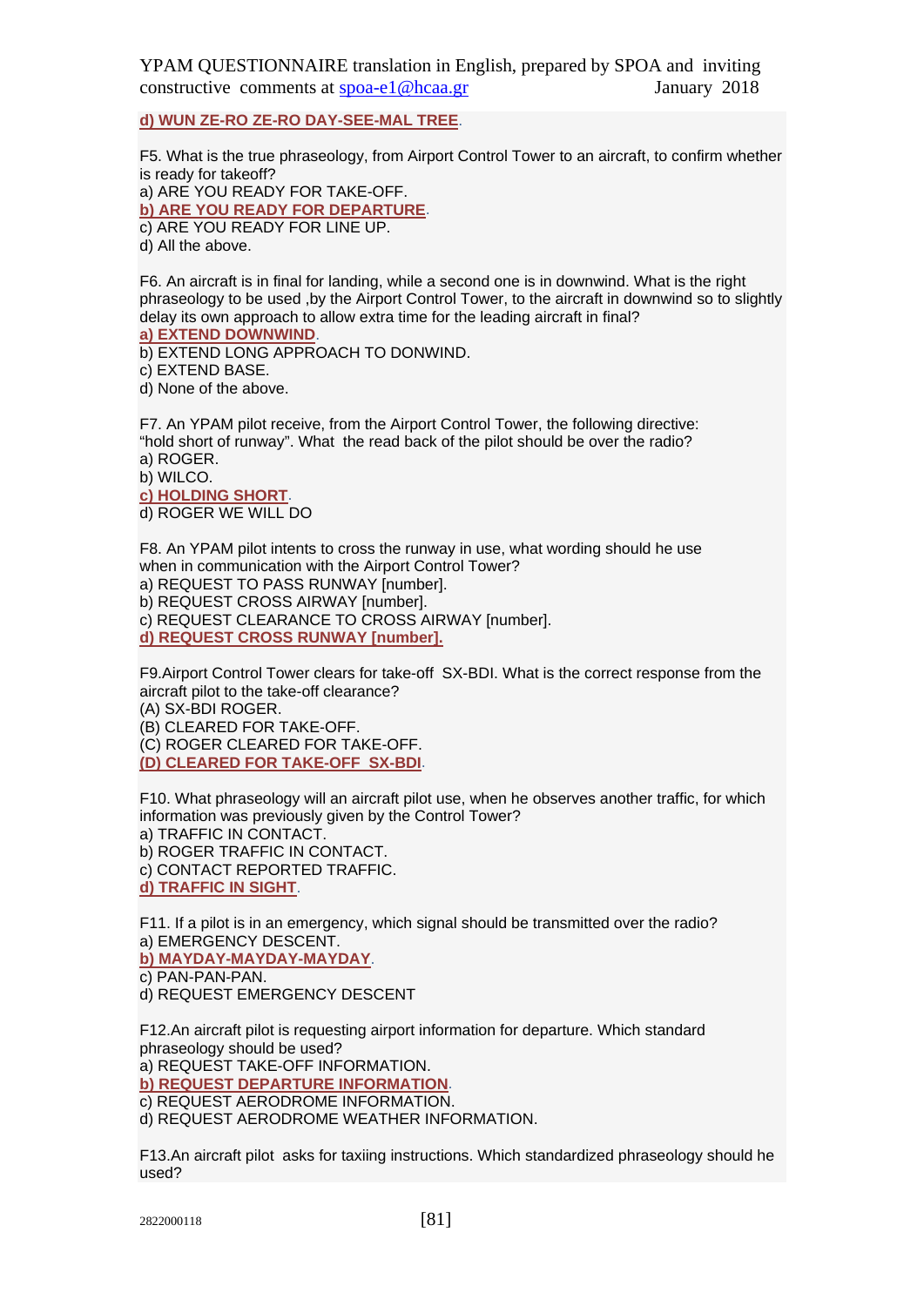**d) WUN ZE-RO ZE-RO DAY-SEE-MAL TREE**.

F5. What is the true phraseology, from Airport Control Tower to an aircraft, to confirm whether is ready for takeoff?
a) ARE YOU READY FOR TAKE-OFF.
**b) ARE YOU READY FOR DEPARTURE**.
c) ARE YOU READY FOR LINE UP.
d) All the above.

F6. An aircraft is in final for landing, while a second one is in downwind. What is the right phraseology to be used ,by the Airport Control Tower, to the aircraft in downwind so to slightly delay its own approach to allow extra time for the leading aircraft in final?
**a) EXTEND DOWNWIND**.
b) EXTEND LONG APPROACH TO DONWIND.
c) EXTEND BASE.
d) None of the above.

F7. An YPAM pilot receive, from the Airport Control Tower, the following directive: “hold short of runway”. What the read back of the pilot should be over the radio?
a) ROGER.
b) WILCO.
**c) HOLDING SHORT**.
d) ROGER WE WILL DO

F8. An YPAM pilot intents to cross the runway in use, what wording should he use when in communication with the Airport Control Tower?
a) REQUEST TO PASS RUNWAY [number].
b) REQUEST CROSS AIRWAY [number].
c) REQUEST CLEARANCE TO CROSS AIRWAY [number].
**d) REQUEST CROSS RUNWAY [number].**

F9.Airport Control Tower clears for take-off SX-BDI. What is the correct response from the aircraft pilot to the take-off clearance?
(A) SX-BDI ROGER.
(B) CLEARED FOR TAKE-OFF.
(C) ROGER CLEARED FOR TAKE-OFF.
**(D) CLEARED FOR TAKE-OFF SX-BDI**.

F10. What phraseology will an aircraft pilot use, when he observes another traffic, for which information was previously given by the Control Tower?
a) TRAFFIC IN CONTACT.
b) ROGER TRAFFIC IN CONTACT.
c) CONTACT REPORTED TRAFFIC.
**d) TRAFFIC IN SIGHT**.

F11. If a pilot is in an emergency, which signal should be transmitted over the radio?
a) EMERGENCY DESCENT.
**b) MAYDAY-MAYDAY-MAYDAY**.
c) PAN-PAN-PAN.
d) REQUEST EMERGENCY DESCENT

F12.An aircraft pilot is requesting airport information for departure. Which standard phraseology should be used?
a) REQUEST TAKE-OFF INFORMATION.
**b) REQUEST DEPARTURE INFORMATION**.
c) REQUEST AERODROME INFORMATION.
d) REQUEST AERODROME WEATHER INFORMATION.

F13.An aircraft pilot asks for taxiing instructions. Which standardized phraseology should he used?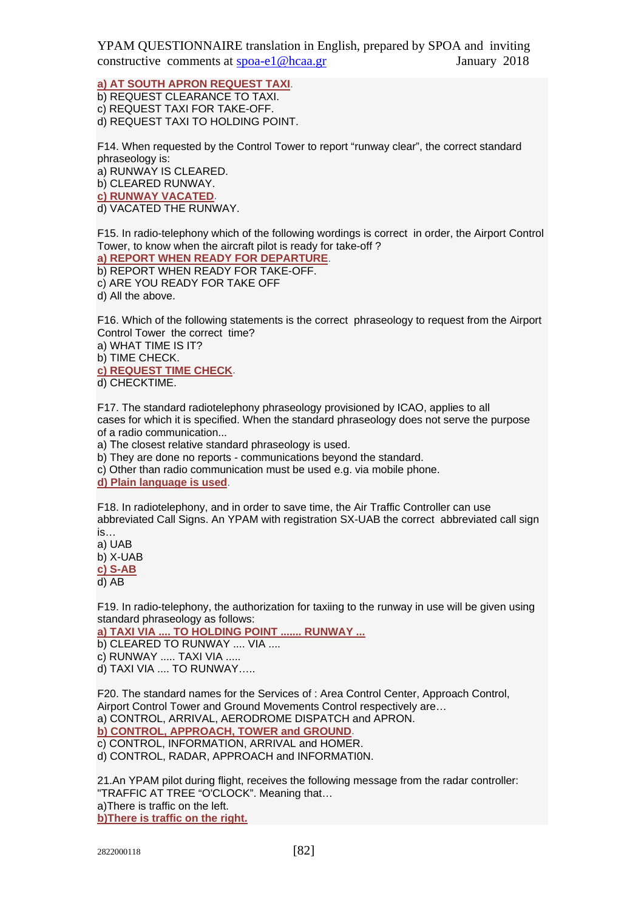**a) AT SOUTH APRON REQUEST TAXI**.
b) REQUEST CLEARANCE TO TAXI.
c) REQUEST TAXI FOR TAKE-OFF.
d) REQUEST TAXI TO HOLDING POINT.

F14. When requested by the Control Tower to report "runway clear", the correct standard phraseology is:
a) RUNWAY IS CLEARED.
b) CLEARED RUNWAY.
**c) RUNWAY VACATED**.
d) VACATED THE RUNWAY.

F15. In radio-telephony which of the following wordings is correct in order, the Airport Control Tower, to know when the aircraft pilot is ready for take-off ?
**a) REPORT WHEN READY FOR DEPARTURE**.
b) REPORT WHEN READY FOR TAKE-OFF.
c) ARE YOU READY FOR TAKE OFF
d) All the above.

F16. Which of the following statements is the correct phraseology to request from the Airport Control Tower the correct time?
a) WHAT TIME IS IT?
b) TIME CHECK.
**c) REQUEST TIME CHECK**.
d) CHECKTIME.

F17. The standard radiotelephony phraseology provisioned by ICAO, applies to all cases for which it is specified. When the standard phraseology does not serve the purpose of a radio communication...
a) The closest relative standard phraseology is used.
b) They are done no reports - communications beyond the standard.
c) Other than radio communication must be used e.g. via mobile phone.
**d) Plain language is used**.

F18. In radiotelephony, and in order to save time, the Air Traffic Controller can use abbreviated Call Signs. An YPAM with registration SX-UAB the correct abbreviated call sign is…
a) UAB
b) X-UAB
**c) S-AB**
d) AB

F19. In radio-telephony, the authorization for taxiing to the runway in use will be given using standard phraseology as follows:
**a) TAXI VIA .... TO HOLDING POINT ....... RUNWAY ...**
b) CLEARED TO RUNWAY .... VIA ....
c) RUNWAY ..... TAXI VIA .....
d) TAXI VIA .... TO RUNWAY…..

F20. The standard names for the Services of : Area Control Center, Approach Control, Airport Control Tower and Ground Movements Control respectively are…
a) CONTROL, ARRIVAL, AERODROME DISPATCH and APRON.
**b) CONTROL, APPROACH, TOWER and GROUND**.
c) CONTROL, INFORMATION, ARRIVAL and HOMER.
d) CONTROL, RADAR, APPROACH and INFORMATI0N.

21.An YPAM pilot during flight, receives the following message from the radar controller: "TRAFFIC AT TREE "O'CLOCK". Meaning that…
a)There is traffic on the left.
**b)There is traffic on the right.**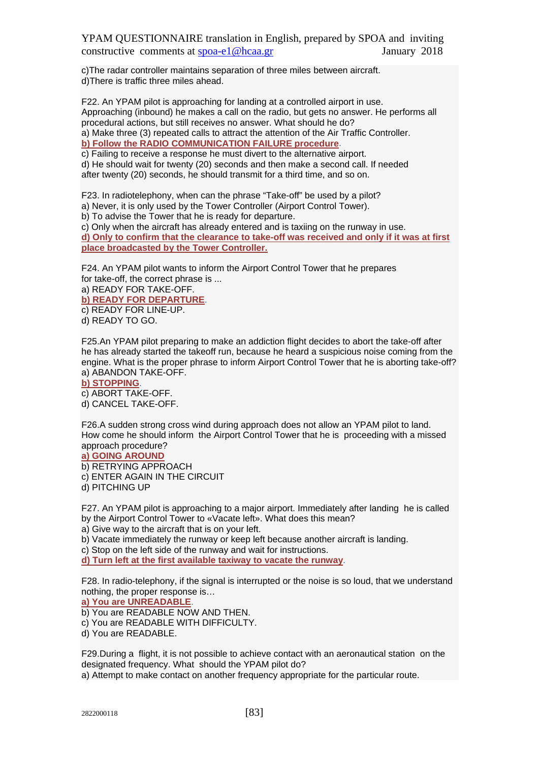c)The radar controller maintains separation of three miles between aircraft.
d)There is traffic three miles ahead.

F22. An YPAM pilot is approaching for landing at a controlled airport in use. Approaching (inbound) he makes a call on the radio, but gets no answer. He performs all procedural actions, but still receives no answer. What should he do?
a) Make three (3) repeated calls to attract the attention of the Air Traffic Controller.
**b) Follow the RADIO COMMUNICATION FAILURE procedure**.
c) Failing to receive a response he must divert to the alternative airport.
d) He should wait for twenty (20) seconds and then make a second call. If needed after twenty (20) seconds, he should transmit for a third time, and so on.

F23. In radiotelephony, when can the phrase "Take-off" be used by a pilot?
a) Never, it is only used by the Tower Controller (Airport Control Tower).
b) To advise the Tower that he is ready for departure.
c) Only when the aircraft has already entered and is taxiing on the runway in use.
**d) Only to confirm that the clearance to take-off was received and only if it was at first place broadcasted by the Tower Controller.**

F24. An YPAM pilot wants to inform the Airport Control Tower that he prepares for take-off, the correct phrase is ...
a) READY FOR TAKE-OFF.
**b) READY FOR DEPARTURE**.
c) READY FOR LINE-UP.
d) READY TO GO.

F25.An YPAM pilot preparing to make an addiction flight decides to abort the take-off after he has already started the takeoff run, because he heard a suspicious noise coming from the engine. What is the proper phrase to inform Airport Control Tower that he is aborting take-off?
a) ABANDON TAKE-OFF.
**b) STOPPING**.
c) ABORT TAKE-OFF.
d) CANCEL TAKE-OFF.

F26.A sudden strong cross wind during approach does not allow an YPAM pilot to land. How come he should inform the Airport Control Tower that he is proceeding with a missed approach procedure?
**a) GOING AROUND**
b) RETRYING APPROACH
c) ENTER AGAIN IN THE CIRCUIT
d) PITCHING UP

F27. An YPAM pilot is approaching to a major airport. Immediately after landing he is called by the Airport Control Tower to «Vacate left». What does this mean?
a) Give way to the aircraft that is on your left.
b) Vacate immediately the runway or keep left because another aircraft is landing.
c) Stop on the left side of the runway and wait for instructions.
**d) Turn left at the first available taxiway to vacate the runway**.

F28. In radio-telephony, if the signal is interrupted or the noise is so loud, that we understand nothing, the proper response is…
**a) You are UNREADABLE**.
b) You are READABLE NOW AND THEN.
c) You are READABLE WITH DIFFICULTY.
d) You are READABLE.

F29.During a flight, it is not possible to achieve contact with an aeronautical station on the designated frequency. What should the YPAM pilot do?
a) Attempt to make contact on another frequency appropriate for the particular route.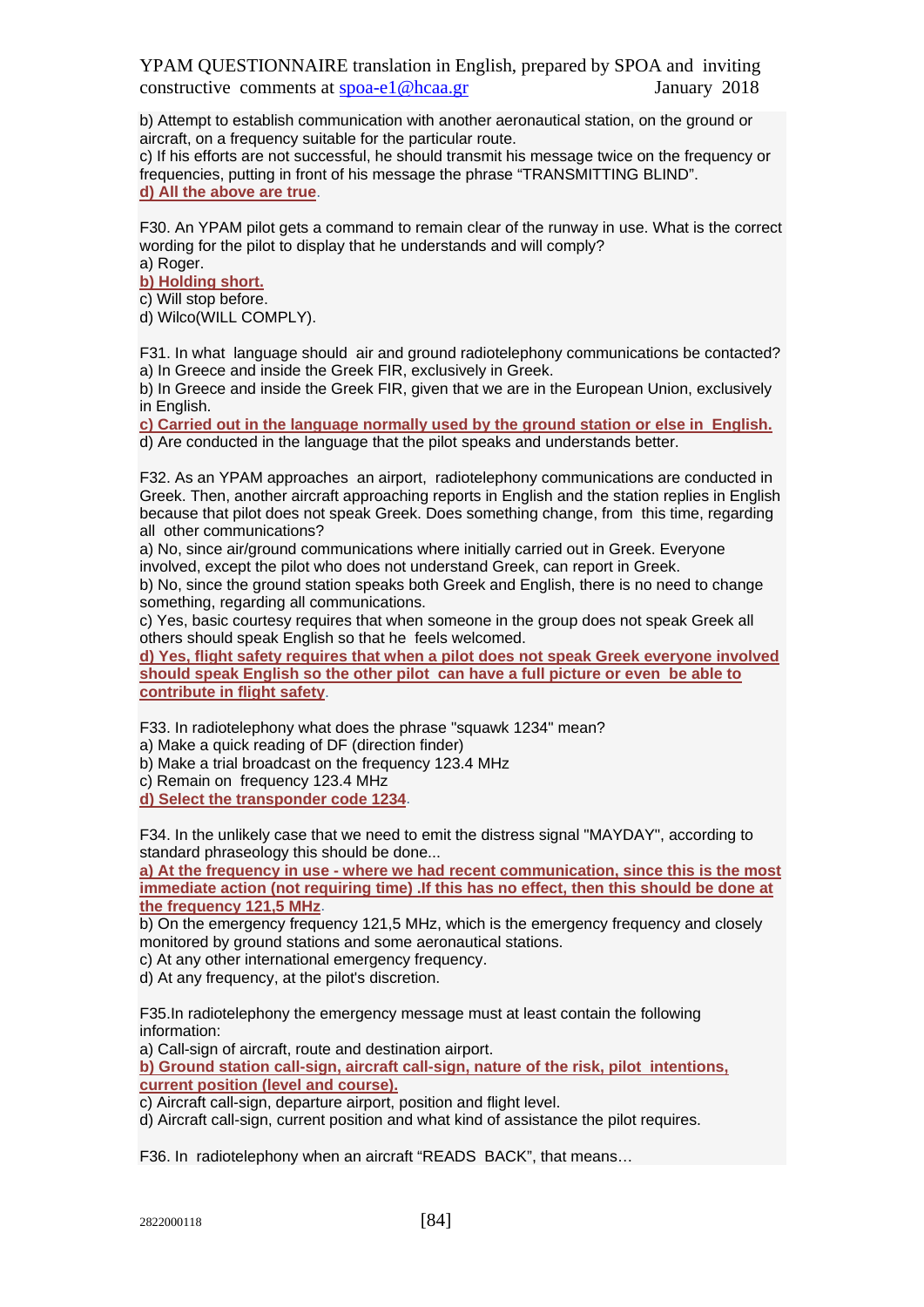b) Attempt to establish communication with another aeronautical station, on the ground or aircraft, on a frequency suitable for the particular route.
c) If his efforts are not successful, he should transmit his message twice on the frequency or frequencies, putting in front of his message the phrase “TRANSMITTING BLIND”.
**d) All the above are true**.

F30. An YPAM pilot gets a command to remain clear of the runway in use. What is the correct wording for the pilot to display that he understands and will comply?
a) Roger.
**b) Holding short.**
c) Will stop before.
d) Wilco(WILL COMPLY).

F31. In what language should air and ground radiotelephony communications be contacted?
a) In Greece and inside the Greek FIR, exclusively in Greek.
b) In Greece and inside the Greek FIR, given that we are in the European Union, exclusively in English.
**c) Carried out in the language normally used by the ground station or else in English.**
d) Are conducted in the language that the pilot speaks and understands better.

F32. As an YPAM approaches an airport, radiotelephony communications are conducted in Greek. Then, another aircraft approaching reports in English and the station replies in English because that pilot does not speak Greek. Does something change, from this time, regarding all other communications?
a) No, since air/ground communications where initially carried out in Greek. Everyone involved, except the pilot who does not understand Greek, can report in Greek.
b) No, since the ground station speaks both Greek and English, there is no need to change something, regarding all communications.
c) Yes, basic courtesy requires that when someone in the group does not speak Greek all others should speak English so that he feels welcomed.
**d) Yes, flight safety requires that when a pilot does not speak Greek everyone involved should speak English so the other pilot can have a full picture or even be able to contribute in flight safety**.

F33. In radiotelephony what does the phrase "squawk 1234" mean?
a) Make a quick reading of DF (direction finder)
b) Make a trial broadcast on the frequency 123.4 MHz
c) Remain on frequency 123.4 MHz
**d) Select the transponder code 1234**.

F34. In the unlikely case that we need to emit the distress signal "MAYDAY", according to standard phraseology this should be done...
**a) At the frequency in use - where we had recent communication, since this is the most immediate action (not requiring time) .If this has no effect, then this should be done at the frequency 121,5 MHz**.
b) On the emergency frequency 121,5 MHz, which is the emergency frequency and closely monitored by ground stations and some aeronautical stations.
c) At any other international emergency frequency.
d) At any frequency, at the pilot's discretion.

F35.In radiotelephony the emergency message must at least contain the following information:
a) Call-sign of aircraft, route and destination airport.
**b) Ground station call-sign, aircraft call-sign, nature of the risk, pilot intentions, current position (level and course).**
c) Aircraft call-sign, departure airport, position and flight level.
d) Aircraft call-sign, current position and what kind of assistance the pilot requires.

F36. In radiotelephony when an aircraft “READS BACK”, that means…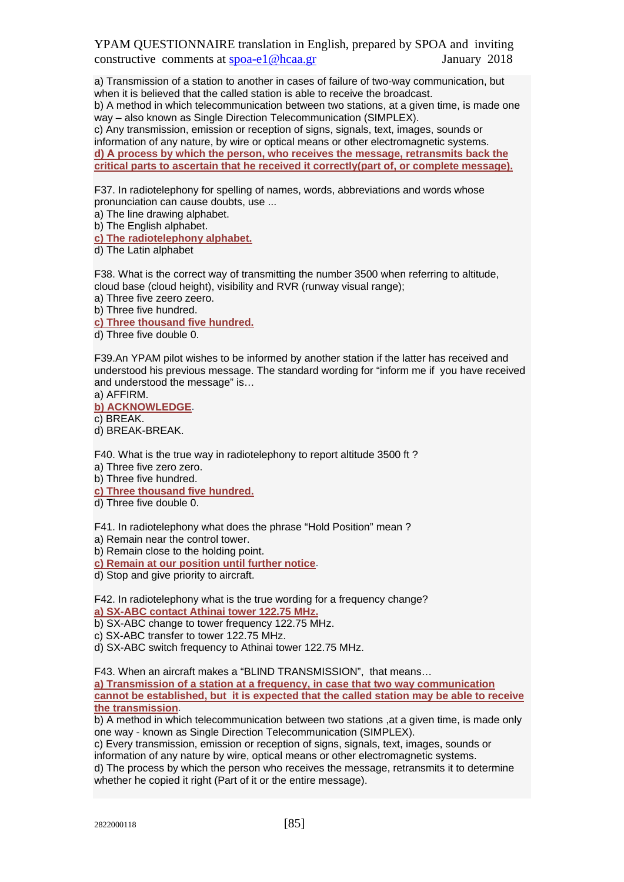a) Transmission of a station to another in cases of failure of two-way communication, but when it is believed that the called station is able to receive the broadcast.
b) A method in which telecommunication between two stations, at a given time, is made one way – also known as Single Direction Telecommunication (SIMPLEX).
c) Any transmission, emission or reception of signs, signals, text, images, sounds or information of any nature, by wire or optical means or other electromagnetic systems.
**d) A process by which the person, who receives the message, retransmits back the critical parts to ascertain that he received it correctly(part of, or complete message).**

F37. In radiotelephony for spelling of names, words, abbreviations and words whose pronunciation can cause doubts, use ...
a) The line drawing alphabet.
b) The English alphabet.
**c) The radiotelephony alphabet.**
d) The Latin alphabet

F38. What is the correct way of transmitting the number 3500 when referring to altitude, cloud base (cloud height), visibility and RVR (runway visual range);
a) Three five zeero zeero.
b) Three five hundred.
**c) Three thousand five hundred.**
d) Three five double 0.

F39.An YPAM pilot wishes to be informed by another station if the latter has received and understood his previous message. The standard wording for "inform me if you have received and understood the message" is…
a) AFFIRM.
**b) ACKNOWLEDGE**.
c) BREAK.
d) BREAK-BREAK.

F40. What is the true way in radiotelephony to report altitude 3500 ft ?
a) Three five zero zero.
b) Three five hundred.
**c) Three thousand five hundred.**
d) Three five double 0.

F41. In radiotelephony what does the phrase "Hold Position" mean ?
a) Remain near the control tower.
b) Remain close to the holding point.
**c) Remain at our position until further notice**.
d) Stop and give priority to aircraft.

F42. In radiotelephony what is the true wording for a frequency change?
**a) SX-ABC contact Athinai tower 122.75 MHz.**
b) SX-ABC change to tower frequency 122.75 MHz.
c) SX-ABC transfer to tower 122.75 MHz.
d) SX-ABC switch frequency to Athinai tower 122.75 MHz.

F43. When an aircraft makes a "BLIND TRANSMISSION", that means…
**a) Transmission of a station at a frequency, in case that two way communication cannot be established, but it is expected that the called station may be able to receive the transmission**.
b) A method in which telecommunication between two stations ,at a given time, is made only one way - known as Single Direction Telecommunication (SIMPLEX).
c) Every transmission, emission or reception of signs, signals, text, images, sounds or information of any nature by wire, optical means or other electromagnetic systems.
d) The process by which the person who receives the message, retransmits it to determine whether he copied it right (Part of it or the entire message).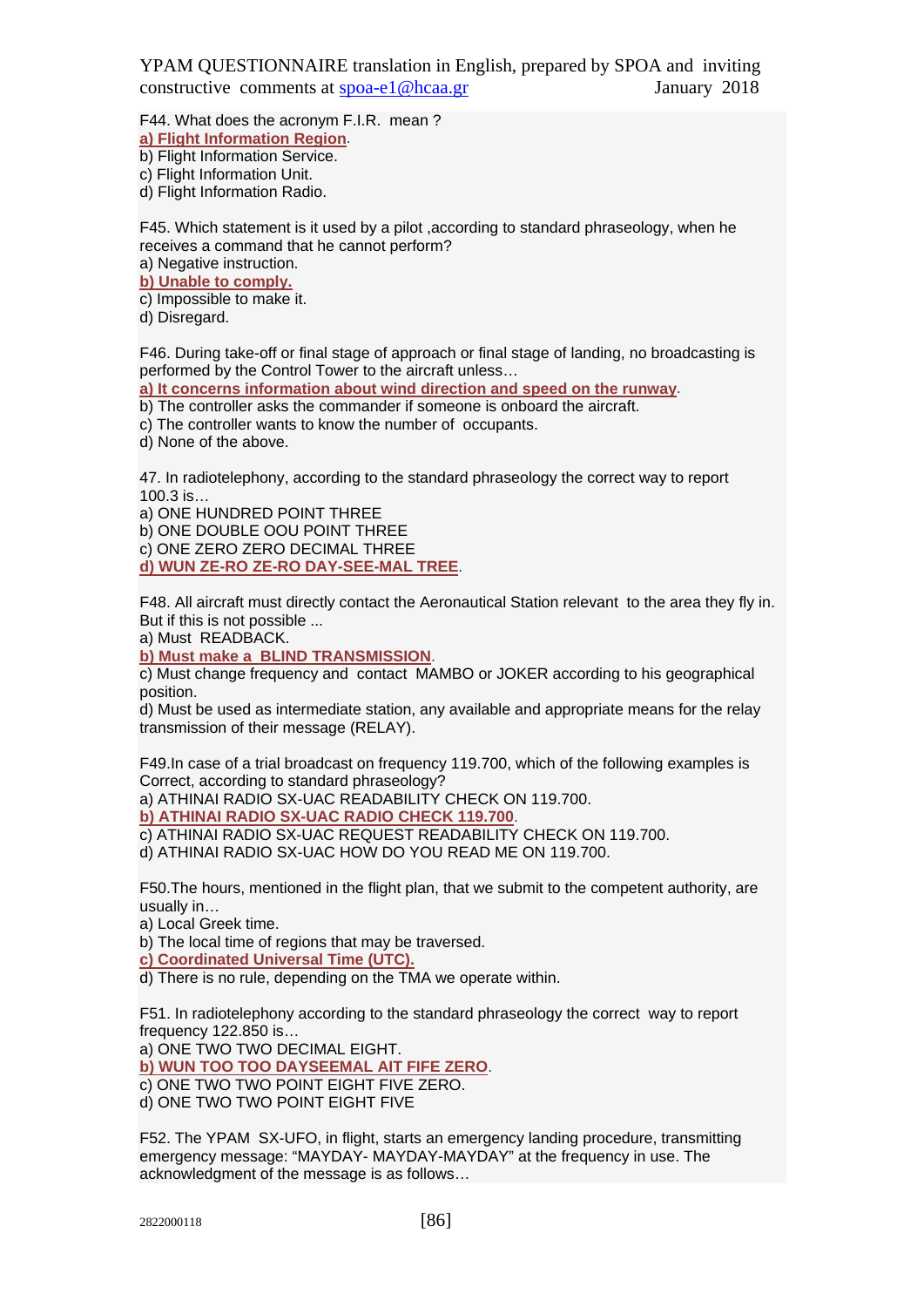F44. What does the acronym F.I.R. mean ?

**a) Flight Information Region**.

b) Flight Information Service.

c) Flight Information Unit.

d) Flight Information Radio.

F45. Which statement is it used by a pilot ,according to standard phraseology, when he receives a command that he cannot perform?

a) Negative instruction.

**b) Unable to comply.**

c) Impossible to make it.

d) Disregard.

F46. During take-off or final stage of approach or final stage of landing, no broadcasting is performed by the Control Tower to the aircraft unless…

**a) It concerns information about wind direction and speed on the runway**.

b) The controller asks the commander if someone is onboard the aircraft.

c) The controller wants to know the number of occupants.

d) None of the above.

47. In radiotelephony, according to the standard phraseology the correct way to report 100.3 is…

a) ONE HUNDRED POINT THREE

b) ONE DOUBLE OOU POINT THREE

c) ONE ZERO ZERO DECIMAL THREE

**d) WUN ZE-RO ZE-RO DAY-SEE-MAL TREE**.

F48. All aircraft must directly contact the Aeronautical Station relevant to the area they fly in. But if this is not possible ...

a) Must READBACK.

**b) Must make a BLIND TRANSMISSION**.

c) Must change frequency and contact MAMBO or JOKER according to his geographical position.

d) Must be used as intermediate station, any available and appropriate means for the relay transmission of their message (RELAY).

F49.In case of a trial broadcast on frequency 119.700, which of the following examples is Correct, according to standard phraseology?

a) ATHINAI RADIO SX-UAC READABILITY CHECK ON 119.700.

**b) ATHINAI RADIO SX-UAC RADIO CHECK 119.700**.

c) ATHINAI RADIO SX-UAC REQUEST READABILITY CHECK ON 119.700.

d) ATHINAI RADIO SX-UAC HOW DO YOU READ ME ON 119.700.

F50.The hours, mentioned in the flight plan, that we submit to the competent authority, are usually in…

a) Local Greek time.

b) The local time of regions that may be traversed.

**c) Coordinated Universal Time (UTC).**

d) There is no rule, depending on the TMA we operate within.

F51. In radiotelephony according to the standard phraseology the correct way to report frequency 122.850 is…

a) ONE TWO TWO DECIMAL EIGHT.

**b) WUN TOO TOO DAYSEEMAL AIT FIFE ZERO**.

c) ONE TWO TWO POINT EIGHT FIVE ZERO.

d) ONE TWO TWO POINT EIGHT FIVE

F52. The YPAM SX-UFO, in flight, starts an emergency landing procedure, transmitting emergency message: "MAYDAY- MAYDAY-MAYDAY" at the frequency in use. The acknowledgment of the message is as follows…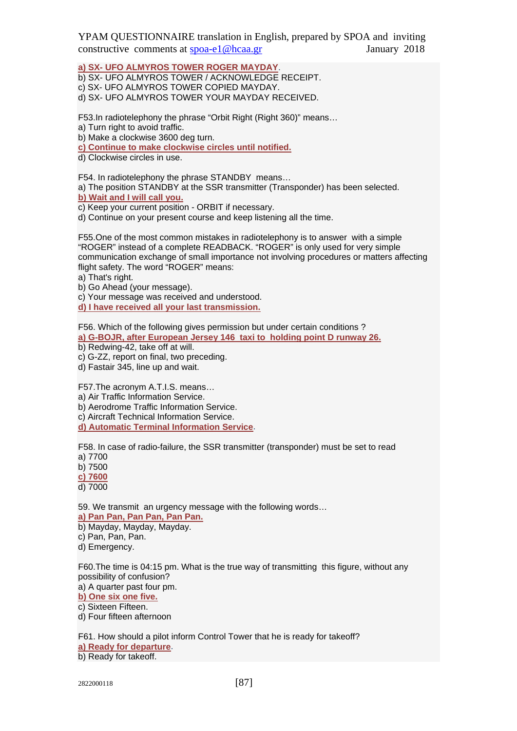**a) SX- UFO ALMYROS TOWER ROGER MAYDAY**.
b) SX- UFO ALMYROS TOWER / ACKNOWLEDGE RECEIPT.
c) SX- UFO ALMYROS TOWER COPIED MAYDAY.
d) SX- UFO ALMYROS TOWER YOUR MAYDAY RECEIVED.

F53.In radiotelephony the phrase “Orbit Right (Right 360)” means…
a) Turn right to avoid traffic.
b) Make a clockwise 3600 deg turn.
**c) Continue to make clockwise circles until notified.**
d) Clockwise circles in use.

F54. In radiotelephony the phrase STANDBY means…
a) The position STANDBY at the SSR transmitter (Transponder) has been selected.
**b) Wait and I will call you.**
c) Keep your current position - ORBIT if necessary.
d) Continue on your present course and keep listening all the time.

F55.One of the most common mistakes in radiotelephony is to answer with a simple “ROGER” instead of a complete READBACK. “ROGER” is only used for very simple communication exchange of small importance not involving procedures or matters affecting flight safety. The word “ROGER” means:
a) That's right.
b) Go Ahead (your message).
c) Your message was received and understood.
**d) I have received all your last transmission.**

F56. Which of the following gives permission but under certain conditions ?
**a) G-BOJR, after European Jersey 146 taxi to holding point D runway 26.**
b) Redwing-42, take off at will.
c) G-ZZ, report on final, two preceding.
d) Fastair 345, line up and wait.

F57.The acronym A.T.I.S. means…
a) Air Traffic Information Service.
b) Aerodrome Traffic Information Service.
c) Aircraft Technical Information Service.
**d) Automatic Terminal Information Service**.

F58. In case of radio-failure, the SSR transmitter (transponder) must be set to read
a) 7700
b) 7500
**c) 7600**
d) 7000

59. We transmit an urgency message with the following words…
**a) Pan Pan, Pan Pan, Pan Pan.**
b) Mayday, Mayday, Mayday.
c) Pan, Pan, Pan.
d) Emergency.

F60.The time is 04:15 pm. What is the true way of transmitting this figure, without any possibility of confusion?
a) A quarter past four pm.
**b) One six one five.**
c) Sixteen Fifteen.
d) Four fifteen afternoon

F61. How should a pilot inform Control Tower that he is ready for takeoff?
**a) Ready for departure**.
b) Ready for takeoff.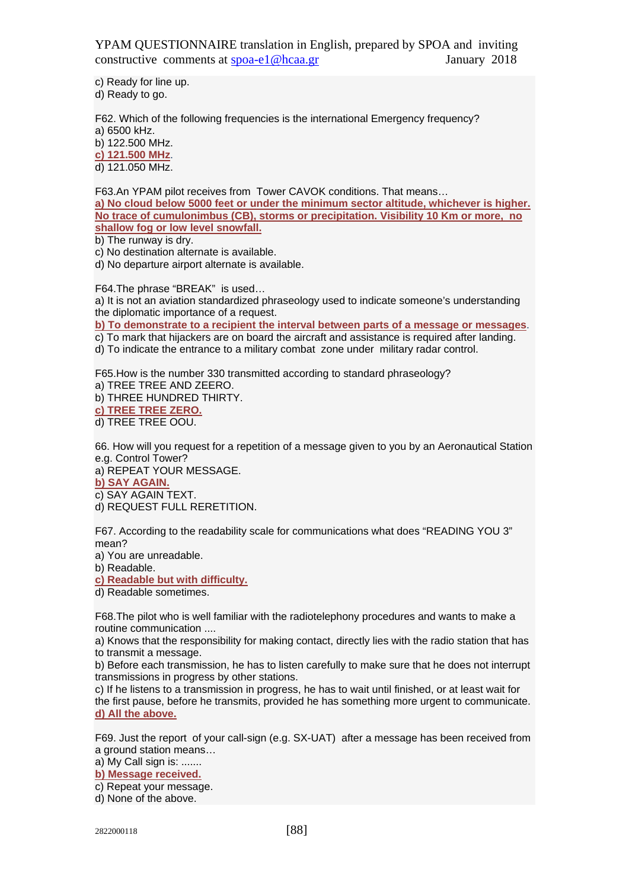c) Ready for line up.
d) Ready to go.

F62. Which of the following frequencies is the international Emergency frequency?
a) 6500 kHz.
b) 122.500 MHz.
**c) 121.500 MHz**.
d) 121.050 MHz.

F63.An YPAM pilot receives from Tower CAVOK conditions. That means…
**a) No cloud below 5000 feet or under the minimum sector altitude, whichever is higher. No trace of cumulonimbus (CB), storms or precipitation. Visibility 10 Km or more, no shallow fog or low level snowfall.**
b) The runway is dry.
c) No destination alternate is available.
d) No departure airport alternate is available.

F64.The phrase "BREAK" is used…
a) It is not an aviation standardized phraseology used to indicate someone's understanding the diplomatic importance of a request.
**b) To demonstrate to a recipient the interval between parts of a message or messages**.
c) To mark that hijackers are on board the aircraft and assistance is required after landing.
d) To indicate the entrance to a military combat zone under military radar control.

F65.How is the number 330 transmitted according to standard phraseology?
a) TREE TREE AND ZEERO.
b) THREE HUNDRED THIRTY.
**c) TREE TREE ZERO.**
d) TREE TREE OOU.

66. How will you request for a repetition of a message given to you by an Aeronautical Station e.g. Control Tower?
a) REPEAT YOUR MESSAGE.
**b) SAY AGAIN.**
c) SAY AGAIN TEXT.
d) REQUEST FULL RERETITION.

F67. According to the readability scale for communications what does "READING YOU 3" mean?
a) You are unreadable.
b) Readable.
**c) Readable but with difficulty.**
d) Readable sometimes.

F68.The pilot who is well familiar with the radiotelephony procedures and wants to make a routine communication ....
a) Knows that the responsibility for making contact, directly lies with the radio station that has to transmit a message.
b) Before each transmission, he has to listen carefully to make sure that he does not interrupt transmissions in progress by other stations.
c) If he listens to a transmission in progress, he has to wait until finished, or at least wait for the first pause, before he transmits, provided he has something more urgent to communicate.
**d) All the above.**

F69. Just the report of your call-sign (e.g. SX-UAT) after a message has been received from a ground station means…
a) My Call sign is: .......
**b) Message received.**
c) Repeat your message.
d) None of the above.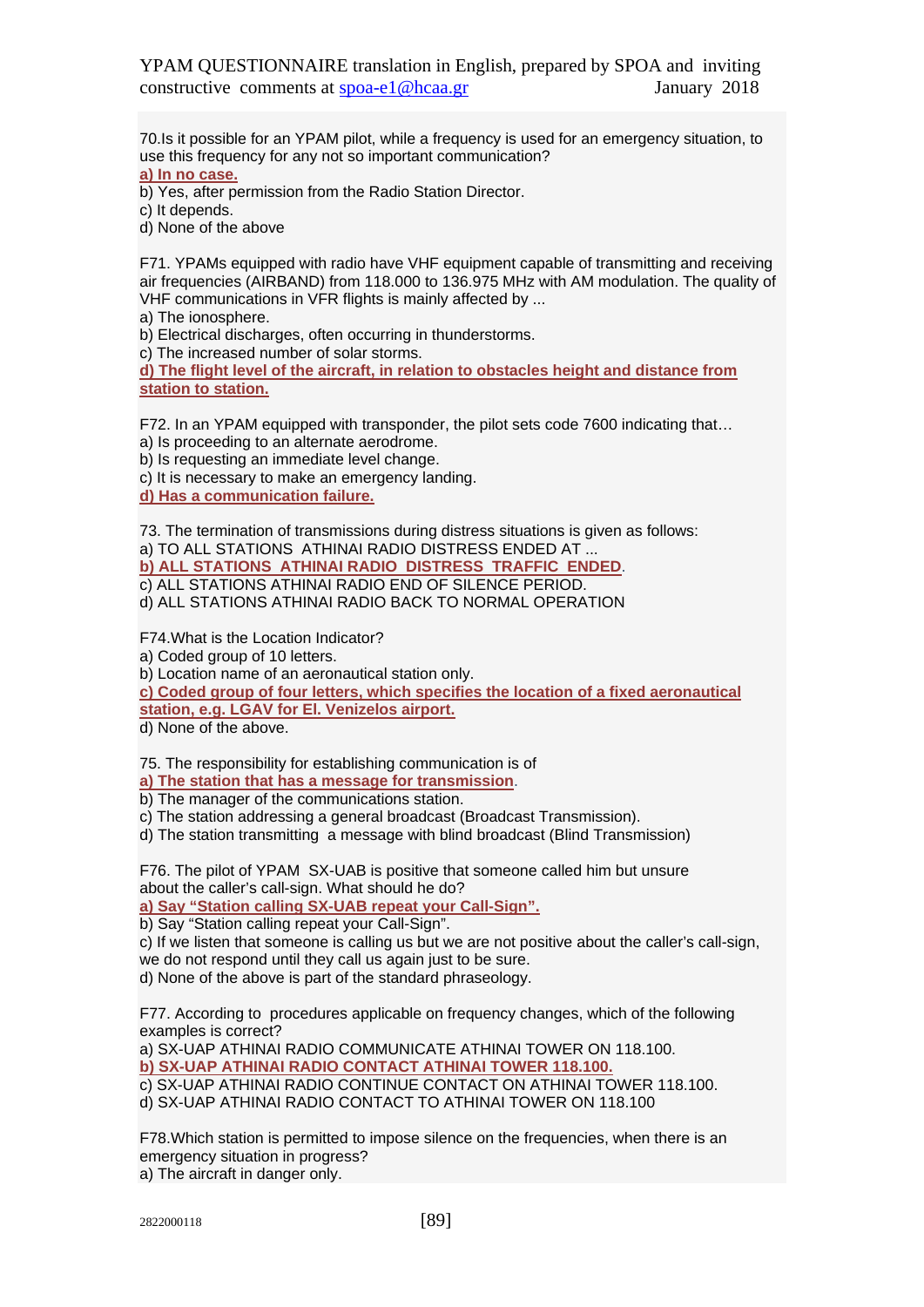70.Is it possible for an YPAM pilot, while a frequency is used for an emergency situation, to use this frequency for any not so important communication?

**a) In no case.**

b) Yes, after permission from the Radio Station Director.

c) It depends.

d) None of the above

F71. YPAMs equipped with radio have VHF equipment capable of transmitting and receiving air frequencies (AIRBAND) from 118.000 to 136.975 MHz with AM modulation. The quality of VHF communications in VFR flights is mainly affected by ...

a) The ionosphere.

b) Electrical discharges, often occurring in thunderstorms.

c) The increased number of solar storms.

**d) The flight level of the aircraft, in relation to obstacles height and distance from station to station.**

F72. In an YPAM equipped with transponder, the pilot sets code 7600 indicating that…

a) Is proceeding to an alternate aerodrome.

b) Is requesting an immediate level change.

c) It is necessary to make an emergency landing.

**d) Has a communication failure.**

73. The termination of transmissions during distress situations is given as follows:

a) TO ALL STATIONS ATHINAI RADIO DISTRESS ENDED AT ...

**b) ALL STATIONS ATHINAI RADIO DISTRESS TRAFFIC ENDED**.

c) ALL STATIONS ATHINAI RADIO END OF SILENCE PERIOD.

d) ALL STATIONS ATHINAI RADIO BACK TO NORMAL OPERATION

F74.What is the Location Indicator?

a) Coded group of 10 letters.

b) Location name of an aeronautical station only.

**c) Coded group of four letters, which specifies the location of a fixed aeronautical station, e.g. LGAV for El. Venizelos airport.**

d) None of the above.

75. The responsibility for establishing communication is of

**a) The station that has a message for transmission**.

b) The manager of the communications station.

c) The station addressing a general broadcast (Broadcast Transmission).

d) The station transmitting a message with blind broadcast (Blind Transmission)

F76. The pilot of YPAM SX-UAB is positive that someone called him but unsure about the caller's call-sign. What should he do?

**a) Say "Station calling SX-UAB repeat your Call-Sign".**

b) Say "Station calling repeat your Call-Sign".

c) If we listen that someone is calling us but we are not positive about the caller's call-sign, we do not respond until they call us again just to be sure.

d) None of the above is part of the standard phraseology.

F77. According to procedures applicable on frequency changes, which of the following examples is correct?

a) SX-UAP ATHINAI RADIO COMMUNICATE ATHINAI TOWER ON 118.100.

**b) SX-UAP ATHINAI RADIO CONTACT ATHINAI TOWER 118.100.**

c) SX-UAP ATHINAI RADIO CONTINUE CONTACT ON ATHINAI TOWER 118.100.

d) SX-UAP ATHINAI RADIO CONTACT TO ATHINAI TOWER ON 118.100

F78.Which station is permitted to impose silence on the frequencies, when there is an emergency situation in progress?

a) The aircraft in danger only.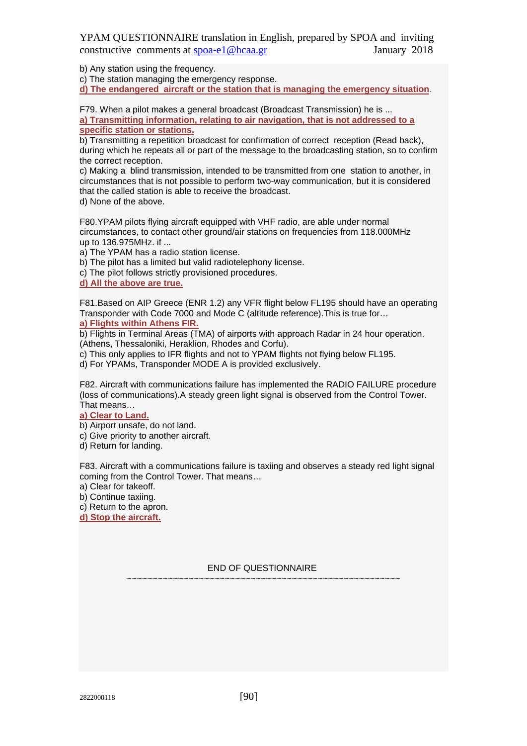b) Any station using the frequency.
c) The station managing the emergency response.
**d) The endangered aircraft or the station that is managing the emergency situation**.

F79. When a pilot makes a general broadcast (Broadcast Transmission) he is ...
**a) Transmitting information, relating to air navigation, that is not addressed to a specific station or stations.**
b) Transmitting a repetition broadcast for confirmation of correct reception (Read back), during which he repeats all or part of the message to the broadcasting station, so to confirm the correct reception.
c) Making a blind transmission, intended to be transmitted from one station to another, in circumstances that is not possible to perform two-way communication, but it is considered that the called station is able to receive the broadcast.
d) None of the above.

F80.YPAM pilots flying aircraft equipped with VHF radio, are able under normal circumstances, to contact other ground/air stations on frequencies from 118.000MHz up to 136.975MHz. if ...
a) The YPAM has a radio station license.
b) The pilot has a limited but valid radiotelephony license.
c) The pilot follows strictly provisioned procedures.
**d) All the above are true.**

F81.Based on AIP Greece (ENR 1.2) any VFR flight below FL195 should have an operating Transponder with Code 7000 and Mode C (altitude reference).This is true for…
**a) Flights within Athens FIR.**
b) Flights in Terminal Areas (TMA) of airports with approach Radar in 24 hour operation. (Athens, Thessaloniki, Heraklion, Rhodes and Corfu).
c) This only applies to IFR flights and not to YPAM flights not flying below FL195.
d) For YPAMs, Transponder MODE A is provided exclusively.

F82. Aircraft with communications failure has implemented the RADIO FAILURE procedure (loss of communications).A steady green light signal is observed from the Control Tower. That means…
**a) Clear to Land.**
b) Airport unsafe, do not land.
c) Give priority to another aircraft.
d) Return for landing.

F83. Aircraft with a communications failure is taxiing and observes a steady red light signal coming from the Control Tower. That means…
a) Clear for takeoff.
b) Continue taxiing.
c) Return to the apron.
**d) Stop the aircraft.**

END OF QUESTIONNAIRE

~~~~~~~~~~~~~~~~~~~~~~~~~~~~~~~~~~~~~~~~~~~~~~~~~~~~~~~~